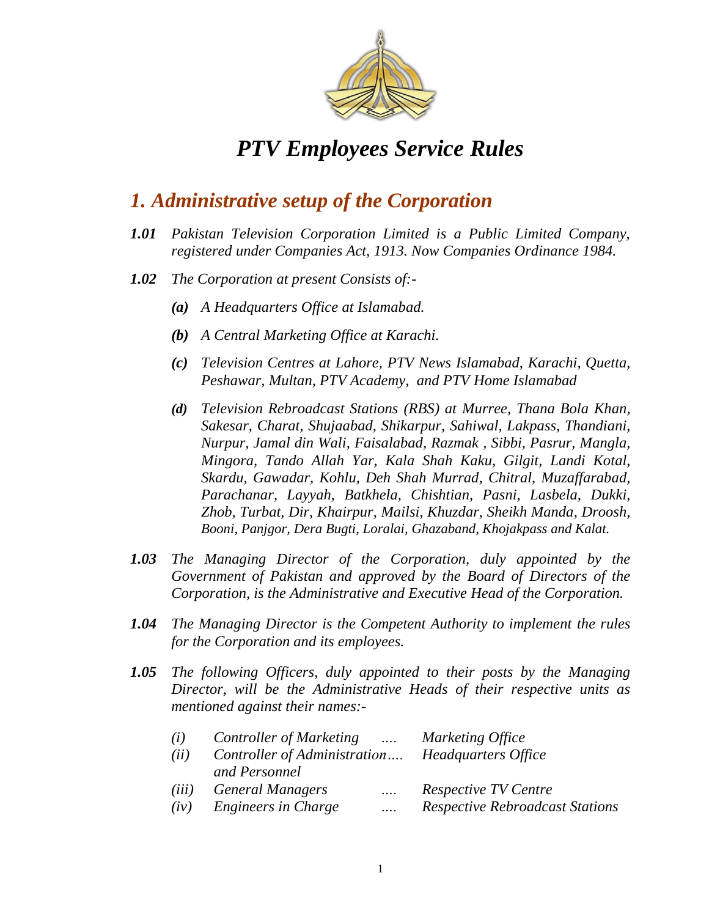# *PTV Employees Service Rules*

## *1. Administrative setup of the Corporation*

***1.01*** *Pakistan Television Corporation Limited is a Public Limited Company, registered under Companies Act, 1913. Now Companies Ordinance 1984.*

***1.02*** *The Corporation at present Consists of:-*

- ***(a)*** *A Headquarters Office at Islamabad.*
- ***(b)*** *A Central Marketing Office at Karachi.*
- ***(c)*** *Television Centres at Lahore, PTV News Islamabad, Karachi, Quetta, Peshawar, Multan, PTV Academy, and PTV Home Islamabad*
- ***(d)*** *Television Rebroadcast Stations (RBS) at Murree, Thana Bola Khan, Sakesar, Charat, Shujaabad, Shikarpur, Sahiwal, Lakpass, Thandiani, Nurpur, Jamal din Wali, Faisalabad, Razmak , Sibbi, Pasrur, Mangla, Mingora, Tando Allah Yar, Kala Shah Kaku, Gilgit, Landi Kotal, Skardu, Gawadar, Kohlu, Deh Shah Murrad, Chitral, Muzaffarabad, Parachanar, Layyah, Batkhela, Chishtian, Pasni, Lasbela, Dukki, Zhob, Turbat, Dir, Khairpur, Mailsi, Khuzdar, Sheikh Manda, Droosh, Booni, Panjgor, Dera Bugti, Loralai, Ghazaband, Khojakpass and Kalat.*

***1.03*** *The Managing Director of the Corporation, duly appointed by the Government of Pakistan and approved by the Board of Directors of the Corporation, is the Administrative and Executive Head of the Corporation.*

***1.04*** *The Managing Director is the Competent Authority to implement the rules for the Corporation and its employees.*

***1.05*** *The following Officers, duly appointed to their posts by the Managing Director, will be the Administrative Heads of their respective units as mentioned against their names:-*

| | | | |
|---|---|---|---|
| *(i)* | *Controller of Marketing* | .... | *Marketing Office* |
| *(ii)* | *Controller of Administration and Personnel* | .... | *Headquarters Office* |
| *(iii)* | *General Managers* | .... | *Respective TV Centre* |
| *(iv)* | *Engineers in Charge* | .... | *Respective Rebroadcast Stations* |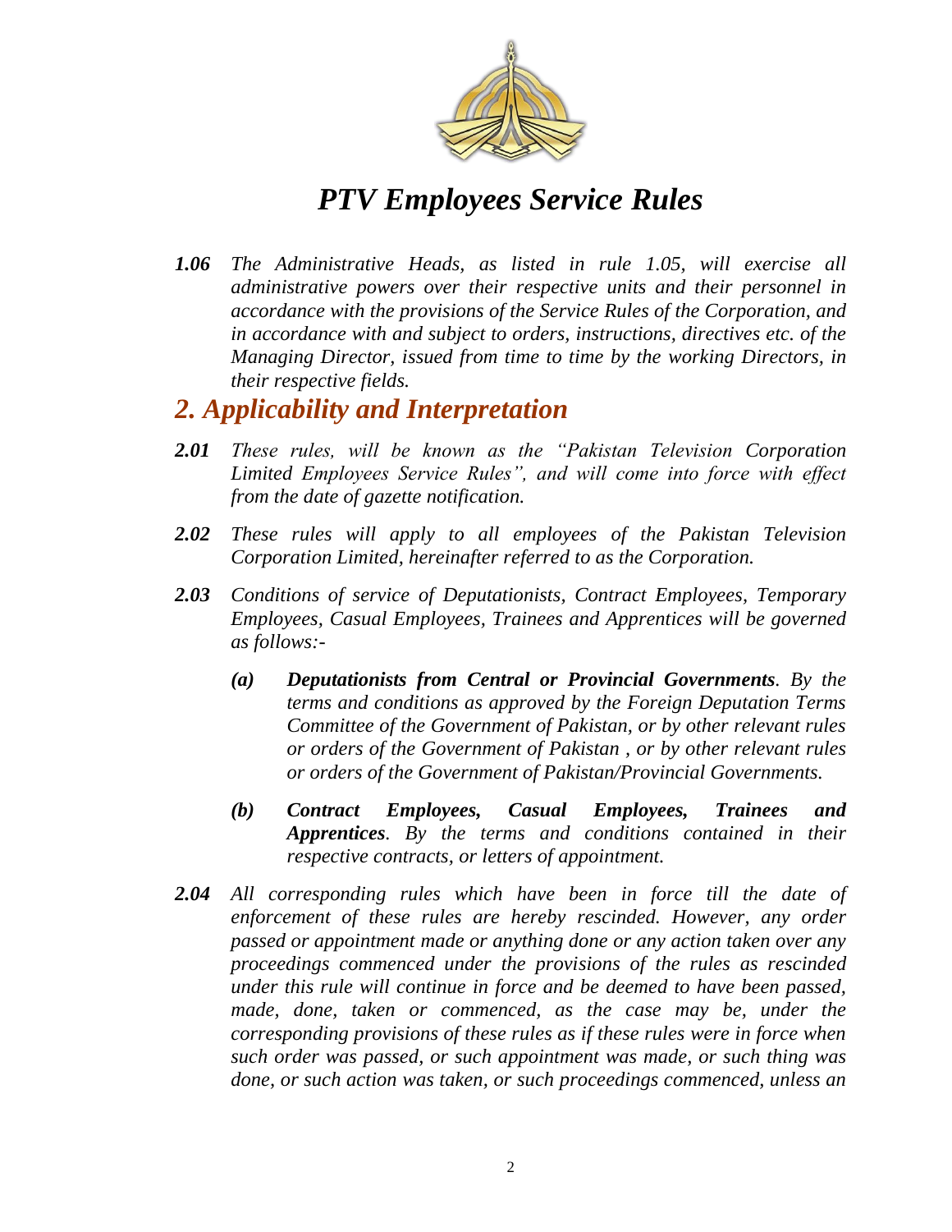# *PTV Employees Service Rules*

***1.06*** *The Administrative Heads, as listed in rule 1.05, will exercise all administrative powers over their respective units and their personnel in accordance with the provisions of the Service Rules of the Corporation, and in accordance with and subject to orders, instructions, directives etc. of the Managing Director, issued from time to time by the working Directors, in their respective fields.*

## *2. Applicability and Interpretation*

***2.01*** *These rules, will be known as the "Pakistan Television Corporation Limited Employees Service Rules", and will come into force with effect from the date of gazette notification.*

***2.02*** *These rules will apply to all employees of the Pakistan Television Corporation Limited, hereinafter referred to as the Corporation.*

***2.03*** *Conditions of service of Deputationists, Contract Employees, Temporary Employees, Casual Employees, Trainees and Apprentices will be governed as follows:-*

> ***(a)*** ***Deputationists from Central or Provincial Governments****. By the terms and conditions as approved by the Foreign Deputation Terms Committee of the Government of Pakistan, or by other relevant rules or orders of the Government of Pakistan , or by other relevant rules or orders of the Government of Pakistan/Provincial Governments.*
>
> ***(b)*** ***Contract Employees, Casual Employees, Trainees and Apprentices****. By the terms and conditions contained in their respective contracts, or letters of appointment.*

***2.04*** *All corresponding rules which have been in force till the date of enforcement of these rules are hereby rescinded. However, any order passed or appointment made or anything done or any action taken over any proceedings commenced under the provisions of the rules as rescinded under this rule will continue in force and be deemed to have been passed, made, done, taken or commenced, as the case may be, under the corresponding provisions of these rules as if these rules were in force when such order was passed, or such appointment was made, or such thing was done, or such action was taken, or such proceedings commenced, unless an*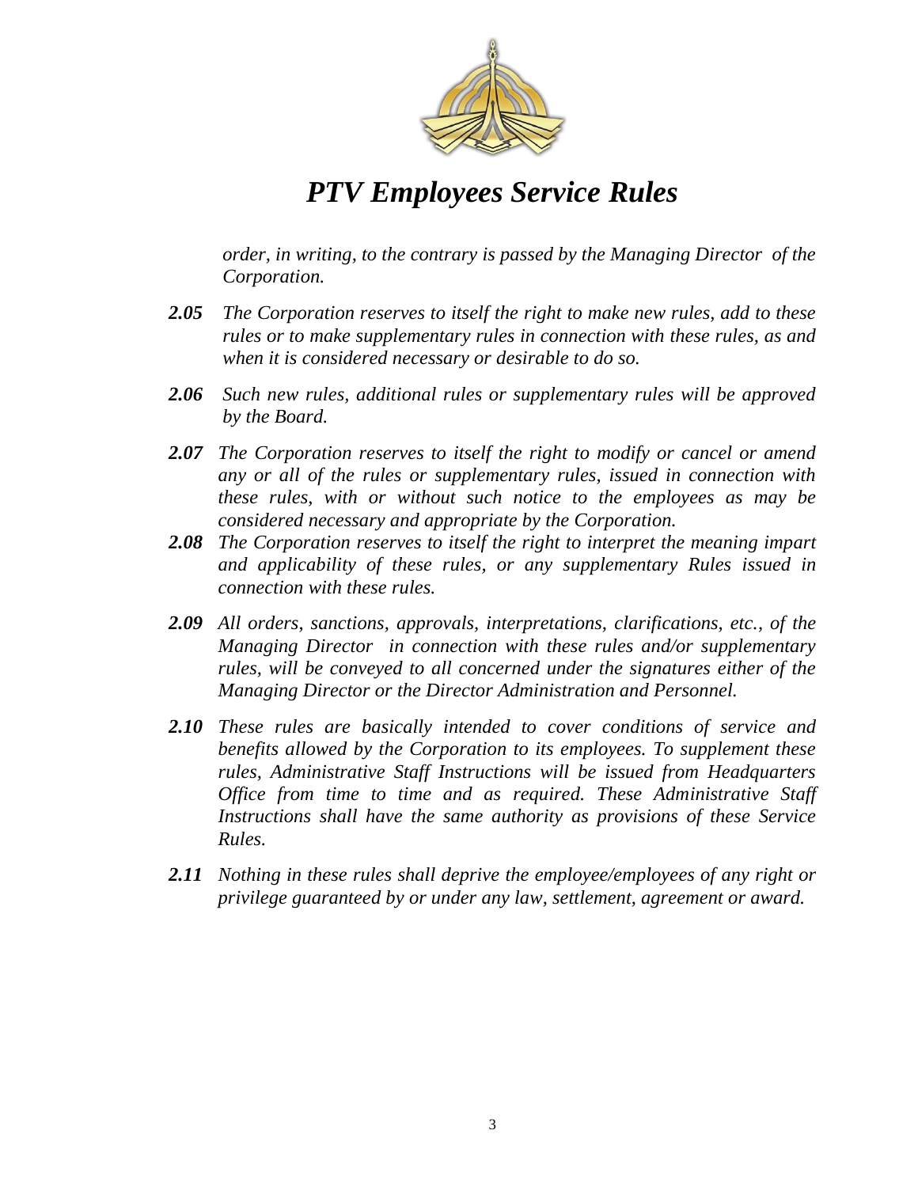*order, in writing, to the contrary is passed by the Managing Director of the Corporation.*

***2.05*** *The Corporation reserves to itself the right to make new rules, add to these rules or to make supplementary rules in connection with these rules, as and when it is considered necessary or desirable to do so.*

***2.06*** *Such new rules, additional rules or supplementary rules will be approved by the Board.*

***2.07*** *The Corporation reserves to itself the right to modify or cancel or amend any or all of the rules or supplementary rules, issued in connection with these rules, with or without such notice to the employees as may be considered necessary and appropriate by the Corporation.*

***2.08*** *The Corporation reserves to itself the right to interpret the meaning impart and applicability of these rules, or any supplementary Rules issued in connection with these rules.*

***2.09*** *All orders, sanctions, approvals, interpretations, clarifications, etc., of the Managing Director in connection with these rules and/or supplementary rules, will be conveyed to all concerned under the signatures either of the Managing Director or the Director Administration and Personnel.*

***2.10*** *These rules are basically intended to cover conditions of service and benefits allowed by the Corporation to its employees. To supplement these rules, Administrative Staff Instructions will be issued from Headquarters Office from time to time and as required. These Administrative Staff Instructions shall have the same authority as provisions of these Service Rules.*

***2.11*** *Nothing in these rules shall deprive the employee/employees of any right or privilege guaranteed by or under any law, settlement, agreement or award.*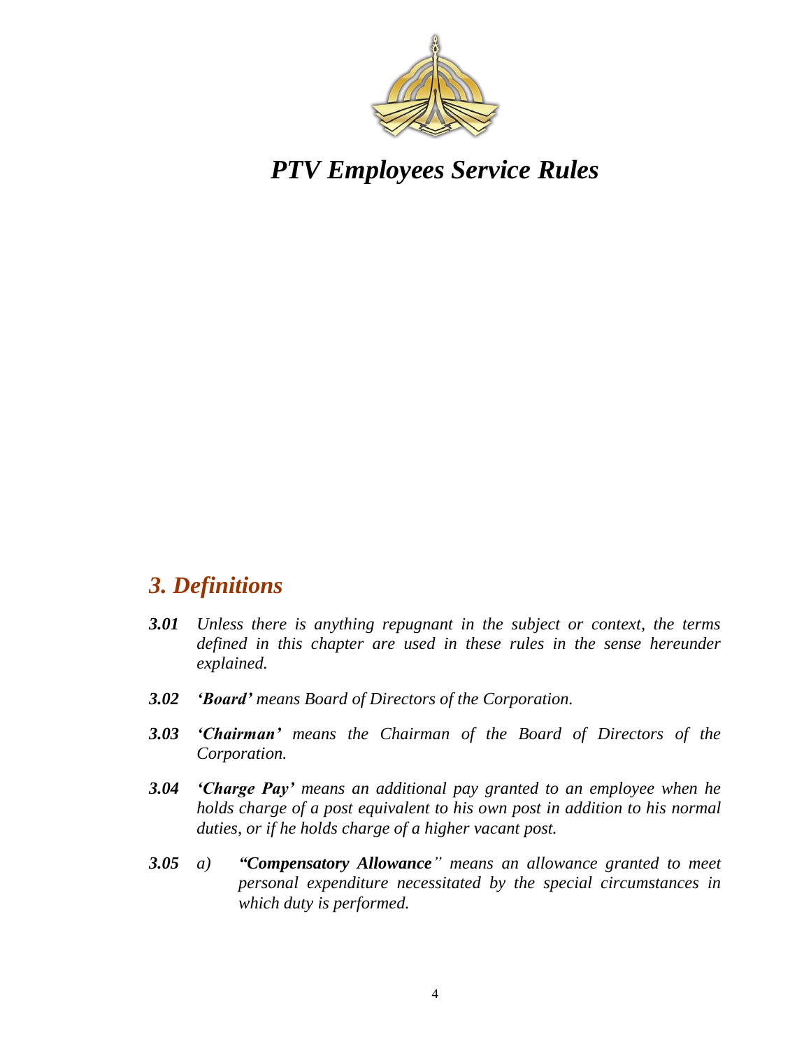*PTV Employees Service Rules*

## *3. Definitions*

***3.01*** *Unless there is anything repugnant in the subject or context, the terms defined in this chapter are used in these rules in the sense hereunder explained.*

***3.02*** ***'Board'*** *means Board of Directors of the Corporation.*

***3.03*** ***'Chairman'*** *means the Chairman of the Board of Directors of the Corporation.*

***3.04*** ***'Charge Pay'*** *means an additional pay granted to an employee when he holds charge of a post equivalent to his own post in addition to his normal duties, or if he holds charge of a higher vacant post.*

***3.05*** *a)* ***"Compensatory Allowance"*** *means an allowance granted to meet personal expenditure necessitated by the special circumstances in which duty is performed.*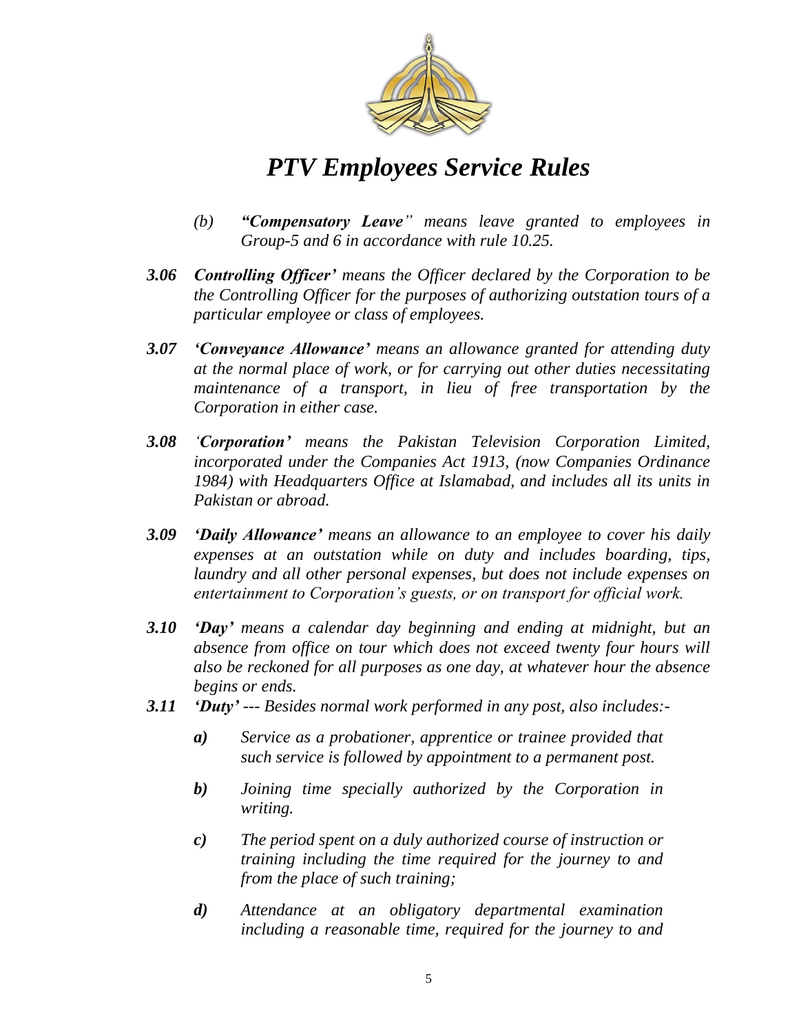*(b)* ***"Compensatory Leave"*** *means leave granted to employees in Group-5 and 6 in accordance with rule 10.25.*

***3.06*** ***Controlling Officer'*** *means the Officer declared by the Corporation to be the Controlling Officer for the purposes of authorizing outstation tours of a particular employee or class of employees.*

***3.07*** ***'Conveyance Allowance'*** *means an allowance granted for attending duty at the normal place of work, or for carrying out other duties necessitating maintenance of a transport, in lieu of free transportation by the Corporation in either case.*

***3.08*** ***'Corporation'*** *means the Pakistan Television Corporation Limited, incorporated under the Companies Act 1913, (now Companies Ordinance 1984) with Headquarters Office at Islamabad, and includes all its units in Pakistan or abroad.*

***3.09*** ***'Daily Allowance'*** *means an allowance to an employee to cover his daily expenses at an outstation while on duty and includes boarding, tips, laundry and all other personal expenses, but does not include expenses on entertainment to Corporation's guests, or on transport for official work.*

***3.10*** ***'Day'*** *means a calendar day beginning and ending at midnight, but an absence from office on tour which does not exceed twenty four hours will also be reckoned for all purposes as one day, at whatever hour the absence begins or ends.*

***3.11*** ***'Duty'*** *--- Besides normal work performed in any post, also includes:-*

***a)*** *Service as a probationer, apprentice or trainee provided that such service is followed by appointment to a permanent post.*

***b)*** *Joining time specially authorized by the Corporation in writing.*

***c)*** *The period spent on a duly authorized course of instruction or training including the time required for the journey to and from the place of such training;*

***d)*** *Attendance at an obligatory departmental examination including a reasonable time, required for the journey to and*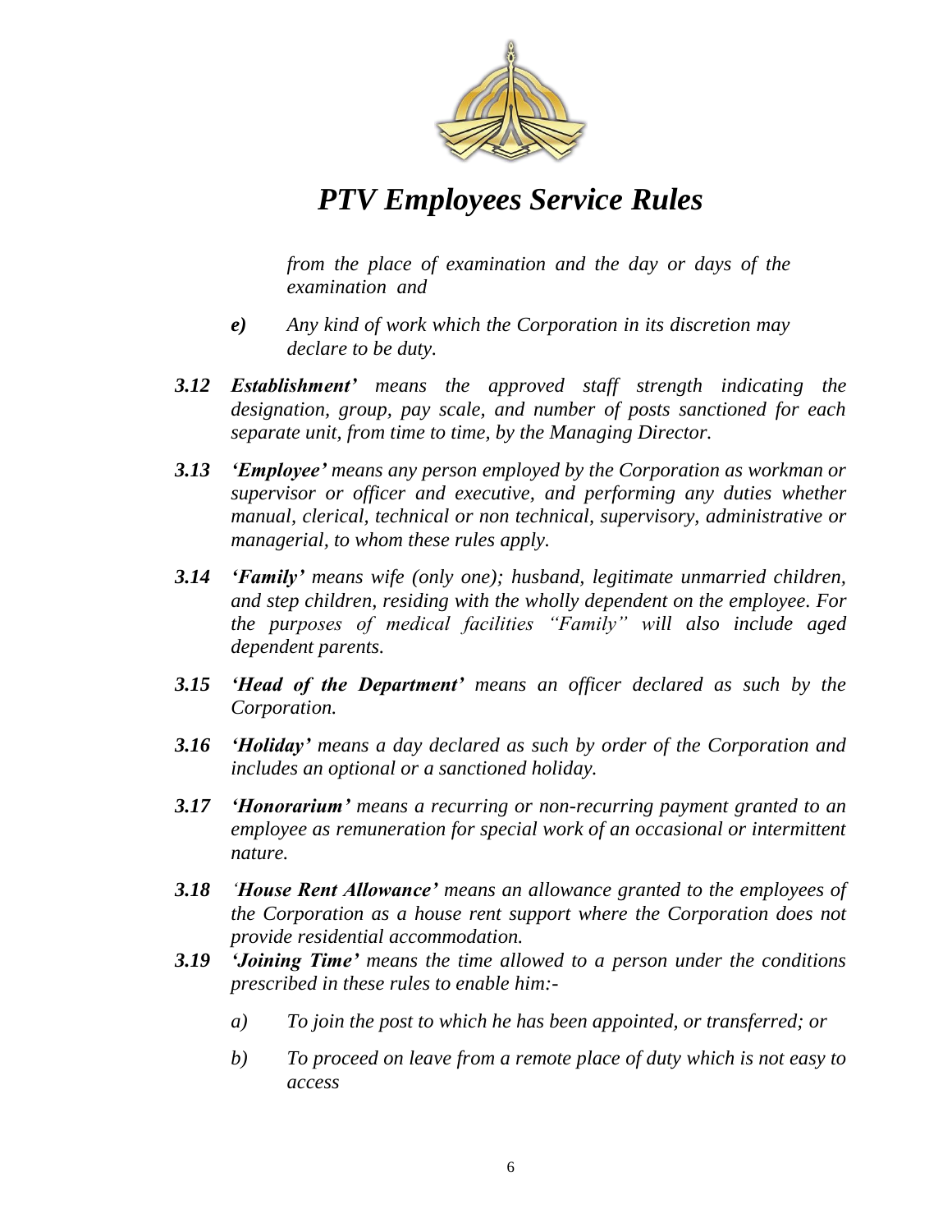*from the place of examination and the day or days of the examination and*

*e)* *Any kind of work which the Corporation in its discretion may declare to be duty.*

***3.12*** ***Establishment'*** *means the approved staff strength indicating the designation, group, pay scale, and number of posts sanctioned for each separate unit, from time to time, by the Managing Director.*

***3.13*** ***'Employee'*** *means any person employed by the Corporation as workman or supervisor or officer and executive, and performing any duties whether manual, clerical, technical or non technical, supervisory, administrative or managerial, to whom these rules apply.*

***3.14*** ***'Family'*** *means wife (only one); husband, legitimate unmarried children, and step children, residing with the wholly dependent on the employee. For the purposes of medical facilities "Family" will also include aged dependent parents.*

***3.15*** ***'Head of the Department'*** *means an officer declared as such by the Corporation.*

***3.16*** ***'Holiday'*** *means a day declared as such by order of the Corporation and includes an optional or a sanctioned holiday.*

***3.17*** ***'Honorarium'*** *means a recurring or non-recurring payment granted to an employee as remuneration for special work of an occasional or intermittent nature.*

***3.18*** ***'House Rent Allowance'*** *means an allowance granted to the employees of the Corporation as a house rent support where the Corporation does not provide residential accommodation.*

***3.19*** ***'Joining Time'*** *means the time allowed to a person under the conditions prescribed in these rules to enable him:-*

*a)* *To join the post to which he has been appointed, or transferred; or*

*b)* *To proceed on leave from a remote place of duty which is not easy to access*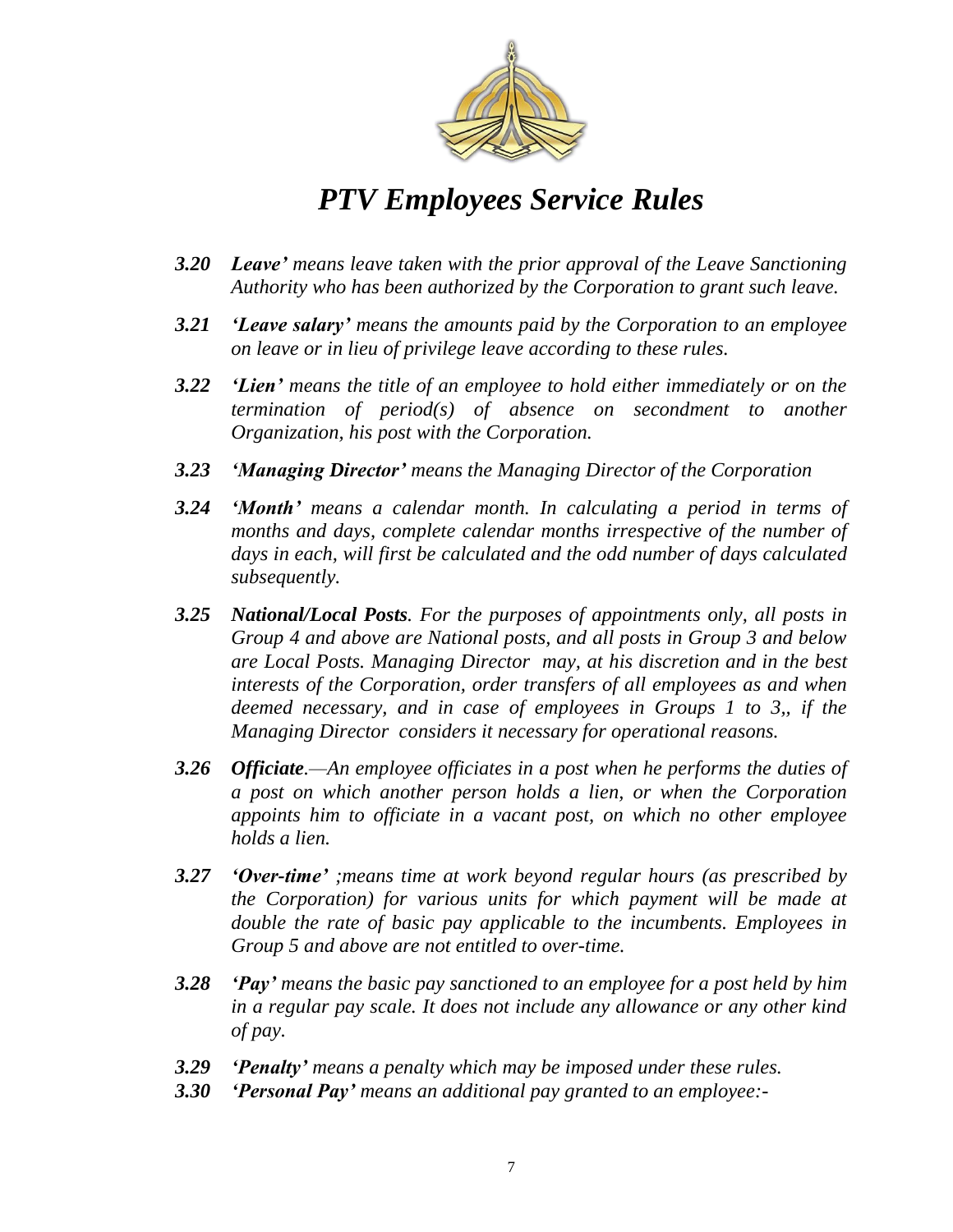***3.20 Leave'** means leave taken with the prior approval of the Leave Sanctioning Authority who has been authorized by the Corporation to grant such leave.*

***3.21 'Leave salary'** means the amounts paid by the Corporation to an employee on leave or in lieu of privilege leave according to these rules.*

***3.22 'Lien'** means the title of an employee to hold either immediately or on the termination of period(s) of absence on secondment to another Organization, his post with the Corporation.*

***3.23 'Managing Director'** means the Managing Director of the Corporation*

***3.24 'Month'** means a calendar month. In calculating a period in terms of months and days, complete calendar months irrespective of the number of days in each, will first be calculated and the odd number of days calculated subsequently.*

***3.25 National/Local Posts**. For the purposes of appointments only, all posts in Group 4 and above are National posts, and all posts in Group 3 and below are Local Posts. Managing Director may, at his discretion and in the best interests of the Corporation, order transfers of all employees as and when deemed necessary, and in case of employees in Groups 1 to 3,, if the Managing Director considers it necessary for operational reasons.*

***3.26 Officiate**.—An employee officiates in a post when he performs the duties of a post on which another person holds a lien, or when the Corporation appoints him to officiate in a vacant post, on which no other employee holds a lien.*

***3.27 'Over-time'** ;means time at work beyond regular hours (as prescribed by the Corporation) for various units for which payment will be made at double the rate of basic pay applicable to the incumbents. Employees in Group 5 and above are not entitled to over-time.*

***3.28 'Pay'** means the basic pay sanctioned to an employee for a post held by him in a regular pay scale. It does not include any allowance or any other kind of pay.*

***3.29 'Penalty'** means a penalty which may be imposed under these rules.*

***3.30 'Personal Pay'** means an additional pay granted to an employee:-*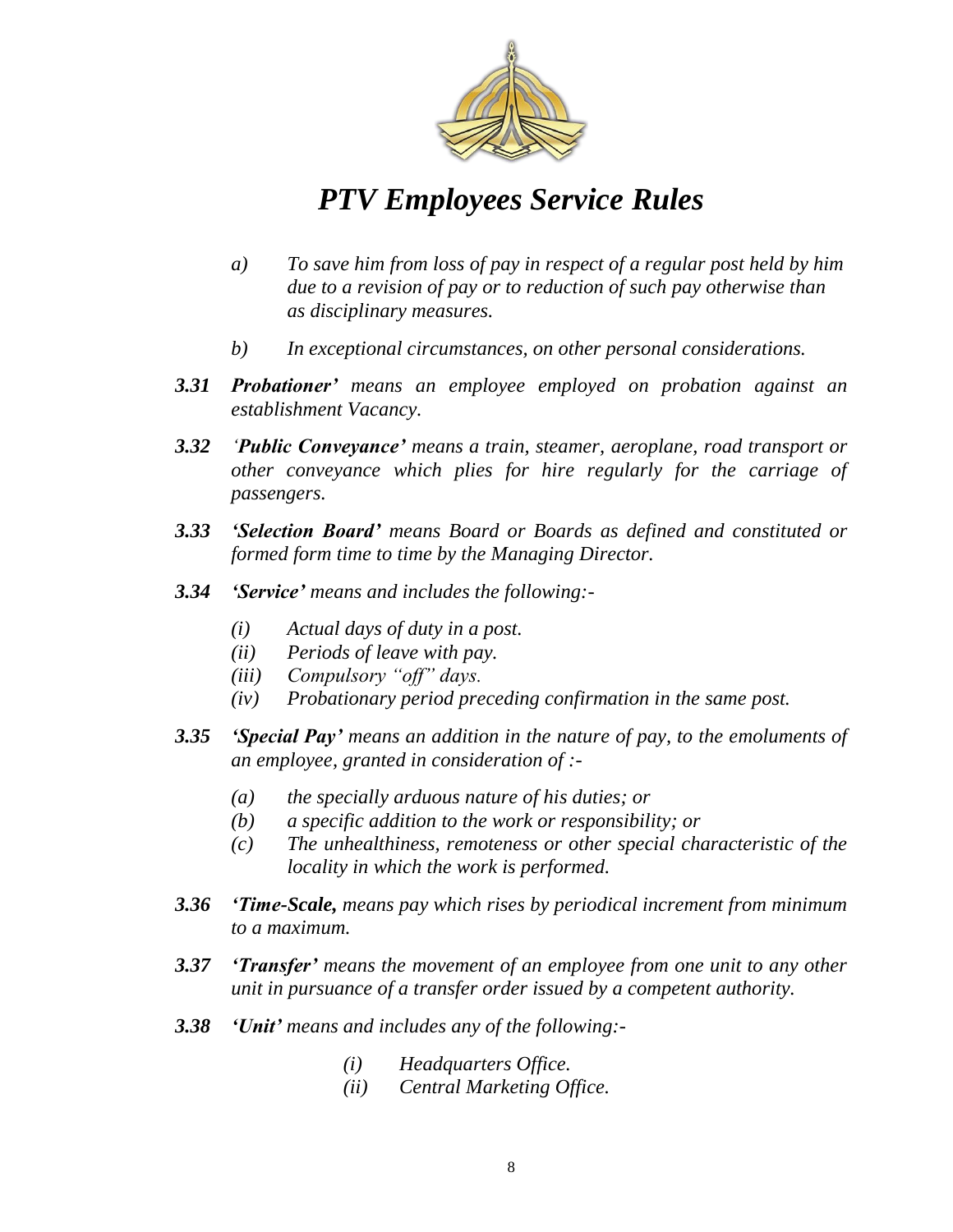*a)* *To save him from loss of pay in respect of a regular post held by him due to a revision of pay or to reduction of such pay otherwise than as disciplinary measures.*

*b)* *In exceptional circumstances, on other personal considerations.*

***3.31 Probationer'*** *means an employee employed on probation against an establishment Vacancy.*

***3.32*** *'**Public Conveyance'** means a train, steamer, aeroplane, road transport or other conveyance which plies for hire regularly for the carriage of passengers.*

***3.33 'Selection Board'*** *means Board or Boards as defined and constituted or formed form time to time by the Managing Director.*

***3.34 'Service'*** *means and includes the following:-*

- *(i) Actual days of duty in a post.*
- *(ii) Periods of leave with pay.*
- *(iii) Compulsory "off" days.*
- *(iv) Probationary period preceding confirmation in the same post.*

***3.35 'Special Pay'*** *means an addition in the nature of pay, to the emoluments of an employee, granted in consideration of :-*

- *(a) the specially arduous nature of his duties; or*
- *(b) a specific addition to the work or responsibility; or*
- *(c) The unhealthiness, remoteness or other special characteristic of the locality in which the work is performed.*

***3.36 'Time-Scale,*** *means pay which rises by periodical increment from minimum to a maximum.*

***3.37 'Transfer'*** *means the movement of an employee from one unit to any other unit in pursuance of a transfer order issued by a competent authority.*

***3.38 'Unit'*** *means and includes any of the following:-*

- *(i) Headquarters Office.*
- *(ii) Central Marketing Office.*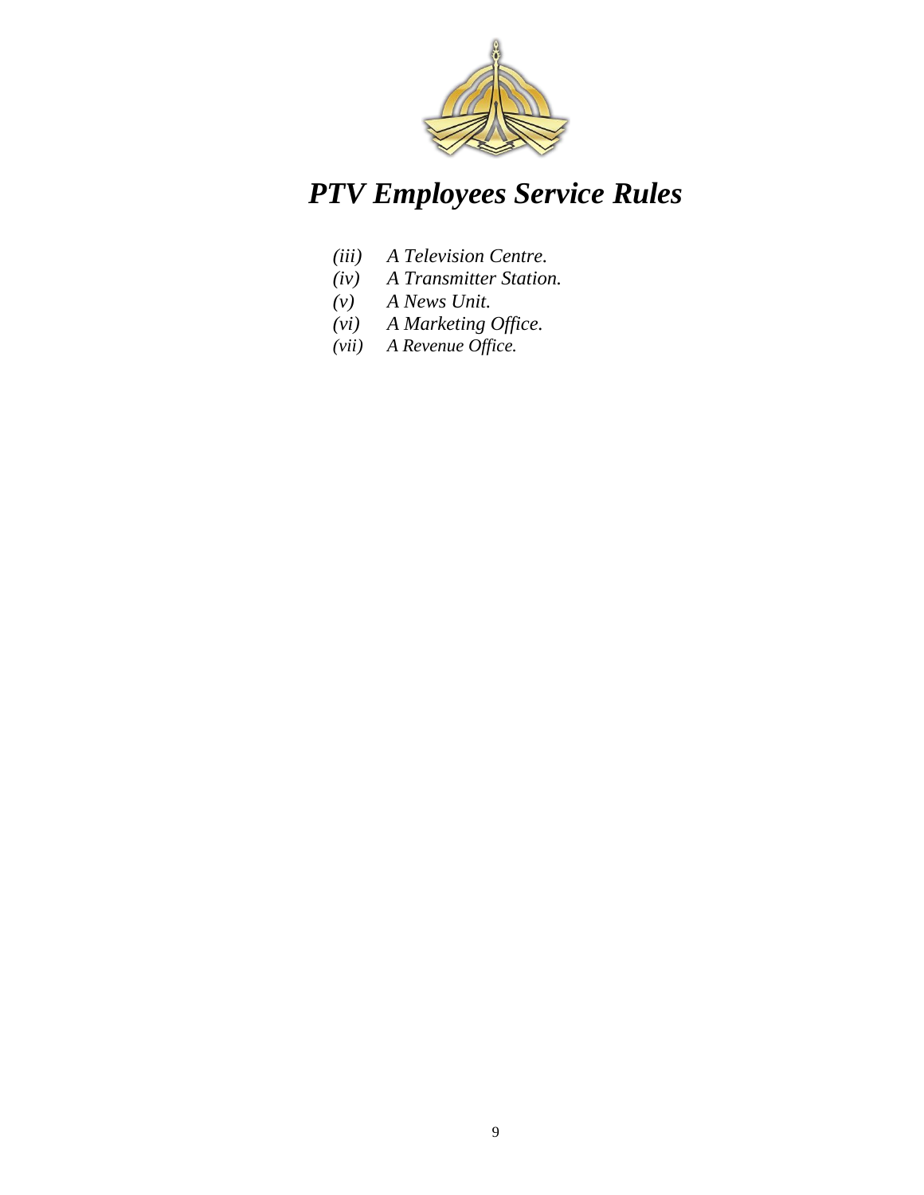- *(iii)* *A Television Centre.*
- *(iv)* *A Transmitter Station.*
- *(v)* *A News Unit.*
- *(vi)* *A Marketing Office.*
- *(vii)* *A Revenue Office.*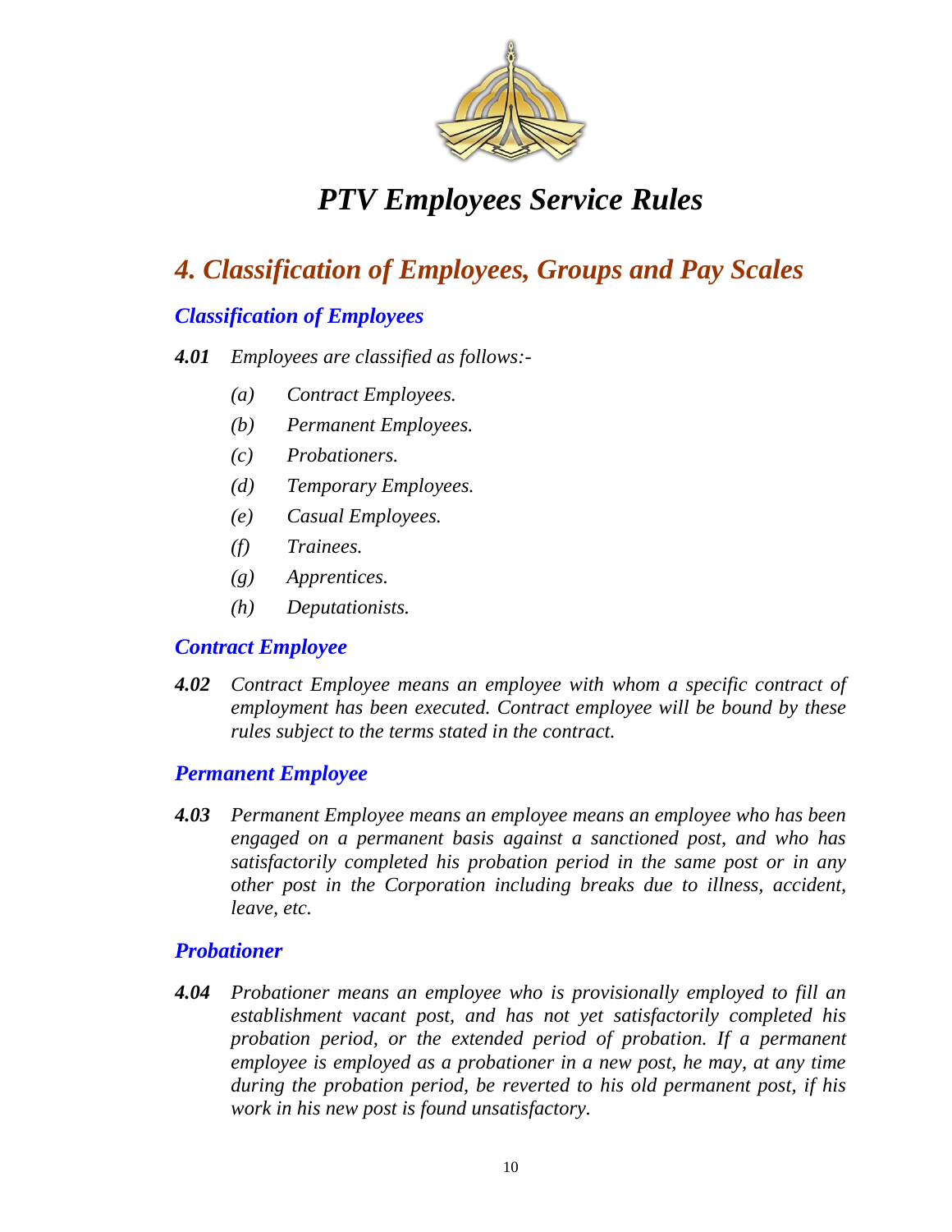# 4. Classification of Employees, Groups and Pay Scales

## Classification of Employees

***4.01*** *Employees are classified as follows:-*

*(a) Contract Employees.*

*(b) Permanent Employees.*

*(c) Probationers.*

*(d) Temporary Employees.*

*(e) Casual Employees.*

*(f) Trainees.*

*(g) Apprentices.*

*(h) Deputationists.*

## Contract Employee

***4.02*** *Contract Employee means an employee with whom a specific contract of employment has been executed. Contract employee will be bound by these rules subject to the terms stated in the contract.*

## Permanent Employee

***4.03*** *Permanent Employee means an employee means an employee who has been engaged on a permanent basis against a sanctioned post, and who has satisfactorily completed his probation period in the same post or in any other post in the Corporation including breaks due to illness, accident, leave, etc.*

## Probationer

***4.04*** *Probationer means an employee who is provisionally employed to fill an establishment vacant post, and has not yet satisfactorily completed his probation period, or the extended period of probation. If a permanent employee is employed as a probationer in a new post, he may, at any time during the probation period, be reverted to his old permanent post, if his work in his new post is found unsatisfactory.*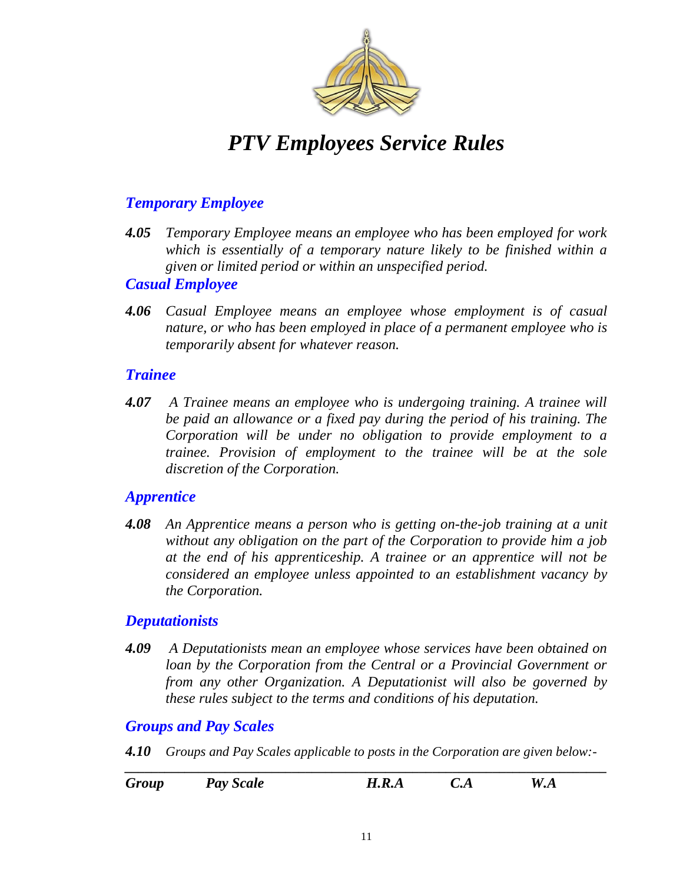## *Temporary Employee*

***4.05*** *Temporary Employee means an employee who has been employed for work which is essentially of a temporary nature likely to be finished within a given or limited period or within an unspecified period.*

## *Casual Employee*

***4.06*** *Casual Employee means an employee whose employment is of casual nature, or who has been employed in place of a permanent employee who is temporarily absent for whatever reason.*

## *Trainee*

***4.07*** *A Trainee means an employee who is undergoing training. A trainee will be paid an allowance or a fixed pay during the period of his training. The Corporation will be under no obligation to provide employment to a trainee. Provision of employment to the trainee will be at the sole discretion of the Corporation.*

## *Apprentice*

***4.08*** *An Apprentice means a person who is getting on-the-job training at a unit without any obligation on the part of the Corporation to provide him a job at the end of his apprenticeship. A trainee or an apprentice will not be considered an employee unless appointed to an establishment vacancy by the Corporation.*

## *Deputationists*

***4.09*** *A Deputationists mean an employee whose services have been obtained on loan by the Corporation from the Central or a Provincial Government or from any other Organization. A Deputationist will also be governed by these rules subject to the terms and conditions of his deputation.*

## *Groups and Pay Scales*

***4.10*** *Groups and Pay Scales applicable to posts in the Corporation are given below:-*

| ***Group*** | ***Pay Scale*** | ***H.R.A*** | ***C.A*** | ***W.A*** |
|---|---|---|---|---|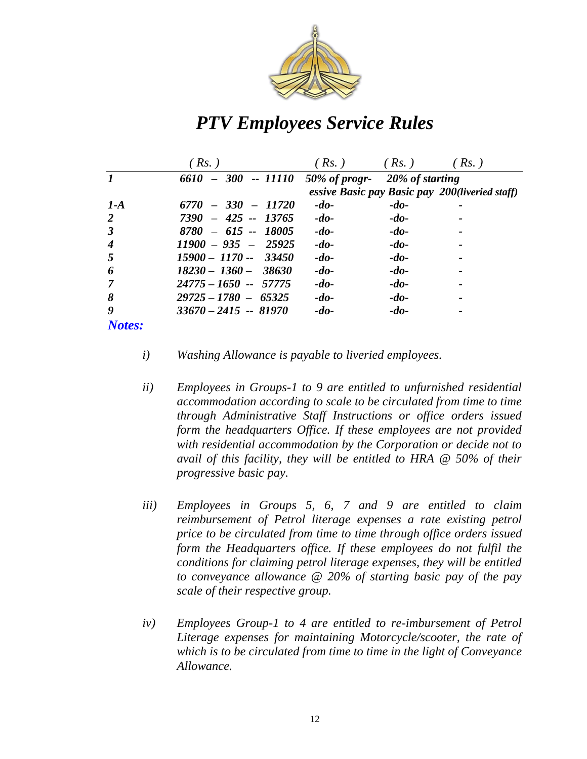# PTV Employees Service Rules

| | (Rs.) | (Rs.) | (Rs.) | (Rs.) |
|---|---|---|---|---|
| 1 | 6610 – 300 -- 11110 | 50% of progressive Basic pay | 20% of starting Basic pay | 200(liveried staff) |
| 1-A | 6770 – 330 – 11720 | -do- | -do- | - |
| 2 | 7390 – 425 -- 13765 | -do- | -do- | - |
| 3 | 8780 – 615 -- 18005 | -do- | -do- | - |
| 4 | 11900 – 935 – 25925 | -do- | -do- | - |
| 5 | 15900 – 1170 -- 33450 | -do- | -do- | - |
| 6 | 18230 – 1360 – 38630 | -do- | -do- | - |
| 7 | 24775 – 1650 -- 57775 | -do- | -do- | - |
| 8 | 29725 – 1780 – 65325 | -do- | -do- | - |
| 9 | 33670 – 2415 -- 81970 | -do- | -do- | - |

***Notes:***

*i)* *Washing Allowance is payable to liveried employees.*

*ii)* *Employees in Groups-1 to 9 are entitled to unfurnished residential accommodation according to scale to be circulated from time to time through Administrative Staff Instructions or office orders issued form the headquarters Office. If these employees are not provided with residential accommodation by the Corporation or decide not to avail of this facility, they will be entitled to HRA @ 50% of their progressive basic pay.*

*iii)* *Employees in Groups 5, 6, 7 and 9 are entitled to claim reimbursement of Petrol literage expenses a rate existing petrol price to be circulated from time to time through office orders issued form the Headquarters office. If these employees do not fulfil the conditions for claiming petrol literage expenses, they will be entitled to conveyance allowance @ 20% of starting basic pay of the pay scale of their respective group.*

*iv)* *Employees Group-1 to 4 are entitled to re-imbursement of Petrol Literage expenses for maintaining Motorcycle/scooter, the rate of which is to be circulated from time to time in the light of Conveyance Allowance.*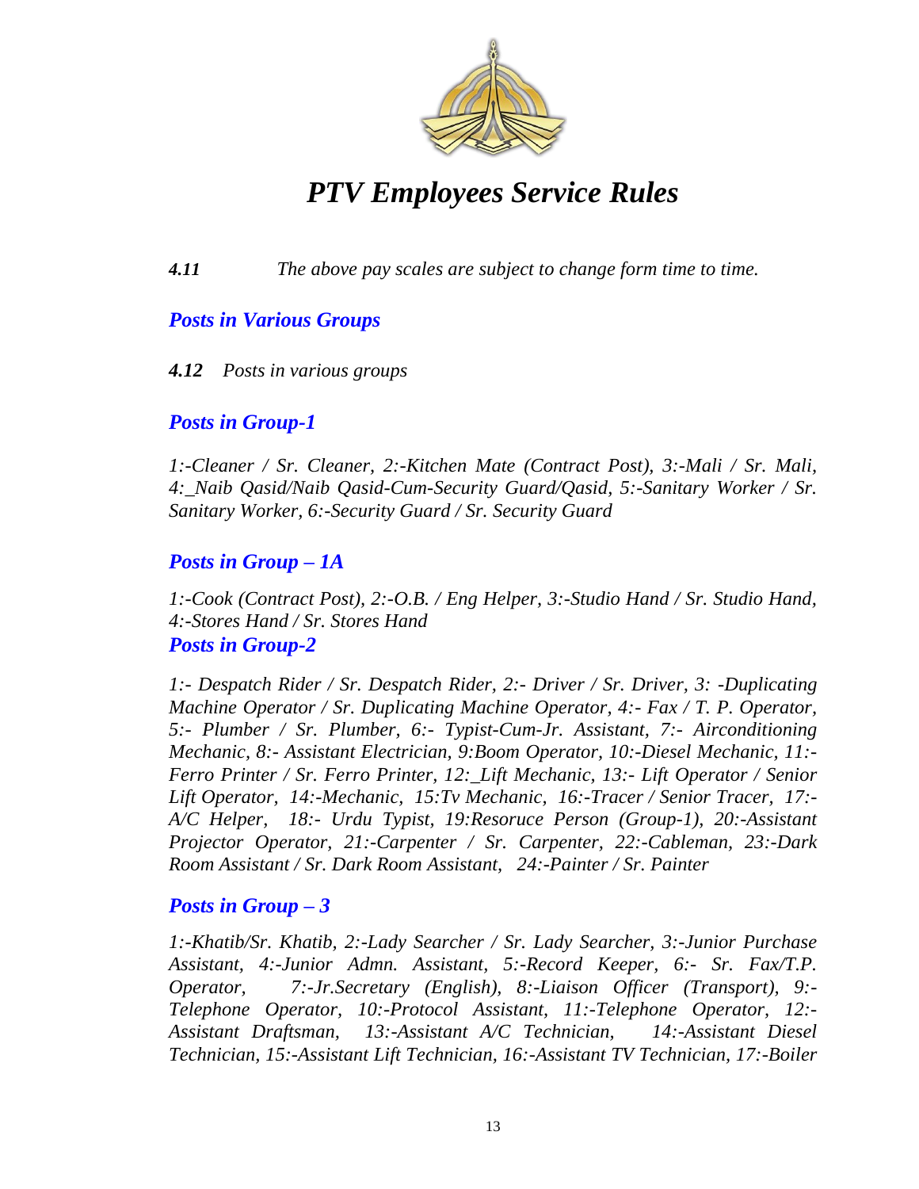*4.11* *The above pay scales are subject to change form time to time.*

## *Posts in Various Groups*

***4.12*** *Posts in various groups*

### *Posts in Group-1*

*1:-Cleaner / Sr. Cleaner, 2:-Kitchen Mate (Contract Post), 3:-Mali / Sr. Mali, 4:_Naib Qasid/Naib Qasid-Cum-Security Guard/Qasid, 5:-Sanitary Worker / Sr. Sanitary Worker, 6:-Security Guard / Sr. Security Guard*

### *Posts in Group – 1A*

*1:-Cook (Contract Post), 2:-O.B. / Eng Helper, 3:-Studio Hand / Sr. Studio Hand, 4:-Stores Hand / Sr. Stores Hand*

### *Posts in Group-2*

*1:- Despatch Rider / Sr. Despatch Rider, 2:- Driver / Sr. Driver, 3: -Duplicating Machine Operator / Sr. Duplicating Machine Operator, 4:- Fax / T. P. Operator, 5:- Plumber / Sr. Plumber, 6:- Typist-Cum-Jr. Assistant, 7:- Airconditioning Mechanic, 8:- Assistant Electrician, 9:Boom Operator, 10:-Diesel Mechanic, 11:-Ferro Printer / Sr. Ferro Printer, 12:_Lift Mechanic, 13:- Lift Operator / Senior Lift Operator, 14:-Mechanic, 15:Tv Mechanic, 16:-Tracer / Senior Tracer, 17:-A/C Helper, 18:- Urdu Typist, 19:Resoruce Person (Group-1), 20:-Assistant Projector Operator, 21:-Carpenter / Sr. Carpenter, 22:-Cableman, 23:-Dark Room Assistant / Sr. Dark Room Assistant, 24:-Painter / Sr. Painter*

### *Posts in Group – 3*

*1:-Khatib/Sr. Khatib, 2:-Lady Searcher / Sr. Lady Searcher, 3:-Junior Purchase Assistant, 4:-Junior Admn. Assistant, 5:-Record Keeper, 6:- Sr. Fax/T.P. Operator, 7:-Jr.Secretary (English), 8:-Liaison Officer (Transport), 9:-Telephone Operator, 10:-Protocol Assistant, 11:-Telephone Operator, 12:-Assistant Draftsman, 13:-Assistant A/C Technician, 14:-Assistant Diesel Technician, 15:-Assistant Lift Technician, 16:-Assistant TV Technician, 17:-Boiler*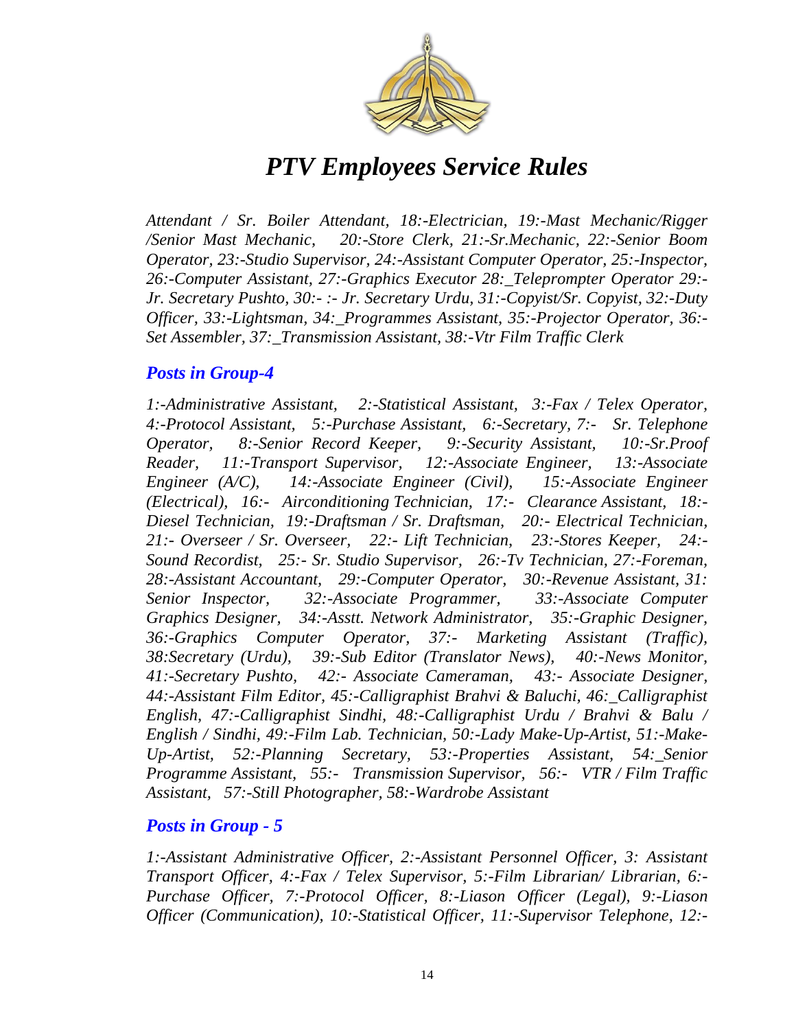*Attendant / Sr. Boiler Attendant, 18:-Electrician, 19:-Mast Mechanic/Rigger /Senior Mast Mechanic, 20:-Store Clerk, 21:-Sr.Mechanic, 22:-Senior Boom Operator, 23:-Studio Supervisor, 24:-Assistant Computer Operator, 25:-Inspector, 26:-Computer Assistant, 27:-Graphics Executor 28:_Teleprompter Operator 29:- Jr. Secretary Pushto, 30:- :- Jr. Secretary Urdu, 31:-Copyist/Sr. Copyist, 32:-Duty Officer, 33:-Lightsman, 34:_Programmes Assistant, 35:-Projector Operator, 36:- Set Assembler, 37:_Transmission Assistant, 38:-Vtr Film Traffic Clerk*

### *Posts in Group-4*

*1:-Administrative Assistant, 2:-Statistical Assistant, 3:-Fax / Telex Operator, 4:-Protocol Assistant, 5:-Purchase Assistant, 6:-Secretary, 7:- Sr. Telephone Operator, 8:-Senior Record Keeper, 9:-Security Assistant, 10:-Sr.Proof Reader, 11:-Transport Supervisor, 12:-Associate Engineer, 13:-Associate Engineer (A/C), 14:-Associate Engineer (Civil), 15:-Associate Engineer (Electrical), 16:- Airconditioning Technician, 17:- Clearance Assistant, 18:- Diesel Technician, 19:-Draftsman / Sr. Draftsman, 20:- Electrical Technician, 21:- Overseer / Sr. Overseer, 22:- Lift Technician, 23:-Stores Keeper, 24:- Sound Recordist, 25:- Sr. Studio Supervisor, 26:-Tv Technician, 27:-Foreman, 28:-Assistant Accountant, 29:-Computer Operator, 30:-Revenue Assistant, 31: Senior Inspector, 32:-Associate Programmer, 33:-Associate Computer Graphics Designer, 34:-Asstt. Network Administrator, 35:-Graphic Designer, 36:-Graphics Computer Operator, 37:- Marketing Assistant (Traffic), 38:Secretary (Urdu), 39:-Sub Editor (Translator News), 40:-News Monitor, 41:-Secretary Pushto, 42:- Associate Cameraman, 43:- Associate Designer, 44:-Assistant Film Editor, 45:-Calligraphist Brahvi & Baluchi, 46:_Calligraphist English, 47:-Calligraphist Sindhi, 48:-Calligraphist Urdu / Brahvi & Balu / English / Sindhi, 49:-Film Lab. Technician, 50:-Lady Make-Up-Artist, 51:-Make-Up-Artist, 52:-Planning Secretary, 53:-Properties Assistant, 54:_Senior Programme Assistant, 55:- Transmission Supervisor, 56:- VTR / Film Traffic Assistant, 57:-Still Photographer, 58:-Wardrobe Assistant*

### *Posts in Group - 5*

*1:-Assistant Administrative Officer, 2:-Assistant Personnel Officer, 3: Assistant Transport Officer, 4:-Fax / Telex Supervisor, 5:-Film Librarian/ Librarian, 6:- Purchase Officer, 7:-Protocol Officer, 8:-Liason Officer (Legal), 9:-Liason Officer (Communication), 10:-Statistical Officer, 11:-Supervisor Telephone, 12:-*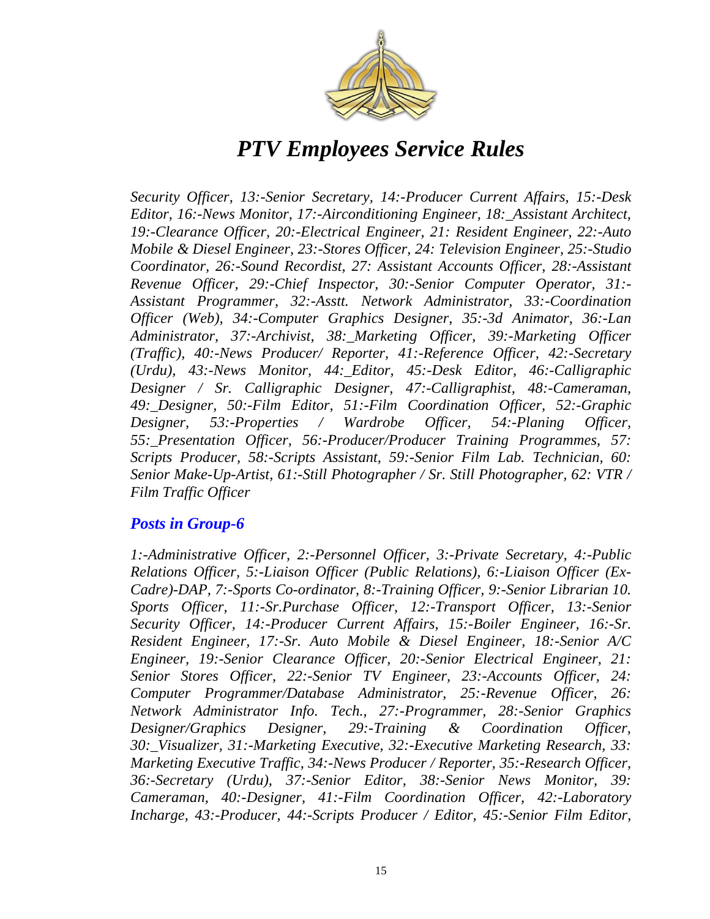*Security Officer, 13:-Senior Secretary, 14:-Producer Current Affairs, 15:-Desk Editor, 16:-News Monitor, 17:-Airconditioning Engineer, 18:_Assistant Architect, 19:-Clearance Officer, 20:-Electrical Engineer, 21: Resident Engineer, 22:-Auto Mobile & Diesel Engineer, 23:-Stores Officer, 24: Television Engineer, 25:-Studio Coordinator, 26:-Sound Recordist, 27: Assistant Accounts Officer, 28:-Assistant Revenue Officer, 29:-Chief Inspector, 30:-Senior Computer Operator, 31:-Assistant Programmer, 32:-Asstt. Network Administrator, 33:-Coordination Officer (Web), 34:-Computer Graphics Designer, 35:-3d Animator, 36:-Lan Administrator, 37:-Archivist, 38:_Marketing Officer, 39:-Marketing Officer (Traffic), 40:-News Producer/ Reporter, 41:-Reference Officer, 42:-Secretary (Urdu), 43:-News Monitor, 44:_Editor, 45:-Desk Editor, 46:-Calligraphic Designer / Sr. Calligraphic Designer, 47:-Calligraphist, 48:-Cameraman, 49:_Designer, 50:-Film Editor, 51:-Film Coordination Officer, 52:-Graphic Designer, 53:-Properties / Wardrobe Officer, 54:-Planing Officer, 55:_Presentation Officer, 56:-Producer/Producer Training Programmes, 57: Scripts Producer, 58:-Scripts Assistant, 59:-Senior Film Lab. Technician, 60: Senior Make-Up-Artist, 61:-Still Photographer / Sr. Still Photographer, 62: VTR / Film Traffic Officer*

### *Posts in Group-6*

*1:-Administrative Officer, 2:-Personnel Officer, 3:-Private Secretary, 4:-Public Relations Officer, 5:-Liaison Officer (Public Relations), 6:-Liaison Officer (Ex-Cadre)-DAP, 7:-Sports Co-ordinator, 8:-Training Officer, 9:-Senior Librarian 10. Sports Officer, 11:-Sr.Purchase Officer, 12:-Transport Officer, 13:-Senior Security Officer, 14:-Producer Current Affairs, 15:-Boiler Engineer, 16:-Sr. Resident Engineer, 17:-Sr. Auto Mobile & Diesel Engineer, 18:-Senior A/C Engineer, 19:-Senior Clearance Officer, 20:-Senior Electrical Engineer, 21: Senior Stores Officer, 22:-Senior TV Engineer, 23:-Accounts Officer, 24: Computer Programmer/Database Administrator, 25:-Revenue Officer, 26: Network Administrator Info. Tech., 27:-Programmer, 28:-Senior Graphics Designer/Graphics Designer, 29:-Training & Coordination Officer, 30:_Visualizer, 31:-Marketing Executive, 32:-Executive Marketing Research, 33: Marketing Executive Traffic, 34:-News Producer / Reporter, 35:-Research Officer, 36:-Secretary (Urdu), 37:-Senior Editor, 38:-Senior News Monitor, 39: Cameraman, 40:-Designer, 41:-Film Coordination Officer, 42:-Laboratory Incharge, 43:-Producer, 44:-Scripts Producer / Editor, 45:-Senior Film Editor,*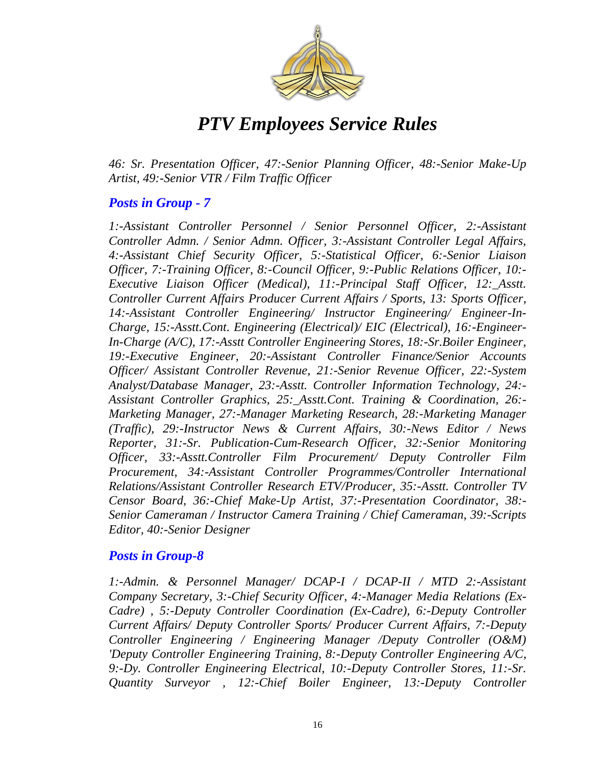*46: Sr. Presentation Officer, 47:-Senior Planning Officer, 48:-Senior Make-Up Artist, 49:-Senior VTR / Film Traffic Officer*

### *Posts in Group - 7*

*1:-Assistant Controller Personnel / Senior Personnel Officer, 2:-Assistant Controller Admn. / Senior Admn. Officer, 3:-Assistant Controller Legal Affairs, 4:-Assistant Chief Security Officer, 5:-Statistical Officer, 6:-Senior Liaison Officer, 7:-Training Officer, 8:-Council Officer, 9:-Public Relations Officer, 10:-Executive Liaison Officer (Medical), 11:-Principal Staff Officer, 12:_Asstt. Controller Current Affairs Producer Current Affairs / Sports, 13: Sports Officer, 14:-Assistant Controller Engineering/ Instructor Engineering/ Engineer-In-Charge, 15:-Asstt.Cont. Engineering (Electrical)/ EIC (Electrical), 16:-Engineer-In-Charge (A/C), 17:-Asstt Controller Engineering Stores, 18:-Sr.Boiler Engineer, 19:-Executive Engineer, 20:-Assistant Controller Finance/Senior Accounts Officer/ Assistant Controller Revenue, 21:-Senior Revenue Officer, 22:-System Analyst/Database Manager, 23:-Asstt. Controller Information Technology, 24:-Assistant Controller Graphics, 25:_Asstt.Cont. Training & Coordination, 26:-Marketing Manager, 27:-Manager Marketing Research, 28:-Marketing Manager (Traffic), 29:-Instructor News & Current Affairs, 30:-News Editor / News Reporter, 31:-Sr. Publication-Cum-Research Officer, 32:-Senior Monitoring Officer, 33:-Asstt.Controller Film Procurement/ Deputy Controller Film Procurement, 34:-Assistant Controller Programmes/Controller International Relations/Assistant Controller Research ETV/Producer, 35:-Asstt. Controller TV Censor Board, 36:-Chief Make-Up Artist, 37:-Presentation Coordinator, 38:-Senior Cameraman / Instructor Camera Training / Chief Cameraman, 39:-Scripts Editor, 40:-Senior Designer*

### *Posts in Group-8*

*1:-Admin. & Personnel Manager/ DCAP-I / DCAP-II / MTD 2:-Assistant Company Secretary, 3:-Chief Security Officer, 4:-Manager Media Relations (Ex-Cadre) , 5:-Deputy Controller Coordination (Ex-Cadre), 6:-Deputy Controller Current Affairs/ Deputy Controller Sports/ Producer Current Affairs, 7:-Deputy Controller Engineering / Engineering Manager /Deputy Controller (O&M) 'Deputy Controller Engineering Training, 8:-Deputy Controller Engineering A/C, 9:-Dy. Controller Engineering Electrical, 10:-Deputy Controller Stores, 11:-Sr. Quantity Surveyor , 12:-Chief Boiler Engineer, 13:-Deputy Controller*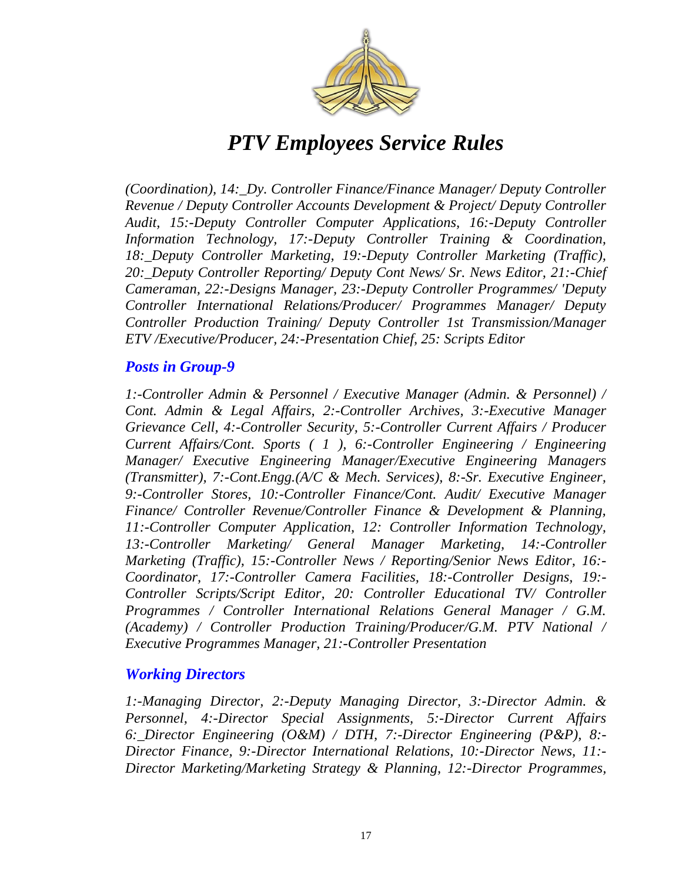*(Coordination), 14:_Dy. Controller Finance/Finance Manager/ Deputy Controller Revenue / Deputy Controller Accounts Development & Project/ Deputy Controller Audit, 15:-Deputy Controller Computer Applications, 16:-Deputy Controller Information Technology, 17:-Deputy Controller Training & Coordination, 18:_Deputy Controller Marketing, 19:-Deputy Controller Marketing (Traffic), 20:_Deputy Controller Reporting/ Deputy Cont News/ Sr. News Editor, 21:-Chief Cameraman, 22:-Designs Manager, 23:-Deputy Controller Programmes/ 'Deputy Controller International Relations/Producer/ Programmes Manager/ Deputy Controller Production Training/ Deputy Controller 1st Transmission/Manager ETV /Executive/Producer, 24:-Presentation Chief, 25: Scripts Editor*

### *Posts in Group-9*

*1:-Controller Admin & Personnel / Executive Manager (Admin. & Personnel) / Cont. Admin & Legal Affairs, 2:-Controller Archives, 3:-Executive Manager Grievance Cell, 4:-Controller Security, 5:-Controller Current Affairs / Producer Current Affairs/Cont. Sports ( 1 ), 6:-Controller Engineering / Engineering Manager/ Executive Engineering Manager/Executive Engineering Managers (Transmitter), 7:-Cont.Engg.(A/C & Mech. Services), 8:-Sr. Executive Engineer, 9:-Controller Stores, 10:-Controller Finance/Cont. Audit/ Executive Manager Finance/ Controller Revenue/Controller Finance & Development & Planning, 11:-Controller Computer Application, 12: Controller Information Technology, 13:-Controller Marketing/ General Manager Marketing, 14:-Controller Marketing (Traffic), 15:-Controller News / Reporting/Senior News Editor, 16:-Coordinator, 17:-Controller Camera Facilities, 18:-Controller Designs, 19:-Controller Scripts/Script Editor, 20: Controller Educational TV/ Controller Programmes / Controller International Relations General Manager / G.M. (Academy) / Controller Production Training/Producer/G.M. PTV National / Executive Programmes Manager, 21:-Controller Presentation*

### *Working Directors*

*1:-Managing Director, 2:-Deputy Managing Director, 3:-Director Admin. & Personnel, 4:-Director Special Assignments, 5:-Director Current Affairs 6:_Director Engineering (O&M) / DTH, 7:-Director Engineering (P&P), 8:-Director Finance, 9:-Director International Relations, 10:-Director News, 11:-Director Marketing/Marketing Strategy & Planning, 12:-Director Programmes,*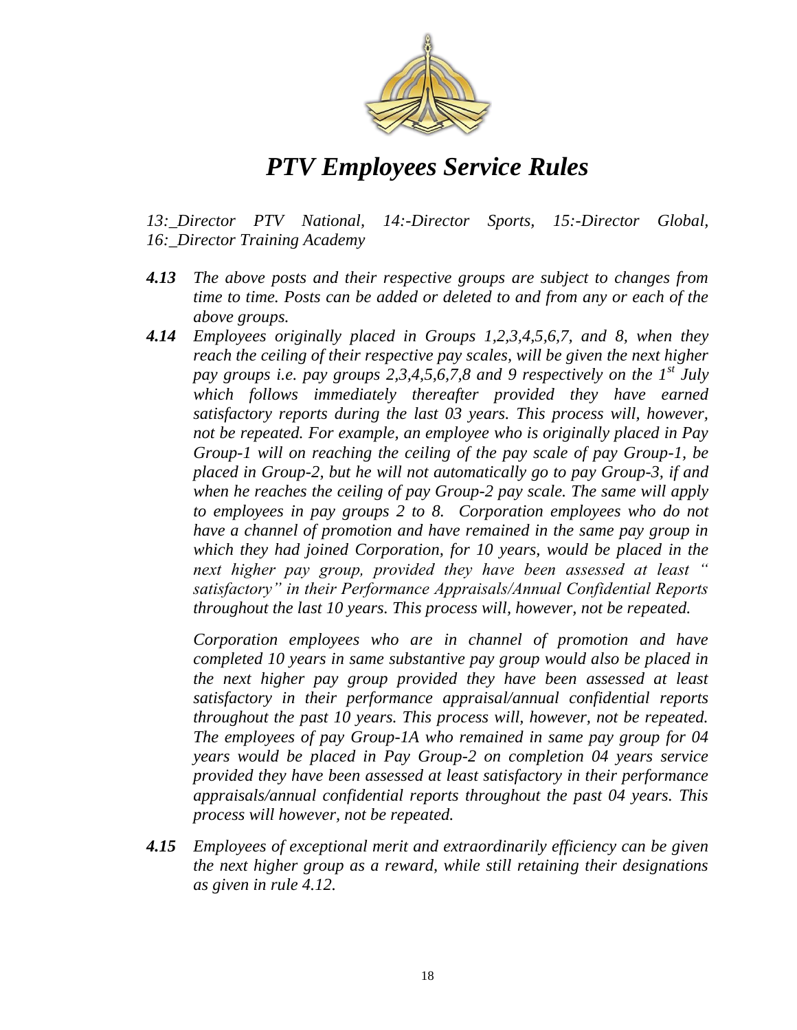*13:_Director PTV National, 14:-Director Sports, 15:-Director Global, 16:_Director Training Academy*

***4.13*** *The above posts and their respective groups are subject to changes from time to time. Posts can be added or deleted to and from any or each of the above groups.*

***4.14*** *Employees originally placed in Groups 1,2,3,4,5,6,7, and 8, when they reach the ceiling of their respective pay scales, will be given the next higher pay groups i.e. pay groups 2,3,4,5,6,7,8 and 9 respectively on the 1st July which follows immediately thereafter provided they have earned satisfactory reports during the last 03 years. This process will, however, not be repeated. For example, an employee who is originally placed in Pay Group-1 will on reaching the ceiling of the pay scale of pay Group-1, be placed in Group-2, but he will not automatically go to pay Group-3, if and when he reaches the ceiling of pay Group-2 pay scale. The same will apply to employees in pay groups 2 to 8. Corporation employees who do not have a channel of promotion and have remained in the same pay group in which they had joined Corporation, for 10 years, would be placed in the next higher pay group, provided they have been assessed at least " satisfactory" in their Performance Appraisals/Annual Confidential Reports throughout the last 10 years. This process will, however, not be repeated.*

*Corporation employees who are in channel of promotion and have completed 10 years in same substantive pay group would also be placed in the next higher pay group provided they have been assessed at least satisfactory in their performance appraisal/annual confidential reports throughout the past 10 years. This process will, however, not be repeated. The employees of pay Group-1A who remained in same pay group for 04 years would be placed in Pay Group-2 on completion 04 years service provided they have been assessed at least satisfactory in their performance appraisals/annual confidential reports throughout the past 04 years. This process will however, not be repeated.*

***4.15*** *Employees of exceptional merit and extraordinarily efficiency can be given the next higher group as a reward, while still retaining their designations as given in rule 4.12.*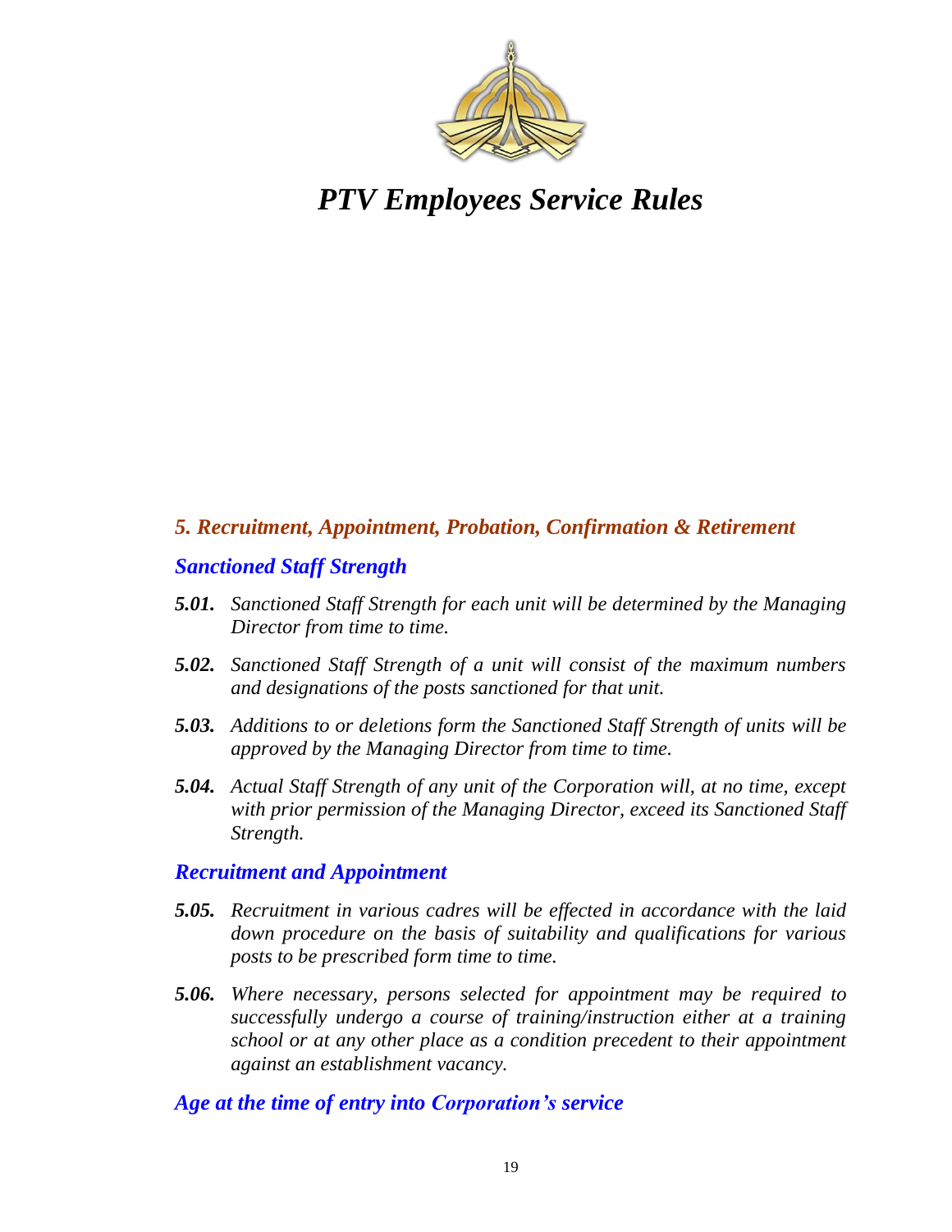# *PTV Employees Service Rules*

## *5. Recruitment, Appointment, Probation, Confirmation & Retirement*

### *Sanctioned Staff Strength*

***5.01.*** *Sanctioned Staff Strength for each unit will be determined by the Managing Director from time to time.*

***5.02.*** *Sanctioned Staff Strength of a unit will consist of the maximum numbers and designations of the posts sanctioned for that unit.*

***5.03.*** *Additions to or deletions form the Sanctioned Staff Strength of units will be approved by the Managing Director from time to time.*

***5.04.*** *Actual Staff Strength of any unit of the Corporation will, at no time, except with prior permission of the Managing Director, exceed its Sanctioned Staff Strength.*

### *Recruitment and Appointment*

***5.05.*** *Recruitment in various cadres will be effected in accordance with the laid down procedure on the basis of suitability and qualifications for various posts to be prescribed form time to time.*

***5.06.*** *Where necessary, persons selected for appointment may be required to successfully undergo a course of training/instruction either at a training school or at any other place as a condition precedent to their appointment against an establishment vacancy.*

### *Age at the time of entry into Corporation's service*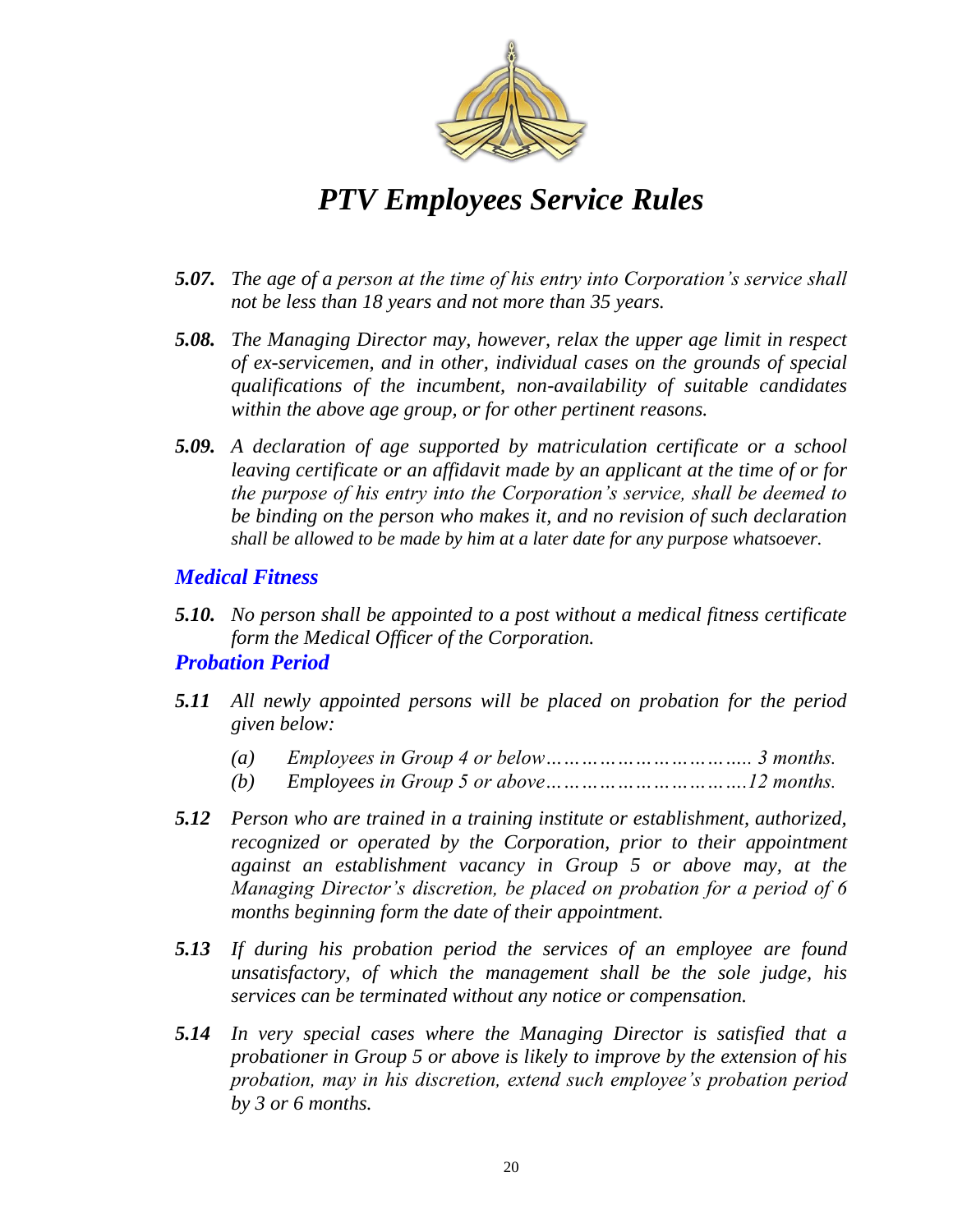*PTV Employees Service Rules*

***5.07.*** *The age of a person at the time of his entry into Corporation's service shall not be less than 18 years and not more than 35 years.*

***5.08.*** *The Managing Director may, however, relax the upper age limit in respect of ex-servicemen, and in other, individual cases on the grounds of special qualifications of the incumbent, non-availability of suitable candidates within the above age group, or for other pertinent reasons.*

***5.09.*** *A declaration of age supported by matriculation certificate or a school leaving certificate or an affidavit made by an applicant at the time of or for the purpose of his entry into the Corporation's service, shall be deemed to be binding on the person who makes it, and no revision of such declaration shall be allowed to be made by him at a later date for any purpose whatsoever.*

## *Medical Fitness*

***5.10.*** *No person shall be appointed to a post without a medical fitness certificate form the Medical Officer of the Corporation.*

## *Probation Period*

***5.11*** *All newly appointed persons will be placed on probation for the period given below:*

*(a) Employees in Group 4 or below………………………….. 3 months.*
*(b) Employees in Group 5 or above………………………….12 months.*

***5.12*** *Person who are trained in a training institute or establishment, authorized, recognized or operated by the Corporation, prior to their appointment against an establishment vacancy in Group 5 or above may, at the Managing Director's discretion, be placed on probation for a period of 6 months beginning form the date of their appointment.*

***5.13*** *If during his probation period the services of an employee are found unsatisfactory, of which the management shall be the sole judge, his services can be terminated without any notice or compensation.*

***5.14*** *In very special cases where the Managing Director is satisfied that a probationer in Group 5 or above is likely to improve by the extension of his probation, may in his discretion, extend such employee's probation period by 3 or 6 months.*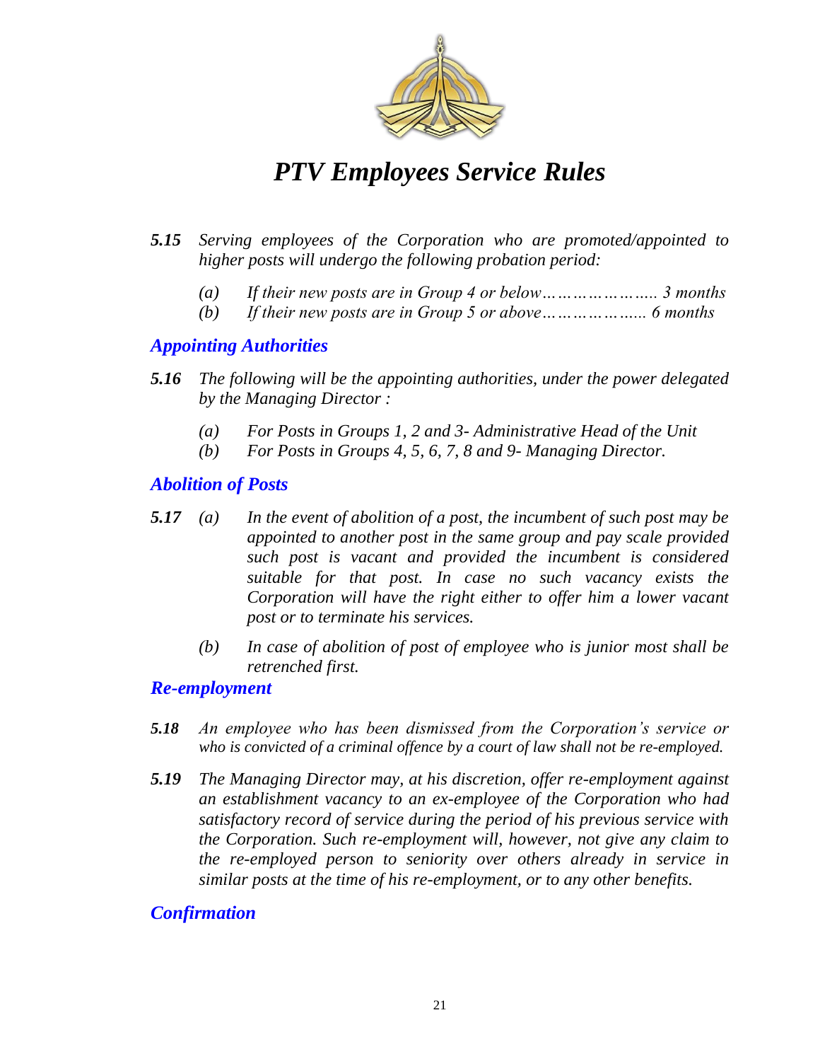***5.15*** *Serving employees of the Corporation who are promoted/appointed to higher posts will undergo the following probation period:*

- *(a) If their new posts are in Group 4 or below………………….. 3 months*
- *(b) If their new posts are in Group 5 or above……………….. 6 months*

## *Appointing Authorities*

***5.16*** *The following will be the appointing authorities, under the power delegated by the Managing Director :*

- *(a) For Posts in Groups 1, 2 and 3- Administrative Head of the Unit*
- *(b) For Posts in Groups 4, 5, 6, 7, 8 and 9- Managing Director.*

## *Abolition of Posts*

***5.17*** *(a) In the event of abolition of a post, the incumbent of such post may be appointed to another post in the same group and pay scale provided such post is vacant and provided the incumbent is considered suitable for that post. In case no such vacancy exists the Corporation will have the right either to offer him a lower vacant post or to terminate his services.*

*(b) In case of abolition of post of employee who is junior most shall be retrenched first.*

## *Re-employment*

***5.18*** *An employee who has been dismissed from the Corporation's service or who is convicted of a criminal offence by a court of law shall not be re-employed.*

***5.19*** *The Managing Director may, at his discretion, offer re-employment against an establishment vacancy to an ex-employee of the Corporation who had satisfactory record of service during the period of his previous service with the Corporation. Such re-employment will, however, not give any claim to the re-employed person to seniority over others already in service in similar posts at the time of his re-employment, or to any other benefits.*

## *Confirmation*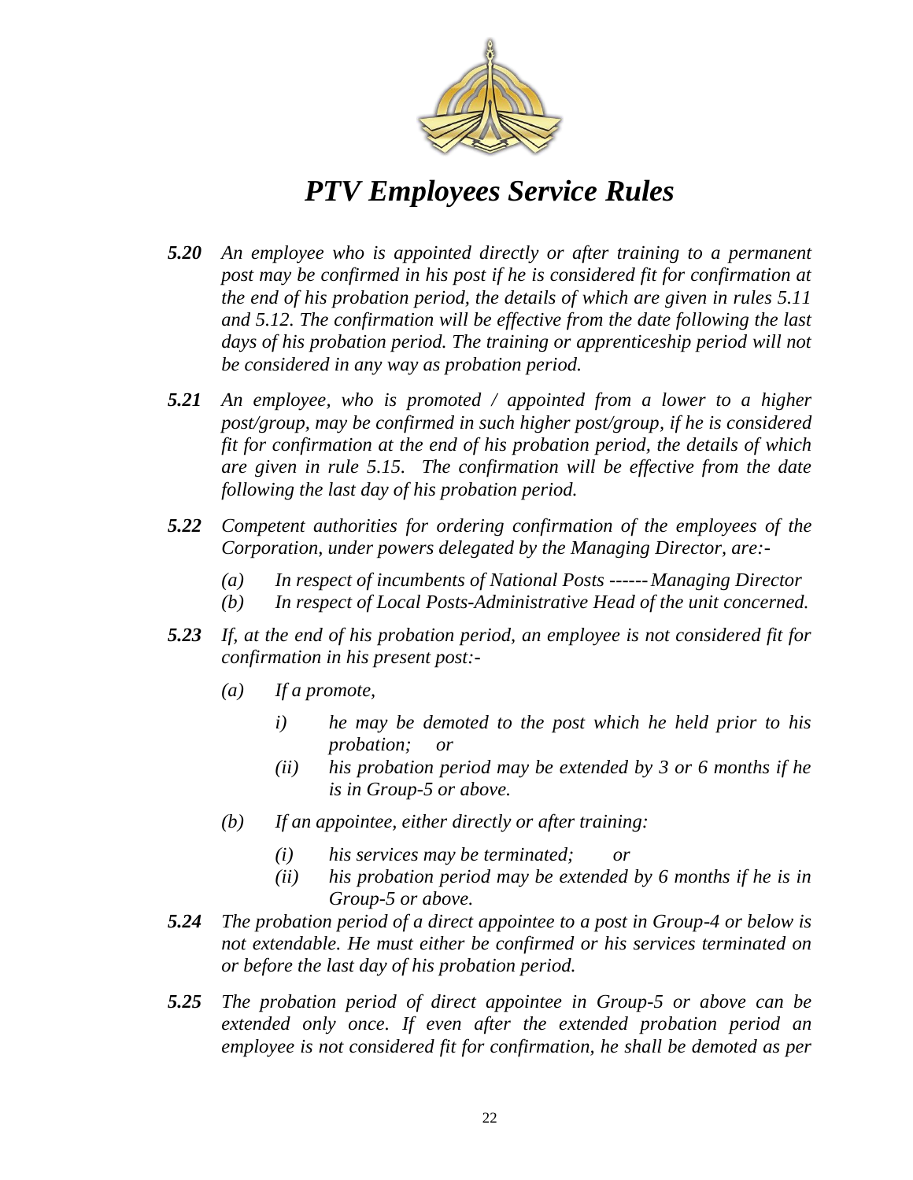***5.20*** *An employee who is appointed directly or after training to a permanent post may be confirmed in his post if he is considered fit for confirmation at the end of his probation period, the details of which are given in rules 5.11 and 5.12. The confirmation will be effective from the date following the last days of his probation period. The training or apprenticeship period will not be considered in any way as probation period.*

***5.21*** *An employee, who is promoted / appointed from a lower to a higher post/group, may be confirmed in such higher post/group, if he is considered fit for confirmation at the end of his probation period, the details of which are given in rule 5.15. The confirmation will be effective from the date following the last day of his probation period.*

***5.22*** *Competent authorities for ordering confirmation of the employees of the Corporation, under powers delegated by the Managing Director, are:-*

- *(a) In respect of incumbents of National Posts ------ Managing Director*
- *(b) In respect of Local Posts-Administrative Head of the unit concerned.*

***5.23*** *If, at the end of his probation period, an employee is not considered fit for confirmation in his present post:-*

- *(a) If a promote,*
  - *i) he may be demoted to the post which he held prior to his probation; or*
  - *(ii) his probation period may be extended by 3 or 6 months if he is in Group-5 or above.*
- *(b) If an appointee, either directly or after training:*
  - *(i) his services may be terminated; or*
  - *(ii) his probation period may be extended by 6 months if he is in Group-5 or above.*

***5.24*** *The probation period of a direct appointee to a post in Group-4 or below is not extendable. He must either be confirmed or his services terminated on or before the last day of his probation period.*

***5.25*** *The probation period of direct appointee in Group-5 or above can be extended only once. If even after the extended probation period an employee is not considered fit for confirmation, he shall be demoted as per*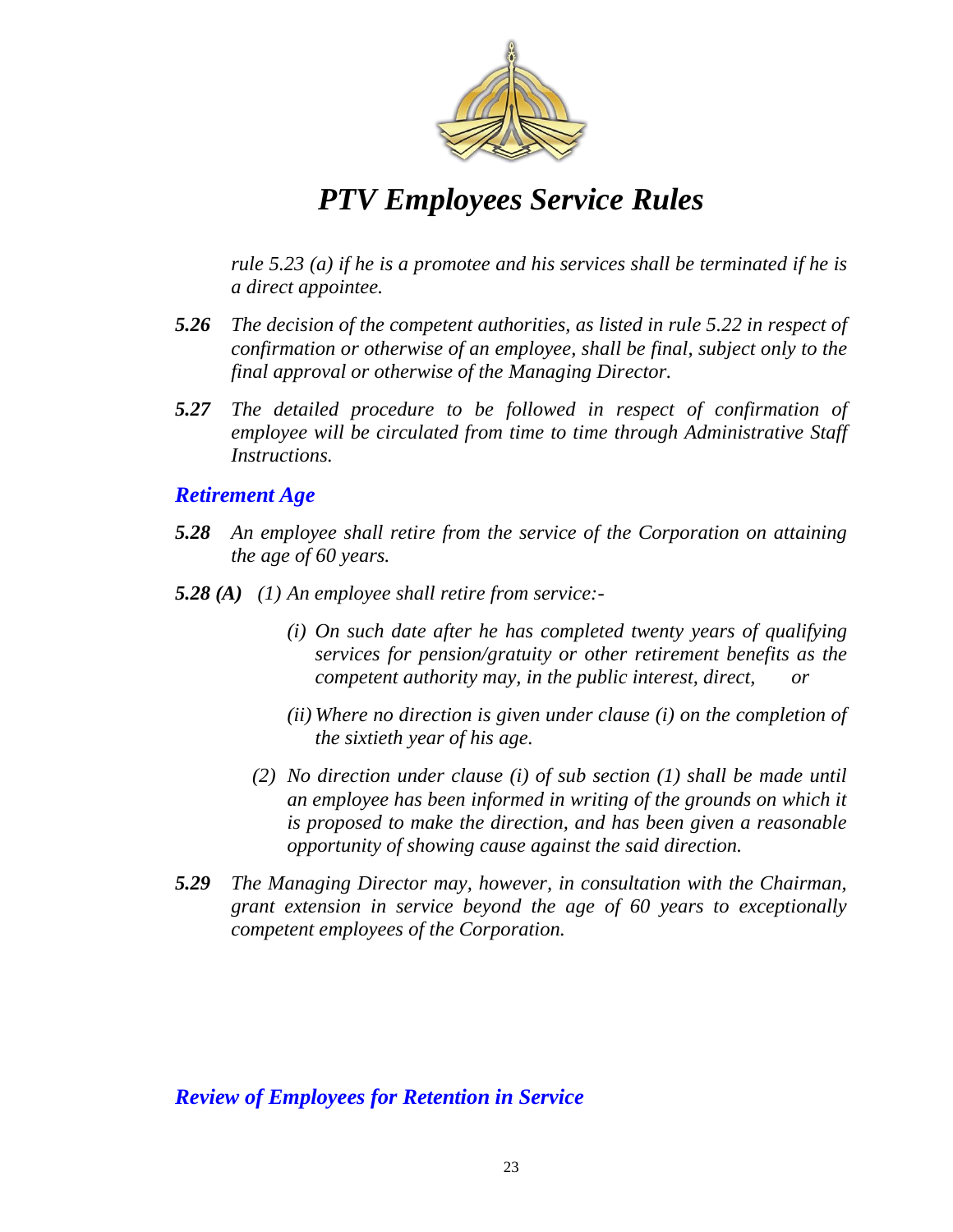*rule 5.23 (a) if he is a promotee and his services shall be terminated if he is a direct appointee.*

***5.26*** *The decision of the competent authorities, as listed in rule 5.22 in respect of confirmation or otherwise of an employee, shall be final, subject only to the final approval or otherwise of the Managing Director.*

***5.27*** *The detailed procedure to be followed in respect of confirmation of employee will be circulated from time to time through Administrative Staff Instructions.*

## *Retirement Age*

***5.28*** *An employee shall retire from the service of the Corporation on attaining the age of 60 years.*

***5.28 (A)*** *(1) An employee shall retire from service:-*

*(i) On such date after he has completed twenty years of qualifying services for pension/gratuity or other retirement benefits as the competent authority may, in the public interest, direct, or*

*(ii) Where no direction is given under clause (i) on the completion of the sixtieth year of his age.*

*(2) No direction under clause (i) of sub section (1) shall be made until an employee has been informed in writing of the grounds on which it is proposed to make the direction, and has been given a reasonable opportunity of showing cause against the said direction.*

***5.29*** *The Managing Director may, however, in consultation with the Chairman, grant extension in service beyond the age of 60 years to exceptionally competent employees of the Corporation.*

## *Review of Employees for Retention in Service*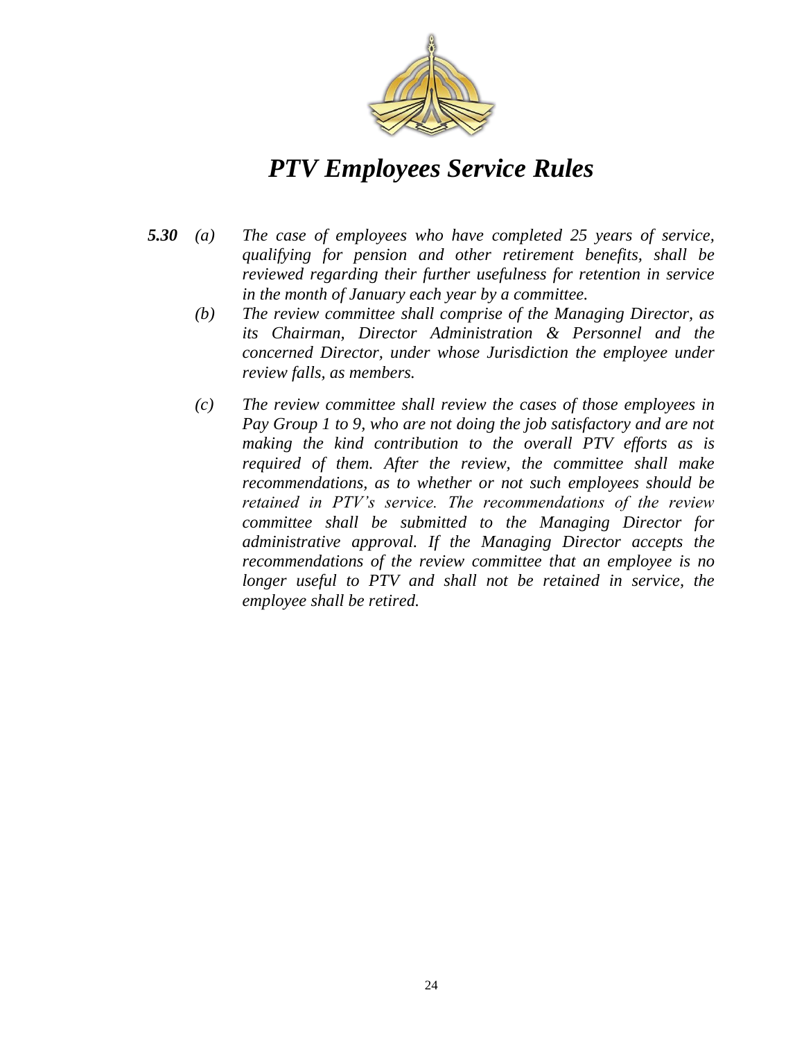***5.30*** *(a)* *The case of employees who have completed 25 years of service, qualifying for pension and other retirement benefits, shall be reviewed regarding their further usefulness for retention in service in the month of January each year by a committee.*

*(b)* *The review committee shall comprise of the Managing Director, as its Chairman, Director Administration & Personnel and the concerned Director, under whose Jurisdiction the employee under review falls, as members.*

*(c)* *The review committee shall review the cases of those employees in Pay Group 1 to 9, who are not doing the job satisfactory and are not making the kind contribution to the overall PTV efforts as is required of them. After the review, the committee shall make recommendations, as to whether or not such employees should be retained in PTV's service. The recommendations of the review committee shall be submitted to the Managing Director for administrative approval. If the Managing Director accepts the recommendations of the review committee that an employee is no longer useful to PTV and shall not be retained in service, the employee shall be retired.*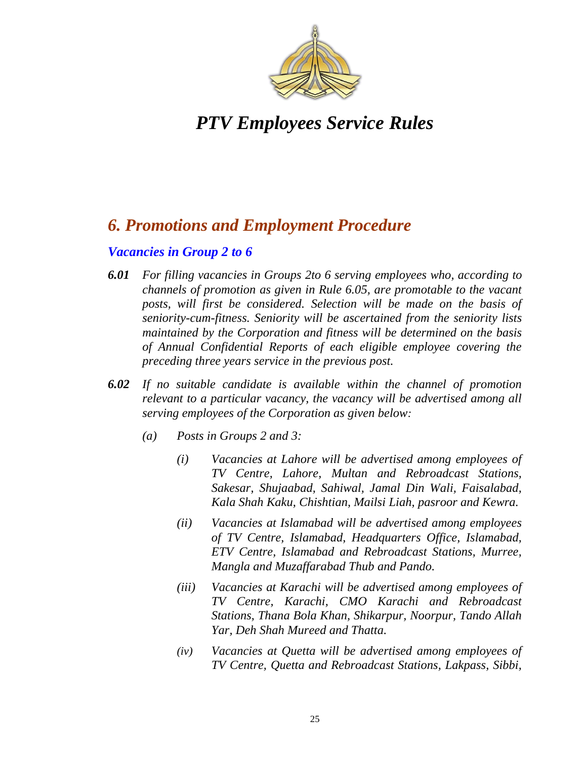# *PTV Employees Service Rules*

## *6. Promotions and Employment Procedure*

### *Vacancies in Group 2 to 6*

***6.01*** *For filling vacancies in Groups 2to 6 serving employees who, according to channels of promotion as given in Rule 6.05, are promotable to the vacant posts, will first be considered. Selection will be made on the basis of seniority-cum-fitness. Seniority will be ascertained from the seniority lists maintained by the Corporation and fitness will be determined on the basis of Annual Confidential Reports of each eligible employee covering the preceding three years service in the previous post.*

***6.02*** *If no suitable candidate is available within the channel of promotion relevant to a particular vacancy, the vacancy will be advertised among all serving employees of the Corporation as given below:*

*(a)* *Posts in Groups 2 and 3:*

*(i)* *Vacancies at Lahore will be advertised among employees of TV Centre, Lahore, Multan and Rebroadcast Stations, Sakesar, Shujaabad, Sahiwal, Jamal Din Wali, Faisalabad, Kala Shah Kaku, Chishtian, Mailsi Liah, pasroor and Kewra.*

*(ii)* *Vacancies at Islamabad will be advertised among employees of TV Centre, Islamabad, Headquarters Office, Islamabad, ETV Centre, Islamabad and Rebroadcast Stations, Murree, Mangla and Muzaffarabad Thub and Pando.*

*(iii)* *Vacancies at Karachi will be advertised among employees of TV Centre, Karachi, CMO Karachi and Rebroadcast Stations, Thana Bola Khan, Shikarpur, Noorpur, Tando Allah Yar, Deh Shah Mureed and Thatta.*

*(iv)* *Vacancies at Quetta will be advertised among employees of TV Centre, Quetta and Rebroadcast Stations, Lakpass, Sibbi,*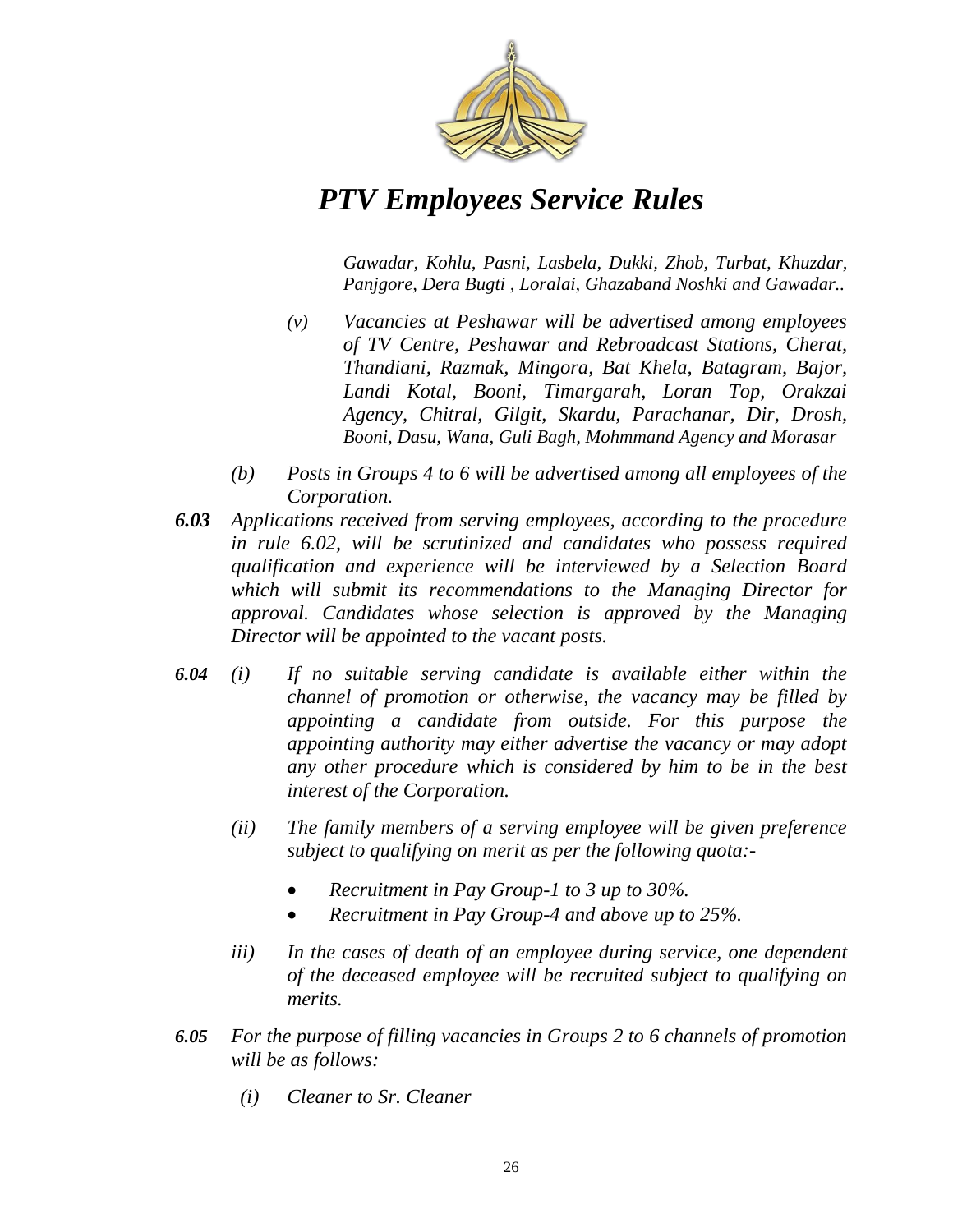*Gawadar, Kohlu, Pasni, Lasbela, Dukki, Zhob, Turbat, Khuzdar, Panjgore, Dera Bugti , Loralai, Ghazaband Noshki and Gawadar..*

*(v) Vacancies at Peshawar will be advertised among employees of TV Centre, Peshawar and Rebroadcast Stations, Cherat, Thandiani, Razmak, Mingora, Bat Khela, Batagram, Bajor, Landi Kotal, Booni, Timargarah, Loran Top, Orakzai Agency, Chitral, Gilgit, Skardu, Parachanar, Dir, Drosh, Booni, Dasu, Wana, Guli Bagh, Mohmmand Agency and Morasar*

*(b) Posts in Groups 4 to 6 will be advertised among all employees of the Corporation.*

***6.03*** *Applications received from serving employees, according to the procedure in rule 6.02, will be scrutinized and candidates who possess required qualification and experience will be interviewed by a Selection Board which will submit its recommendations to the Managing Director for approval. Candidates whose selection is approved by the Managing Director will be appointed to the vacant posts.*

***6.04*** *(i) If no suitable serving candidate is available either within the channel of promotion or otherwise, the vacancy may be filled by appointing a candidate from outside. For this purpose the appointing authority may either advertise the vacancy or may adopt any other procedure which is considered by him to be in the best interest of the Corporation.*

*(ii) The family members of a serving employee will be given preference subject to qualifying on merit as per the following quota:-*

- *Recruitment in Pay Group-1 to 3 up to 30%.*
- *Recruitment in Pay Group-4 and above up to 25%.*

*iii) In the cases of death of an employee during service, one dependent of the deceased employee will be recruited subject to qualifying on merits.*

***6.05*** *For the purpose of filling vacancies in Groups 2 to 6 channels of promotion will be as follows:*

*(i) Cleaner to Sr. Cleaner*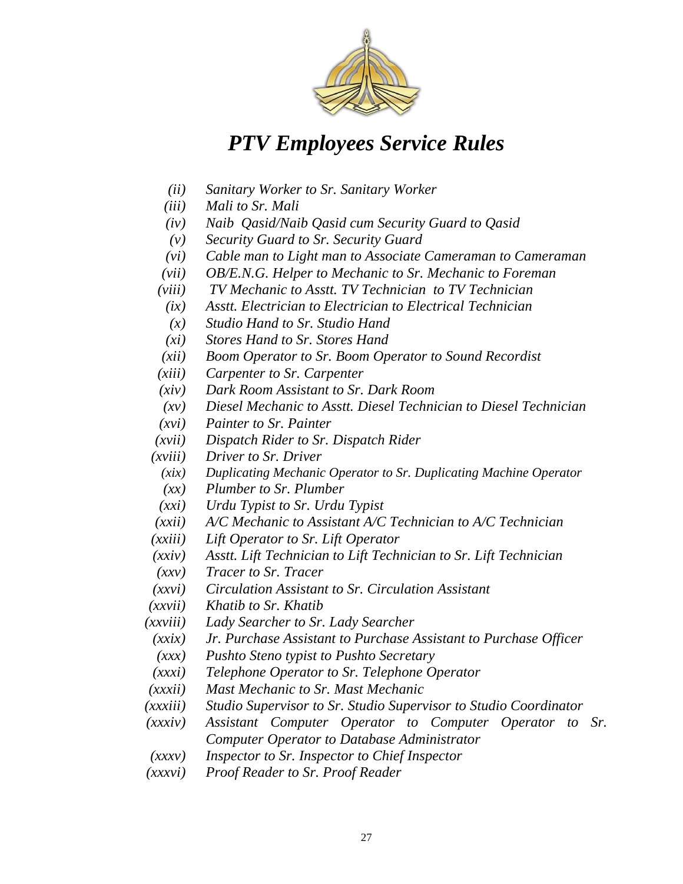*(ii)* *Sanitary Worker to Sr. Sanitary Worker*
*(iii)* *Mali to Sr. Mali*
*(iv)* *Naib Qasid/Naib Qasid cum Security Guard to Qasid*
*(v)* *Security Guard to Sr. Security Guard*
*(vi)* *Cable man to Light man to Associate Cameraman to Cameraman*
*(vii)* *OB/E.N.G. Helper to Mechanic to Sr. Mechanic to Foreman*
*(viii)* *TV Mechanic to Asstt. TV Technician to TV Technician*
*(ix)* *Asstt. Electrician to Electrician to Electrical Technician*
*(x)* *Studio Hand to Sr. Studio Hand*
*(xi)* *Stores Hand to Sr. Stores Hand*
*(xii)* *Boom Operator to Sr. Boom Operator to Sound Recordist*
*(xiii)* *Carpenter to Sr. Carpenter*
*(xiv)* *Dark Room Assistant to Sr. Dark Room*
*(xv)* *Diesel Mechanic to Asstt. Diesel Technician to Diesel Technician*
*(xvi)* *Painter to Sr. Painter*
*(xvii)* *Dispatch Rider to Sr. Dispatch Rider*
*(xviii)* *Driver to Sr. Driver*
*(xix)* *Duplicating Mechanic Operator to Sr. Duplicating Machine Operator*
*(xx)* *Plumber to Sr. Plumber*
*(xxi)* *Urdu Typist to Sr. Urdu Typist*
*(xxii)* *A/C Mechanic to Assistant A/C Technician to A/C Technician*
*(xxiii)* *Lift Operator to Sr. Lift Operator*
*(xxiv)* *Asstt. Lift Technician to Lift Technician to Sr. Lift Technician*
*(xxv)* *Tracer to Sr. Tracer*
*(xxvi)* *Circulation Assistant to Sr. Circulation Assistant*
*(xxvii)* *Khatib to Sr. Khatib*
*(xxviii)* *Lady Searcher to Sr. Lady Searcher*
*(xxix)* *Jr. Purchase Assistant to Purchase Assistant to Purchase Officer*
*(xxx)* *Pushto Steno typist to Pushto Secretary*
*(xxxi)* *Telephone Operator to Sr. Telephone Operator*
*(xxxii)* *Mast Mechanic to Sr. Mast Mechanic*
*(xxxiii)* *Studio Supervisor to Sr. Studio Supervisor to Studio Coordinator*
*(xxxiv)* *Assistant Computer Operator to Computer Operator to Sr. Computer Operator to Database Administrator*
*(xxxv)* *Inspector to Sr. Inspector to Chief Inspector*
*(xxxvi)* *Proof Reader to Sr. Proof Reader*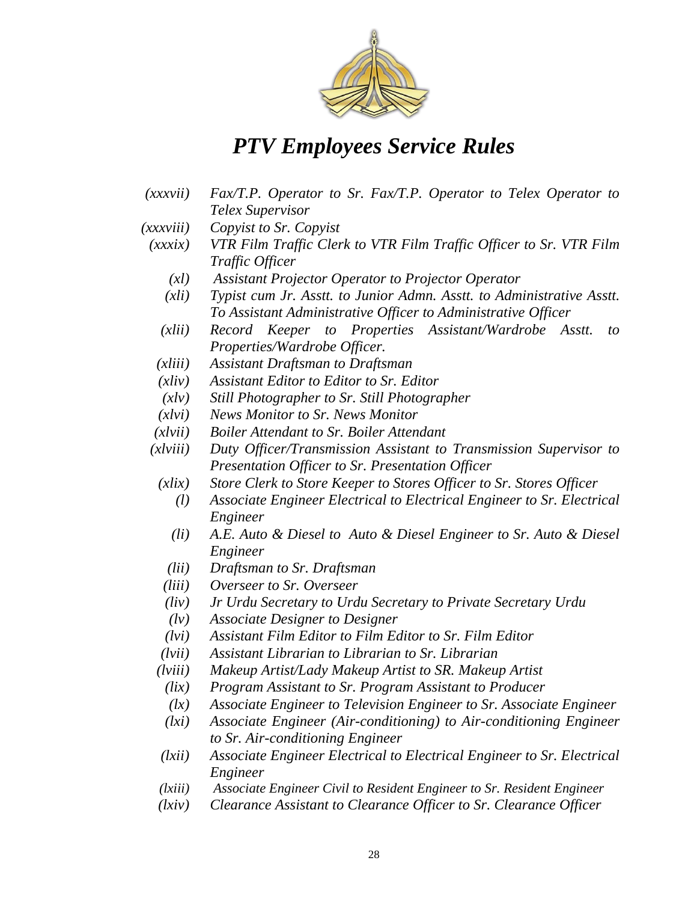(xxxvii) *Fax/T.P. Operator to Sr. Fax/T.P. Operator to Telex Operator to Telex Supervisor*

(xxxviii) *Copyist to Sr. Copyist*

(xxxix) *VTR Film Traffic Clerk to VTR Film Traffic Officer to Sr. VTR Film Traffic Officer*

(xl) *Assistant Projector Operator to Projector Operator*

(xli) *Typist cum Jr. Asstt. to Junior Admn. Asstt. to Administrative Asstt. To Assistant Administrative Officer to Administrative Officer*

(xlii) *Record Keeper to Properties Assistant/Wardrobe Asstt. to Properties/Wardrobe Officer.*

(xliii) *Assistant Draftsman to Draftsman*

(xliv) *Assistant Editor to Editor to Sr. Editor*

(xlv) *Still Photographer to Sr. Still Photographer*

(xlvi) *News Monitor to Sr. News Monitor*

(xlvii) *Boiler Attendant to Sr. Boiler Attendant*

(xlviii) *Duty Officer/Transmission Assistant to Transmission Supervisor to Presentation Officer to Sr. Presentation Officer*

(xlix) *Store Clerk to Store Keeper to Stores Officer to Sr. Stores Officer*

(l) *Associate Engineer Electrical to Electrical Engineer to Sr. Electrical Engineer*

(li) *A.E. Auto & Diesel to Auto & Diesel Engineer to Sr. Auto & Diesel Engineer*

(lii) *Draftsman to Sr. Draftsman*

(liii) *Overseer to Sr. Overseer*

(liv) *Jr Urdu Secretary to Urdu Secretary to Private Secretary Urdu*

(lv) *Associate Designer to Designer*

(lvi) *Assistant Film Editor to Film Editor to Sr. Film Editor*

(lvii) *Assistant Librarian to Librarian to Sr. Librarian*

(lviii) *Makeup Artist/Lady Makeup Artist to SR. Makeup Artist*

(lix) *Program Assistant to Sr. Program Assistant to Producer*

(lx) *Associate Engineer to Television Engineer to Sr. Associate Engineer*

(lxi) *Associate Engineer (Air-conditioning) to Air-conditioning Engineer to Sr. Air-conditioning Engineer*

(lxii) *Associate Engineer Electrical to Electrical Engineer to Sr. Electrical Engineer*

(lxiii) *Associate Engineer Civil to Resident Engineer to Sr. Resident Engineer*

(lxiv) *Clearance Assistant to Clearance Officer to Sr. Clearance Officer*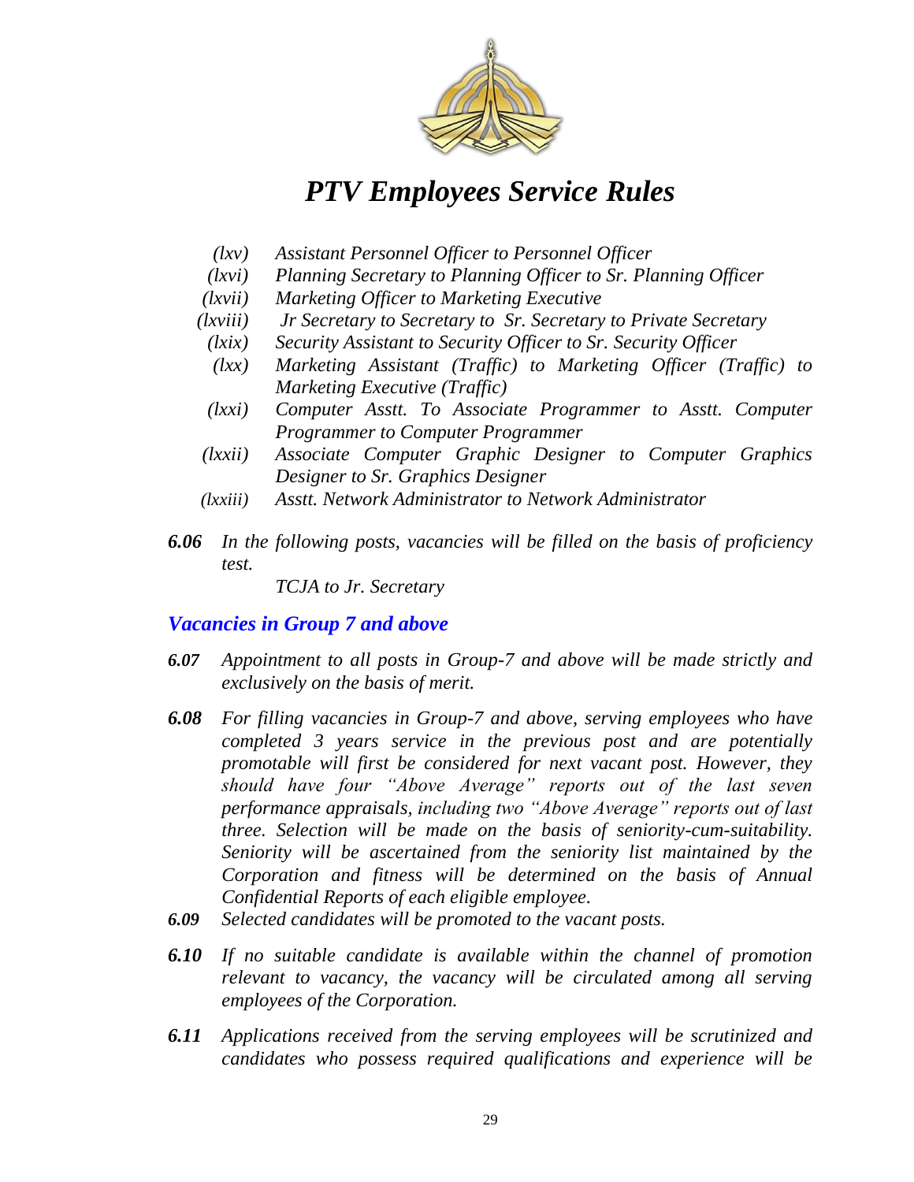*(lxv)* *Assistant Personnel Officer to Personnel Officer*

*(lxvi)* *Planning Secretary to Planning Officer to Sr. Planning Officer*

*(lxvii)* *Marketing Officer to Marketing Executive*

*(lxviii)* *Jr Secretary to Secretary to Sr. Secretary to Private Secretary*

*(lxix)* *Security Assistant to Security Officer to Sr. Security Officer*

*(lxx)* *Marketing Assistant (Traffic) to Marketing Officer (Traffic) to Marketing Executive (Traffic)*

*(lxxi)* *Computer Asstt. To Associate Programmer to Asstt. Computer Programmer to Computer Programmer*

*(lxxii)* *Associate Computer Graphic Designer to Computer Graphics Designer to Sr. Graphics Designer*

*(lxxiii)* *Asstt. Network Administrator to Network Administrator*

***6.06*** *In the following posts, vacancies will be filled on the basis of proficiency test.*

*TCJA to Jr. Secretary*

## *Vacancies in Group 7 and above*

***6.07*** *Appointment to all posts in Group-7 and above will be made strictly and exclusively on the basis of merit.*

***6.08*** *For filling vacancies in Group-7 and above, serving employees who have completed 3 years service in the previous post and are potentially promotable will first be considered for next vacant post. However, they should have four "Above Average" reports out of the last seven performance appraisals, including two "Above Average" reports out of last three. Selection will be made on the basis of seniority-cum-suitability. Seniority will be ascertained from the seniority list maintained by the Corporation and fitness will be determined on the basis of Annual Confidential Reports of each eligible employee.*

***6.09*** *Selected candidates will be promoted to the vacant posts.*

***6.10*** *If no suitable candidate is available within the channel of promotion relevant to vacancy, the vacancy will be circulated among all serving employees of the Corporation.*

***6.11*** *Applications received from the serving employees will be scrutinized and candidates who possess required qualifications and experience will be*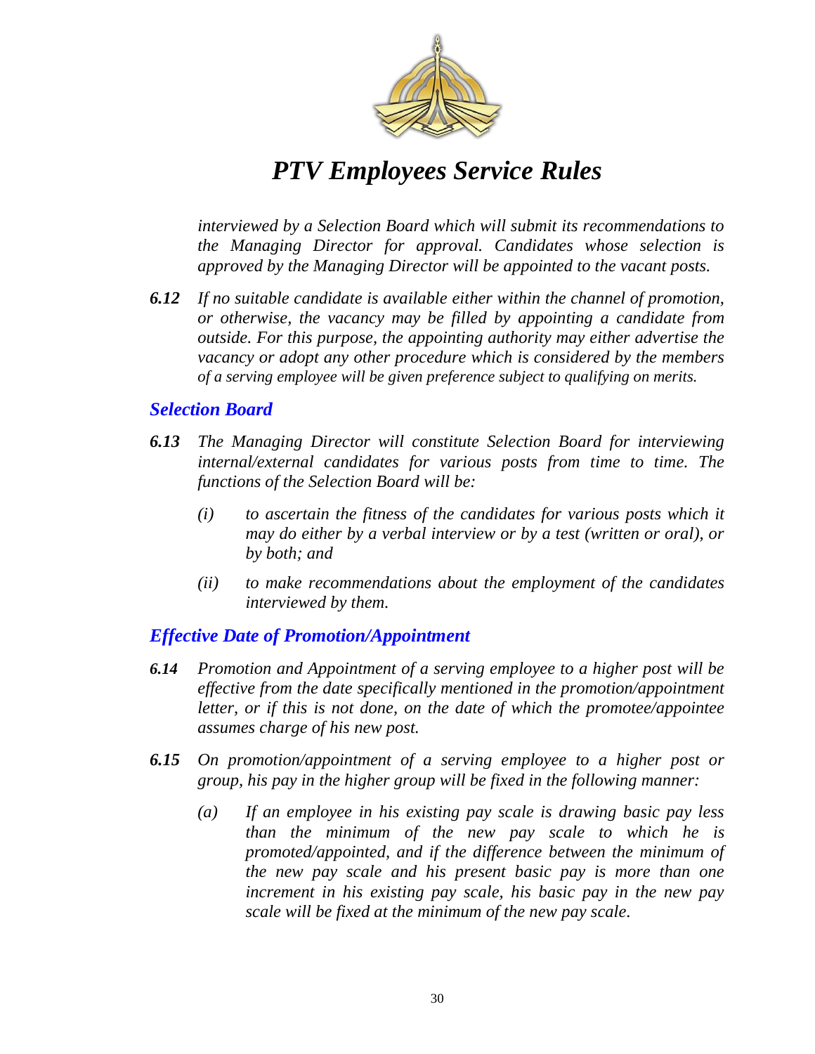*interviewed by a Selection Board which will submit its recommendations to the Managing Director for approval. Candidates whose selection is approved by the Managing Director will be appointed to the vacant posts.*

***6.12*** *If no suitable candidate is available either within the channel of promotion, or otherwise, the vacancy may be filled by appointing a candidate from outside. For this purpose, the appointing authority may either advertise the vacancy or adopt any other procedure which is considered by the members of a serving employee will be given preference subject to qualifying on merits.*

## *Selection Board*

***6.13*** *The Managing Director will constitute Selection Board for interviewing internal/external candidates for various posts from time to time. The functions of the Selection Board will be:*

- *(i)* *to ascertain the fitness of the candidates for various posts which it may do either by a verbal interview or by a test (written or oral), or by both; and*
- *(ii)* *to make recommendations about the employment of the candidates interviewed by them.*

## *Effective Date of Promotion/Appointment*

***6.14*** *Promotion and Appointment of a serving employee to a higher post will be effective from the date specifically mentioned in the promotion/appointment letter, or if this is not done, on the date of which the promotee/appointee assumes charge of his new post.*

***6.15*** *On promotion/appointment of a serving employee to a higher post or group, his pay in the higher group will be fixed in the following manner:*

- *(a)* *If an employee in his existing pay scale is drawing basic pay less than the minimum of the new pay scale to which he is promoted/appointed, and if the difference between the minimum of the new pay scale and his present basic pay is more than one increment in his existing pay scale, his basic pay in the new pay scale will be fixed at the minimum of the new pay scale.*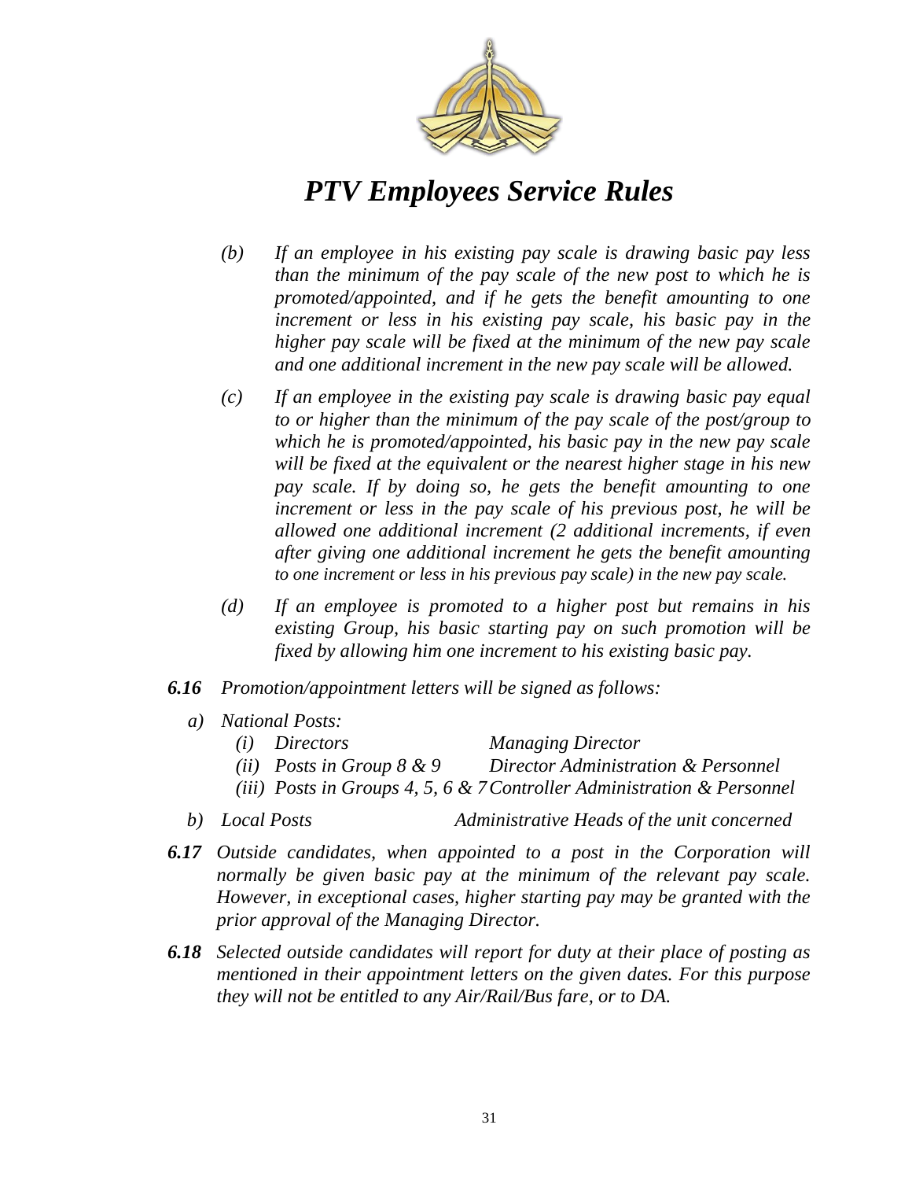*(b) If an employee in his existing pay scale is drawing basic pay less than the minimum of the pay scale of the new post to which he is promoted/appointed, and if he gets the benefit amounting to one increment or less in his existing pay scale, his basic pay in the higher pay scale will be fixed at the minimum of the new pay scale and one additional increment in the new pay scale will be allowed.*

*(c) If an employee in the existing pay scale is drawing basic pay equal to or higher than the minimum of the pay scale of the post/group to which he is promoted/appointed, his basic pay in the new pay scale will be fixed at the equivalent or the nearest higher stage in his new pay scale. If by doing so, he gets the benefit amounting to one increment or less in the pay scale of his previous post, he will be allowed one additional increment (2 additional increments, if even after giving one additional increment he gets the benefit amounting to one increment or less in his previous pay scale) in the new pay scale.*

*(d) If an employee is promoted to a higher post but remains in his existing Group, his basic starting pay on such promotion will be fixed by allowing him one increment to his existing basic pay.*

***6.16*** *Promotion/appointment letters will be signed as follows:*

*a) National Posts:*

- *(i) Directors — Managing Director*
- *(ii) Posts in Group 8 & 9 — Director Administration & Personnel*
- *(iii) Posts in Groups 4, 5, 6 & 7 — Controller Administration & Personnel*

*b) Local Posts — Administrative Heads of the unit concerned*

***6.17*** *Outside candidates, when appointed to a post in the Corporation will normally be given basic pay at the minimum of the relevant pay scale. However, in exceptional cases, higher starting pay may be granted with the prior approval of the Managing Director.*

***6.18*** *Selected outside candidates will report for duty at their place of posting as mentioned in their appointment letters on the given dates. For this purpose they will not be entitled to any Air/Rail/Bus fare, or to DA.*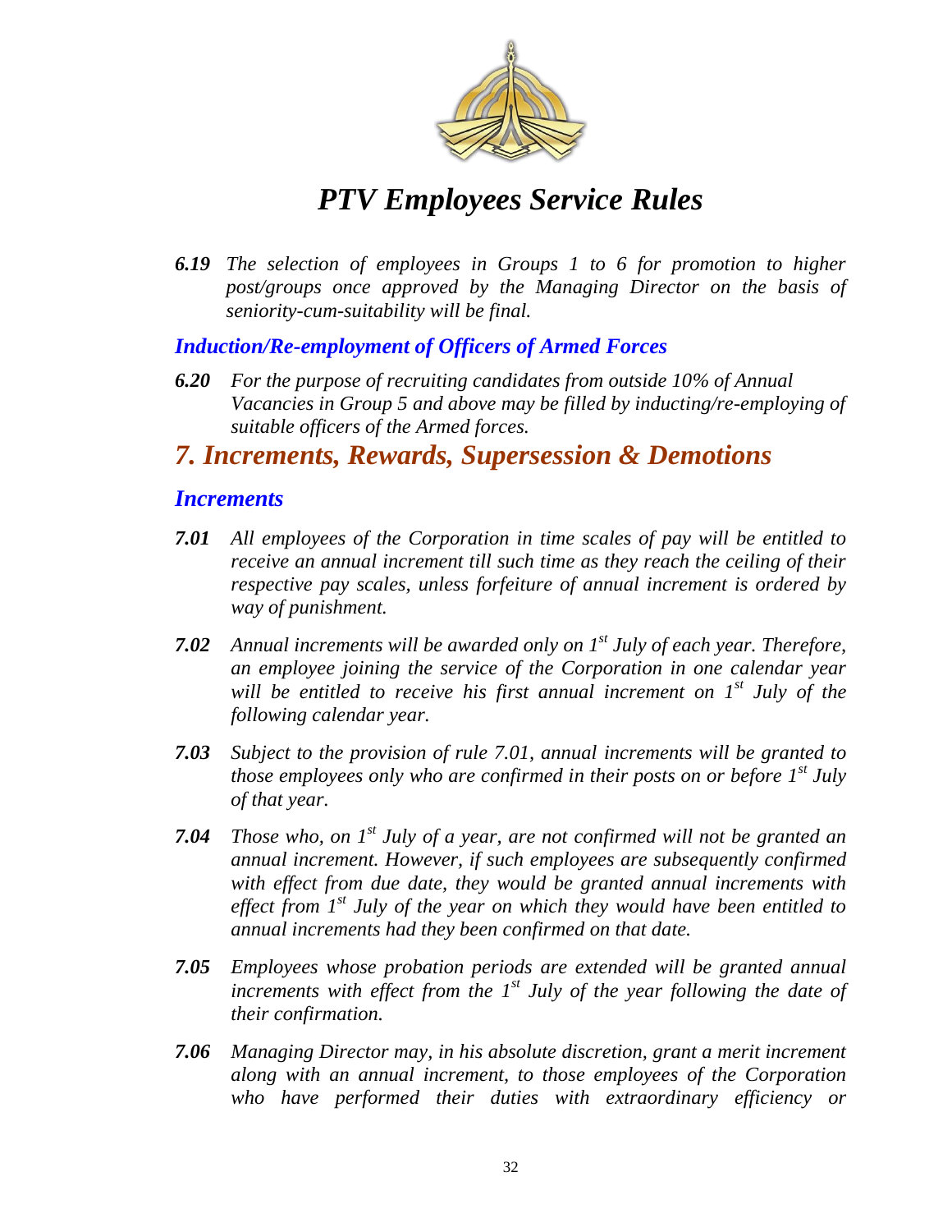***6.19*** *The selection of employees in Groups 1 to 6 for promotion to higher post/groups once approved by the Managing Director on the basis of seniority-cum-suitability will be final.*

### *Induction/Re-employment of Officers of Armed Forces*

***6.20*** *For the purpose of recruiting candidates from outside 10% of Annual Vacancies in Group 5 and above may be filled by inducting/re-employing of suitable officers of the Armed forces.*

## *7. Increments, Rewards, Supersession & Demotions*

### *Increments*

***7.01*** *All employees of the Corporation in time scales of pay will be entitled to receive an annual increment till such time as they reach the ceiling of their respective pay scales, unless forfeiture of annual increment is ordered by way of punishment.*

***7.02*** *Annual increments will be awarded only on 1st July of each year. Therefore, an employee joining the service of the Corporation in one calendar year will be entitled to receive his first annual increment on 1st July of the following calendar year.*

***7.03*** *Subject to the provision of rule 7.01, annual increments will be granted to those employees only who are confirmed in their posts on or before 1st July of that year.*

***7.04*** *Those who, on 1st July of a year, are not confirmed will not be granted an annual increment. However, if such employees are subsequently confirmed with effect from due date, they would be granted annual increments with effect from 1st July of the year on which they would have been entitled to annual increments had they been confirmed on that date.*

***7.05*** *Employees whose probation periods are extended will be granted annual increments with effect from the 1st July of the year following the date of their confirmation.*

***7.06*** *Managing Director may, in his absolute discretion, grant a merit increment along with an annual increment, to those employees of the Corporation who have performed their duties with extraordinary efficiency or*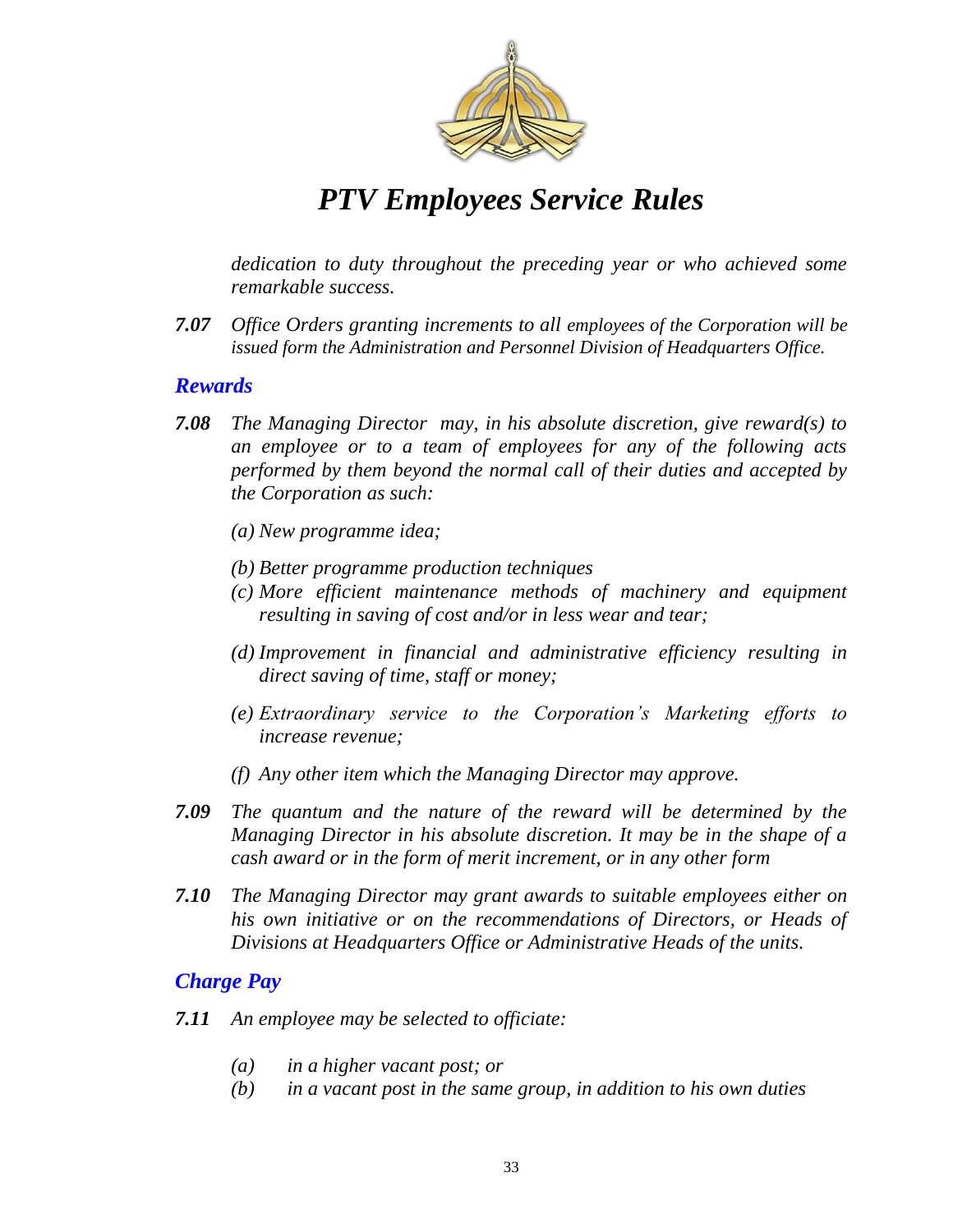*dedication to duty throughout the preceding year or who achieved some remarkable success.*

***7.07*** *Office Orders granting increments to all employees of the Corporation will be issued form the Administration and Personnel Division of Headquarters Office.*

## *Rewards*

***7.08*** *The Managing Director may, in his absolute discretion, give reward(s) to an employee or to a team of employees for any of the following acts performed by them beyond the normal call of their duties and accepted by the Corporation as such:*

*(a) New programme idea;*

*(b) Better programme production techniques*

*(c) More efficient maintenance methods of machinery and equipment resulting in saving of cost and/or in less wear and tear;*

*(d) Improvement in financial and administrative efficiency resulting in direct saving of time, staff or money;*

*(e) Extraordinary service to the Corporation's Marketing efforts to increase revenue;*

*(f) Any other item which the Managing Director may approve.*

***7.09*** *The quantum and the nature of the reward will be determined by the Managing Director in his absolute discretion. It may be in the shape of a cash award or in the form of merit increment, or in any other form*

***7.10*** *The Managing Director may grant awards to suitable employees either on his own initiative or on the recommendations of Directors, or Heads of Divisions at Headquarters Office or Administrative Heads of the units.*

## *Charge Pay*

***7.11*** *An employee may be selected to officiate:*

*(a) in a higher vacant post; or*

*(b) in a vacant post in the same group, in addition to his own duties*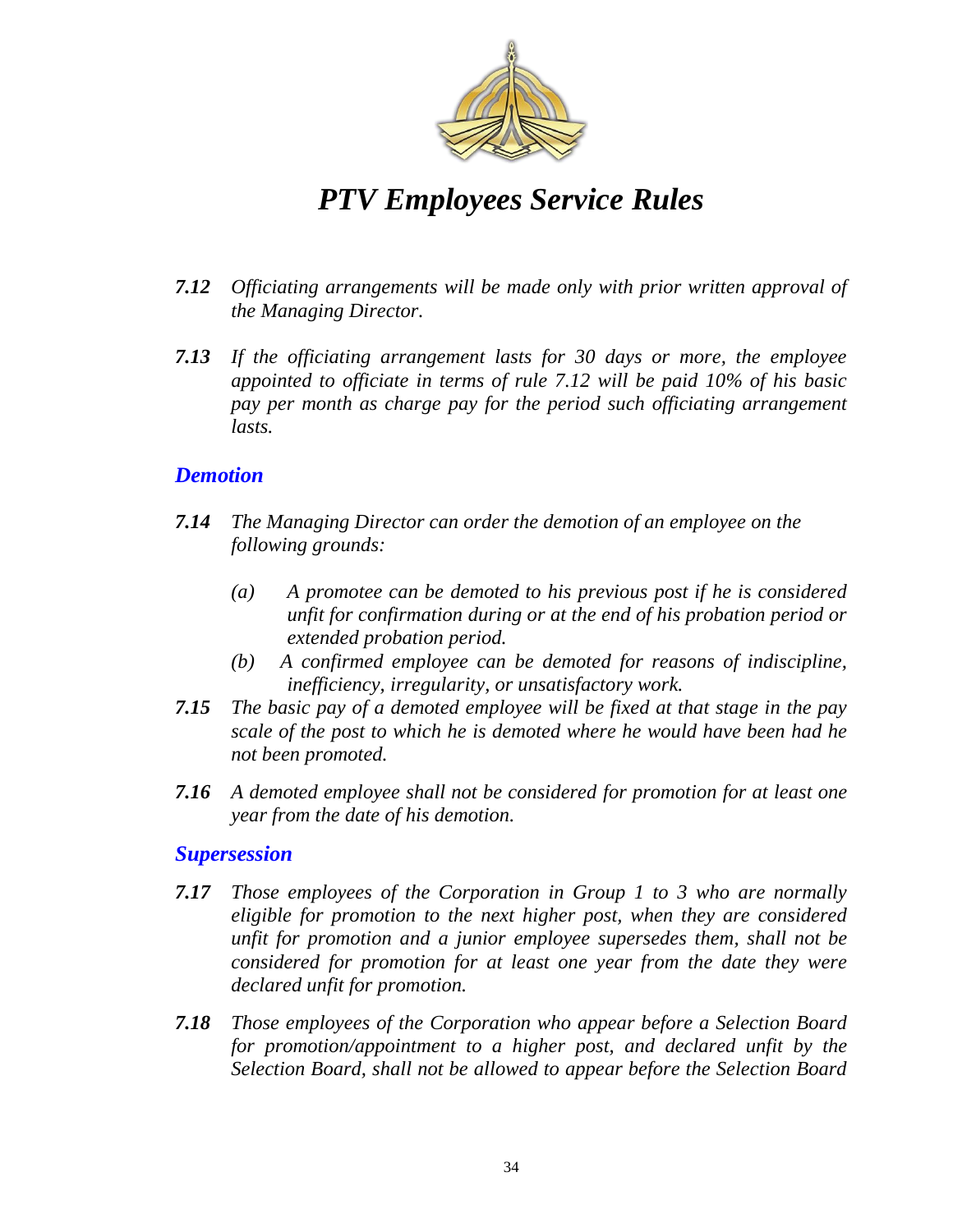*7.12 Officiating arrangements will be made only with prior written approval of the Managing Director.*

*7.13 If the officiating arrangement lasts for 30 days or more, the employee appointed to officiate in terms of rule 7.12 will be paid 10% of his basic pay per month as charge pay for the period such officiating arrangement lasts.*

## *Demotion*

*7.14 The Managing Director can order the demotion of an employee on the following grounds:*

*(a) A promotee can be demoted to his previous post if he is considered unfit for confirmation during or at the end of his probation period or extended probation period.*

*(b) A confirmed employee can be demoted for reasons of indiscipline, inefficiency, irregularity, or unsatisfactory work.*

*7.15 The basic pay of a demoted employee will be fixed at that stage in the pay scale of the post to which he is demoted where he would have been had he not been promoted.*

*7.16 A demoted employee shall not be considered for promotion for at least one year from the date of his demotion.*

## *Supersession*

*7.17 Those employees of the Corporation in Group 1 to 3 who are normally eligible for promotion to the next higher post, when they are considered unfit for promotion and a junior employee supersedes them, shall not be considered for promotion for at least one year from the date they were declared unfit for promotion.*

*7.18 Those employees of the Corporation who appear before a Selection Board for promotion/appointment to a higher post, and declared unfit by the Selection Board, shall not be allowed to appear before the Selection Board*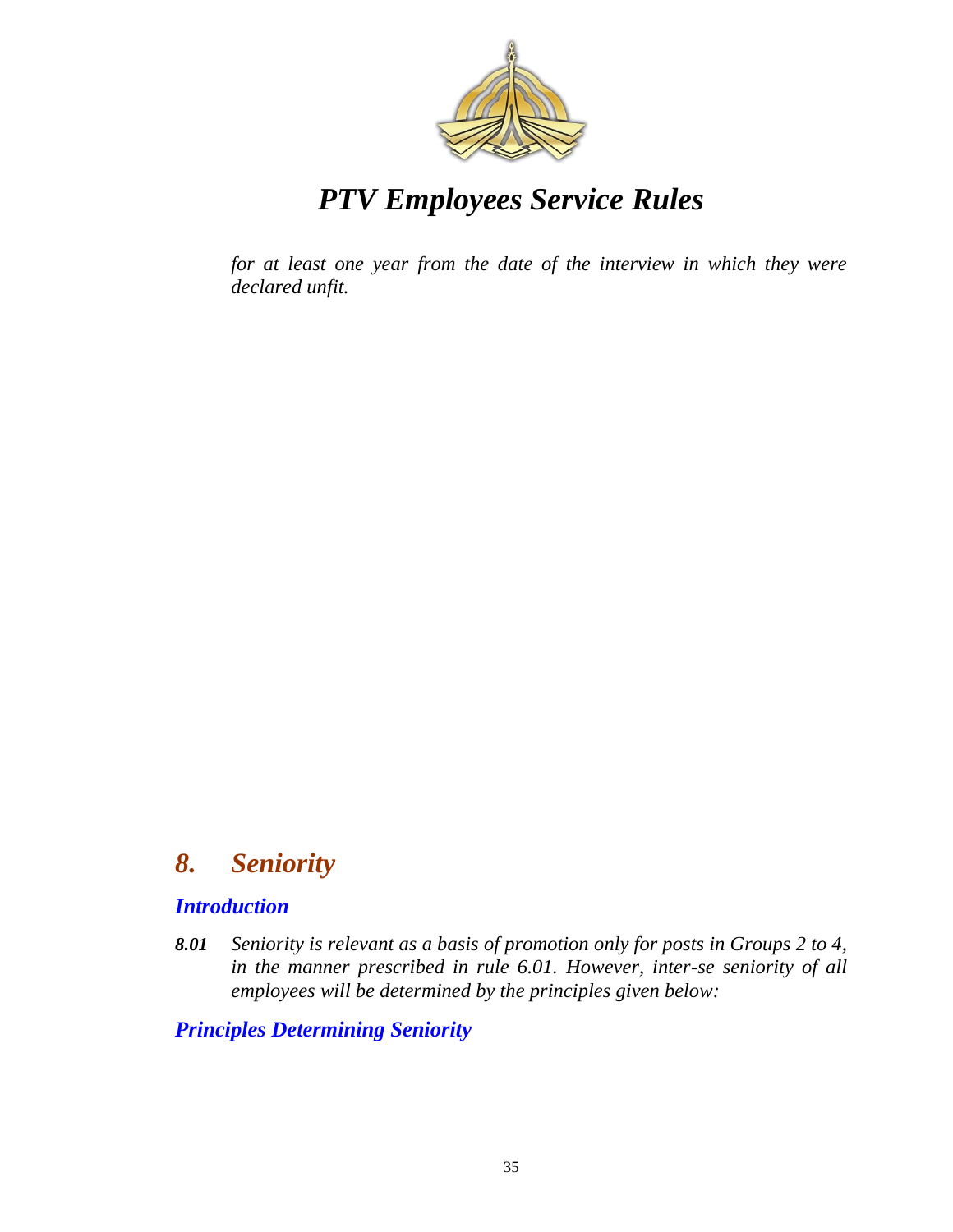*for at least one year from the date of the interview in which they were declared unfit.*

## *8. Seniority*

### *Introduction*

***8.01*** *Seniority is relevant as a basis of promotion only for posts in Groups 2 to 4, in the manner prescribed in rule 6.01. However, inter-se seniority of all employees will be determined by the principles given below:*

### *Principles Determining Seniority*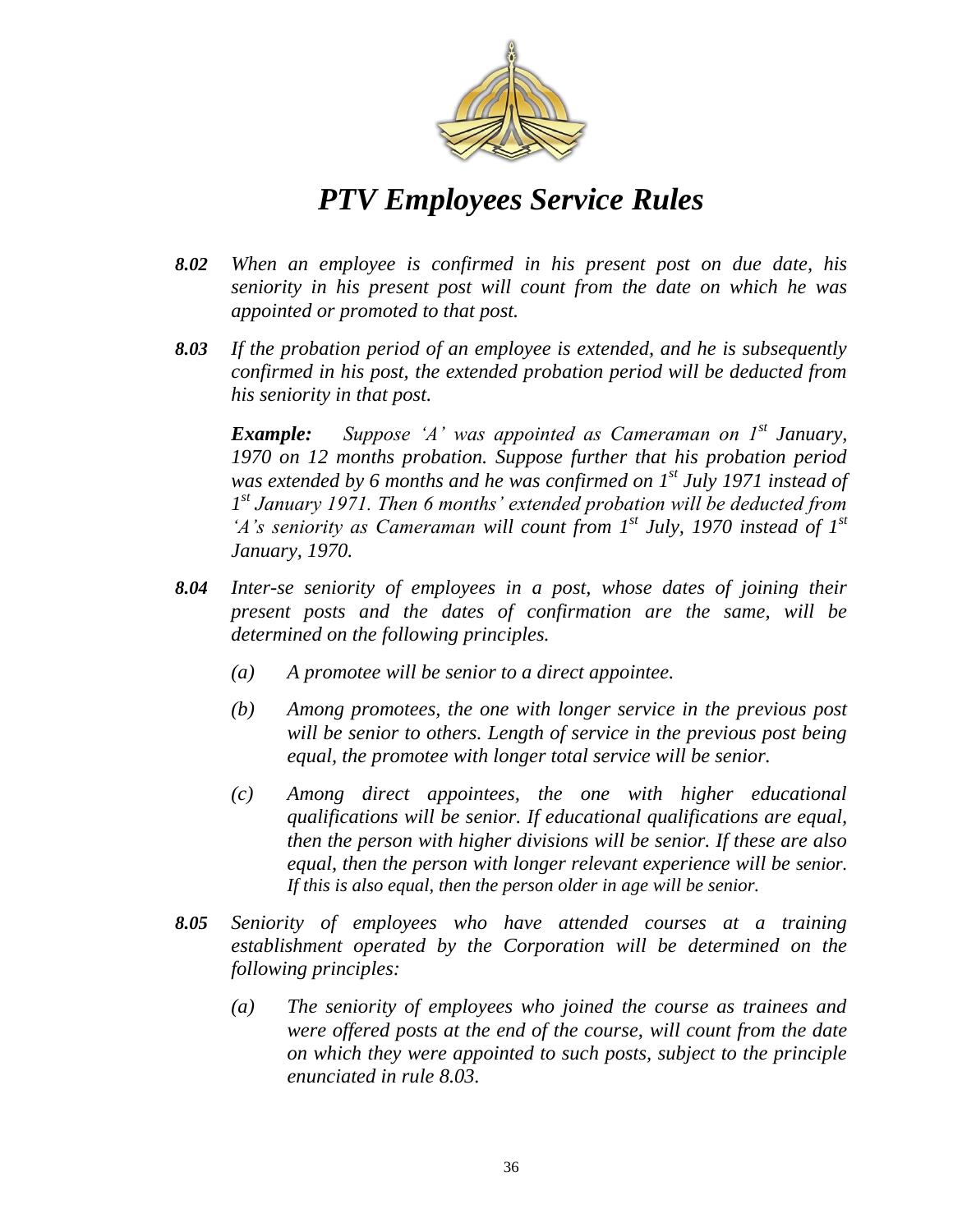*8.02 When an employee is confirmed in his present post on due date, his seniority in his present post will count from the date on which he was appointed or promoted to that post.*

*8.03 If the probation period of an employee is extended, and he is subsequently confirmed in his post, the extended probation period will be deducted from his seniority in that post.*

***Example:*** *Suppose 'A' was appointed as Cameraman on 1st January, 1970 on 12 months probation. Suppose further that his probation period was extended by 6 months and he was confirmed on 1st July 1971 instead of 1st January 1971. Then 6 months' extended probation will be deducted from 'A's seniority as Cameraman will count from 1st July, 1970 instead of 1st January, 1970.*

*8.04 Inter-se seniority of employees in a post, whose dates of joining their present posts and the dates of confirmation are the same, will be determined on the following principles.*

*(a) A promotee will be senior to a direct appointee.*

*(b) Among promotees, the one with longer service in the previous post will be senior to others. Length of service in the previous post being equal, the promotee with longer total service will be senior.*

*(c) Among direct appointees, the one with higher educational qualifications will be senior. If educational qualifications are equal, then the person with higher divisions will be senior. If these are also equal, then the person with longer relevant experience will be senior. If this is also equal, then the person older in age will be senior.*

*8.05 Seniority of employees who have attended courses at a training establishment operated by the Corporation will be determined on the following principles:*

*(a) The seniority of employees who joined the course as trainees and were offered posts at the end of the course, will count from the date on which they were appointed to such posts, subject to the principle enunciated in rule 8.03.*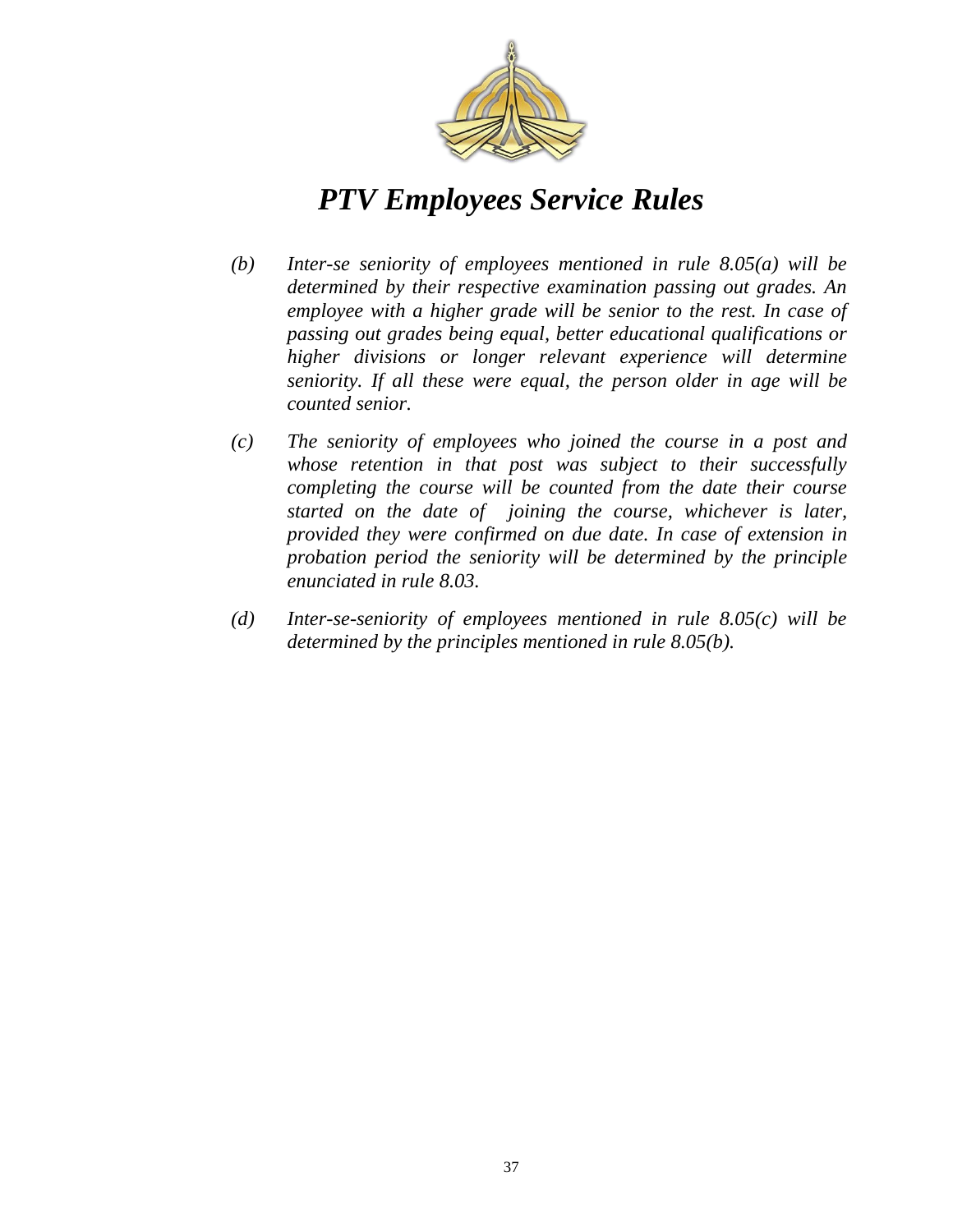*(b)* *Inter-se seniority of employees mentioned in rule 8.05(a) will be determined by their respective examination passing out grades. An employee with a higher grade will be senior to the rest. In case of passing out grades being equal, better educational qualifications or higher divisions or longer relevant experience will determine seniority. If all these were equal, the person older in age will be counted senior.*

*(c)* *The seniority of employees who joined the course in a post and whose retention in that post was subject to their successfully completing the course will be counted from the date their course started on the date of joining the course, whichever is later, provided they were confirmed on due date. In case of extension in probation period the seniority will be determined by the principle enunciated in rule 8.03.*

*(d)* *Inter-se-seniority of employees mentioned in rule 8.05(c) will be determined by the principles mentioned in rule 8.05(b).*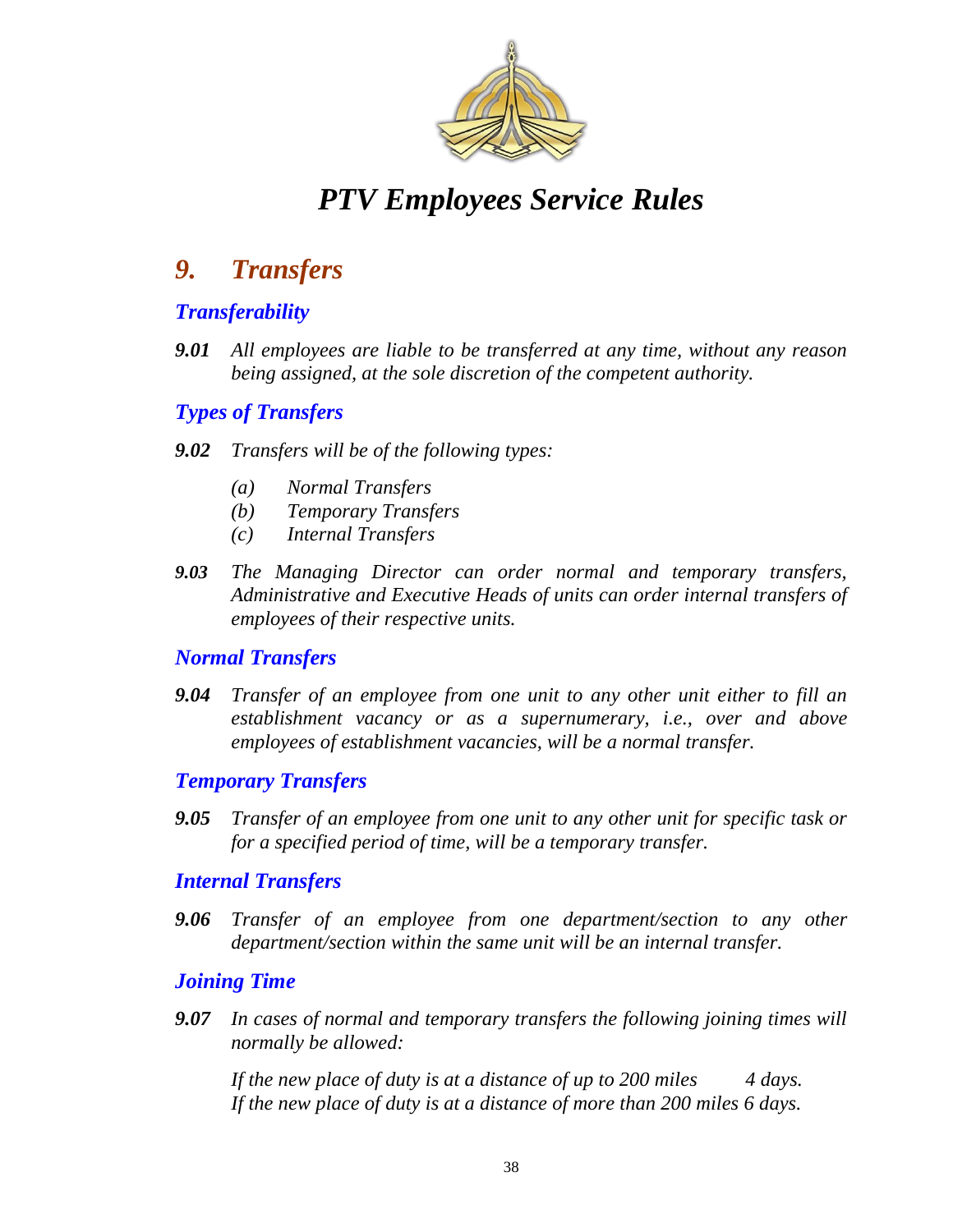# *PTV Employees Service Rules*

## *9. Transfers*

### *Transferability*

***9.01*** *All employees are liable to be transferred at any time, without any reason being assigned, at the sole discretion of the competent authority.*

### *Types of Transfers*

***9.02*** *Transfers will be of the following types:*

*(a) Normal Transfers*
*(b) Temporary Transfers*
*(c) Internal Transfers*

***9.03*** *The Managing Director can order normal and temporary transfers, Administrative and Executive Heads of units can order internal transfers of employees of their respective units.*

### *Normal Transfers*

***9.04*** *Transfer of an employee from one unit to any other unit either to fill an establishment vacancy or as a supernumerary, i.e., over and above employees of establishment vacancies, will be a normal transfer.*

### *Temporary Transfers*

***9.05*** *Transfer of an employee from one unit to any other unit for specific task or for a specified period of time, will be a temporary transfer.*

### *Internal Transfers*

***9.06*** *Transfer of an employee from one department/section to any other department/section within the same unit will be an internal transfer.*

### *Joining Time*

***9.07*** *In cases of normal and temporary transfers the following joining times will normally be allowed:*

*If the new place of duty is at a distance of up to 200 miles 4 days.*
*If the new place of duty is at a distance of more than 200 miles 6 days.*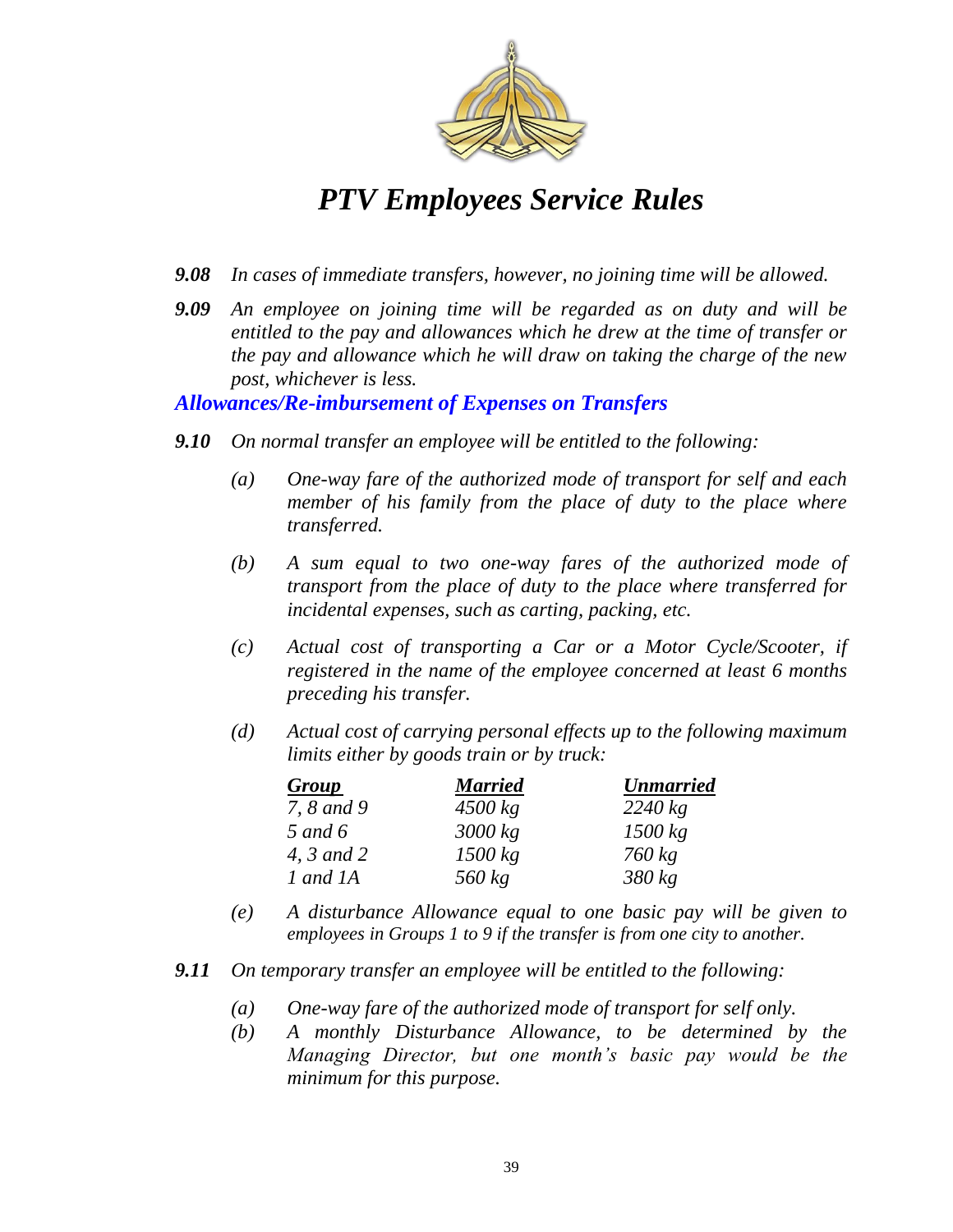***9.08*** *In cases of immediate transfers, however, no joining time will be allowed.*

***9.09*** *An employee on joining time will be regarded as on duty and will be entitled to the pay and allowances which he drew at the time of transfer or the pay and allowance which he will draw on taking the charge of the new post, whichever is less.*

## *Allowances/Re-imbursement of Expenses on Transfers*

***9.10*** *On normal transfer an employee will be entitled to the following:*

*(a)* *One-way fare of the authorized mode of transport for self and each member of his family from the place of duty to the place where transferred.*

*(b)* *A sum equal to two one-way fares of the authorized mode of transport from the place of duty to the place where transferred for incidental expenses, such as carting, packing, etc.*

*(c)* *Actual cost of transporting a Car or a Motor Cycle/Scooter, if registered in the name of the employee concerned at least 6 months preceding his transfer.*

*(d)* *Actual cost of carrying personal effects up to the following maximum limits either by goods train or by truck:*

| *Group* | *Married* | *Unmarried* |
|---|---|---|
| *7, 8 and 9* | *4500 kg* | *2240 kg* |
| *5 and 6* | *3000 kg* | *1500 kg* |
| *4, 3 and 2* | *1500 kg* | *760 kg* |
| *1 and 1A* | *560 kg* | *380 kg* |

*(e)* *A disturbance Allowance equal to one basic pay will be given to employees in Groups 1 to 9 if the transfer is from one city to another.*

***9.11*** *On temporary transfer an employee will be entitled to the following:*

*(a)* *One-way fare of the authorized mode of transport for self only.*

*(b)* *A monthly Disturbance Allowance, to be determined by the Managing Director, but one month's basic pay would be the minimum for this purpose.*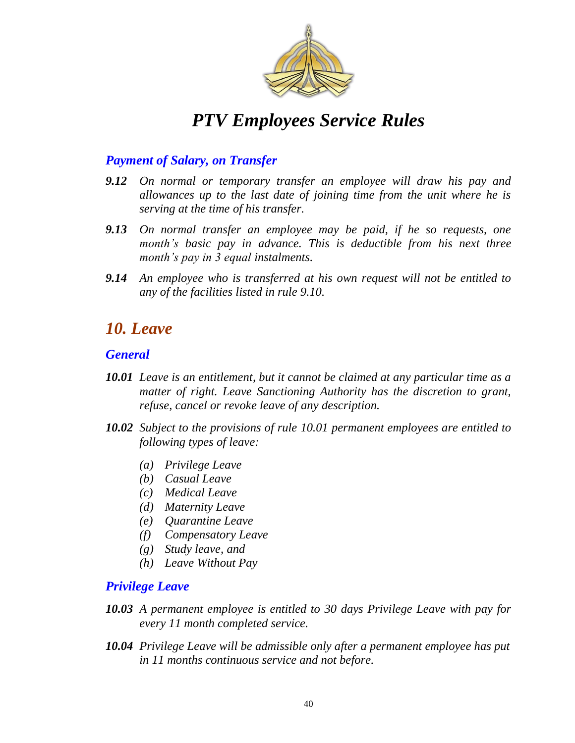## *Payment of Salary, on Transfer*

***9.12*** *On normal or temporary transfer an employee will draw his pay and allowances up to the last date of joining time from the unit where he is serving at the time of his transfer.*

***9.13*** *On normal transfer an employee may be paid, if he so requests, one month's basic pay in advance. This is deductible from his next three month's pay in 3 equal instalments.*

***9.14*** *An employee who is transferred at his own request will not be entitled to any of the facilities listed in rule 9.10.*

# *10. Leave*

## *General*

***10.01*** *Leave is an entitlement, but it cannot be claimed at any particular time as a matter of right. Leave Sanctioning Authority has the discretion to grant, refuse, cancel or revoke leave of any description.*

***10.02*** *Subject to the provisions of rule 10.01 permanent employees are entitled to following types of leave:*

- *(a) Privilege Leave*
- *(b) Casual Leave*
- *(c) Medical Leave*
- *(d) Maternity Leave*
- *(e) Quarantine Leave*
- *(f) Compensatory Leave*
- *(g) Study leave, and*
- *(h) Leave Without Pay*

## *Privilege Leave*

***10.03*** *A permanent employee is entitled to 30 days Privilege Leave with pay for every 11 month completed service.*

***10.04*** *Privilege Leave will be admissible only after a permanent employee has put in 11 months continuous service and not before.*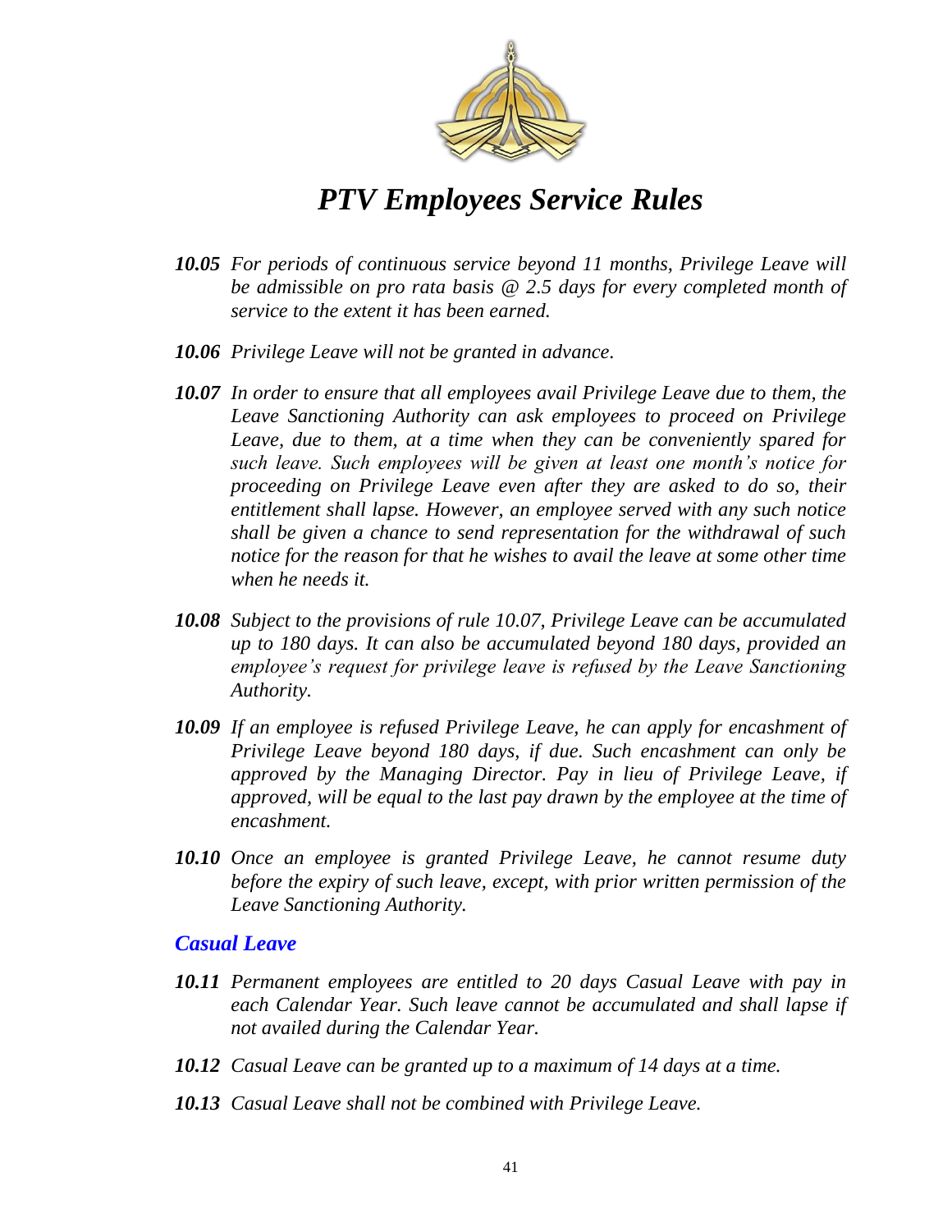*PTV Employees Service Rules*

***10.05*** *For periods of continuous service beyond 11 months, Privilege Leave will be admissible on pro rata basis @ 2.5 days for every completed month of service to the extent it has been earned.*

***10.06*** *Privilege Leave will not be granted in advance.*

***10.07*** *In order to ensure that all employees avail Privilege Leave due to them, the Leave Sanctioning Authority can ask employees to proceed on Privilege Leave, due to them, at a time when they can be conveniently spared for such leave. Such employees will be given at least one month's notice for proceeding on Privilege Leave even after they are asked to do so, their entitlement shall lapse. However, an employee served with any such notice shall be given a chance to send representation for the withdrawal of such notice for the reason for that he wishes to avail the leave at some other time when he needs it.*

***10.08*** *Subject to the provisions of rule 10.07, Privilege Leave can be accumulated up to 180 days. It can also be accumulated beyond 180 days, provided an employee's request for privilege leave is refused by the Leave Sanctioning Authority.*

***10.09*** *If an employee is refused Privilege Leave, he can apply for encashment of Privilege Leave beyond 180 days, if due. Such encashment can only be approved by the Managing Director. Pay in lieu of Privilege Leave, if approved, will be equal to the last pay drawn by the employee at the time of encashment.*

***10.10*** *Once an employee is granted Privilege Leave, he cannot resume duty before the expiry of such leave, except, with prior written permission of the Leave Sanctioning Authority.*

## *Casual Leave*

***10.11*** *Permanent employees are entitled to 20 days Casual Leave with pay in each Calendar Year. Such leave cannot be accumulated and shall lapse if not availed during the Calendar Year.*

***10.12*** *Casual Leave can be granted up to a maximum of 14 days at a time.*

***10.13*** *Casual Leave shall not be combined with Privilege Leave.*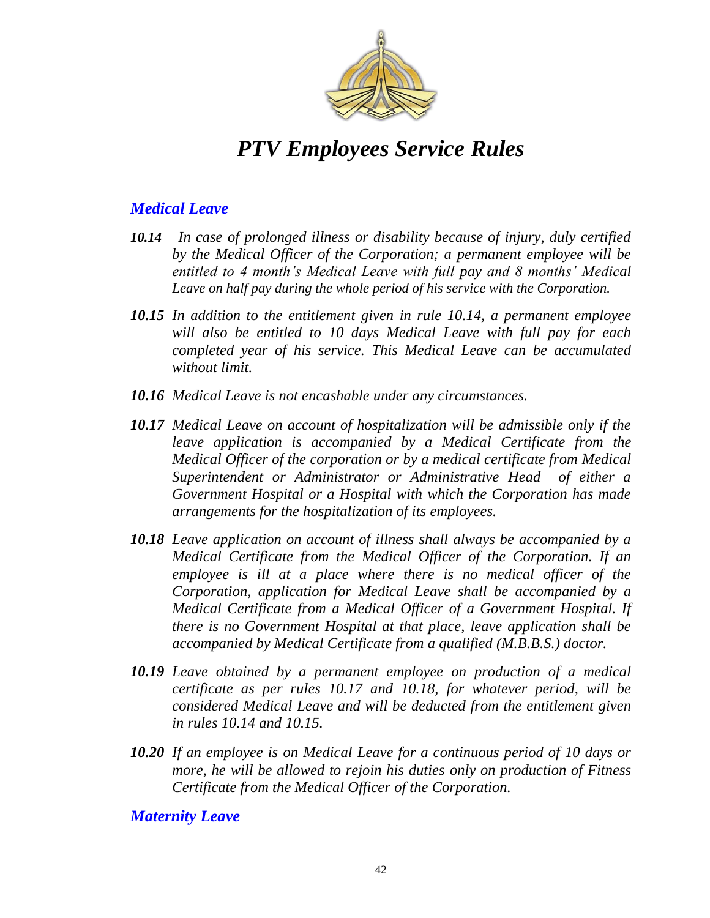# *PTV Employees Service Rules*

## *Medical Leave*

***10.14*** *In case of prolonged illness or disability because of injury, duly certified by the Medical Officer of the Corporation; a permanent employee will be entitled to 4 month's Medical Leave with full pay and 8 months' Medical Leave on half pay during the whole period of his service with the Corporation.*

***10.15*** *In addition to the entitlement given in rule 10.14, a permanent employee will also be entitled to 10 days Medical Leave with full pay for each completed year of his service. This Medical Leave can be accumulated without limit.*

***10.16*** *Medical Leave is not encashable under any circumstances.*

***10.17*** *Medical Leave on account of hospitalization will be admissible only if the leave application is accompanied by a Medical Certificate from the Medical Officer of the corporation or by a medical certificate from Medical Superintendent or Administrator or Administrative Head of either a Government Hospital or a Hospital with which the Corporation has made arrangements for the hospitalization of its employees.*

***10.18*** *Leave application on account of illness shall always be accompanied by a Medical Certificate from the Medical Officer of the Corporation. If an employee is ill at a place where there is no medical officer of the Corporation, application for Medical Leave shall be accompanied by a Medical Certificate from a Medical Officer of a Government Hospital. If there is no Government Hospital at that place, leave application shall be accompanied by Medical Certificate from a qualified (M.B.B.S.) doctor.*

***10.19*** *Leave obtained by a permanent employee on production of a medical certificate as per rules 10.17 and 10.18, for whatever period, will be considered Medical Leave and will be deducted from the entitlement given in rules 10.14 and 10.15.*

***10.20*** *If an employee is on Medical Leave for a continuous period of 10 days or more, he will be allowed to rejoin his duties only on production of Fitness Certificate from the Medical Officer of the Corporation.*

## *Maternity Leave*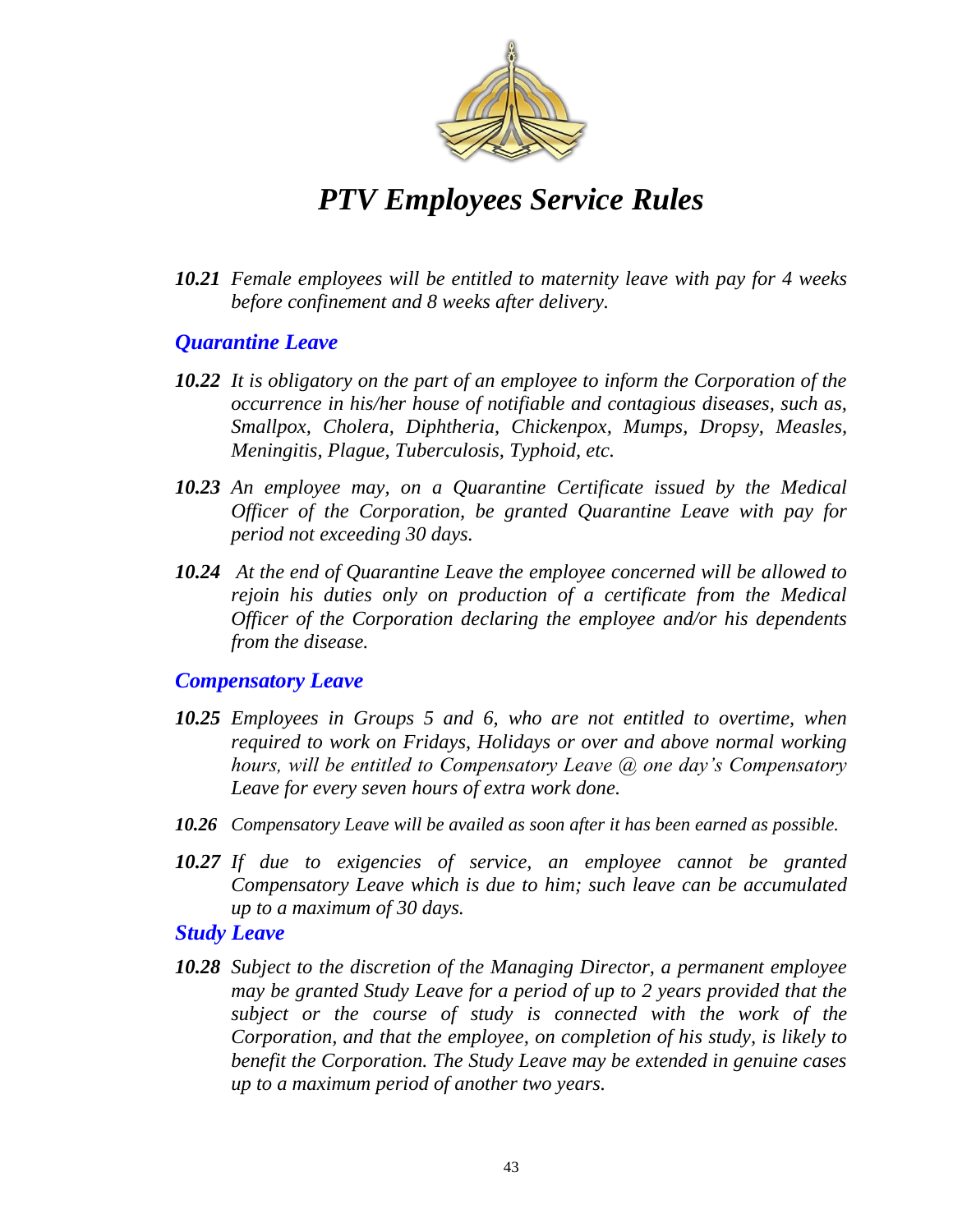*PTV Employees Service Rules*

***10.21*** *Female employees will be entitled to maternity leave with pay for 4 weeks before confinement and 8 weeks after delivery.*

## *Quarantine Leave*

***10.22*** *It is obligatory on the part of an employee to inform the Corporation of the occurrence in his/her house of notifiable and contagious diseases, such as, Smallpox, Cholera, Diphtheria, Chickenpox, Mumps, Dropsy, Measles, Meningitis, Plague, Tuberculosis, Typhoid, etc.*

***10.23*** *An employee may, on a Quarantine Certificate issued by the Medical Officer of the Corporation, be granted Quarantine Leave with pay for period not exceeding 30 days.*

***10.24*** *At the end of Quarantine Leave the employee concerned will be allowed to rejoin his duties only on production of a certificate from the Medical Officer of the Corporation declaring the employee and/or his dependents from the disease.*

## *Compensatory Leave*

***10.25*** *Employees in Groups 5 and 6, who are not entitled to overtime, when required to work on Fridays, Holidays or over and above normal working hours, will be entitled to Compensatory Leave @ one day's Compensatory Leave for every seven hours of extra work done.*

***10.26*** *Compensatory Leave will be availed as soon after it has been earned as possible.*

***10.27*** *If due to exigencies of service, an employee cannot be granted Compensatory Leave which is due to him; such leave can be accumulated up to a maximum of 30 days.*

## *Study Leave*

***10.28*** *Subject to the discretion of the Managing Director, a permanent employee may be granted Study Leave for a period of up to 2 years provided that the subject or the course of study is connected with the work of the Corporation, and that the employee, on completion of his study, is likely to benefit the Corporation. The Study Leave may be extended in genuine cases up to a maximum period of another two years.*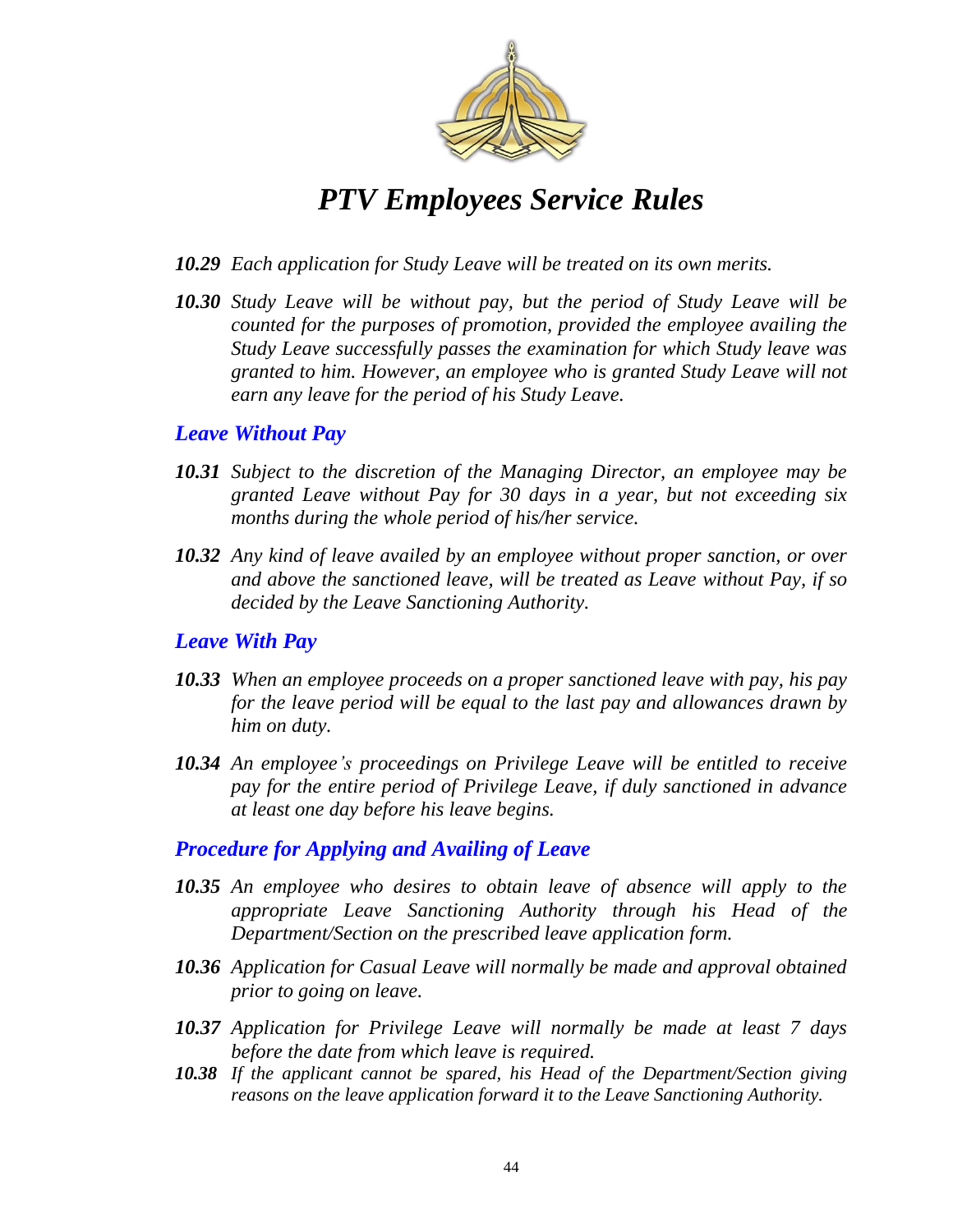***10.29*** *Each application for Study Leave will be treated on its own merits.*

***10.30*** *Study Leave will be without pay, but the period of Study Leave will be counted for the purposes of promotion, provided the employee availing the Study Leave successfully passes the examination for which Study leave was granted to him. However, an employee who is granted Study Leave will not earn any leave for the period of his Study Leave.*

### *Leave Without Pay*

***10.31*** *Subject to the discretion of the Managing Director, an employee may be granted Leave without Pay for 30 days in a year, but not exceeding six months during the whole period of his/her service.*

***10.32*** *Any kind of leave availed by an employee without proper sanction, or over and above the sanctioned leave, will be treated as Leave without Pay, if so decided by the Leave Sanctioning Authority.*

### *Leave With Pay*

***10.33*** *When an employee proceeds on a proper sanctioned leave with pay, his pay for the leave period will be equal to the last pay and allowances drawn by him on duty.*

***10.34*** *An employee's proceedings on Privilege Leave will be entitled to receive pay for the entire period of Privilege Leave, if duly sanctioned in advance at least one day before his leave begins.*

### *Procedure for Applying and Availing of Leave*

***10.35*** *An employee who desires to obtain leave of absence will apply to the appropriate Leave Sanctioning Authority through his Head of the Department/Section on the prescribed leave application form.*

***10.36*** *Application for Casual Leave will normally be made and approval obtained prior to going on leave.*

***10.37*** *Application for Privilege Leave will normally be made at least 7 days before the date from which leave is required.*

***10.38*** *If the applicant cannot be spared, his Head of the Department/Section giving reasons on the leave application forward it to the Leave Sanctioning Authority.*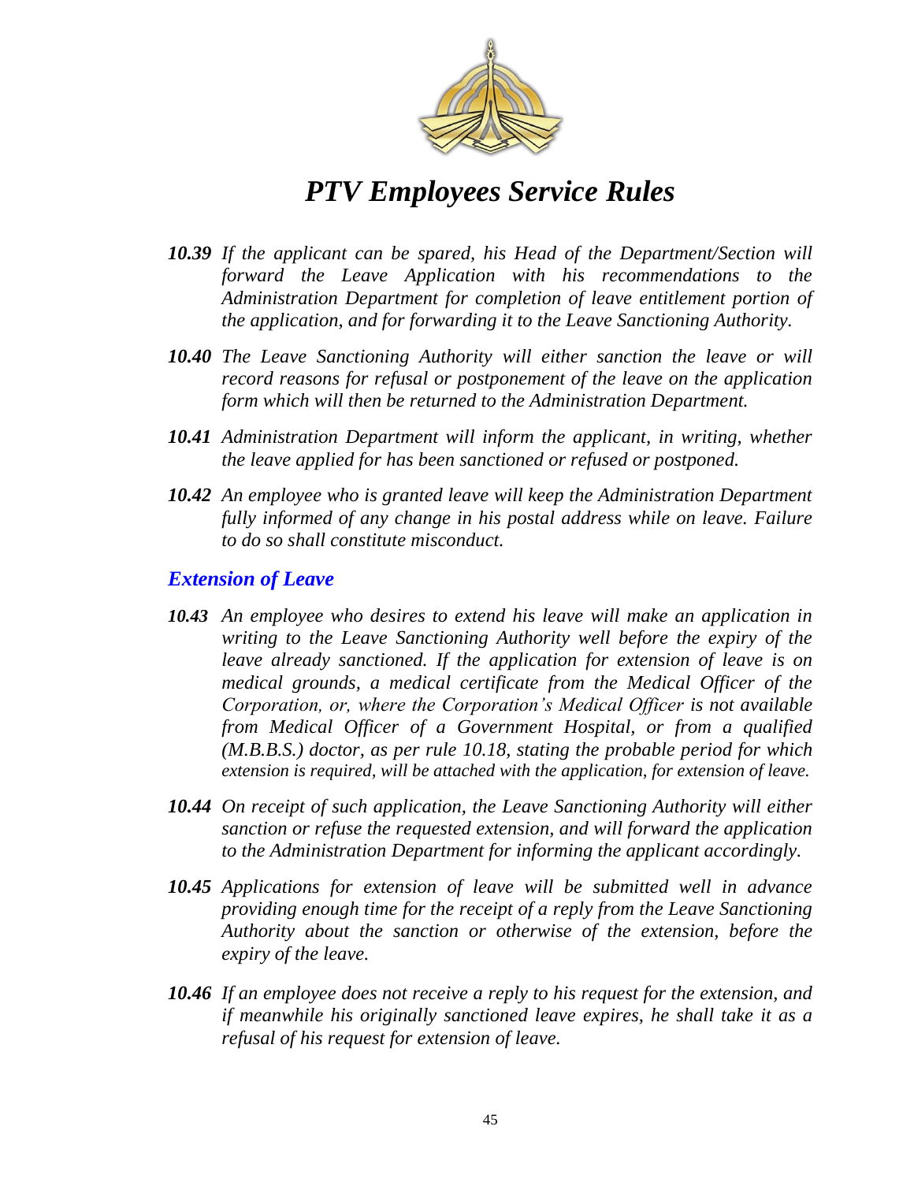*10.39 If the applicant can be spared, his Head of the Department/Section will forward the Leave Application with his recommendations to the Administration Department for completion of leave entitlement portion of the application, and for forwarding it to the Leave Sanctioning Authority.*

*10.40 The Leave Sanctioning Authority will either sanction the leave or will record reasons for refusal or postponement of the leave on the application form which will then be returned to the Administration Department.*

*10.41 Administration Department will inform the applicant, in writing, whether the leave applied for has been sanctioned or refused or postponed.*

*10.42 An employee who is granted leave will keep the Administration Department fully informed of any change in his postal address while on leave. Failure to do so shall constitute misconduct.*

## *Extension of Leave*

*10.43 An employee who desires to extend his leave will make an application in writing to the Leave Sanctioning Authority well before the expiry of the leave already sanctioned. If the application for extension of leave is on medical grounds, a medical certificate from the Medical Officer of the Corporation, or, where the Corporation's Medical Officer is not available from Medical Officer of a Government Hospital, or from a qualified (M.B.B.S.) doctor, as per rule 10.18, stating the probable period for which extension is required, will be attached with the application, for extension of leave.*

*10.44 On receipt of such application, the Leave Sanctioning Authority will either sanction or refuse the requested extension, and will forward the application to the Administration Department for informing the applicant accordingly.*

*10.45 Applications for extension of leave will be submitted well in advance providing enough time for the receipt of a reply from the Leave Sanctioning Authority about the sanction or otherwise of the extension, before the expiry of the leave.*

*10.46 If an employee does not receive a reply to his request for the extension, and if meanwhile his originally sanctioned leave expires, he shall take it as a refusal of his request for extension of leave.*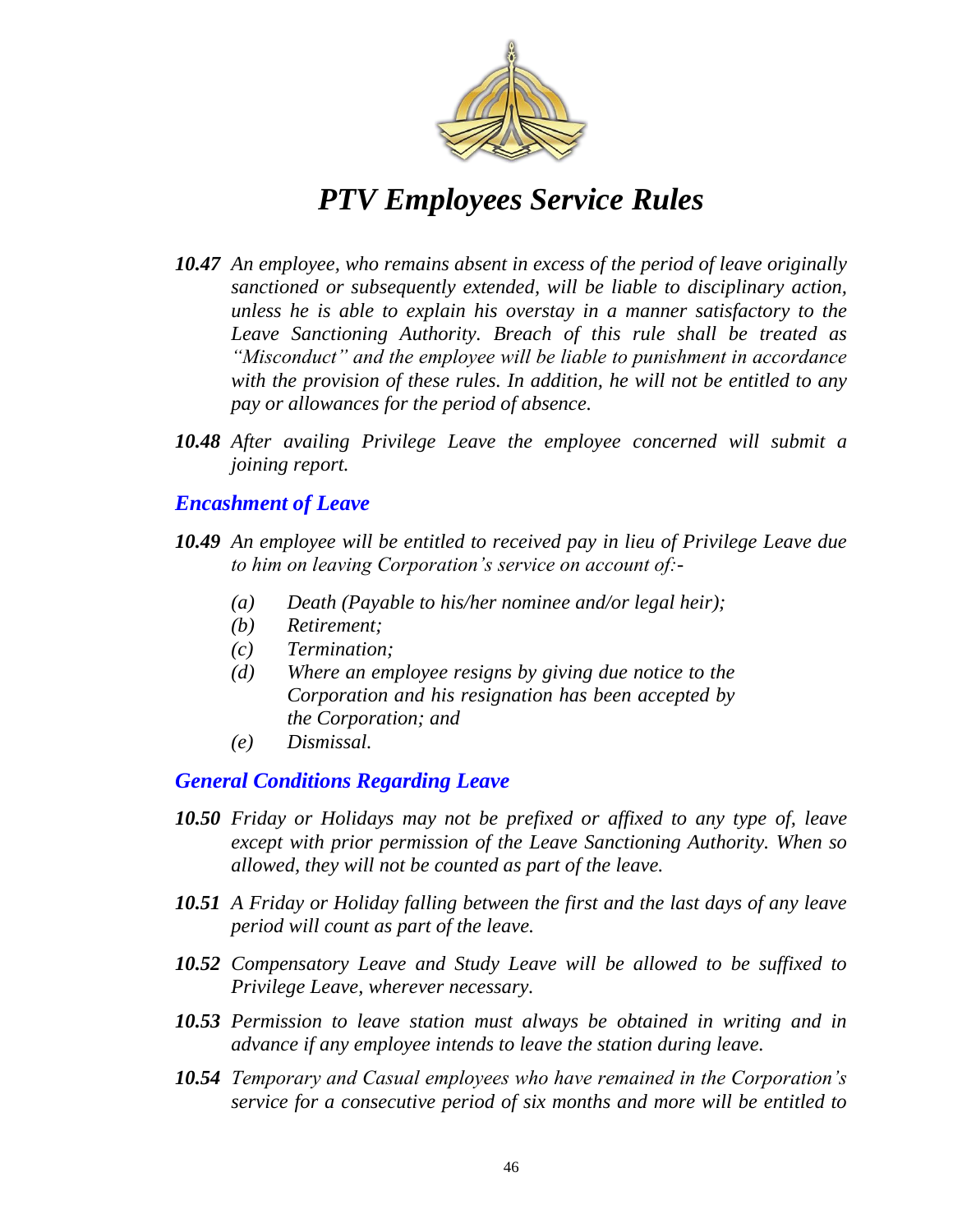***10.47*** *An employee, who remains absent in excess of the period of leave originally sanctioned or subsequently extended, will be liable to disciplinary action, unless he is able to explain his overstay in a manner satisfactory to the Leave Sanctioning Authority. Breach of this rule shall be treated as "Misconduct" and the employee will be liable to punishment in accordance with the provision of these rules. In addition, he will not be entitled to any pay or allowances for the period of absence.*

***10.48*** *After availing Privilege Leave the employee concerned will submit a joining report.*

## *Encashment of Leave*

***10.49*** *An employee will be entitled to received pay in lieu of Privilege Leave due to him on leaving Corporation's service on account of:-*

- *(a)* *Death (Payable to his/her nominee and/or legal heir);*
- *(b)* *Retirement;*
- *(c)* *Termination;*
- *(d)* *Where an employee resigns by giving due notice to the Corporation and his resignation has been accepted by the Corporation; and*
- *(e)* *Dismissal.*

## *General Conditions Regarding Leave*

***10.50*** *Friday or Holidays may not be prefixed or affixed to any type of, leave except with prior permission of the Leave Sanctioning Authority. When so allowed, they will not be counted as part of the leave.*

***10.51*** *A Friday or Holiday falling between the first and the last days of any leave period will count as part of the leave.*

***10.52*** *Compensatory Leave and Study Leave will be allowed to be suffixed to Privilege Leave, wherever necessary.*

***10.53*** *Permission to leave station must always be obtained in writing and in advance if any employee intends to leave the station during leave.*

***10.54*** *Temporary and Casual employees who have remained in the Corporation's service for a consecutive period of six months and more will be entitled to*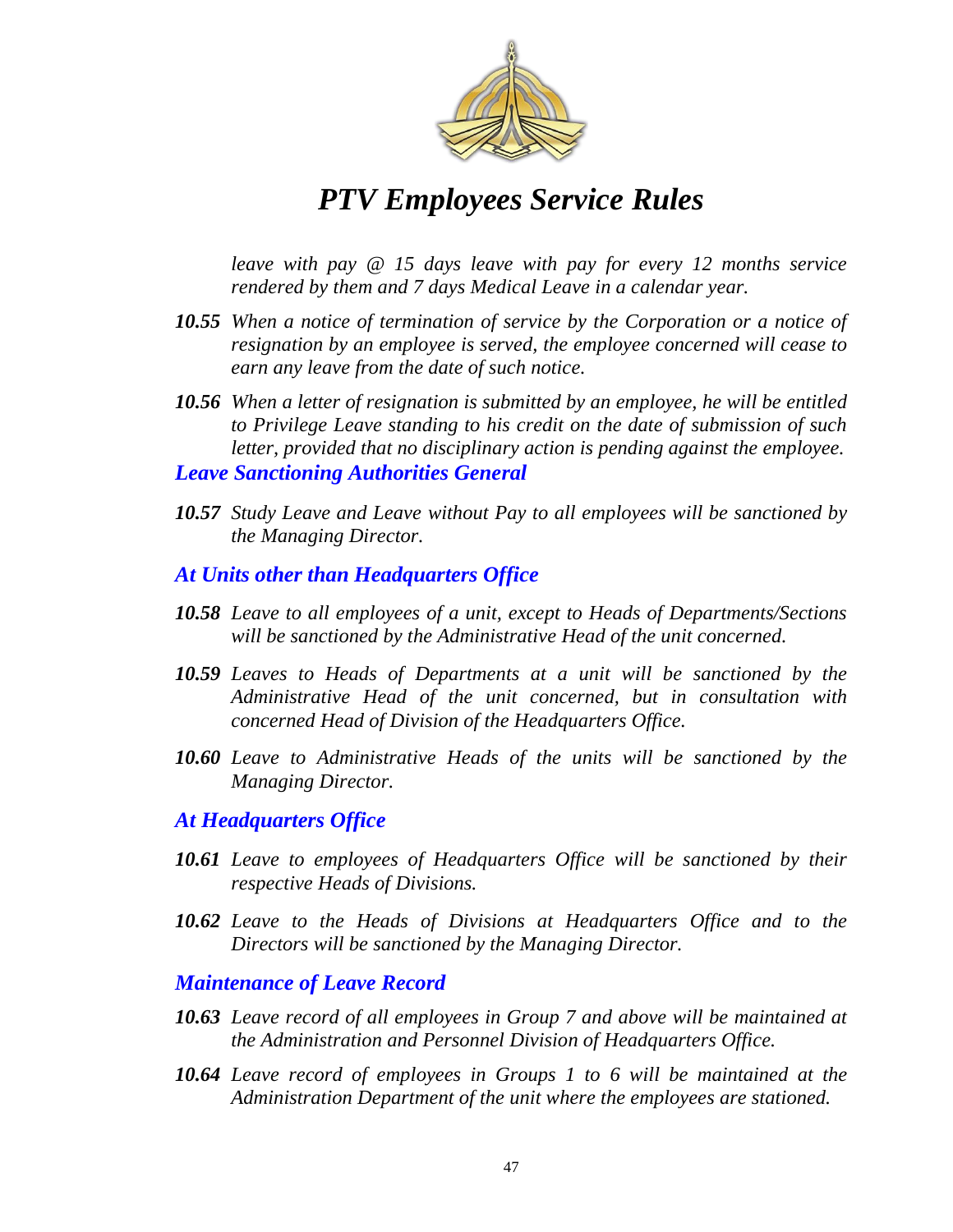*leave with pay @ 15 days leave with pay for every 12 months service rendered by them and 7 days Medical Leave in a calendar year.*

***10.55*** *When a notice of termination of service by the Corporation or a notice of resignation by an employee is served, the employee concerned will cease to earn any leave from the date of such notice.*

***10.56*** *When a letter of resignation is submitted by an employee, he will be entitled to Privilege Leave standing to his credit on the date of submission of such letter, provided that no disciplinary action is pending against the employee.*

### *Leave Sanctioning Authorities General*

***10.57*** *Study Leave and Leave without Pay to all employees will be sanctioned by the Managing Director.*

### *At Units other than Headquarters Office*

***10.58*** *Leave to all employees of a unit, except to Heads of Departments/Sections will be sanctioned by the Administrative Head of the unit concerned.*

***10.59*** *Leaves to Heads of Departments at a unit will be sanctioned by the Administrative Head of the unit concerned, but in consultation with concerned Head of Division of the Headquarters Office.*

***10.60*** *Leave to Administrative Heads of the units will be sanctioned by the Managing Director.*

### *At Headquarters Office*

***10.61*** *Leave to employees of Headquarters Office will be sanctioned by their respective Heads of Divisions.*

***10.62*** *Leave to the Heads of Divisions at Headquarters Office and to the Directors will be sanctioned by the Managing Director.*

### *Maintenance of Leave Record*

***10.63*** *Leave record of all employees in Group 7 and above will be maintained at the Administration and Personnel Division of Headquarters Office.*

***10.64*** *Leave record of employees in Groups 1 to 6 will be maintained at the Administration Department of the unit where the employees are stationed.*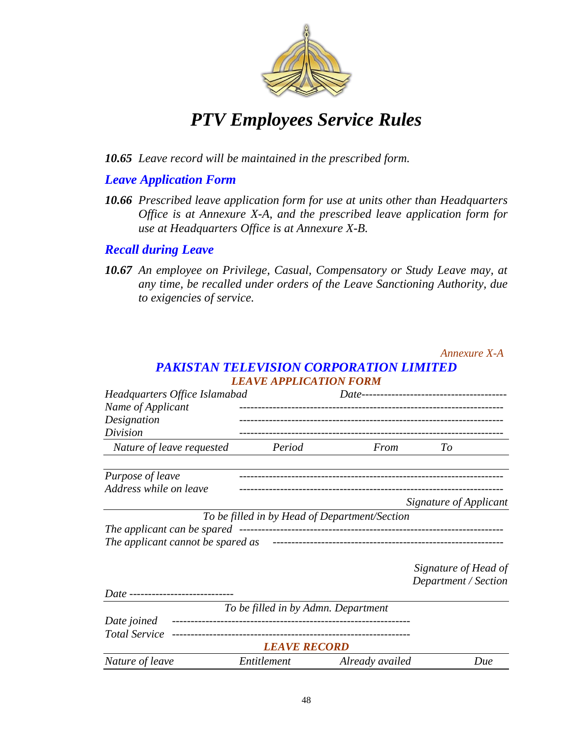*PTV Employees Service Rules*

***10.65*** *Leave record will be maintained in the prescribed form.*

### *Leave Application Form*

***10.66*** *Prescribed leave application form for use at units other than Headquarters Office is at Annexure X-A, and the prescribed leave application form for use at Headquarters Office is at Annexure X-B.*

### *Recall during Leave*

***10.67*** *An employee on Privilege, Casual, Compensatory or Study Leave may, at any time, be recalled under orders of the Leave Sanctioning Authority, due to exigencies of service.*

*Annexure X-A*

## *PAKISTAN TELEVISION CORPORATION LIMITED*

### *LEAVE APPLICATION FORM*

*Headquarters Office Islamabad* *Date--------------------------------------*

*Name of Applicant* ----------------------------------------------------------------------

*Designation* ----------------------------------------------------------------------

*Division* ----------------------------------------------------------------------

| *Nature of leave requested* | *Period* | *From* | *To* |
|---|---|---|---|
| | | | |

*Purpose of leave* ----------------------------------------------------------------------

*Address while on leave* ----------------------------------------------------------------------

*Signature of Applicant*

*To be filled in by Head of Department/Section*

*The applicant can be spared* ----------------------------------------------------------------------

*The applicant cannot be spared as* -------------------------------------------------------------

*Signature of Head of Department / Section*

*Date ----------------------------*

*To be filled in by Admn. Department*

*Date joined* ----------------------------------------------------------------

*Total Service* ----------------------------------------------------------------

### *LEAVE RECORD*

| *Nature of leave* | *Entitlement* | *Already availed* | *Due* |
|---|---|---|---|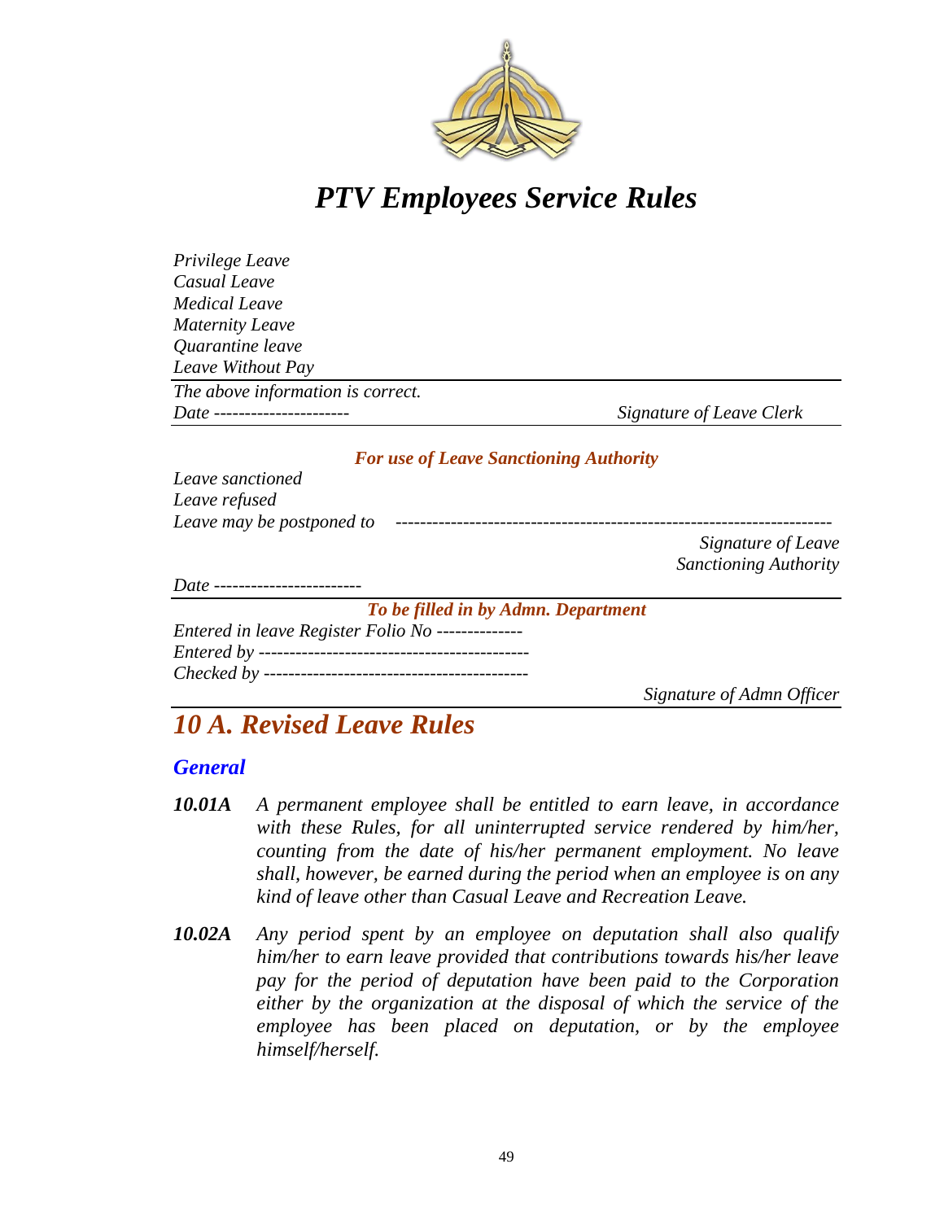*Privilege Leave*
*Casual Leave*
*Medical Leave*
*Maternity Leave*
*Quarantine leave*
*Leave Without Pay*

---

*The above information is correct.*

*Date ----------------------* *Signature of Leave Clerk*

---

***For use of Leave Sanctioning Authority***

*Leave sanctioned*
*Leave refused*
*Leave may be postponed to* ---------------------------------------------------------------------

*Signature of Leave Sanctioning Authority*

*Date ------------------------*

---

***To be filled in by Admn. Department***

*Entered in leave Register Folio No --------------*
*Entered by --------------------------------------------*
*Checked by -------------------------------------------*

*Signature of Admn Officer*

---

# *10 A. Revised Leave Rules*

## ***General***

***10.01A*** *A permanent employee shall be entitled to earn leave, in accordance with these Rules, for all uninterrupted service rendered by him/her, counting from the date of his/her permanent employment. No leave shall, however, be earned during the period when an employee is on any kind of leave other than Casual Leave and Recreation Leave.*

***10.02A*** *Any period spent by an employee on deputation shall also qualify him/her to earn leave provided that contributions towards his/her leave pay for the period of deputation have been paid to the Corporation either by the organization at the disposal of which the service of the employee has been placed on deputation, or by the employee himself/herself.*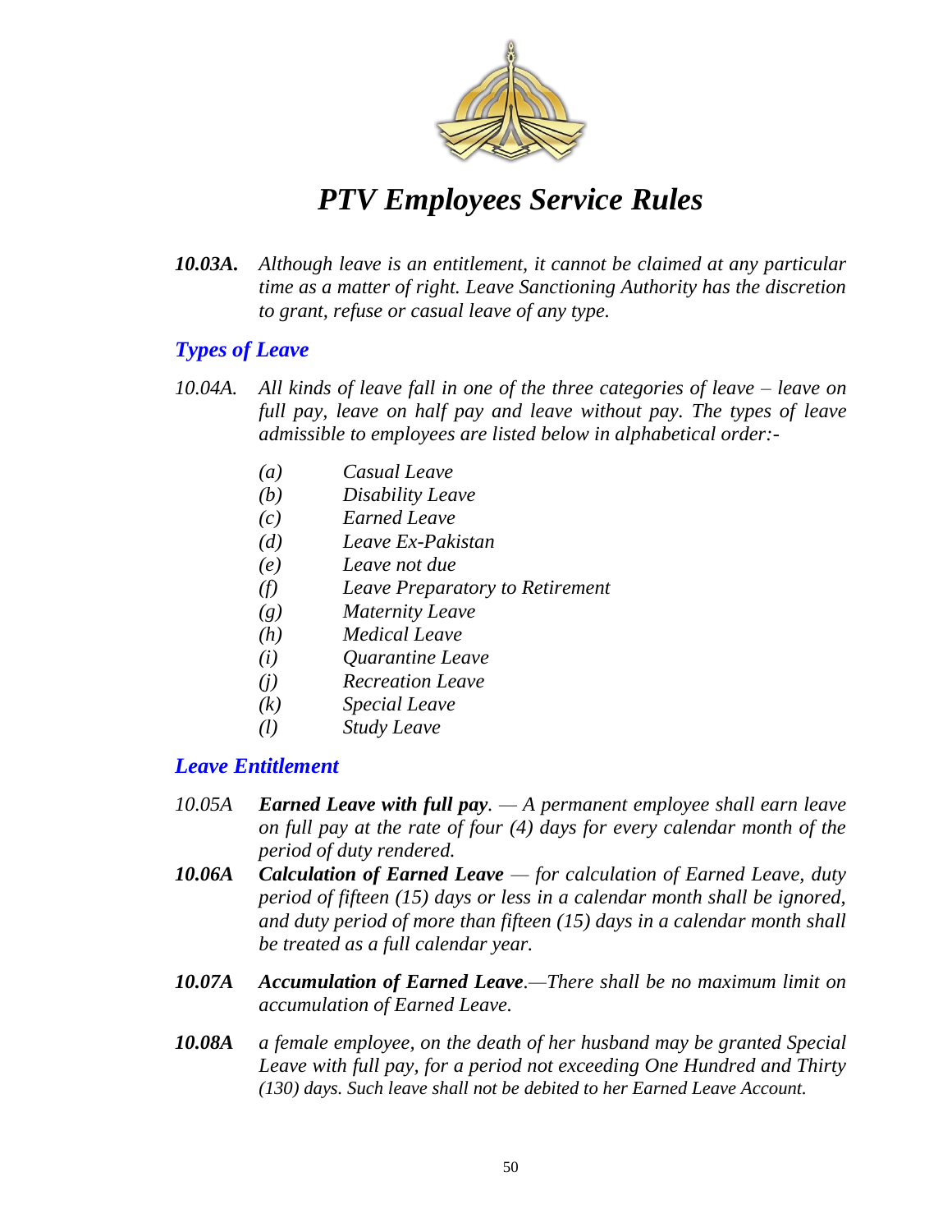***10.03A.*** *Although leave is an entitlement, it cannot be claimed at any particular time as a matter of right. Leave Sanctioning Authority has the discretion to grant, refuse or casual leave of any type.*

## *Types of Leave*

*10.04A. All kinds of leave fall in one of the three categories of leave – leave on full pay, leave on half pay and leave without pay. The types of leave admissible to employees are listed below in alphabetical order:-*

- *(a) Casual Leave*
- *(b) Disability Leave*
- *(c) Earned Leave*
- *(d) Leave Ex-Pakistan*
- *(e) Leave not due*
- *(f) Leave Preparatory to Retirement*
- *(g) Maternity Leave*
- *(h) Medical Leave*
- *(i) Quarantine Leave*
- *(j) Recreation Leave*
- *(k) Special Leave*
- *(l) Study Leave*

## *Leave Entitlement*

*10.05A* ***Earned Leave with full pay****. — A permanent employee shall earn leave on full pay at the rate of four (4) days for every calendar month of the period of duty rendered.*

***10.06A*** ***Calculation of Earned Leave*** *— for calculation of Earned Leave, duty period of fifteen (15) days or less in a calendar month shall be ignored, and duty period of more than fifteen (15) days in a calendar month shall be treated as a full calendar year.*

***10.07A*** ***Accumulation of Earned Leave****.—There shall be no maximum limit on accumulation of Earned Leave.*

***10.08A*** *a female employee, on the death of her husband may be granted Special Leave with full pay, for a period not exceeding One Hundred and Thirty (130) days. Such leave shall not be debited to her Earned Leave Account.*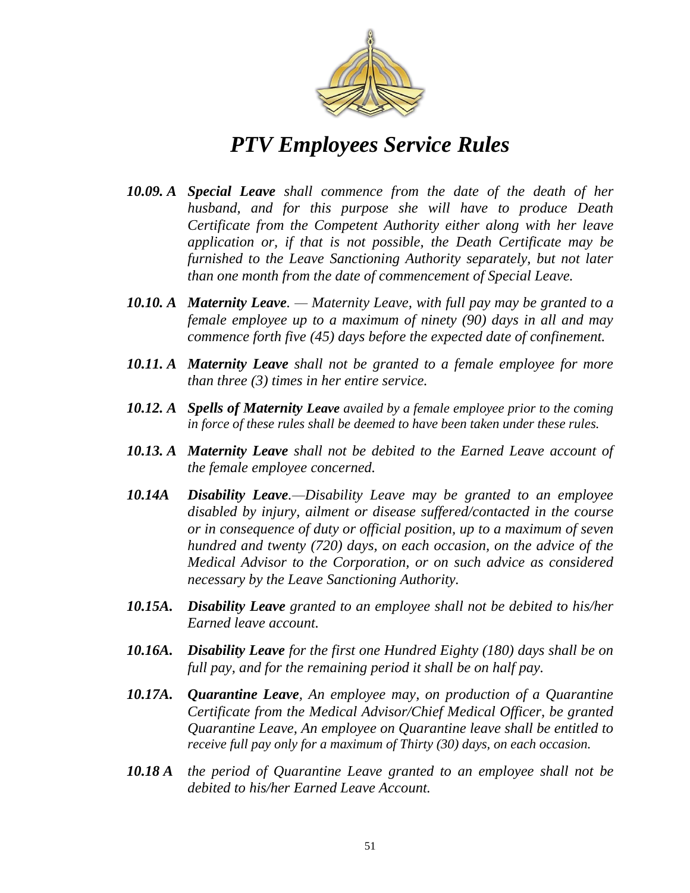# *PTV Employees Service Rules*

***10.09. A*** ***Special Leave*** *shall commence from the date of the death of her husband, and for this purpose she will have to produce Death Certificate from the Competent Authority either along with her leave application or, if that is not possible, the Death Certificate may be furnished to the Leave Sanctioning Authority separately, but not later than one month from the date of commencement of Special Leave.*

***10.10. A*** ***Maternity Leave****. — Maternity Leave, with full pay may be granted to a female employee up to a maximum of ninety (90) days in all and may commence forth five (45) days before the expected date of confinement.*

***10.11. A*** ***Maternity Leave*** *shall not be granted to a female employee for more than three (3) times in her entire service.*

***10.12. A*** ***Spells of Maternity Leave*** *availed by a female employee prior to the coming in force of these rules shall be deemed to have been taken under these rules.*

***10.13. A*** ***Maternity Leave*** *shall not be debited to the Earned Leave account of the female employee concerned.*

***10.14A*** ***Disability Leave****.—Disability Leave may be granted to an employee disabled by injury, ailment or disease suffered/contacted in the course or in consequence of duty or official position, up to a maximum of seven hundred and twenty (720) days, on each occasion, on the advice of the Medical Advisor to the Corporation, or on such advice as considered necessary by the Leave Sanctioning Authority.*

***10.15A.*** ***Disability Leave*** *granted to an employee shall not be debited to his/her Earned leave account.*

***10.16A.*** ***Disability Leave*** *for the first one Hundred Eighty (180) days shall be on full pay, and for the remaining period it shall be on half pay.*

***10.17A.*** ***Quarantine Leave****, An employee may, on production of a Quarantine Certificate from the Medical Advisor/Chief Medical Officer, be granted Quarantine Leave, An employee on Quarantine leave shall be entitled to receive full pay only for a maximum of Thirty (30) days, on each occasion.*

***10.18 A*** *the period of Quarantine Leave granted to an employee shall not be debited to his/her Earned Leave Account.*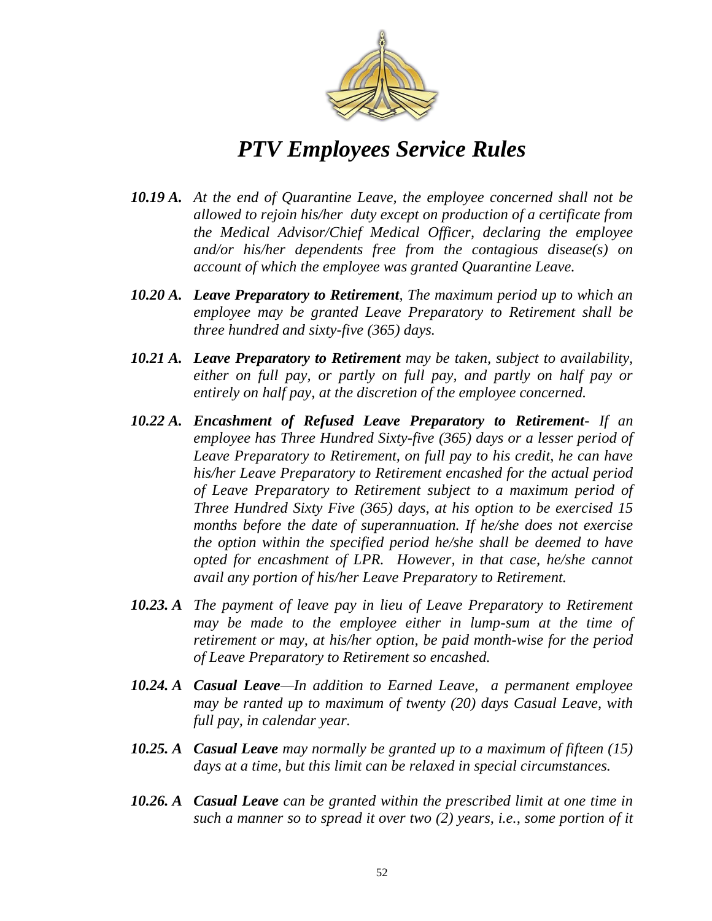# *PTV Employees Service Rules*

***10.19 A.*** *At the end of Quarantine Leave, the employee concerned shall not be allowed to rejoin his/her duty except on production of a certificate from the Medical Advisor/Chief Medical Officer, declaring the employee and/or his/her dependents free from the contagious disease(s) on account of which the employee was granted Quarantine Leave.*

***10.20 A.*** ***Leave Preparatory to Retirement****, The maximum period up to which an employee may be granted Leave Preparatory to Retirement shall be three hundred and sixty-five (365) days.*

***10.21 A.*** ***Leave Preparatory to Retirement*** *may be taken, subject to availability, either on full pay, or partly on full pay, and partly on half pay or entirely on half pay, at the discretion of the employee concerned.*

***10.22 A.*** ***Encashment of Refused Leave Preparatory to Retirement****- If an employee has Three Hundred Sixty-five (365) days or a lesser period of Leave Preparatory to Retirement, on full pay to his credit, he can have his/her Leave Preparatory to Retirement encashed for the actual period of Leave Preparatory to Retirement subject to a maximum period of Three Hundred Sixty Five (365) days, at his option to be exercised 15 months before the date of superannuation. If he/she does not exercise the option within the specified period he/she shall be deemed to have opted for encashment of LPR. However, in that case, he/she cannot avail any portion of his/her Leave Preparatory to Retirement.*

***10.23. A*** *The payment of leave pay in lieu of Leave Preparatory to Retirement may be made to the employee either in lump-sum at the time of retirement or may, at his/her option, be paid month-wise for the period of Leave Preparatory to Retirement so encashed.*

***10.24. A*** ***Casual Leave****—In addition to Earned Leave, a permanent employee may be ranted up to maximum of twenty (20) days Casual Leave, with full pay, in calendar year.*

***10.25. A*** ***Casual Leave*** *may normally be granted up to a maximum of fifteen (15) days at a time, but this limit can be relaxed in special circumstances.*

***10.26. A*** ***Casual Leave*** *can be granted within the prescribed limit at one time in such a manner so to spread it over two (2) years, i.e., some portion of it*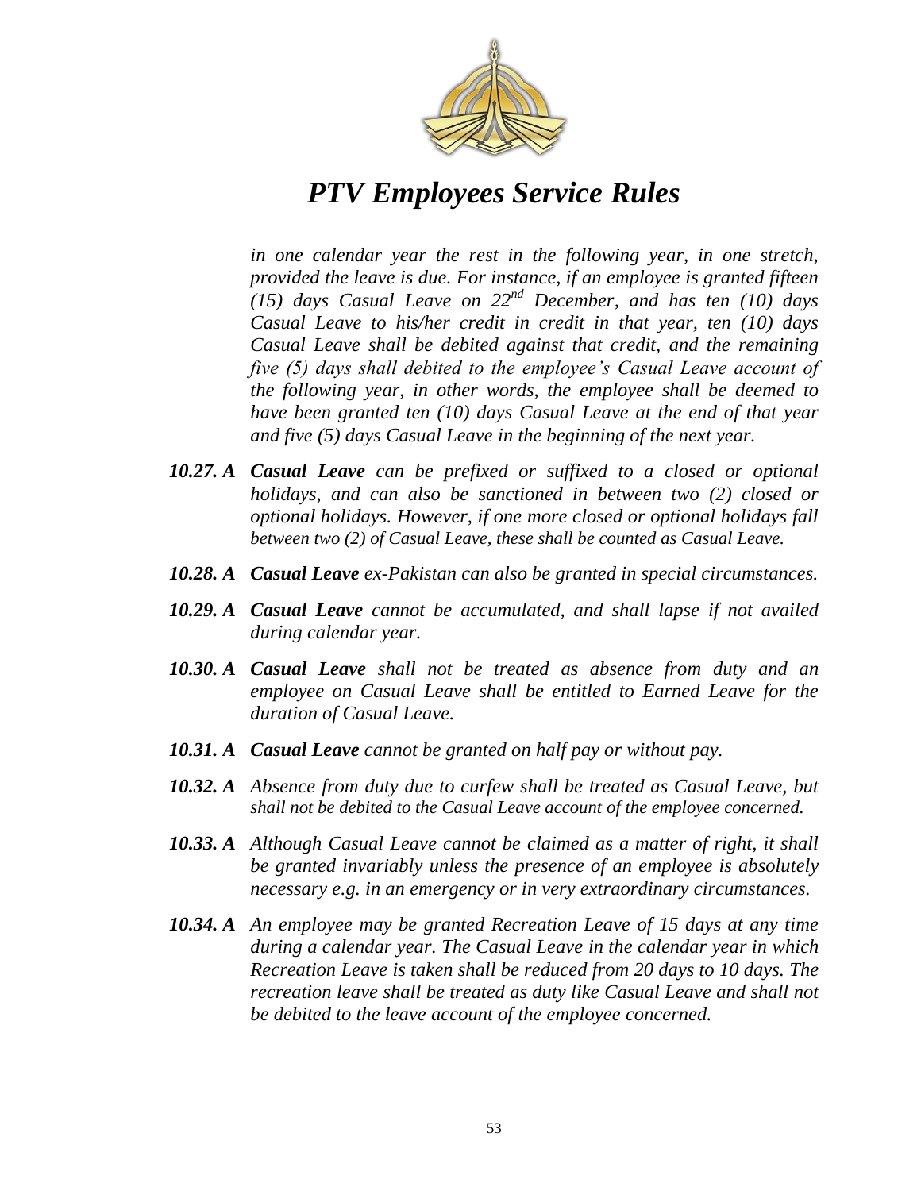*in one calendar year the rest in the following year, in one stretch, provided the leave is due. For instance, if an employee is granted fifteen (15) days Casual Leave on 22nd December, and has ten (10) days Casual Leave to his/her credit in credit in that year, ten (10) days Casual Leave shall be debited against that credit, and the remaining five (5) days shall debited to the employee's Casual Leave account of the following year, in other words, the employee shall be deemed to have been granted ten (10) days Casual Leave at the end of that year and five (5) days Casual Leave in the beginning of the next year.*

***10.27. A*** ***Casual Leave*** *can be prefixed or suffixed to a closed or optional holidays, and can also be sanctioned in between two (2) closed or optional holidays. However, if one more closed or optional holidays fall between two (2) of Casual Leave, these shall be counted as Casual Leave.*

***10.28. A*** ***Casual Leave*** *ex-Pakistan can also be granted in special circumstances.*

***10.29. A*** ***Casual Leave*** *cannot be accumulated, and shall lapse if not availed during calendar year.*

***10.30. A*** ***Casual Leave*** *shall not be treated as absence from duty and an employee on Casual Leave shall be entitled to Earned Leave for the duration of Casual Leave.*

***10.31. A*** ***Casual Leave*** *cannot be granted on half pay or without pay.*

***10.32. A*** *Absence from duty due to curfew shall be treated as Casual Leave, but shall not be debited to the Casual Leave account of the employee concerned.*

***10.33. A*** *Although Casual Leave cannot be claimed as a matter of right, it shall be granted invariably unless the presence of an employee is absolutely necessary e.g. in an emergency or in very extraordinary circumstances.*

***10.34. A*** *An employee may be granted Recreation Leave of 15 days at any time during a calendar year. The Casual Leave in the calendar year in which Recreation Leave is taken shall be reduced from 20 days to 10 days. The recreation leave shall be treated as duty like Casual Leave and shall not be debited to the leave account of the employee concerned.*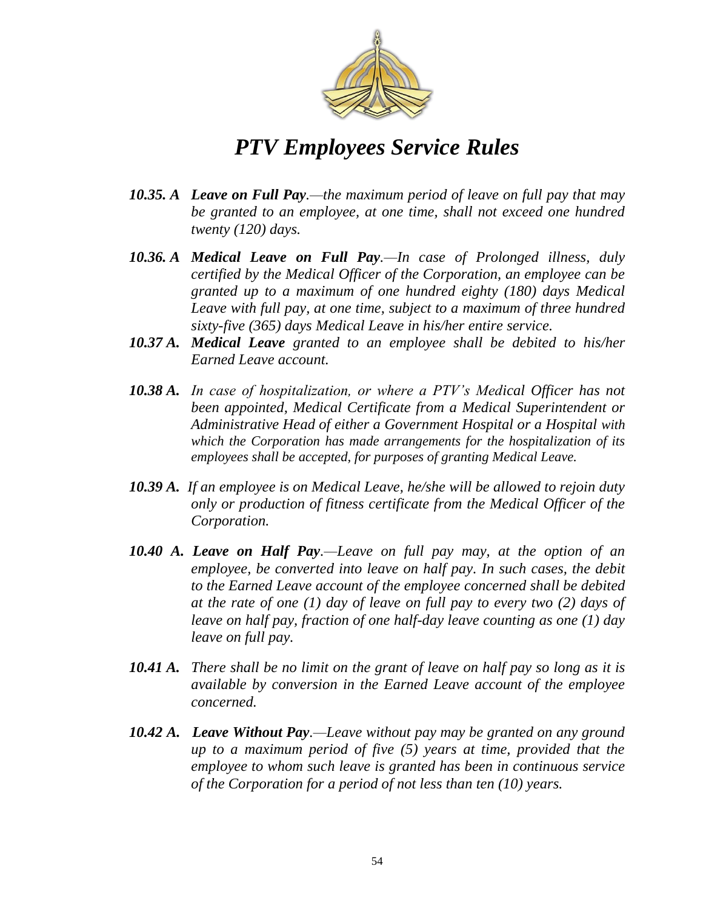# *PTV Employees Service Rules*

***10.35. A*** ***Leave on Full Pay***.*—the maximum period of leave on full pay that may be granted to an employee, at one time, shall not exceed one hundred twenty (120) days.*

***10.36. A*** ***Medical Leave on Full Pay***.*—In case of Prolonged illness, duly certified by the Medical Officer of the Corporation, an employee can be granted up to a maximum of one hundred eighty (180) days Medical Leave with full pay, at one time, subject to a maximum of three hundred sixty-five (365) days Medical Leave in his/her entire service.*

***10.37 A.*** ***Medical Leave*** *granted to an employee shall be debited to his/her Earned Leave account.*

***10.38 A.*** *In case of hospitalization, or where a PTV's Medical Officer has not been appointed, Medical Certificate from a Medical Superintendent or Administrative Head of either a Government Hospital or a Hospital with which the Corporation has made arrangements for the hospitalization of its employees shall be accepted, for purposes of granting Medical Leave.*

***10.39 A.*** *If an employee is on Medical Leave, he/she will be allowed to rejoin duty only or production of fitness certificate from the Medical Officer of the Corporation.*

***10.40 A.*** ***Leave on Half Pay***.*—Leave on full pay may, at the option of an employee, be converted into leave on half pay. In such cases, the debit to the Earned Leave account of the employee concerned shall be debited at the rate of one (1) day of leave on full pay to every two (2) days of leave on half pay, fraction of one half-day leave counting as one (1) day leave on full pay.*

***10.41 A.*** *There shall be no limit on the grant of leave on half pay so long as it is available by conversion in the Earned Leave account of the employee concerned.*

***10.42 A.*** ***Leave Without Pay***.*—Leave without pay may be granted on any ground up to a maximum period of five (5) years at time, provided that the employee to whom such leave is granted has been in continuous service of the Corporation for a period of not less than ten (10) years.*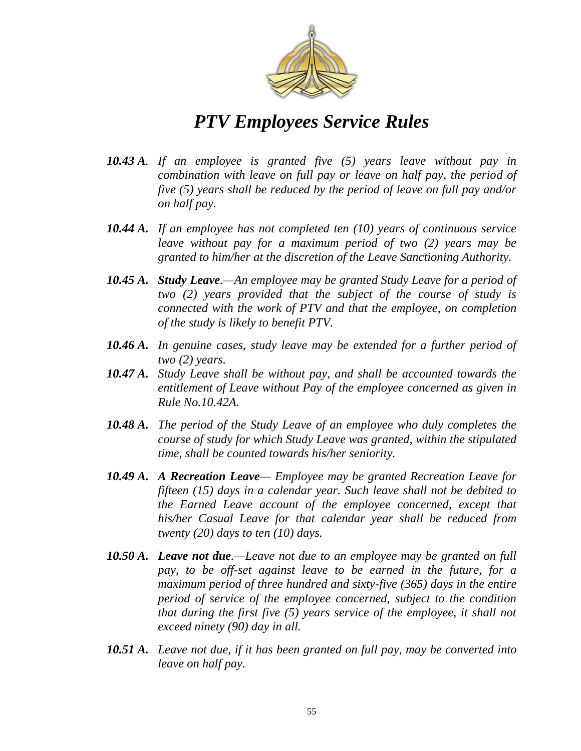*PTV Employees Service Rules*

***10.43 A**. If an employee is granted five (5) years leave without pay in combination with leave on full pay or leave on half pay, the period of five (5) years shall be reduced by the period of leave on full pay and/or on half pay.*

***10.44 A.** If an employee has not completed ten (10) years of continuous service leave without pay for a maximum period of two (2) years may be granted to him/her at the discretion of the Leave Sanctioning Authority.*

***10.45 A. Study Leave**.—An employee may be granted Study Leave for a period of two (2) years provided that the subject of the course of study is connected with the work of PTV and that the employee, on completion of the study is likely to benefit PTV.*

***10.46 A.** In genuine cases, study leave may be extended for a further period of two (2) years.*

***10.47 A.** Study Leave shall be without pay, and shall be accounted towards the entitlement of Leave without Pay of the employee concerned as given in Rule No.10.42A.*

***10.48 A.** The period of the Study Leave of an employee who duly completes the course of study for which Study Leave was granted, within the stipulated time, shall be counted towards his/her seniority.*

***10.49 A. A Recreation Leave**— Employee may be granted Recreation Leave for fifteen (15) days in a calendar year. Such leave shall not be debited to the Earned Leave account of the employee concerned, except that his/her Casual Leave for that calendar year shall be reduced from twenty (20) days to ten (10) days.*

***10.50 A. Leave not due**.—Leave not due to an employee may be granted on full pay, to be off-set against leave to be earned in the future, for a maximum period of three hundred and sixty-five (365) days in the entire period of service of the employee concerned, subject to the condition that during the first five (5) years service of the employee, it shall not exceed ninety (90) day in all.*

***10.51 A.** Leave not due, if it has been granted on full pay, may be converted into leave on half pay.*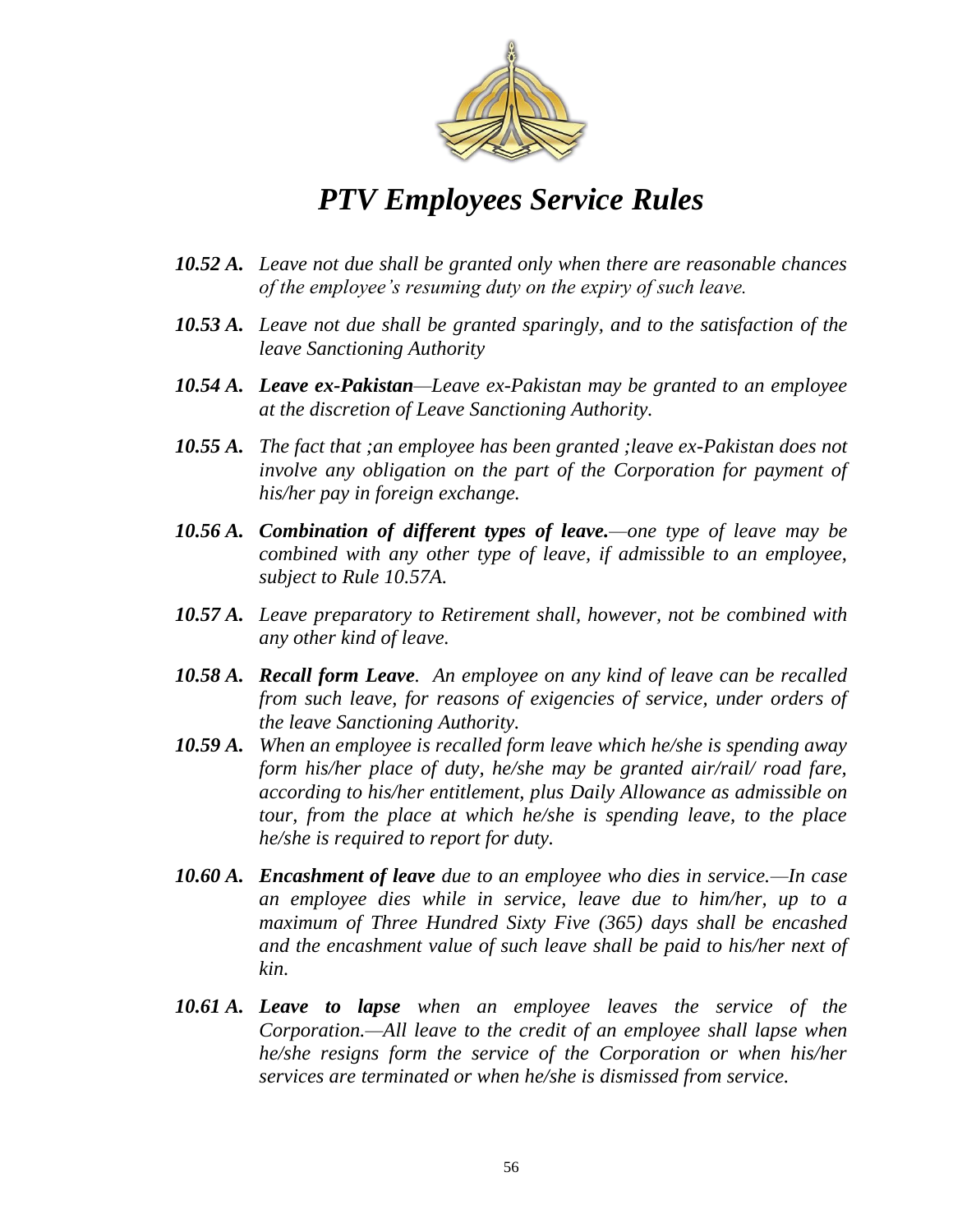***10.52 A.*** *Leave not due shall be granted only when there are reasonable chances of the employee's resuming duty on the expiry of such leave.*

***10.53 A.*** *Leave not due shall be granted sparingly, and to the satisfaction of the leave Sanctioning Authority*

***10.54 A.*** ***Leave ex-Pakistan****—Leave ex-Pakistan may be granted to an employee at the discretion of Leave Sanctioning Authority.*

***10.55 A.*** *The fact that ;an employee has been granted ;leave ex-Pakistan does not involve any obligation on the part of the Corporation for payment of his/her pay in foreign exchange.*

***10.56 A.*** ***Combination of different types of leave.****—one type of leave may be combined with any other type of leave, if admissible to an employee, subject to Rule 10.57A.*

***10.57 A.*** *Leave preparatory to Retirement shall, however, not be combined with any other kind of leave.*

***10.58 A.*** ***Recall form Leave****. An employee on any kind of leave can be recalled from such leave, for reasons of exigencies of service, under orders of the leave Sanctioning Authority.*

***10.59 A.*** *When an employee is recalled form leave which he/she is spending away form his/her place of duty, he/she may be granted air/rail/ road fare, according to his/her entitlement, plus Daily Allowance as admissible on tour, from the place at which he/she is spending leave, to the place he/she is required to report for duty.*

***10.60 A.*** ***Encashment of leave*** *due to an employee who dies in service.—In case an employee dies while in service, leave due to him/her, up to a maximum of Three Hundred Sixty Five (365) days shall be encashed and the encashment value of such leave shall be paid to his/her next of kin.*

***10.61 A.*** ***Leave to lapse*** *when an employee leaves the service of the Corporation.—All leave to the credit of an employee shall lapse when he/she resigns form the service of the Corporation or when his/her services are terminated or when he/she is dismissed from service.*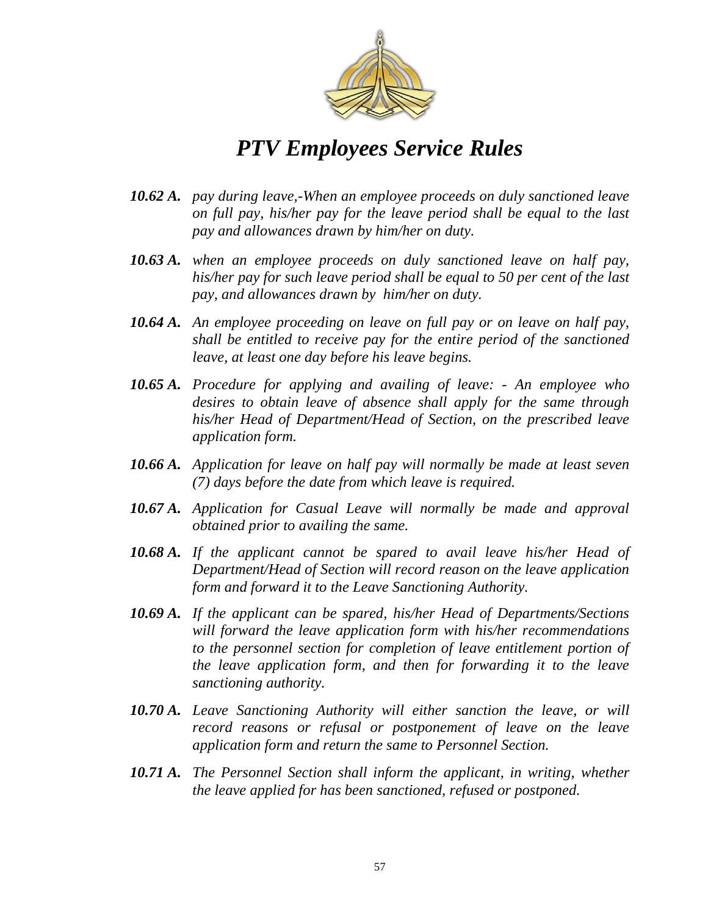***10.62 A.*** *pay during leave,-When an employee proceeds on duly sanctioned leave on full pay, his/her pay for the leave period shall be equal to the last pay and allowances drawn by him/her on duty.*

***10.63 A.*** *when an employee proceeds on duly sanctioned leave on half pay, his/her pay for such leave period shall be equal to 50 per cent of the last pay, and allowances drawn by him/her on duty.*

***10.64 A.*** *An employee proceeding on leave on full pay or on leave on half pay, shall be entitled to receive pay for the entire period of the sanctioned leave, at least one day before his leave begins.*

***10.65 A.*** *Procedure for applying and availing of leave: - An employee who desires to obtain leave of absence shall apply for the same through his/her Head of Department/Head of Section, on the prescribed leave application form.*

***10.66 A.*** *Application for leave on half pay will normally be made at least seven (7) days before the date from which leave is required.*

***10.67 A.*** *Application for Casual Leave will normally be made and approval obtained prior to availing the same.*

***10.68 A.*** *If the applicant cannot be spared to avail leave his/her Head of Department/Head of Section will record reason on the leave application form and forward it to the Leave Sanctioning Authority.*

***10.69 A.*** *If the applicant can be spared, his/her Head of Departments/Sections will forward the leave application form with his/her recommendations to the personnel section for completion of leave entitlement portion of the leave application form, and then for forwarding it to the leave sanctioning authority.*

***10.70 A.*** *Leave Sanctioning Authority will either sanction the leave, or will record reasons or refusal or postponement of leave on the leave application form and return the same to Personnel Section.*

***10.71 A.*** *The Personnel Section shall inform the applicant, in writing, whether the leave applied for has been sanctioned, refused or postponed.*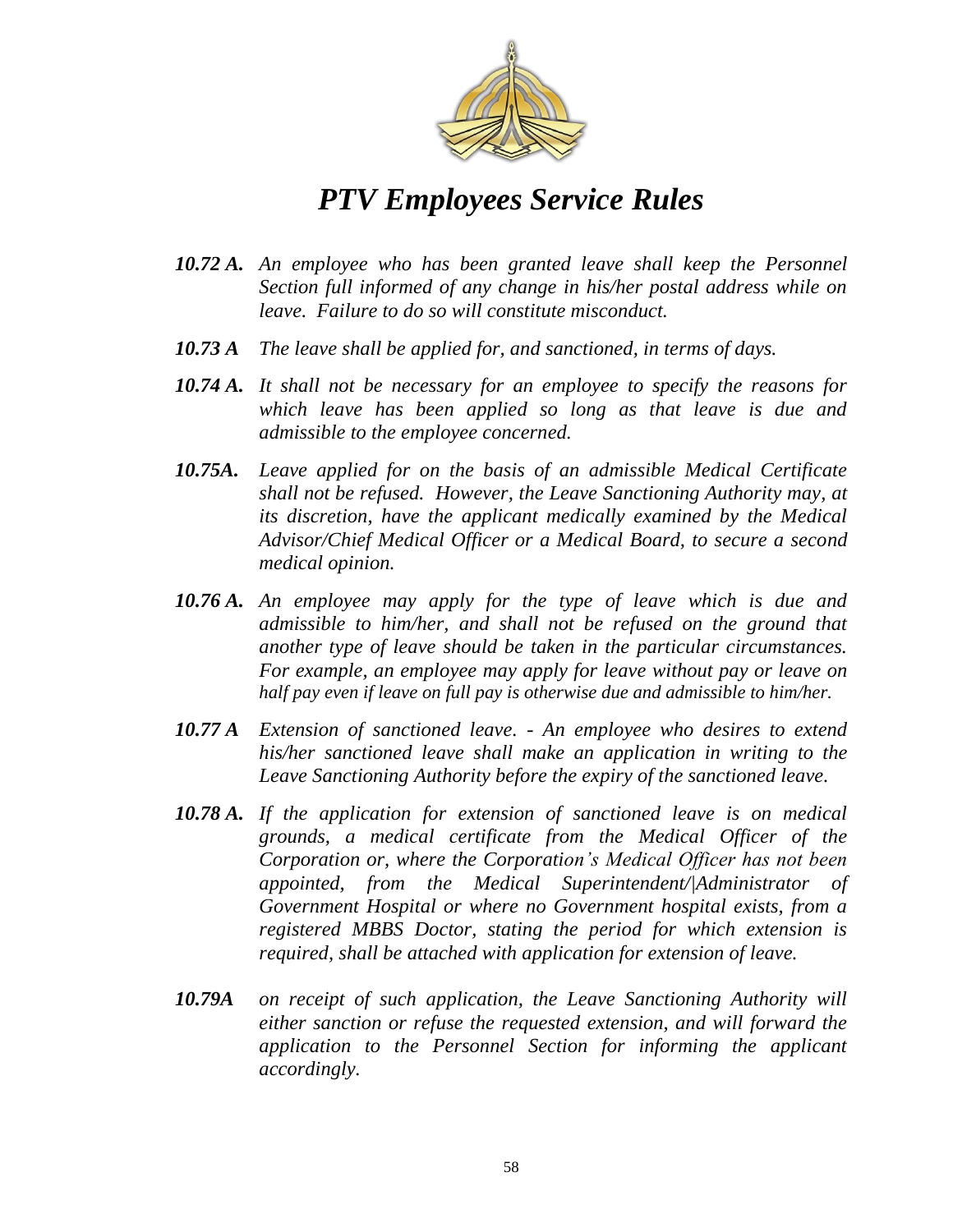***10.72 A.*** *An employee who has been granted leave shall keep the Personnel Section full informed of any change in his/her postal address while on leave. Failure to do so will constitute misconduct.*

***10.73 A*** *The leave shall be applied for, and sanctioned, in terms of days.*

***10.74 A.*** *It shall not be necessary for an employee to specify the reasons for which leave has been applied so long as that leave is due and admissible to the employee concerned.*

***10.75A.*** *Leave applied for on the basis of an admissible Medical Certificate shall not be refused. However, the Leave Sanctioning Authority may, at its discretion, have the applicant medically examined by the Medical Advisor/Chief Medical Officer or a Medical Board, to secure a second medical opinion.*

***10.76 A.*** *An employee may apply for the type of leave which is due and admissible to him/her, and shall not be refused on the ground that another type of leave should be taken in the particular circumstances. For example, an employee may apply for leave without pay or leave on half pay even if leave on full pay is otherwise due and admissible to him/her.*

***10.77 A*** *Extension of sanctioned leave. - An employee who desires to extend his/her sanctioned leave shall make an application in writing to the Leave Sanctioning Authority before the expiry of the sanctioned leave.*

***10.78 A.*** *If the application for extension of sanctioned leave is on medical grounds, a medical certificate from the Medical Officer of the Corporation or, where the Corporation's Medical Officer has not been appointed, from the Medical Superintendent/|Administrator of Government Hospital or where no Government hospital exists, from a registered MBBS Doctor, stating the period for which extension is required, shall be attached with application for extension of leave.*

***10.79A*** *on receipt of such application, the Leave Sanctioning Authority will either sanction or refuse the requested extension, and will forward the application to the Personnel Section for informing the applicant accordingly.*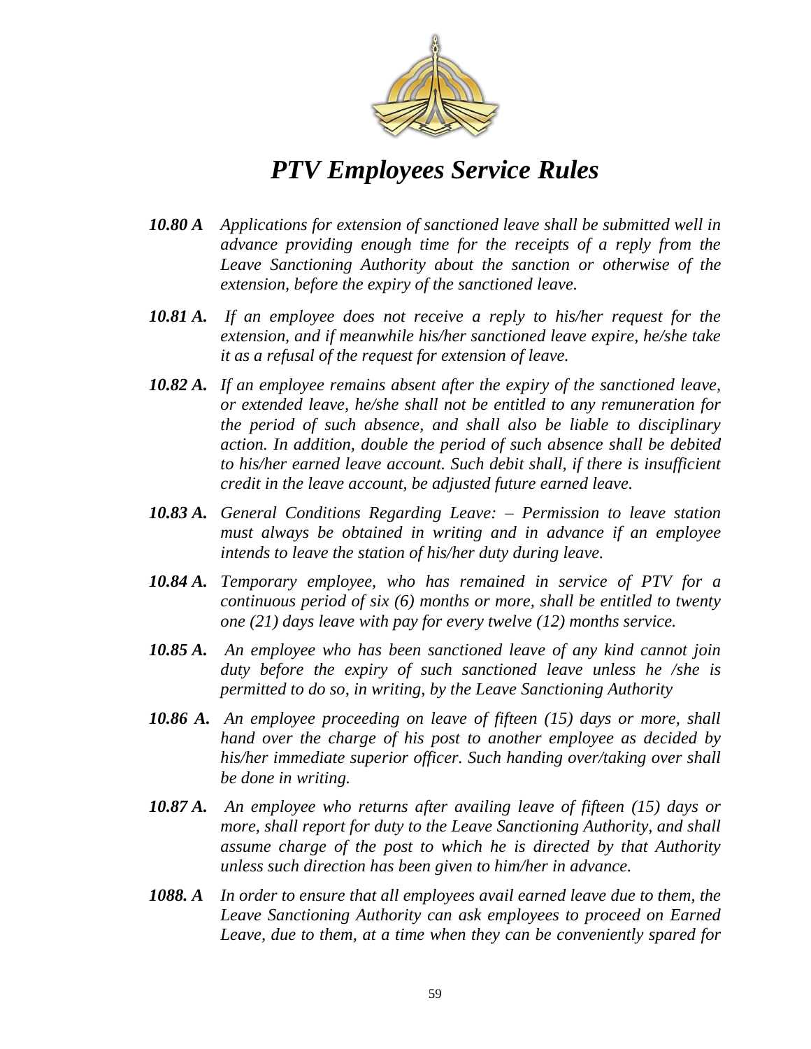***10.80 A*** *Applications for extension of sanctioned leave shall be submitted well in advance providing enough time for the receipts of a reply from the Leave Sanctioning Authority about the sanction or otherwise of the extension, before the expiry of the sanctioned leave.*

***10.81 A.*** *If an employee does not receive a reply to his/her request for the extension, and if meanwhile his/her sanctioned leave expire, he/she take it as a refusal of the request for extension of leave.*

***10.82 A.*** *If an employee remains absent after the expiry of the sanctioned leave, or extended leave, he/she shall not be entitled to any remuneration for the period of such absence, and shall also be liable to disciplinary action. In addition, double the period of such absence shall be debited to his/her earned leave account. Such debit shall, if there is insufficient credit in the leave account, be adjusted future earned leave.*

***10.83 A.*** *General Conditions Regarding Leave: – Permission to leave station must always be obtained in writing and in advance if an employee intends to leave the station of his/her duty during leave.*

***10.84 A.*** *Temporary employee, who has remained in service of PTV for a continuous period of six (6) months or more, shall be entitled to twenty one (21) days leave with pay for every twelve (12) months service.*

***10.85 A.*** *An employee who has been sanctioned leave of any kind cannot join duty before the expiry of such sanctioned leave unless he /she is permitted to do so, in writing, by the Leave Sanctioning Authority*

***10.86 A.*** *An employee proceeding on leave of fifteen (15) days or more, shall hand over the charge of his post to another employee as decided by his/her immediate superior officer. Such handing over/taking over shall be done in writing.*

***10.87 A.*** *An employee who returns after availing leave of fifteen (15) days or more, shall report for duty to the Leave Sanctioning Authority, and shall assume charge of the post to which he is directed by that Authority unless such direction has been given to him/her in advance.*

***1088. A*** *In order to ensure that all employees avail earned leave due to them, the Leave Sanctioning Authority can ask employees to proceed on Earned Leave, due to them, at a time when they can be conveniently spared for*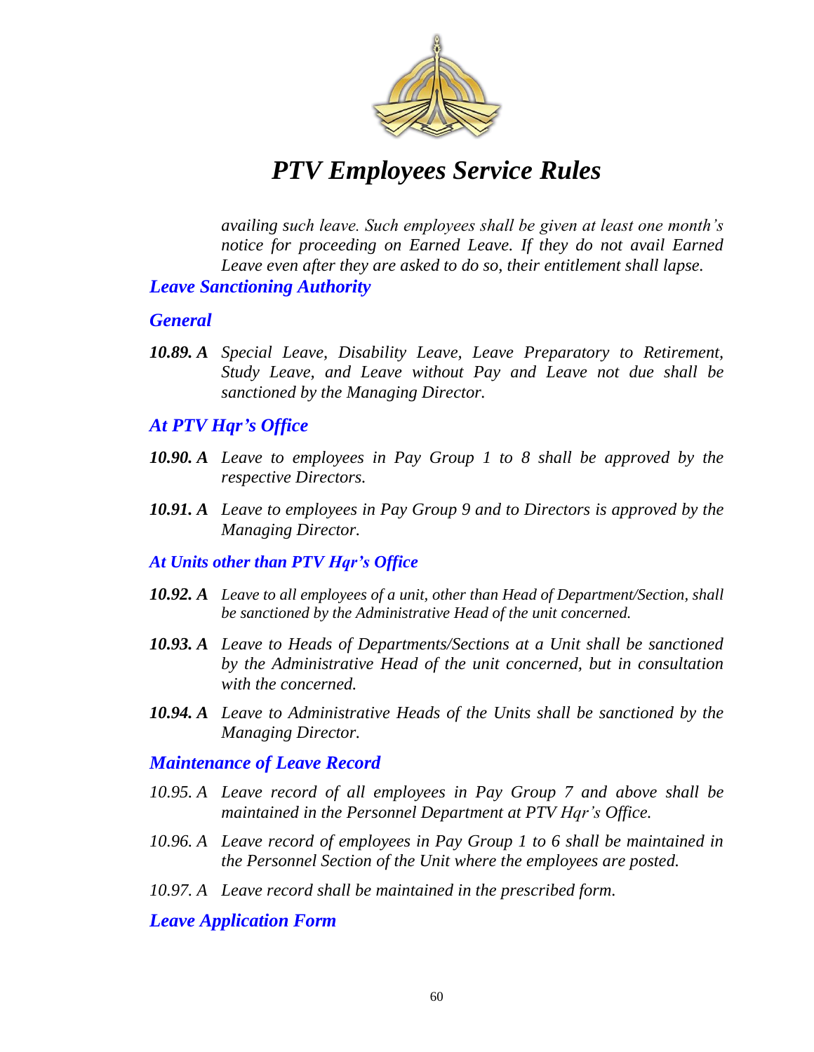*availing such leave. Such employees shall be given at least one month's notice for proceeding on Earned Leave. If they do not avail Earned Leave even after they are asked to do so, their entitlement shall lapse.*

## *Leave Sanctioning Authority*

### *General*

***10.89. A*** *Special Leave, Disability Leave, Leave Preparatory to Retirement, Study Leave, and Leave without Pay and Leave not due shall be sanctioned by the Managing Director.*

### *At PTV Hqr's Office*

***10.90. A*** *Leave to employees in Pay Group 1 to 8 shall be approved by the respective Directors.*

***10.91. A*** *Leave to employees in Pay Group 9 and to Directors is approved by the Managing Director.*

### *At Units other than PTV Hqr's Office*

***10.92. A*** *Leave to all employees of a unit, other than Head of Department/Section, shall be sanctioned by the Administrative Head of the unit concerned.*

***10.93. A*** *Leave to Heads of Departments/Sections at a Unit shall be sanctioned by the Administrative Head of the unit concerned, but in consultation with the concerned.*

***10.94. A*** *Leave to Administrative Heads of the Units shall be sanctioned by the Managing Director.*

## *Maintenance of Leave Record*

*10.95. A* *Leave record of all employees in Pay Group 7 and above shall be maintained in the Personnel Department at PTV Hqr's Office.*

*10.96. A* *Leave record of employees in Pay Group 1 to 6 shall be maintained in the Personnel Section of the Unit where the employees are posted.*

*10.97. A* *Leave record shall be maintained in the prescribed form.*

## *Leave Application Form*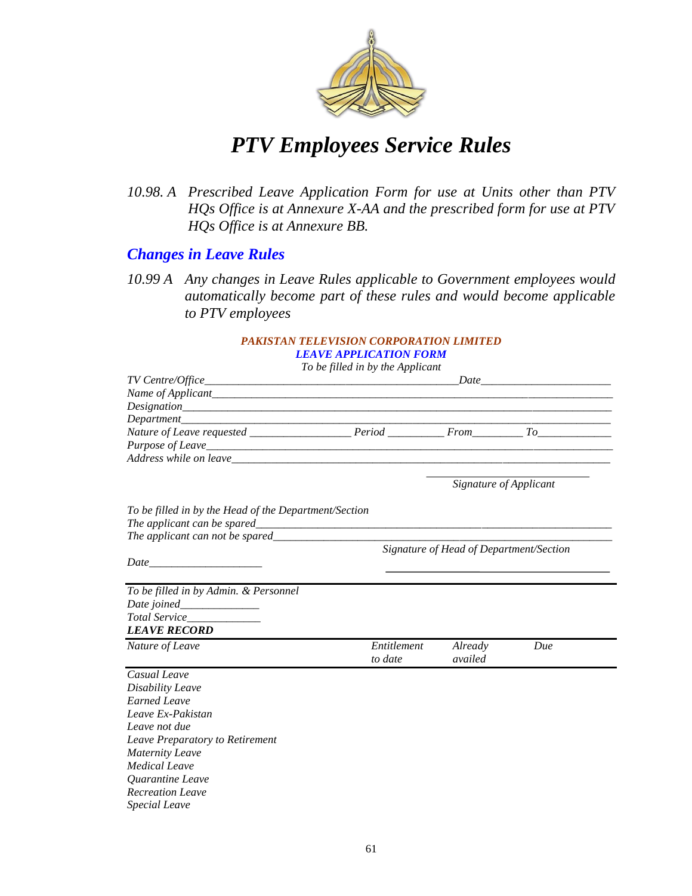# *PTV Employees Service Rules*

*10.98. A Prescribed Leave Application Form for use at Units other than PTV HQs Office is at Annexure X-AA and the prescribed form for use at PTV HQs Office is at Annexure BB.*

## *Changes in Leave Rules*

*10.99 A Any changes in Leave Rules applicable to Government employees would automatically become part of these rules and would become applicable to PTV employees*

***PAKISTAN TELEVISION CORPORATION LIMITED***

***LEAVE APPLICATION FORM***

*To be filled in by the Applicant*

*TV Centre/Office*_____________________________________________*Date*_____________________

*Name of Applicant*_________________________________________________________________

*Designation*______________________________________________________________________

*Department*______________________________________________________________________

*Nature of Leave requested* _________________ *Period* _________ *From*________ *To*____________

*Purpose of Leave*__________________________________________________________________

*Address while on leave*_____________________________________________________________

__________________________

*Signature of Applicant*

*To be filled in by the Head of the Department/Section*

*The applicant can be spared*___________________________________________________________

*The applicant can not be spared*________________________________________________________

*Signature of Head of Department/Section*

*Date*____________________

___________________________________

*To be filled in by Admin. & Personnel*

*Date joined*______________

*Total Service*_____________

***LEAVE RECORD***

| *Nature of Leave* | *Entitlement to date* | *Already availed* | *Due* |
|---|---|---|---|
| *Casual Leave* | | | |
| *Disability Leave* | | | |
| *Earned Leave* | | | |
| *Leave Ex-Pakistan* | | | |
| *Leave not due* | | | |
| *Leave Preparatory to Retirement* | | | |
| *Maternity Leave* | | | |
| *Medical Leave* | | | |
| *Quarantine Leave* | | | |
| *Recreation Leave* | | | |
| *Special Leave* | | | |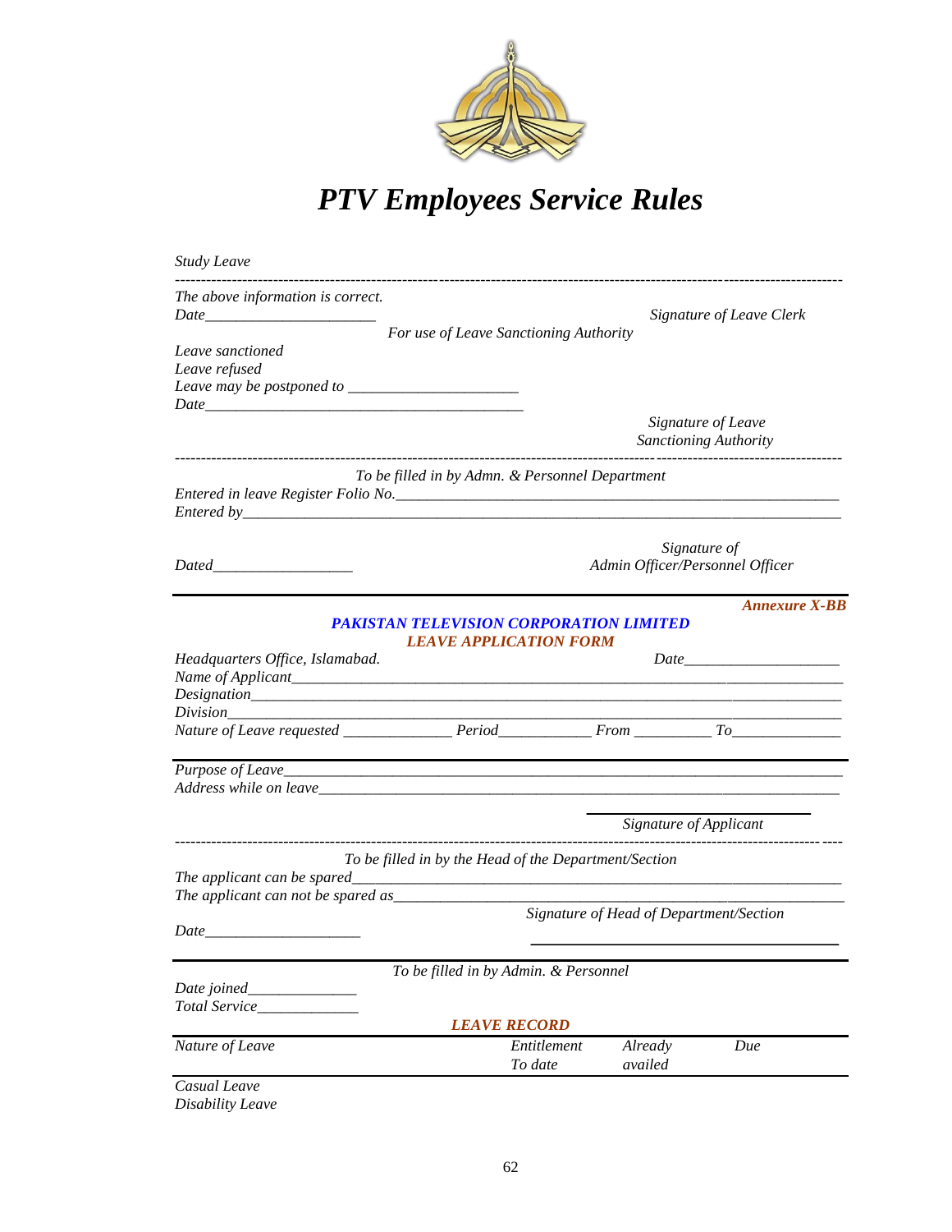*Study Leave*

---

*The above information is correct.*

*Date*______________________ *Signature of Leave Clerk*

*For use of Leave Sanctioning Authority*

*Leave sanctioned*
*Leave refused*
*Leave may be postponed to* ______________________
*Date*__________________________________________

*Signature of Leave Sanctioning Authority*

---

*To be filled in by Admn. & Personnel Department*

*Entered in leave Register Folio No.*_____________________________________________________________
*Entered by*_____________________________________________________________________________

*Dated*__________________ *Signature of Admin Officer/Personnel Officer*

---

***Annexure X-BB***

***PAKISTAN TELEVISION CORPORATION LIMITED***
***LEAVE APPLICATION FORM***

*Headquarters Office, Islamabad.* *Date*____________________
*Name of Applicant*_______________________________________________________________________
*Designation*____________________________________________________________________________
*Division*_______________________________________________________________________________
*Nature of Leave requested* ______________ *Period*___________ *From* __________ *To*______________

---

*Purpose of Leave*_________________________________________________________________________
*Address while on leave*____________________________________________________________________

*Signature of Applicant*

---

*To be filled in by the Head of the Department/Section*

*The applicant can be spared*_________________________________________________________________
*The applicant can not be spared as*____________________________________________________________

*Signature of Head of Department/Section*

*Date*____________________

---

*To be filled in by Admn. & Personnel*

*Date joined*______________
*Total Service*_____________

***LEAVE RECORD***

| *Nature of Leave* | *Entitlement To date* | *Already availed* | *Due* |
|---|---|---|---|
| *Casual Leave* | | | |
| *Disability Leave* | | | |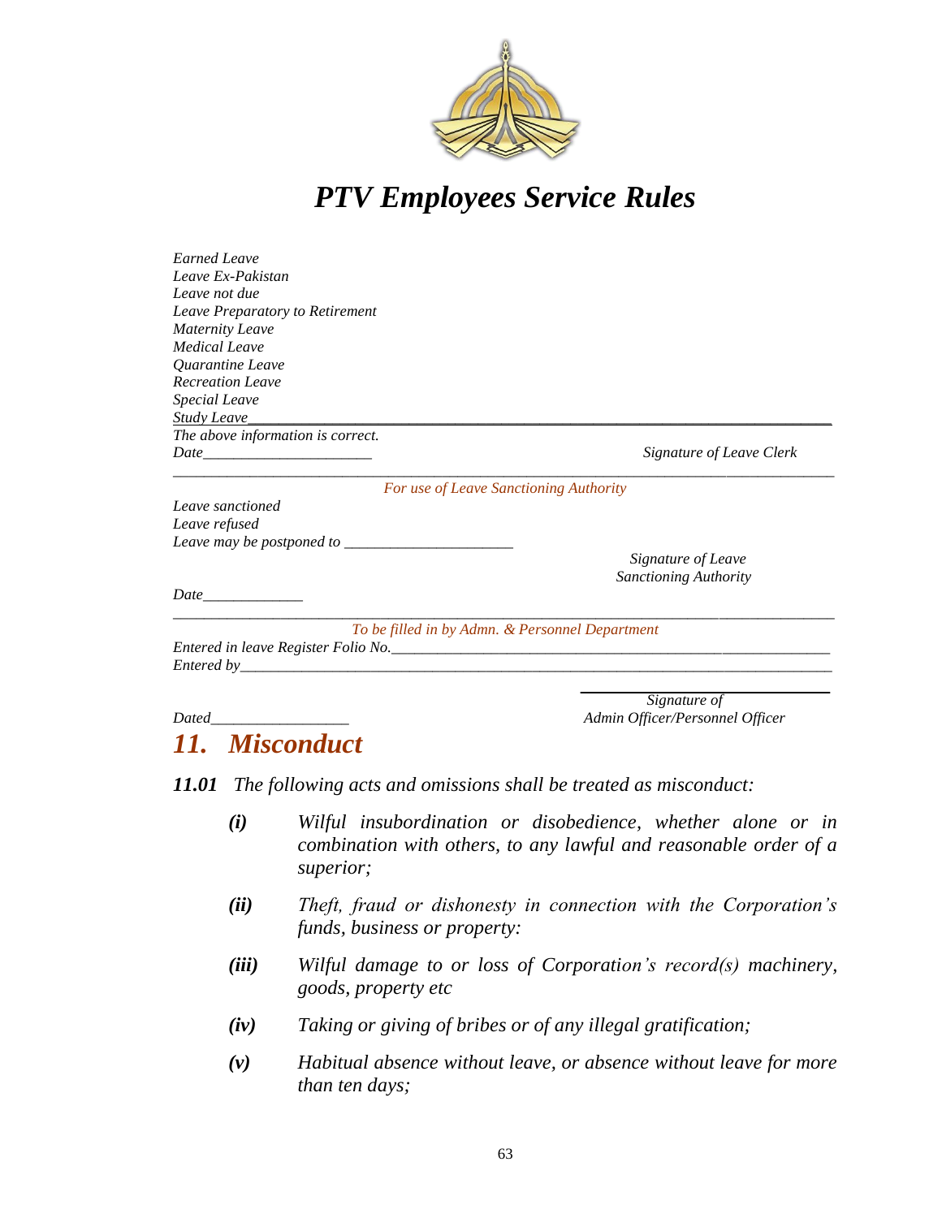*Earned Leave*
*Leave Ex-Pakistan*
*Leave not due*
*Leave Preparatory to Retirement*
*Maternity Leave*
*Medical Leave*
*Quarantine Leave*
*Recreation Leave*
*Special Leave*
*Study Leave*\_\_\_\_\_\_\_\_\_\_\_\_\_\_\_\_\_\_\_\_\_\_\_\_\_\_\_\_\_\_\_\_\_\_\_\_\_\_\_\_\_\_\_\_\_\_\_\_\_\_\_\_\_\_\_\_\_\_\_\_\_\_\_\_\_\_\_\_\_\_\_\_\_\_\_\_\_\_\_\_\_
*The above information is correct.*
*Date*\_\_\_\_\_\_\_\_\_\_\_\_\_\_\_\_\_\_\_\_\_\_ *Signature of Leave Clerk*

---

*For use of Leave Sanctioning Authority*

*Leave sanctioned*
*Leave refused*
*Leave may be postponed to* \_\_\_\_\_\_\_\_\_\_\_\_\_\_\_\_\_\_\_\_\_\_

*Signature of Leave Sanctioning Authority*

*Date*\_\_\_\_\_\_\_\_\_\_\_\_\_

---

*To be filled in by Admn. & Personnel Department*

*Entered in leave Register Folio No.*\_\_\_\_\_\_\_\_\_\_\_\_\_\_\_\_\_\_\_\_\_\_\_\_\_\_\_\_\_\_\_\_\_\_\_\_\_\_\_\_\_\_\_\_\_\_\_\_\_\_\_\_\_\_\_\_\_\_\_\_
*Entered by*\_\_\_\_\_\_\_\_\_\_\_\_\_\_\_\_\_\_\_\_\_\_\_\_\_\_\_\_\_\_\_\_\_\_\_\_\_\_\_\_\_\_\_\_\_\_\_\_\_\_\_\_\_\_\_\_\_\_\_\_\_\_\_\_\_\_\_\_\_\_\_\_\_\_\_\_\_\_\_\_\_\_\_

*Dated*\_\_\_\_\_\_\_\_\_\_\_\_\_\_\_\_\_\_ *Signature of Admin Officer/Personnel Officer*

# *11. Misconduct*

***11.01*** *The following acts and omissions shall be treated as misconduct:*

- ***(i)*** *Wilful insubordination or disobedience, whether alone or in combination with others, to any lawful and reasonable order of a superior;*
- ***(ii)*** *Theft, fraud or dishonesty in connection with the Corporation's funds, business or property:*
- ***(iii)*** *Wilful damage to or loss of Corporation's record(s) machinery, goods, property etc*
- ***(iv)*** *Taking or giving of bribes or of any illegal gratification;*
- ***(v)*** *Habitual absence without leave, or absence without leave for more than ten days;*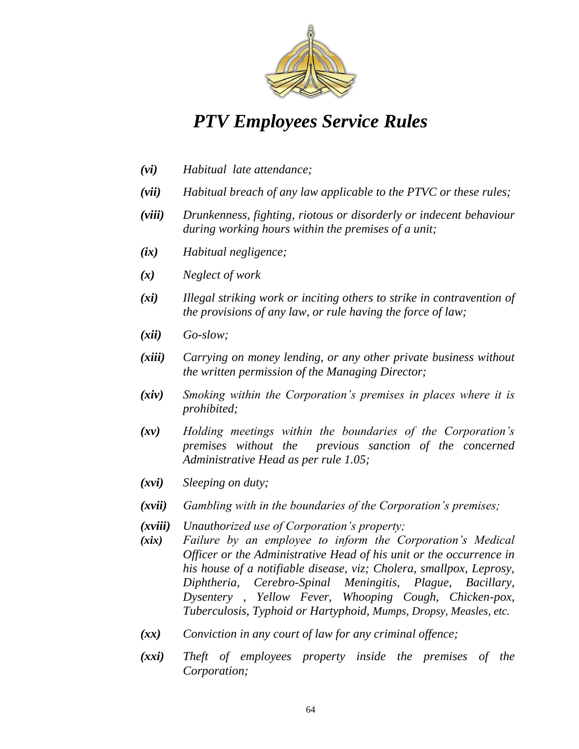- ***(vi)*** *Habitual late attendance;*
- ***(vii)*** *Habitual breach of any law applicable to the PTVC or these rules;*
- ***(viii)*** *Drunkenness, fighting, riotous or disorderly or indecent behaviour during working hours within the premises of a unit;*
- ***(ix)*** *Habitual negligence;*
- ***(x)*** *Neglect of work*
- ***(xi)*** *Illegal striking work or inciting others to strike in contravention of the provisions of any law, or rule having the force of law;*
- ***(xii)*** *Go-slow;*
- ***(xiii)*** *Carrying on money lending, or any other private business without the written permission of the Managing Director;*
- ***(xiv)*** *Smoking within the Corporation's premises in places where it is prohibited;*
- ***(xv)*** *Holding meetings within the boundaries of the Corporation's premises without the previous sanction of the concerned Administrative Head as per rule 1.05;*
- ***(xvi)*** *Sleeping on duty;*
- ***(xvii)*** *Gambling with in the boundaries of the Corporation's premises;*
- ***(xviii)*** *Unauthorized use of Corporation's property;*
- ***(xix)*** *Failure by an employee to inform the Corporation's Medical Officer or the Administrative Head of his unit or the occurrence in his house of a notifiable disease, viz; Cholera, smallpox, Leprosy, Diphtheria, Cerebro-Spinal Meningitis, Plague, Bacillary, Dysentery , Yellow Fever, Whooping Cough, Chicken-pox, Tuberculosis, Typhoid or Hartyphoid, Mumps, Dropsy, Measles, etc.*
- ***(xx)*** *Conviction in any court of law for any criminal offence;*
- ***(xxi)*** *Theft of employees property inside the premises of the Corporation;*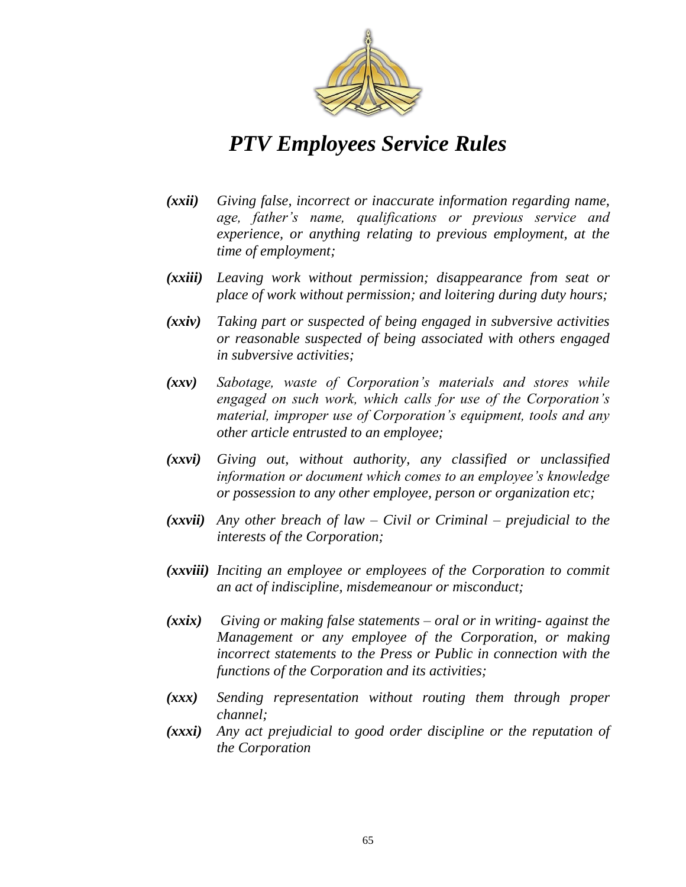*(xxii)* *Giving false, incorrect or inaccurate information regarding name, age, father's name, qualifications or previous service and experience, or anything relating to previous employment, at the time of employment;*

*(xxiii)* *Leaving work without permission; disappearance from seat or place of work without permission; and loitering during duty hours;*

*(xxiv)* *Taking part or suspected of being engaged in subversive activities or reasonable suspected of being associated with others engaged in subversive activities;*

*(xxv)* *Sabotage, waste of Corporation's materials and stores while engaged on such work, which calls for use of the Corporation's material, improper use of Corporation's equipment, tools and any other article entrusted to an employee;*

*(xxvi)* *Giving out, without authority, any classified or unclassified information or document which comes to an employee's knowledge or possession to any other employee, person or organization etc;*

*(xxvii)* *Any other breach of law – Civil or Criminal – prejudicial to the interests of the Corporation;*

*(xxviii)* *Inciting an employee or employees of the Corporation to commit an act of indiscipline, misdemeanour or misconduct;*

*(xxix)* *Giving or making false statements – oral or in writing- against the Management or any employee of the Corporation, or making incorrect statements to the Press or Public in connection with the functions of the Corporation and its activities;*

*(xxx)* *Sending representation without routing them through proper channel;*

*(xxxi)* *Any act prejudicial to good order discipline or the reputation of the Corporation*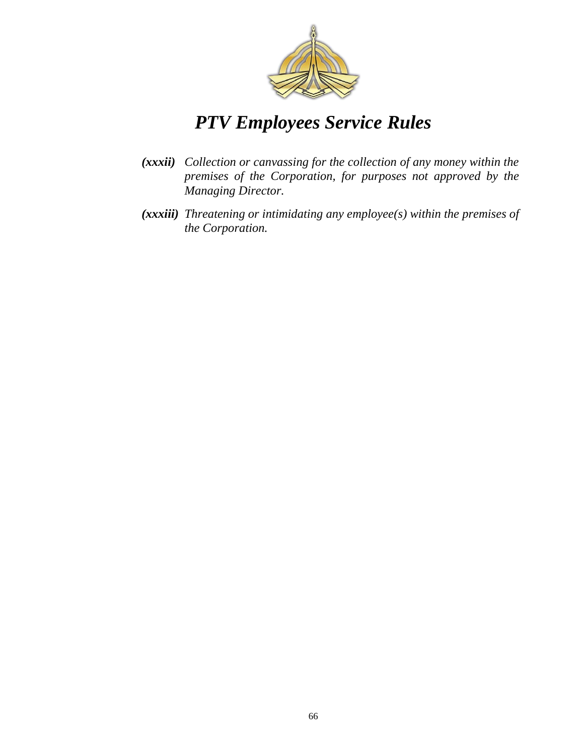*(xxxii)* *Collection or canvassing for the collection of any money within the premises of the Corporation, for purposes not approved by the Managing Director.*

*(xxxiii)* *Threatening or intimidating any employee(s) within the premises of the Corporation.*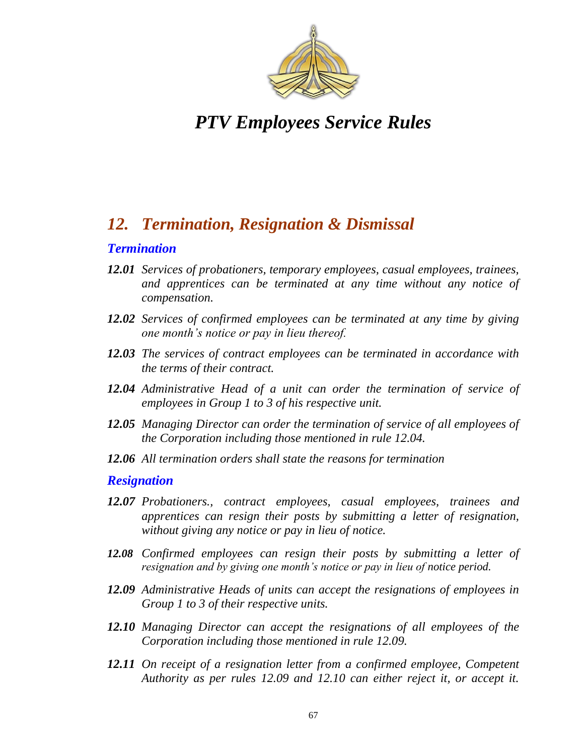# PTV Employees Service Rules

## 12. Termination, Resignation & Dismissal

### Termination

**12.01** Services of probationers, temporary employees, casual employees, trainees, and apprentices can be terminated at any time without any notice of compensation.

**12.02** Services of confirmed employees can be terminated at any time by giving one month's notice or pay in lieu thereof.

**12.03** The services of contract employees can be terminated in accordance with the terms of their contract.

**12.04** Administrative Head of a unit can order the termination of service of employees in Group 1 to 3 of his respective unit.

**12.05** Managing Director can order the termination of service of all employees of the Corporation including those mentioned in rule 12.04.

**12.06** All termination orders shall state the reasons for termination

### Resignation

**12.07** Probationers., contract employees, casual employees, trainees and apprentices can resign their posts by submitting a letter of resignation, without giving any notice or pay in lieu of notice.

**12.08** Confirmed employees can resign their posts by submitting a letter of resignation and by giving one month's notice or pay in lieu of notice period.

**12.09** Administrative Heads of units can accept the resignations of employees in Group 1 to 3 of their respective units.

**12.10** Managing Director can accept the resignations of all employees of the Corporation including those mentioned in rule 12.09.

**12.11** On receipt of a resignation letter from a confirmed employee, Competent Authority as per rules 12.09 and 12.10 can either reject it, or accept it.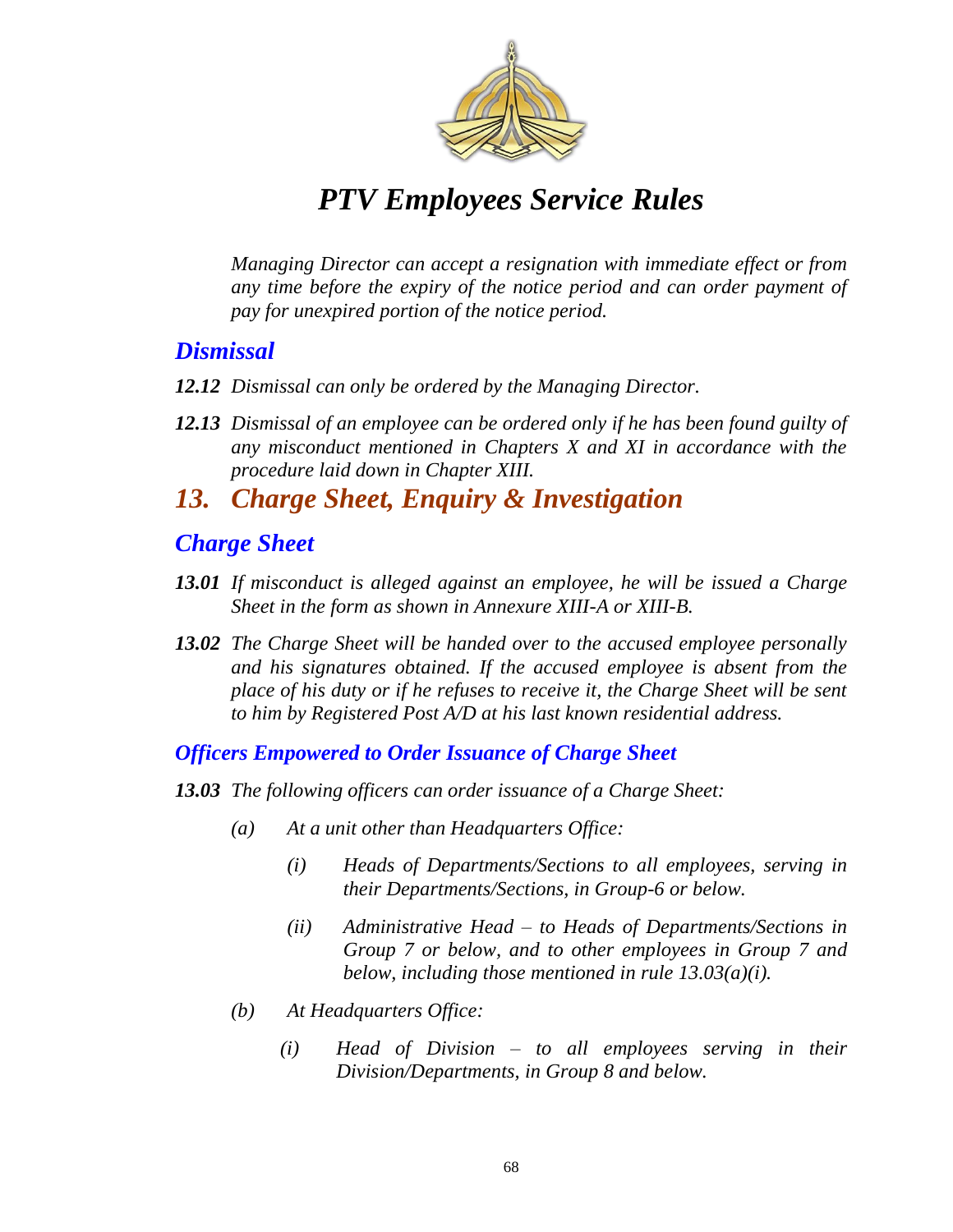*Managing Director can accept a resignation with immediate effect or from any time before the expiry of the notice period and can order payment of pay for unexpired portion of the notice period.*

### *Dismissal*

***12.12*** *Dismissal can only be ordered by the Managing Director.*

***12.13*** *Dismissal of an employee can be ordered only if he has been found guilty of any misconduct mentioned in Chapters X and XI in accordance with the procedure laid down in Chapter XIII.*

## *13. Charge Sheet, Enquiry & Investigation*

### *Charge Sheet*

***13.01*** *If misconduct is alleged against an employee, he will be issued a Charge Sheet in the form as shown in Annexure XIII-A or XIII-B.*

***13.02*** *The Charge Sheet will be handed over to the accused employee personally and his signatures obtained. If the accused employee is absent from the place of his duty or if he refuses to receive it, the Charge Sheet will be sent to him by Registered Post A/D at his last known residential address.*

#### *Officers Empowered to Order Issuance of Charge Sheet*

***13.03*** *The following officers can order issuance of a Charge Sheet:*

- *(a) At a unit other than Headquarters Office:*
  - *(i) Heads of Departments/Sections to all employees, serving in their Departments/Sections, in Group-6 or below.*
  - *(ii) Administrative Head – to Heads of Departments/Sections in Group 7 or below, and to other employees in Group 7 and below, including those mentioned in rule 13.03(a)(i).*
- *(b) At Headquarters Office:*
  - *(i) Head of Division – to all employees serving in their Division/Departments, in Group 8 and below.*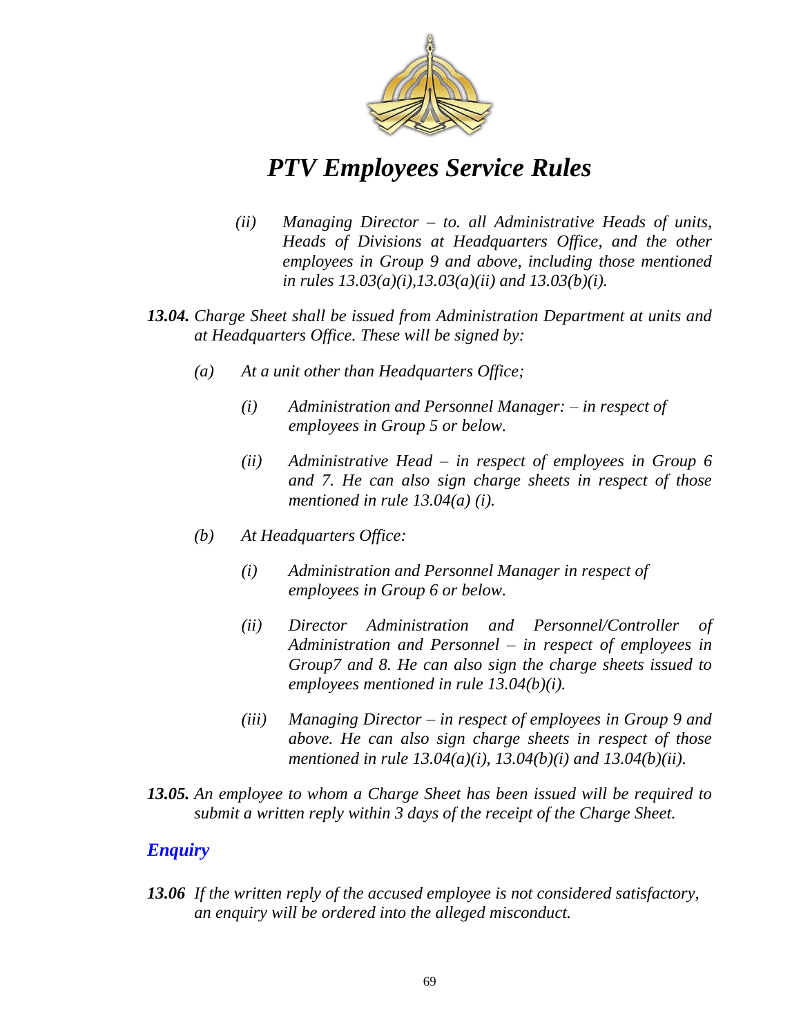*(ii) Managing Director – to. all Administrative Heads of units, Heads of Divisions at Headquarters Office, and the other employees in Group 9 and above, including those mentioned in rules 13.03(a)(i),13.03(a)(ii) and 13.03(b)(i).*

***13.04.*** *Charge Sheet shall be issued from Administration Department at units and at Headquarters Office. These will be signed by:*

*(a) At a unit other than Headquarters Office;*

*(i) Administration and Personnel Manager: – in respect of employees in Group 5 or below.*

*(ii) Administrative Head – in respect of employees in Group 6 and 7. He can also sign charge sheets in respect of those mentioned in rule 13.04(a) (i).*

*(b) At Headquarters Office:*

*(i) Administration and Personnel Manager in respect of employees in Group 6 or below.*

*(ii) Director Administration and Personnel/Controller of Administration and Personnel – in respect of employees in Group7 and 8. He can also sign the charge sheets issued to employees mentioned in rule 13.04(b)(i).*

*(iii) Managing Director – in respect of employees in Group 9 and above. He can also sign charge sheets in respect of those mentioned in rule 13.04(a)(i), 13.04(b)(i) and 13.04(b)(ii).*

***13.05.*** *An employee to whom a Charge Sheet has been issued will be required to submit a written reply within 3 days of the receipt of the Charge Sheet.*

## *Enquiry*

***13.06*** *If the written reply of the accused employee is not considered satisfactory, an enquiry will be ordered into the alleged misconduct.*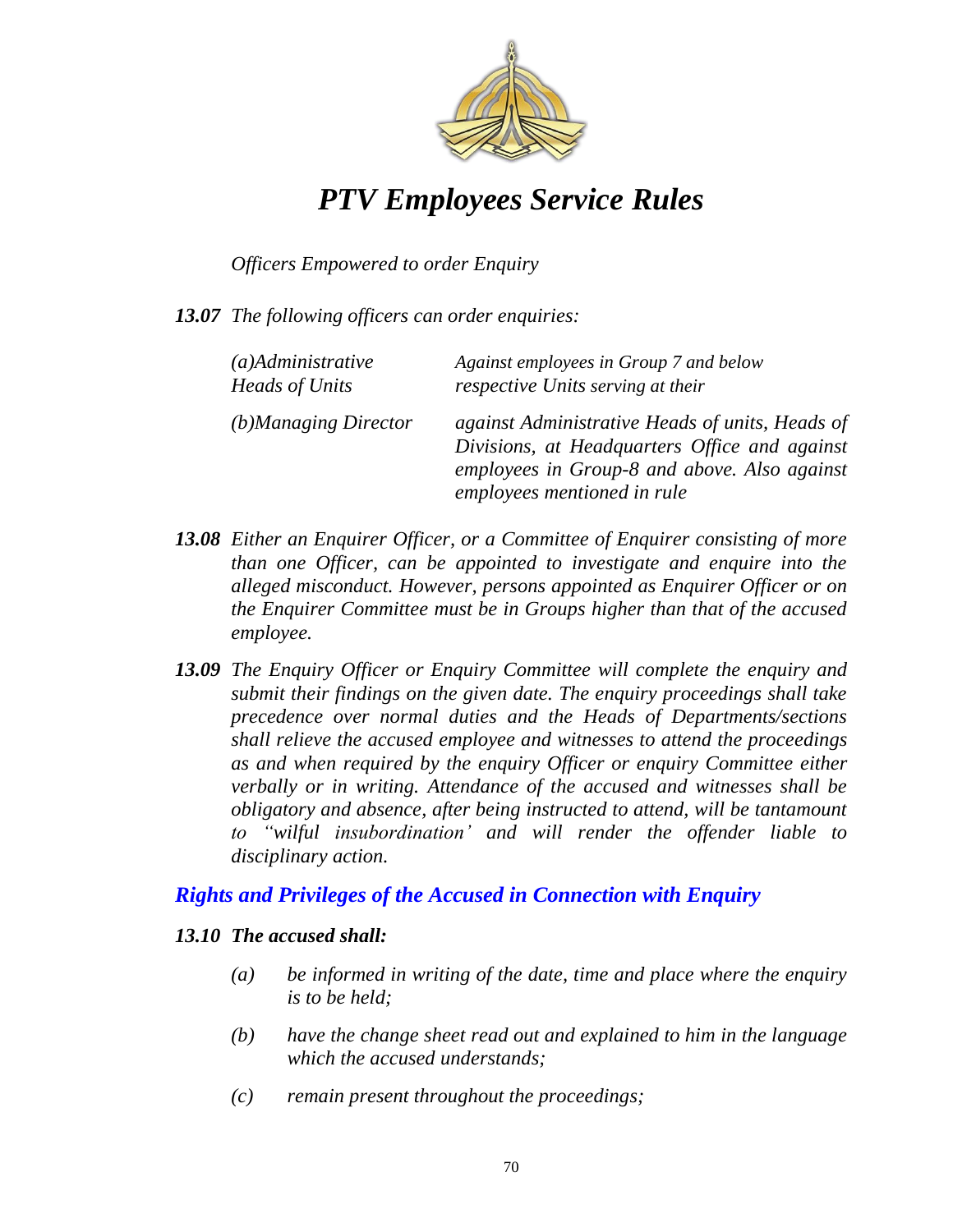*Officers Empowered to order Enquiry*

***13.07*** *The following officers can order enquiries:*

| | |
|---|---|
| *(a)Administrative Heads of Units* | *Against employees in Group 7 and below respective Units serving at their* |
| *(b)Managing Director* | *against Administrative Heads of units, Heads of Divisions, at Headquarters Office and against employees in Group-8 and above. Also against employees mentioned in rule* |

***13.08*** *Either an Enquirer Officer, or a Committee of Enquirer consisting of more than one Officer, can be appointed to investigate and enquire into the alleged misconduct. However, persons appointed as Enquirer Officer or on the Enquirer Committee must be in Groups higher than that of the accused employee.*

***13.09*** *The Enquiry Officer or Enquiry Committee will complete the enquiry and submit their findings on the given date. The enquiry proceedings shall take precedence over normal duties and the Heads of Departments/sections shall relieve the accused employee and witnesses to attend the proceedings as and when required by the enquiry Officer or enquiry Committee either verbally or in writing. Attendance of the accused and witnesses shall be obligatory and absence, after being instructed to attend, will be tantamount to "wilful insubordination' and will render the offender liable to disciplinary action.*

## *Rights and Privileges of the Accused in Connection with Enquiry*

***13.10 The accused shall:***

- *(a)* *be informed in writing of the date, time and place where the enquiry is to be held;*
- *(b)* *have the change sheet read out and explained to him in the language which the accused understands;*
- *(c)* *remain present throughout the proceedings;*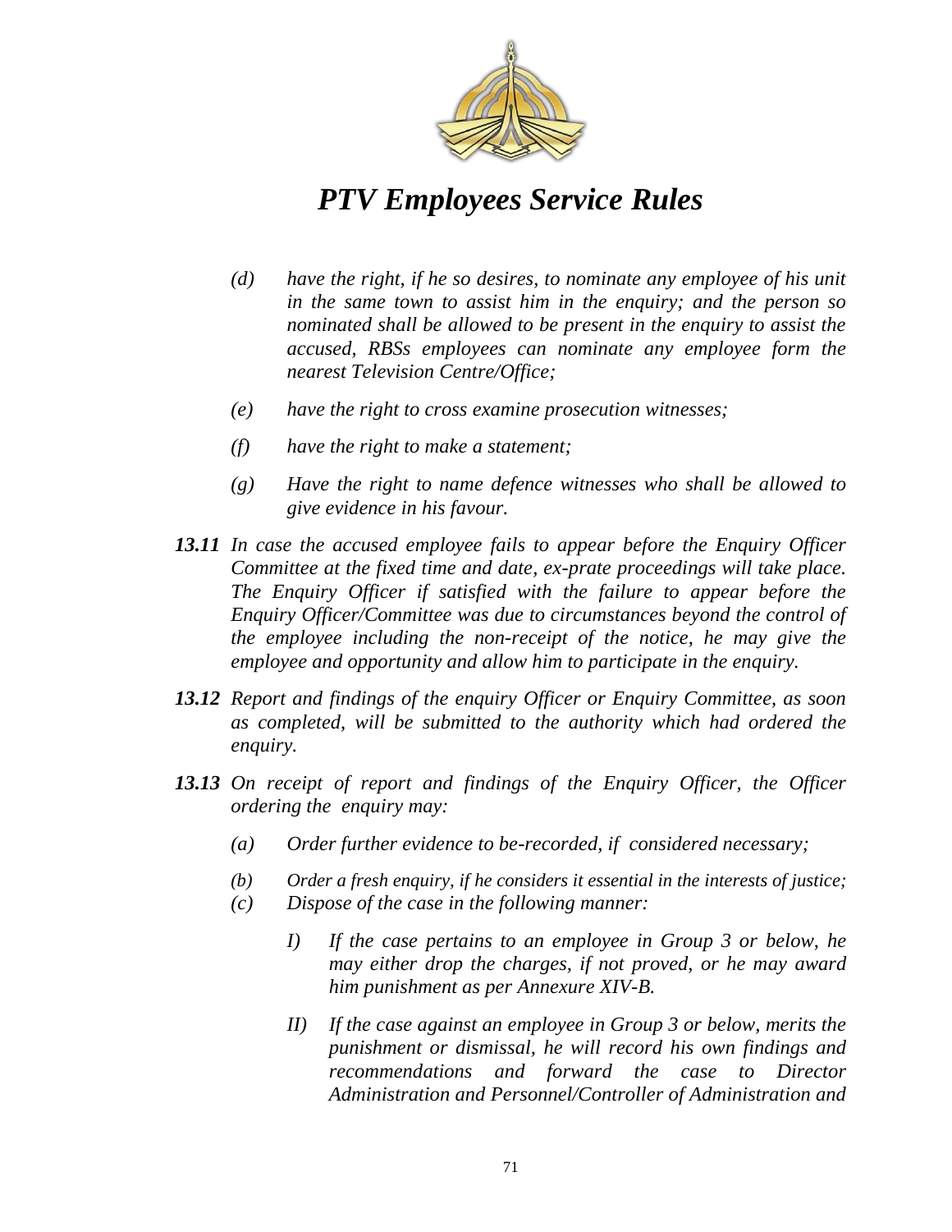*(d)* *have the right, if he so desires, to nominate any employee of his unit in the same town to assist him in the enquiry; and the person so nominated shall be allowed to be present in the enquiry to assist the accused, RBSs employees can nominate any employee form the nearest Television Centre/Office;*

*(e)* *have the right to cross examine prosecution witnesses;*

*(f)* *have the right to make a statement;*

*(g)* *Have the right to name defence witnesses who shall be allowed to give evidence in his favour.*

***13.11*** *In case the accused employee fails to appear before the Enquiry Officer Committee at the fixed time and date, ex-prate proceedings will take place. The Enquiry Officer if satisfied with the failure to appear before the Enquiry Officer/Committee was due to circumstances beyond the control of the employee including the non-receipt of the notice, he may give the employee and opportunity and allow him to participate in the enquiry.*

***13.12*** *Report and findings of the enquiry Officer or Enquiry Committee, as soon as completed, will be submitted to the authority which had ordered the enquiry.*

***13.13*** *On receipt of report and findings of the Enquiry Officer, the Officer ordering the enquiry may:*

*(a)* *Order further evidence to be-recorded, if considered necessary;*

*(b)* *Order a fresh enquiry, if he considers it essential in the interests of justice;*

*(c)* *Dispose of the case in the following manner:*

*I)* *If the case pertains to an employee in Group 3 or below, he may either drop the charges, if not proved, or he may award him punishment as per Annexure XIV-B.*

*II)* *If the case against an employee in Group 3 or below, merits the punishment or dismissal, he will record his own findings and recommendations and forward the case to Director Administration and Personnel/Controller of Administration and*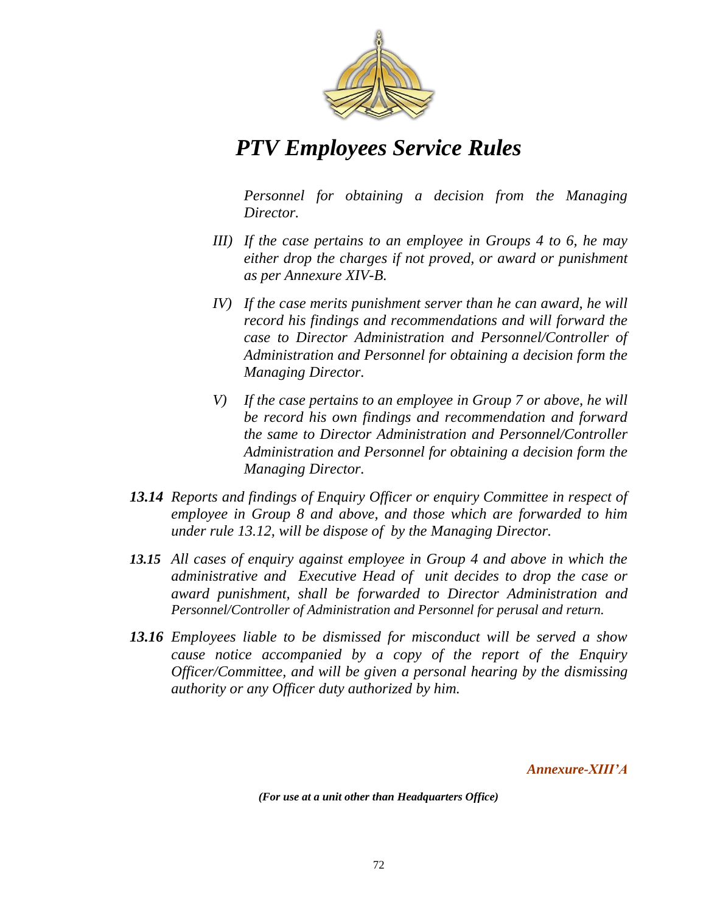*Personnel for obtaining a decision from the Managing Director.*

*III) If the case pertains to an employee in Groups 4 to 6, he may either drop the charges if not proved, or award or punishment as per Annexure XIV-B.*

*IV) If the case merits punishment server than he can award, he will record his findings and recommendations and will forward the case to Director Administration and Personnel/Controller of Administration and Personnel for obtaining a decision form the Managing Director.*

*V) If the case pertains to an employee in Group 7 or above, he will be record his own findings and recommendation and forward the same to Director Administration and Personnel/Controller Administration and Personnel for obtaining a decision form the Managing Director.*

***13.14*** *Reports and findings of Enquiry Officer or enquiry Committee in respect of employee in Group 8 and above, and those which are forwarded to him under rule 13.12, will be dispose of by the Managing Director.*

***13.15*** *All cases of enquiry against employee in Group 4 and above in which the administrative and Executive Head of unit decides to drop the case or award punishment, shall be forwarded to Director Administration and Personnel/Controller of Administration and Personnel for perusal and return.*

***13.16*** *Employees liable to be dismissed for misconduct will be served a show cause notice accompanied by a copy of the report of the Enquiry Officer/Committee, and will be given a personal hearing by the dismissing authority or any Officer duty authorized by him.*

***Annexure-XIII'A***

***(For use at a unit other than Headquarters Office)***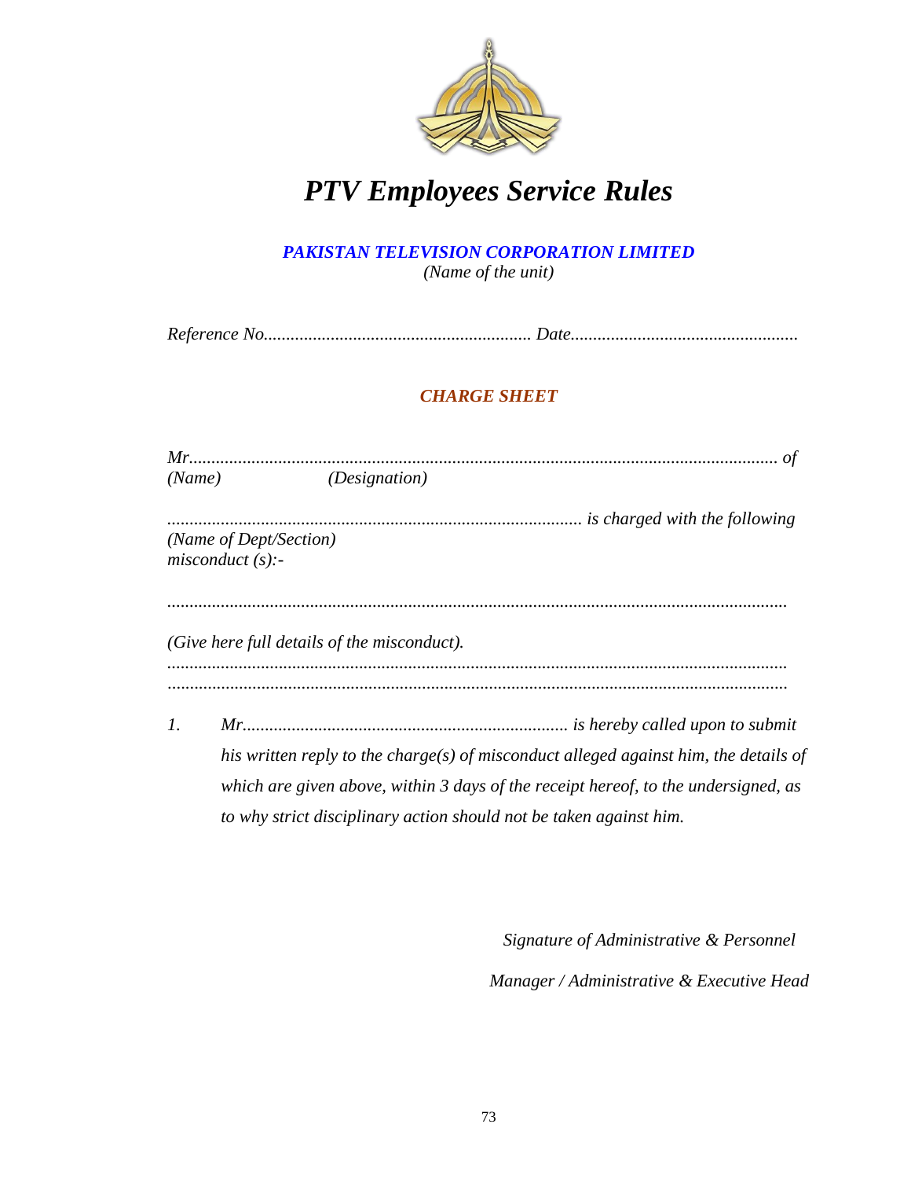# *PTV Employees Service Rules*

***PAKISTAN TELEVISION CORPORATION LIMITED***
*(Name of the unit)*

*Reference No........................................................... Date..................................................*

## ***CHARGE SHEET***

*Mr...................................................................................................................................... of*
*(Name) (Designation)*

*............................................................................................ is charged with the following*
*(Name of Dept/Section)*
*misconduct (s):-*

*..........................................................................................................................................*

*(Give here full details of the misconduct).*
*..........................................................................................................................................*
*..........................................................................................................................................*

1. *Mr......................................................................... is hereby called upon to submit his written reply to the charge(s) of misconduct alleged against him, the details of which are given above, within 3 days of the receipt hereof, to the undersigned, as to why strict disciplinary action should not be taken against him.*

*Signature of Administrative & Personnel*

*Manager / Administrative & Executive Head*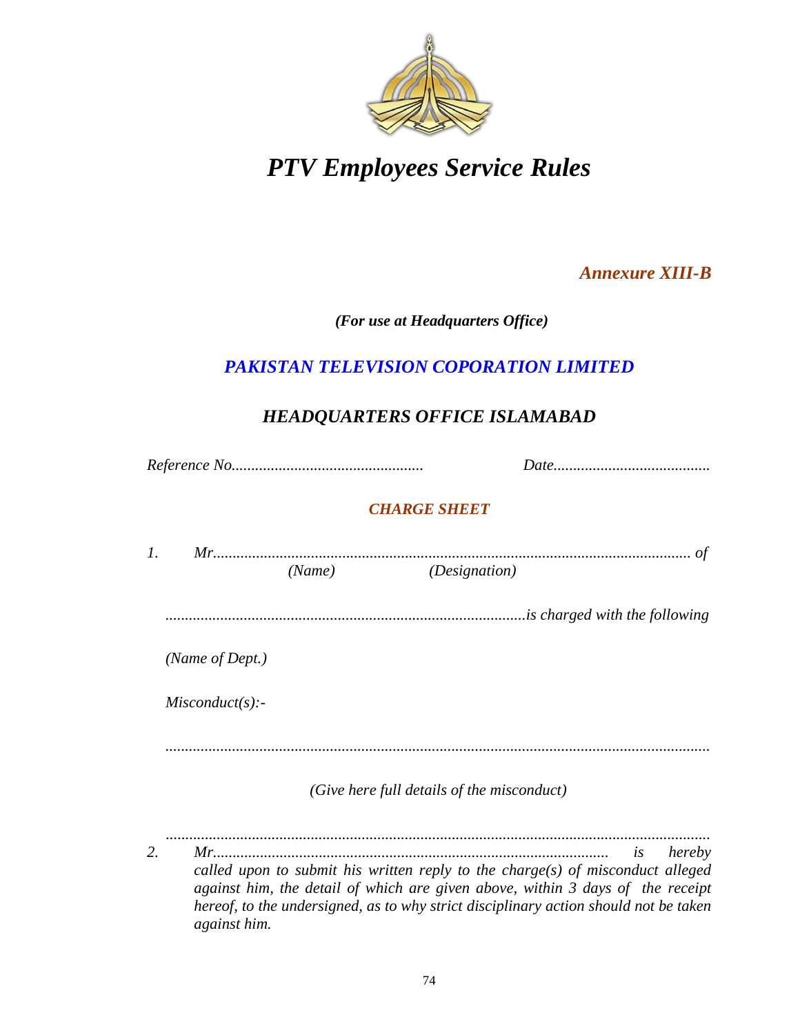# *PTV Employees Service Rules*

***Annexure XIII-B***

***(For use at Headquarters Office)***

## *PAKISTAN TELEVISION COPORATION LIMITED*

## *HEADQUARTERS OFFICE ISLAMABAD*

*Reference No.................................................* *Date........................................*

### *CHARGE SHEET*

1. *Mr.......................................................................................................................... of*
   *(Name)* *(Designation)*

   *............................................................................................is charged with the following*

   *(Name of Dept.)*

   *Misconduct(s):-*

   *...........................................................................................................................................*

   *(Give here full details of the misconduct)*

   *...........................................................................................................................................*

2. *Mr..................................................................................................... is hereby called upon to submit his written reply to the charge(s) of misconduct alleged against him, the detail of which are given above, within 3 days of the receipt hereof, to the undersigned, as to why strict disciplinary action should not be taken against him.*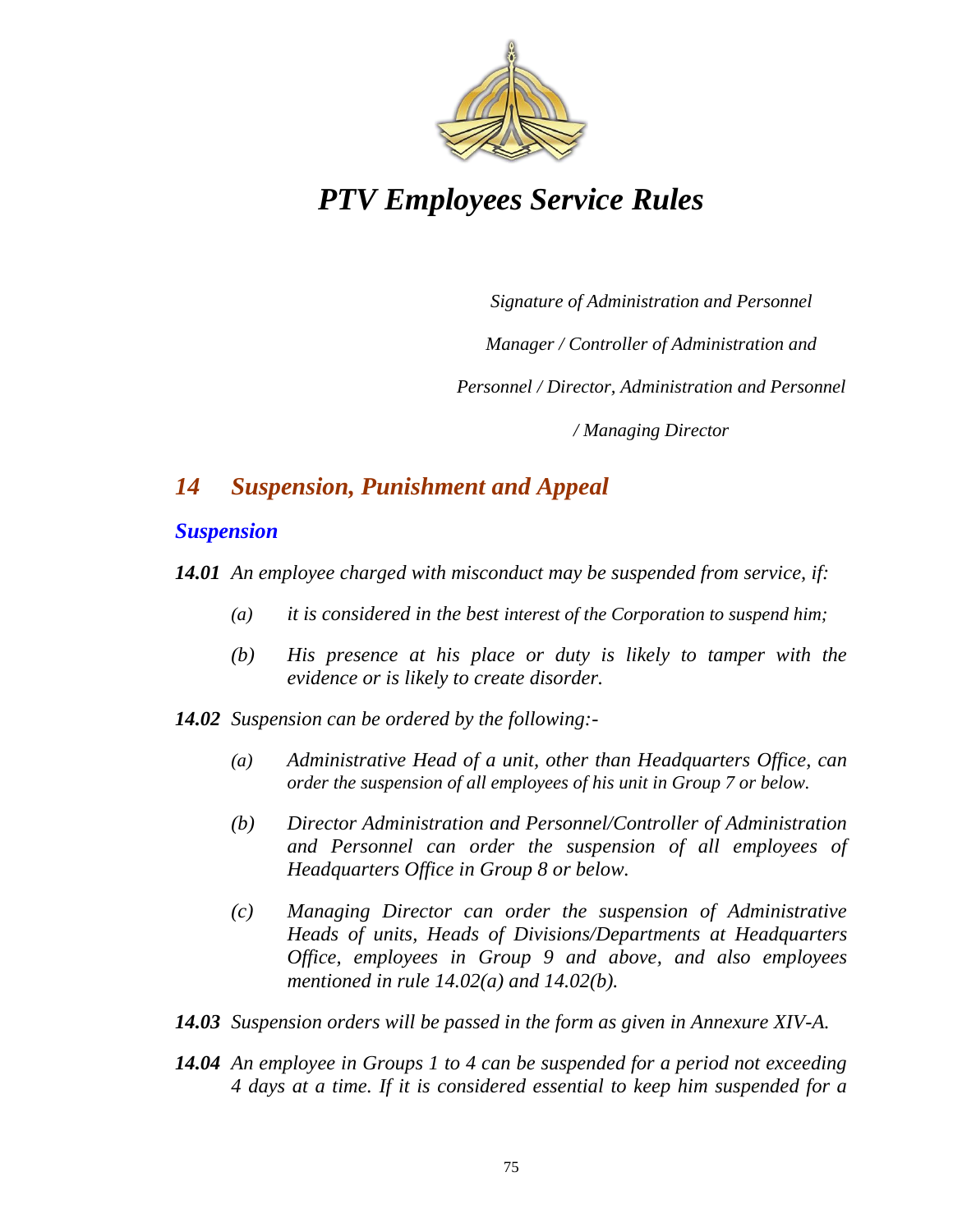# *PTV Employees Service Rules*

*Signature of Administration and Personnel Manager / Controller of Administration and Personnel / Director, Administration and Personnel / Managing Director*

## *14 Suspension, Punishment and Appeal*

### *Suspension*

***14.01*** *An employee charged with misconduct may be suspended from service, if:*

- *(a) it is considered in the best interest of the Corporation to suspend him;*
- *(b) His presence at his place or duty is likely to tamper with the evidence or is likely to create disorder.*

***14.02*** *Suspension can be ordered by the following:-*

- *(a) Administrative Head of a unit, other than Headquarters Office, can order the suspension of all employees of his unit in Group 7 or below.*
- *(b) Director Administration and Personnel/Controller of Administration and Personnel can order the suspension of all employees of Headquarters Office in Group 8 or below.*
- *(c) Managing Director can order the suspension of Administrative Heads of units, Heads of Divisions/Departments at Headquarters Office, employees in Group 9 and above, and also employees mentioned in rule 14.02(a) and 14.02(b).*

***14.03*** *Suspension orders will be passed in the form as given in Annexure XIV-A.*

***14.04*** *An employee in Groups 1 to 4 can be suspended for a period not exceeding 4 days at a time. If it is considered essential to keep him suspended for a*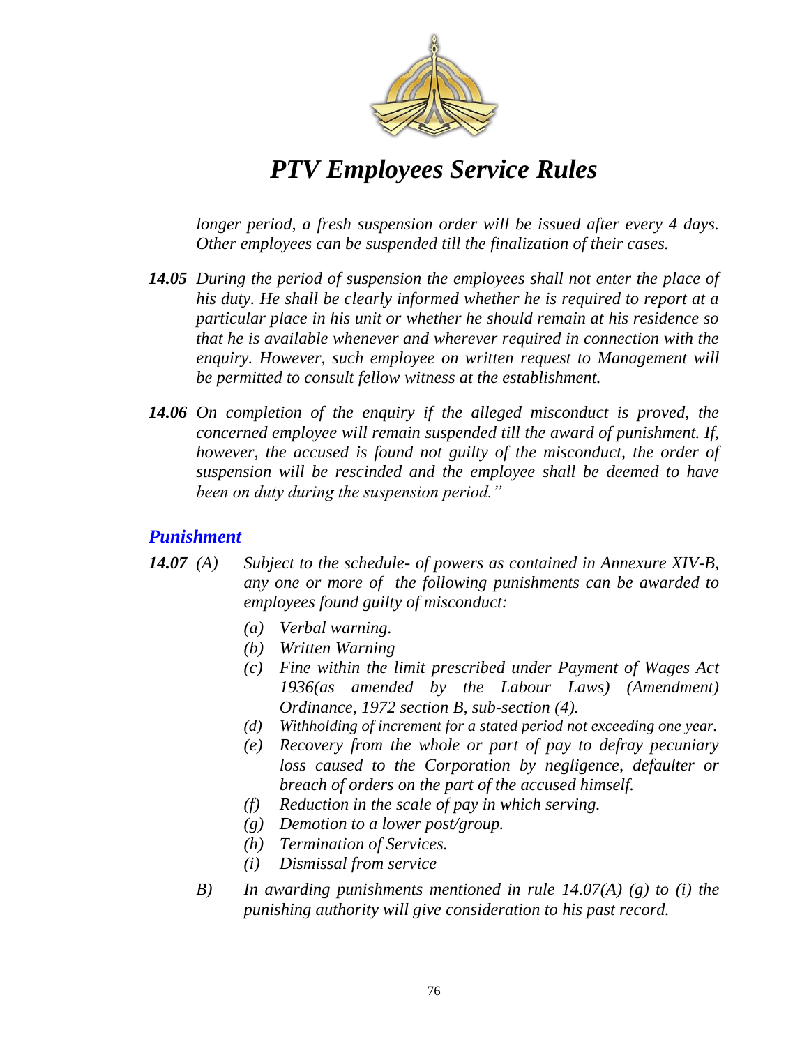*longer period, a fresh suspension order will be issued after every 4 days. Other employees can be suspended till the finalization of their cases.*

***14.05*** *During the period of suspension the employees shall not enter the place of his duty. He shall be clearly informed whether he is required to report at a particular place in his unit or whether he should remain at his residence so that he is available whenever and wherever required in connection with the enquiry. However, such employee on written request to Management will be permitted to consult fellow witness at the establishment.*

***14.06*** *On completion of the enquiry if the alleged misconduct is proved, the concerned employee will remain suspended till the award of punishment. If, however, the accused is found not guilty of the misconduct, the order of suspension will be rescinded and the employee shall be deemed to have been on duty during the suspension period."*

## *Punishment*

***14.07*** *(A) Subject to the schedule- of powers as contained in Annexure XIV-B, any one or more of the following punishments can be awarded to employees found guilty of misconduct:*

- *(a) Verbal warning.*
- *(b) Written Warning*
- *(c) Fine within the limit prescribed under Payment of Wages Act 1936(as amended by the Labour Laws) (Amendment) Ordinance, 1972 section B, sub-section (4).*
- *(d) Withholding of increment for a stated period not exceeding one year.*
- *(e) Recovery from the whole or part of pay to defray pecuniary loss caused to the Corporation by negligence, defaulter or breach of orders on the part of the accused himself.*
- *(f) Reduction in the scale of pay in which serving.*
- *(g) Demotion to a lower post/group.*
- *(h) Termination of Services.*
- *(i) Dismissal from service*

*B) In awarding punishments mentioned in rule 14.07(A) (g) to (i) the punishing authority will give consideration to his past record.*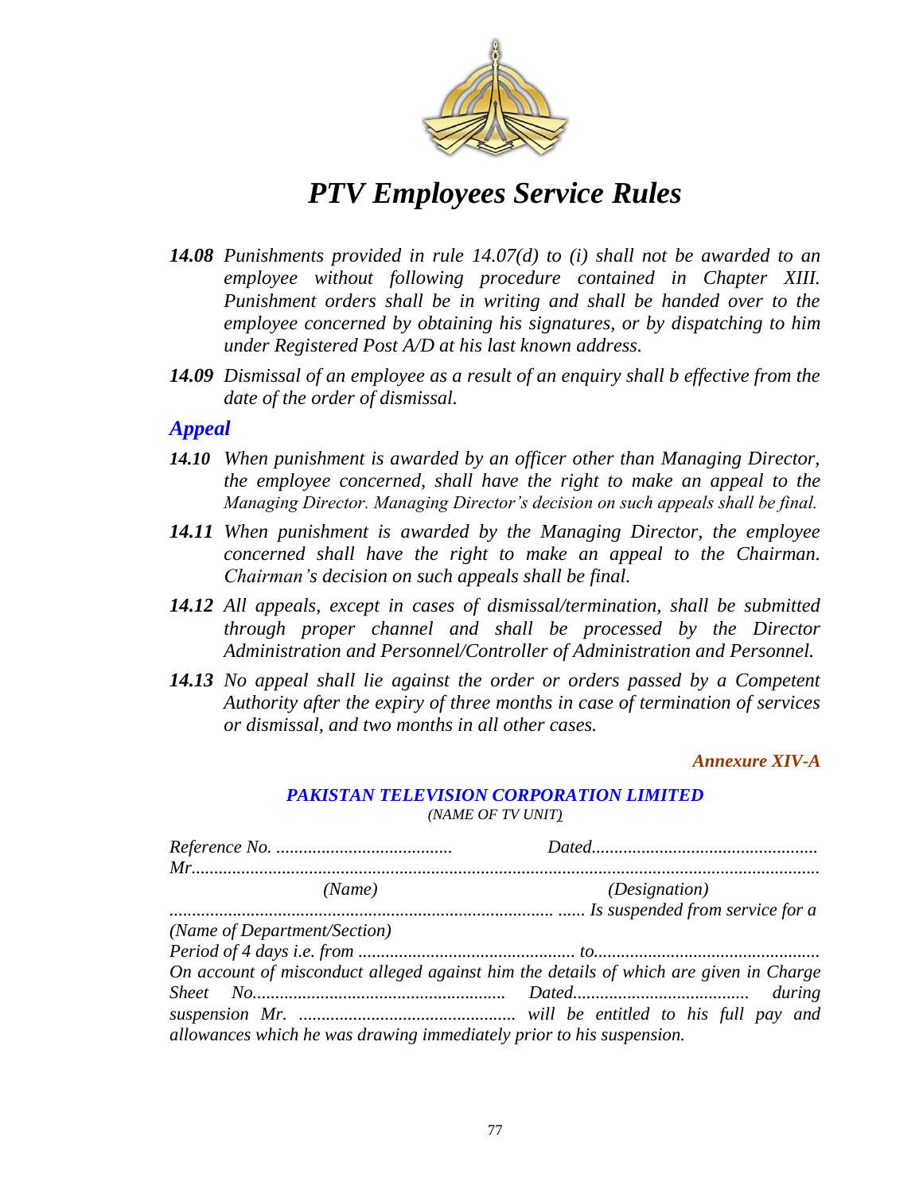**14.08** *Punishments provided in rule 14.07(d) to (i) shall not be awarded to an employee without following procedure contained in Chapter XIII. Punishment orders shall be in writing and shall be handed over to the employee concerned by obtaining his signatures, or by dispatching to him under Registered Post A/D at his last known address.*

**14.09** *Dismissal of an employee as a result of an enquiry shall b effective from the date of the order of dismissal.*

## *Appeal*

**14.10** *When punishment is awarded by an officer other than Managing Director, the employee concerned, shall have the right to make an appeal to the Managing Director. Managing Director's decision on such appeals shall be final.*

**14.11** *When punishment is awarded by the Managing Director, the employee concerned shall have the right to make an appeal to the Chairman. Chairman's decision on such appeals shall be final.*

**14.12** *All appeals, except in cases of dismissal/termination, shall be submitted through proper channel and shall be processed by the Director Administration and Personnel/Controller of Administration and Personnel.*

**14.13** *No appeal shall lie against the order or orders passed by a Competent Authority after the expiry of three months in case of termination of services or dismissal, and two months in all other cases.*

***Annexure XIV-A***

***PAKISTAN TELEVISION CORPORATION LIMITED***
*(NAME OF TV UNIT)*

*Reference No. ......................................        Dated.................................................*

*Mr..........................................................................................................................*

*(Name)                                        (Designation)*

*...................................................................................... ...... Is suspended from service for a*

*(Name of Department/Section)*

*Period of 4 days i.e. from ............................................... to.................................................*

*On account of misconduct alleged against him the details of which are given in Charge Sheet No....................................................... Dated...................................... during suspension Mr. ............................................... will be entitled to his full pay and allowances which he was drawing immediately prior to his suspension.*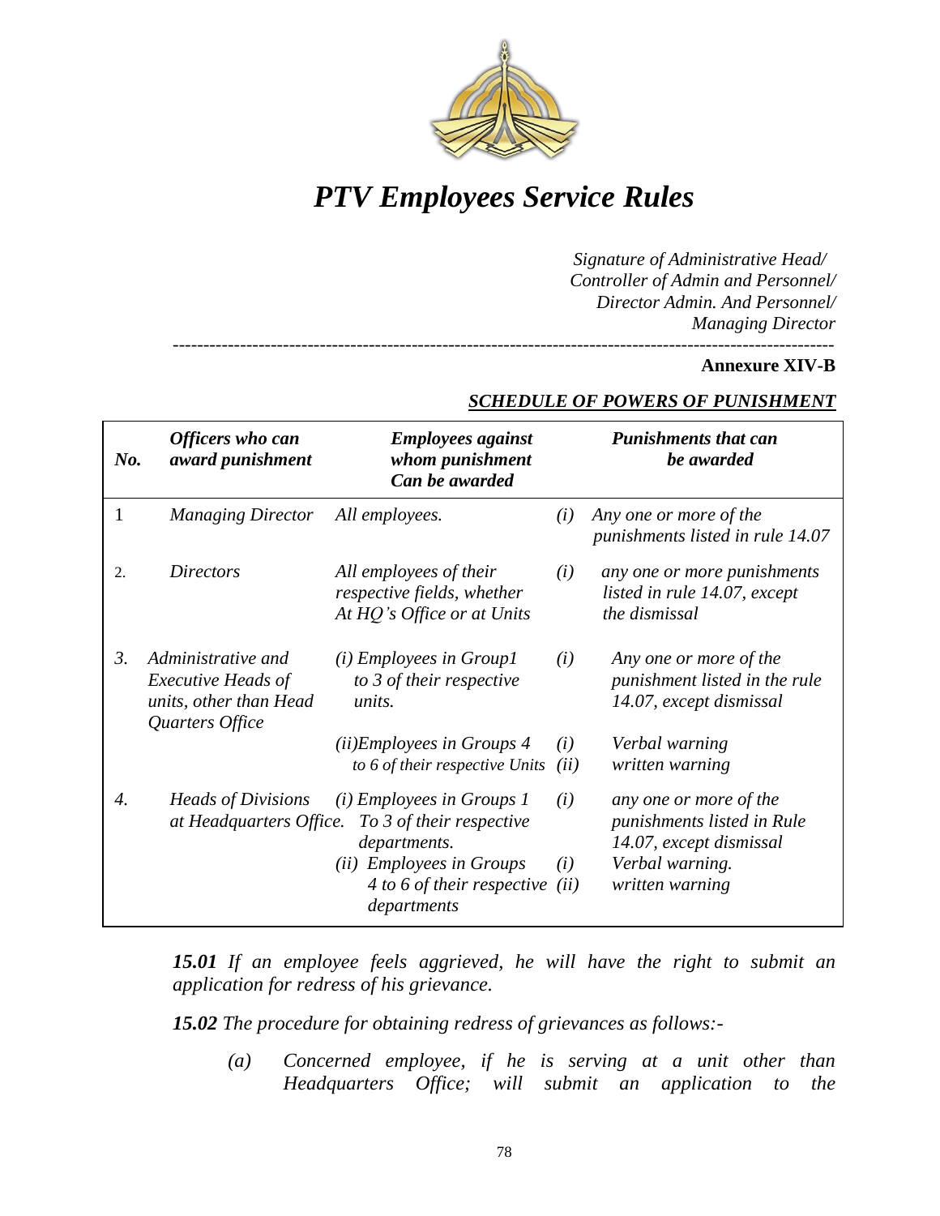*Signature of Administrative Head/*
*Controller of Admin and Personnel/*
*Director Admin. And Personnel/*
*Managing Director*

---

**Annexure XIV-B**

***SCHEDULE OF POWERS OF PUNISHMENT***

| ***No.*** | ***Officers who can award punishment*** | ***Employees against whom punishment Can be awarded*** | | ***Punishments that can be awarded*** |
|---|---|---|---|---|
| 1 | *Managing Director* | *All employees.* | *(i)* | *Any one or more of the punishments listed in rule 14.07* |
| 2. | *Directors* | *All employees of their respective fields, whether At HQ's Office or at Units* | *(i)* | *any one or more punishments listed in rule 14.07, except the dismissal* |
| *3.* | *Administrative and Executive Heads of units, other than Head Quarters Office* | *(i) Employees in Group1 to 3 of their respective units.* | *(i)* | *Any one or more of the punishment listed in the rule 14.07, except dismissal* |
| | | *(ii)Employees in Groups 4 to 6 of their respective Units* | *(i)*<br>*(ii)* | *Verbal warning*<br>*written warning* |
| *4.* | *Heads of Divisions at Headquarters Office.* | *(i) Employees in Groups 1 To 3 of their respective departments.* | *(i)* | *any one or more of the punishments listed in Rule 14.07, except dismissal* |
| | | *(ii) Employees in Groups 4 to 6 of their respective departments* | *(i)*<br>*(ii)* | *Verbal warning.*<br>*written warning* |

***15.01*** *If an employee feels aggrieved, he will have the right to submit an application for redress of his grievance.*

***15.02*** *The procedure for obtaining redress of grievances as follows:-*

*(a)* *Concerned employee, if he is serving at a unit other than Headquarters Office; will submit an application to the*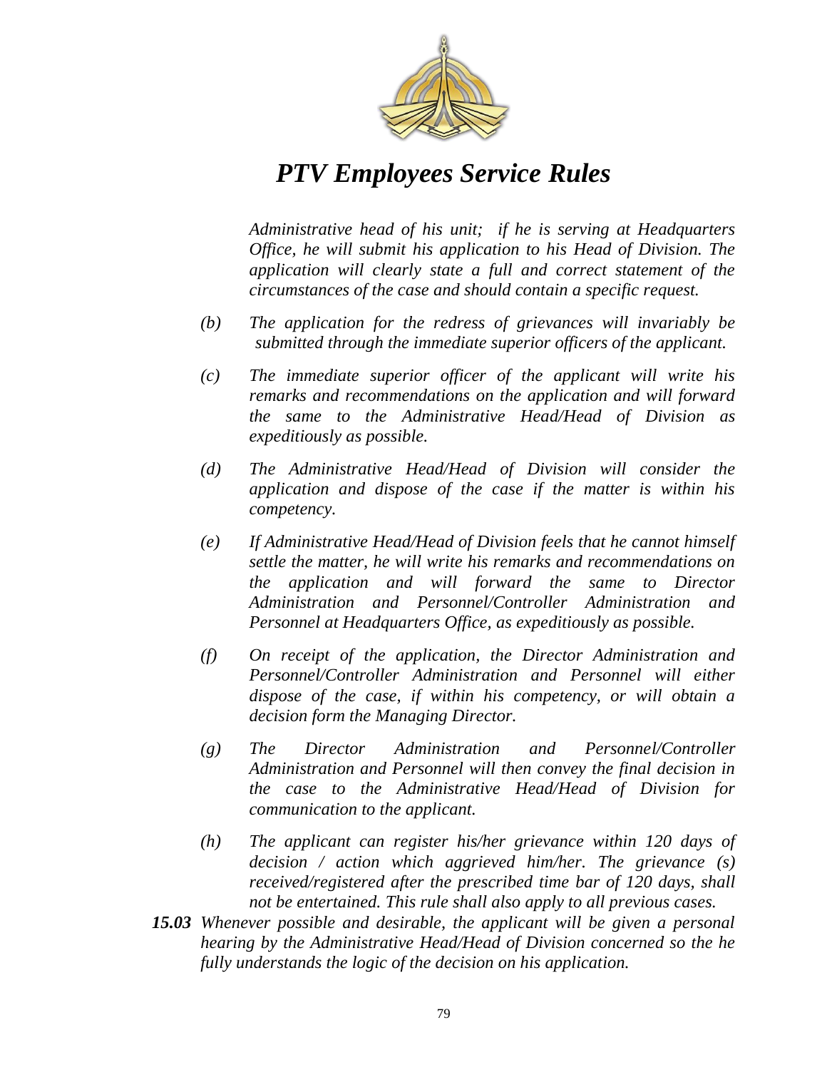*Administrative head of his unit; if he is serving at Headquarters Office, he will submit his application to his Head of Division. The application will clearly state a full and correct statement of the circumstances of the case and should contain a specific request.*

*(b) The application for the redress of grievances will invariably be submitted through the immediate superior officers of the applicant.*

*(c) The immediate superior officer of the applicant will write his remarks and recommendations on the application and will forward the same to the Administrative Head/Head of Division as expeditiously as possible.*

*(d) The Administrative Head/Head of Division will consider the application and dispose of the case if the matter is within his competency.*

*(e) If Administrative Head/Head of Division feels that he cannot himself settle the matter, he will write his remarks and recommendations on the application and will forward the same to Director Administration and Personnel/Controller Administration and Personnel at Headquarters Office, as expeditiously as possible.*

*(f) On receipt of the application, the Director Administration and Personnel/Controller Administration and Personnel will either dispose of the case, if within his competency, or will obtain a decision form the Managing Director.*

*(g) The Director Administration and Personnel/Controller Administration and Personnel will then convey the final decision in the case to the Administrative Head/Head of Division for communication to the applicant.*

*(h) The applicant can register his/her grievance within 120 days of decision / action which aggrieved him/her. The grievance (s) received/registered after the prescribed time bar of 120 days, shall not be entertained. This rule shall also apply to all previous cases.*

***15.03*** *Whenever possible and desirable, the applicant will be given a personal hearing by the Administrative Head/Head of Division concerned so the he fully understands the logic of the decision on his application.*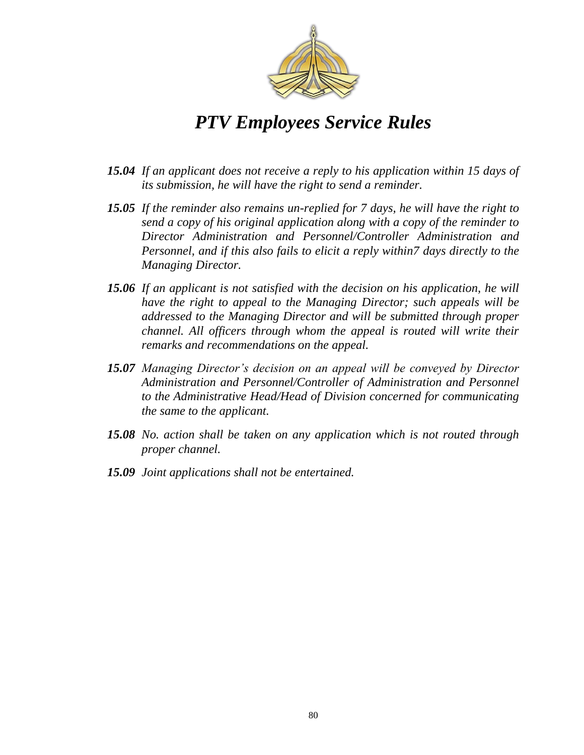***15.04*** *If an applicant does not receive a reply to his application within 15 days of its submission, he will have the right to send a reminder.*

***15.05*** *If the reminder also remains un-replied for 7 days, he will have the right to send a copy of his original application along with a copy of the reminder to Director Administration and Personnel/Controller Administration and Personnel, and if this also fails to elicit a reply within7 days directly to the Managing Director.*

***15.06*** *If an applicant is not satisfied with the decision on his application, he will have the right to appeal to the Managing Director; such appeals will be addressed to the Managing Director and will be submitted through proper channel. All officers through whom the appeal is routed will write their remarks and recommendations on the appeal.*

***15.07*** *Managing Director's decision on an appeal will be conveyed by Director Administration and Personnel/Controller of Administration and Personnel to the Administrative Head/Head of Division concerned for communicating the same to the applicant.*

***15.08*** *No. action shall be taken on any application which is not routed through proper channel.*

***15.09*** *Joint applications shall not be entertained.*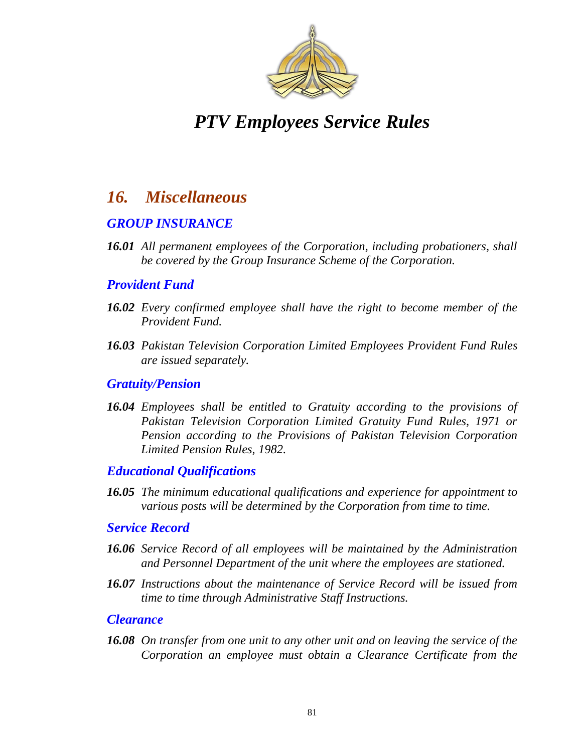# *16. Miscellaneous*

## *GROUP INSURANCE*

***16.01*** *All permanent employees of the Corporation, including probationers, shall be covered by the Group Insurance Scheme of the Corporation.*

## *Provident Fund*

***16.02*** *Every confirmed employee shall have the right to become member of the Provident Fund.*

***16.03*** *Pakistan Television Corporation Limited Employees Provident Fund Rules are issued separately.*

## *Gratuity/Pension*

***16.04*** *Employees shall be entitled to Gratuity according to the provisions of Pakistan Television Corporation Limited Gratuity Fund Rules, 1971 or Pension according to the Provisions of Pakistan Television Corporation Limited Pension Rules, 1982.*

## *Educational Qualifications*

***16.05*** *The minimum educational qualifications and experience for appointment to various posts will be determined by the Corporation from time to time.*

## *Service Record*

***16.06*** *Service Record of all employees will be maintained by the Administration and Personnel Department of the unit where the employees are stationed.*

***16.07*** *Instructions about the maintenance of Service Record will be issued from time to time through Administrative Staff Instructions.*

## *Clearance*

***16.08*** *On transfer from one unit to any other unit and on leaving the service of the Corporation an employee must obtain a Clearance Certificate from the*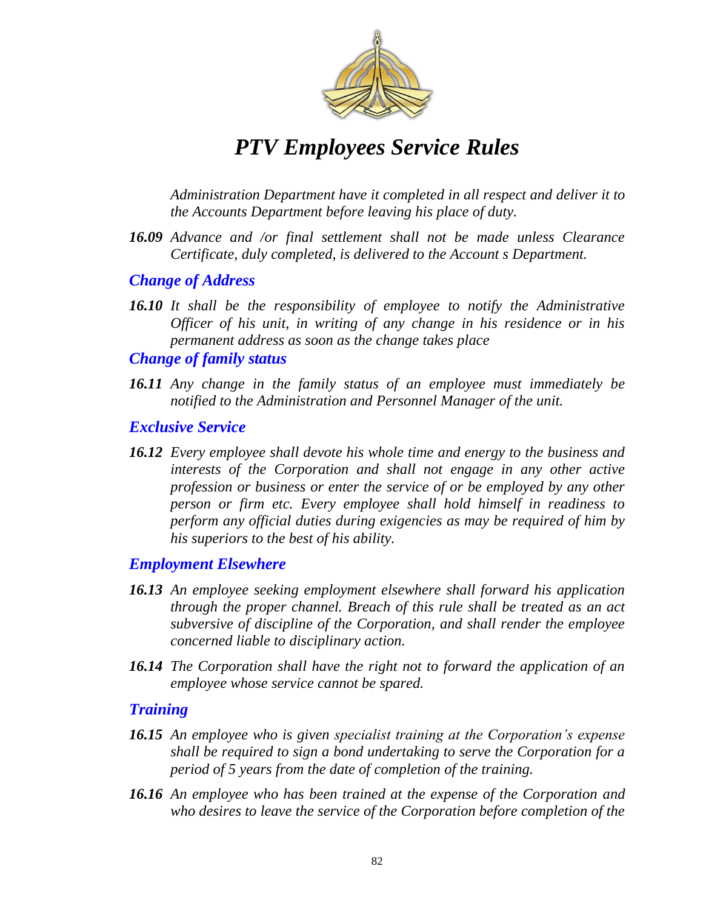*Administration Department have it completed in all respect and deliver it to the Accounts Department before leaving his place of duty.*

***16.09*** *Advance and /or final settlement shall not be made unless Clearance Certificate, duly completed, is delivered to the Account s Department.*

## *Change of Address*

***16.10*** *It shall be the responsibility of employee to notify the Administrative Officer of his unit, in writing of any change in his residence or in his permanent address as soon as the change takes place*

## *Change of family status*

***16.11*** *Any change in the family status of an employee must immediately be notified to the Administration and Personnel Manager of the unit.*

## *Exclusive Service*

***16.12*** *Every employee shall devote his whole time and energy to the business and interests of the Corporation and shall not engage in any other active profession or business or enter the service of or be employed by any other person or firm etc. Every employee shall hold himself in readiness to perform any official duties during exigencies as may be required of him by his superiors to the best of his ability.*

## *Employment Elsewhere*

***16.13*** *An employee seeking employment elsewhere shall forward his application through the proper channel. Breach of this rule shall be treated as an act subversive of discipline of the Corporation, and shall render the employee concerned liable to disciplinary action.*

***16.14*** *The Corporation shall have the right not to forward the application of an employee whose service cannot be spared.*

## *Training*

***16.15*** *An employee who is given specialist training at the Corporation's expense shall be required to sign a bond undertaking to serve the Corporation for a period of 5 years from the date of completion of the training.*

***16.16*** *An employee who has been trained at the expense of the Corporation and who desires to leave the service of the Corporation before completion of the*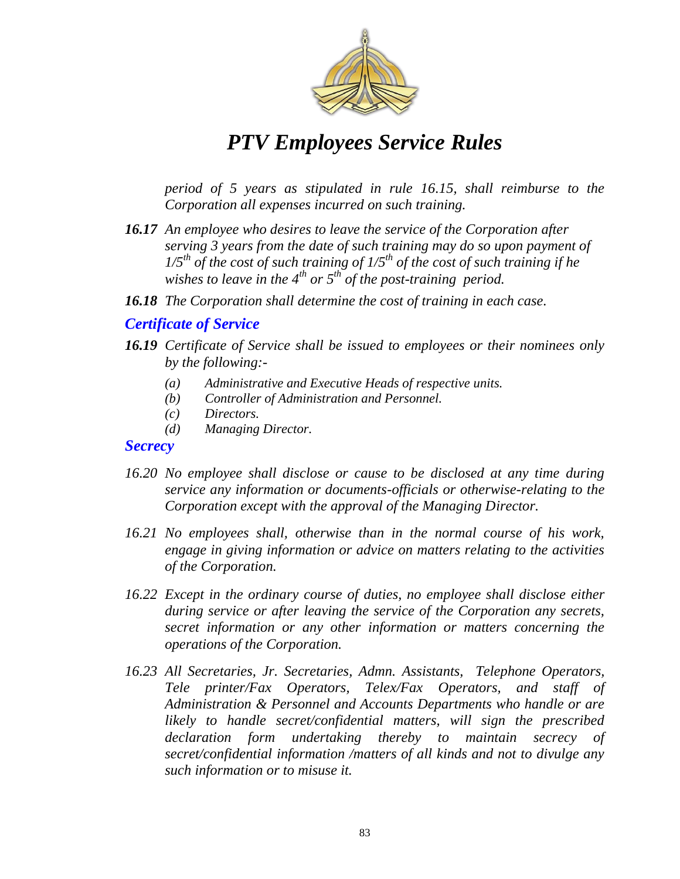*period of 5 years as stipulated in rule 16.15, shall reimburse to the Corporation all expenses incurred on such training.*

***16.17*** *An employee who desires to leave the service of the Corporation after serving 3 years from the date of such training may do so upon payment of $1/5^{th}$ of the cost of such training of $1/5^{th}$ of the cost of such training if he wishes to leave in the $4^{th}$ or $5^{th}$ of the post-training period.*

***16.18*** *The Corporation shall determine the cost of training in each case.*

## *Certificate of Service*

***16.19*** *Certificate of Service shall be issued to employees or their nominees only by the following:-*

- *(a) Administrative and Executive Heads of respective units.*
- *(b) Controller of Administration and Personnel.*
- *(c) Directors.*
- *(d) Managing Director.*

## *Secrecy*

*16.20 No employee shall disclose or cause to be disclosed at any time during service any information or documents-officials or otherwise-relating to the Corporation except with the approval of the Managing Director.*

*16.21 No employees shall, otherwise than in the normal course of his work, engage in giving information or advice on matters relating to the activities of the Corporation.*

*16.22 Except in the ordinary course of duties, no employee shall disclose either during service or after leaving the service of the Corporation any secrets, secret information or any other information or matters concerning the operations of the Corporation.*

*16.23 All Secretaries, Jr. Secretaries, Admn. Assistants, Telephone Operators, Tele printer/Fax Operators, Telex/Fax Operators, and staff of Administration & Personnel and Accounts Departments who handle or are likely to handle secret/confidential matters, will sign the prescribed declaration form undertaking thereby to maintain secrecy of secret/confidential information /matters of all kinds and not to divulge any such information or to misuse it.*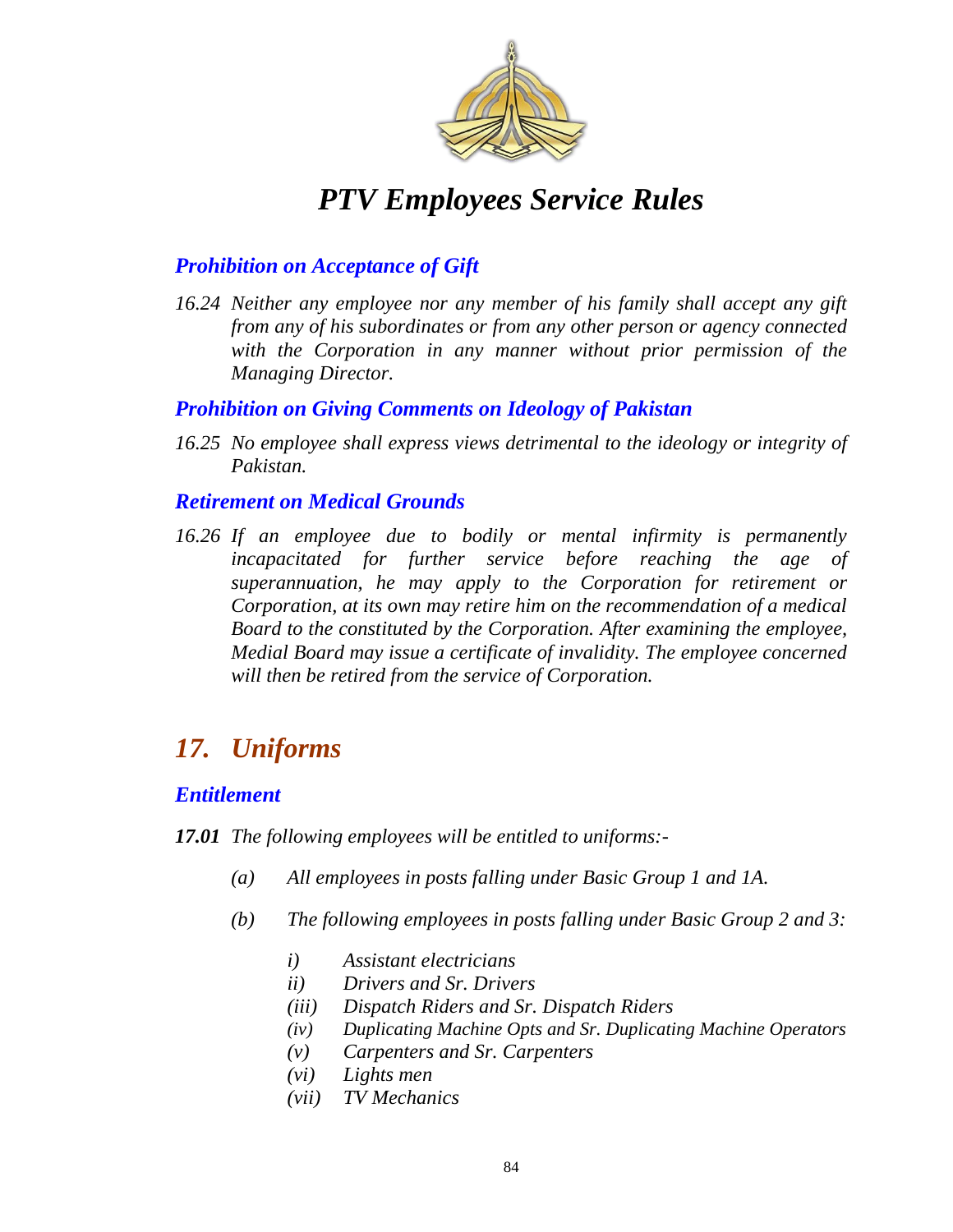## Prohibition on Acceptance of Gift

*16.24 Neither any employee nor any member of his family shall accept any gift from any of his subordinates or from any other person or agency connected with the Corporation in any manner without prior permission of the Managing Director.*

## Prohibition on Giving Comments on Ideology of Pakistan

*16.25 No employee shall express views detrimental to the ideology or integrity of Pakistan.*

## Retirement on Medical Grounds

*16.26 If an employee due to bodily or mental infirmity is permanently incapacitated for further service before reaching the age of superannuation, he may apply to the Corporation for retirement or Corporation, at its own may retire him on the recommendation of a medical Board to the constituted by the Corporation. After examining the employee, Medial Board may issue a certificate of invalidity. The employee concerned will then be retired from the service of Corporation.*

# 17. Uniforms

## Entitlement

***17.01*** *The following employees will be entitled to uniforms:-*

*(a) All employees in posts falling under Basic Group 1 and 1A.*

*(b) The following employees in posts falling under Basic Group 2 and 3:*

- *i) Assistant electricians*
- *ii) Drivers and Sr. Drivers*
- *(iii) Dispatch Riders and Sr. Dispatch Riders*
- *(iv) Duplicating Machine Opts and Sr. Duplicating Machine Operators*
- *(v) Carpenters and Sr. Carpenters*
- *(vi) Lights men*
- *(vii) TV Mechanics*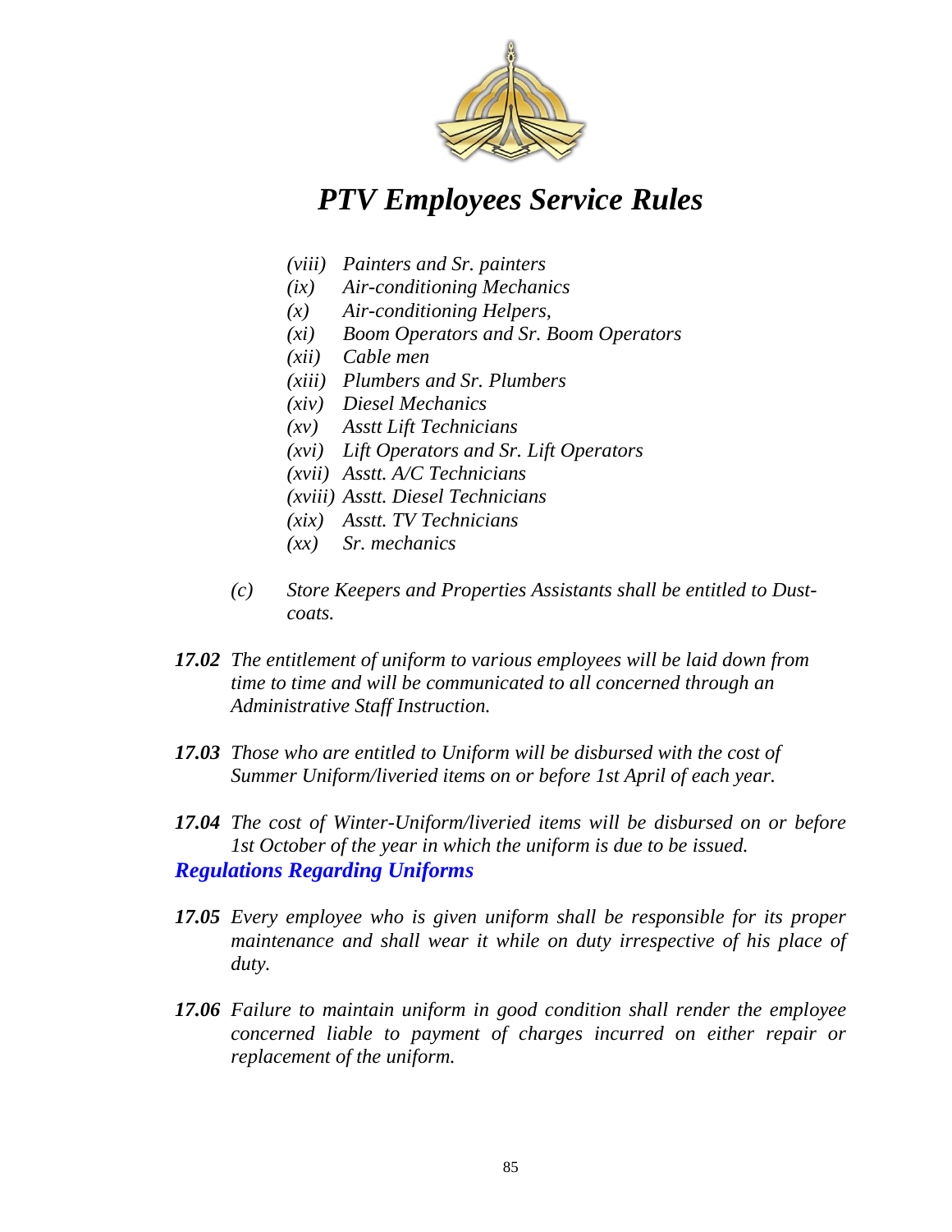*(viii) Painters and Sr. painters*
*(ix) Air-conditioning Mechanics*
*(x) Air-conditioning Helpers,*
*(xi) Boom Operators and Sr. Boom Operators*
*(xii) Cable men*
*(xiii) Plumbers and Sr. Plumbers*
*(xiv) Diesel Mechanics*
*(xv) Asstt Lift Technicians*
*(xvi) Lift Operators and Sr. Lift Operators*
*(xvii) Asstt. A/C Technicians*
*(xviii) Asstt. Diesel Technicians*
*(xix) Asstt. TV Technicians*
*(xx) Sr. mechanics*

*(c) Store Keepers and Properties Assistants shall be entitled to Dust-coats.*

***17.02*** *The entitlement of uniform to various employees will be laid down from time to time and will be communicated to all concerned through an Administrative Staff Instruction.*

***17.03*** *Those who are entitled to Uniform will be disbursed with the cost of Summer Uniform/liveried items on or before 1st April of each year.*

***17.04*** *The cost of Winter-Uniform/liveried items will be disbursed on or before 1st October of the year in which the uniform is due to be issued.*

### ***Regulations Regarding Uniforms***

***17.05*** *Every employee who is given uniform shall be responsible for its proper maintenance and shall wear it while on duty irrespective of his place of duty.*

***17.06*** *Failure to maintain uniform in good condition shall render the employee concerned liable to payment of charges incurred on either repair or replacement of the uniform.*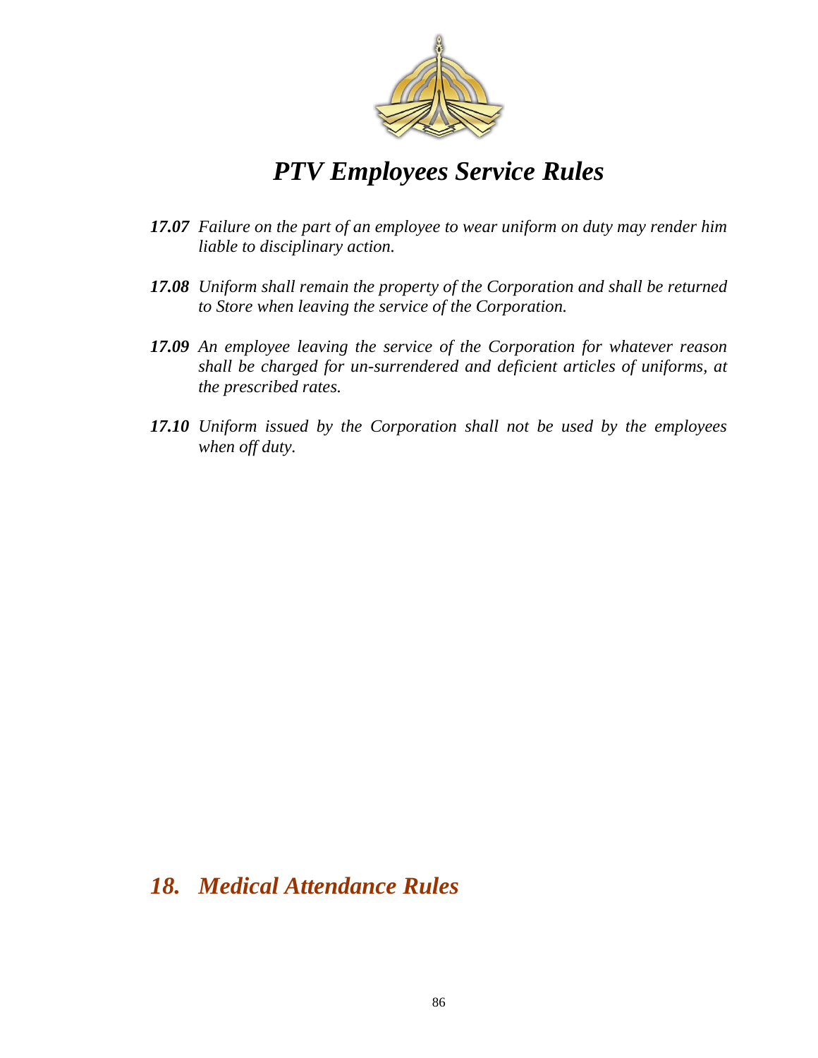***17.07*** *Failure on the part of an employee to wear uniform on duty may render him liable to disciplinary action.*

***17.08*** *Uniform shall remain the property of the Corporation and shall be returned to Store when leaving the service of the Corporation.*

***17.09*** *An employee leaving the service of the Corporation for whatever reason shall be charged for un-surrendered and deficient articles of uniforms, at the prescribed rates.*

***17.10*** *Uniform issued by the Corporation shall not be used by the employees when off duty.*

# *18. Medical Attendance Rules*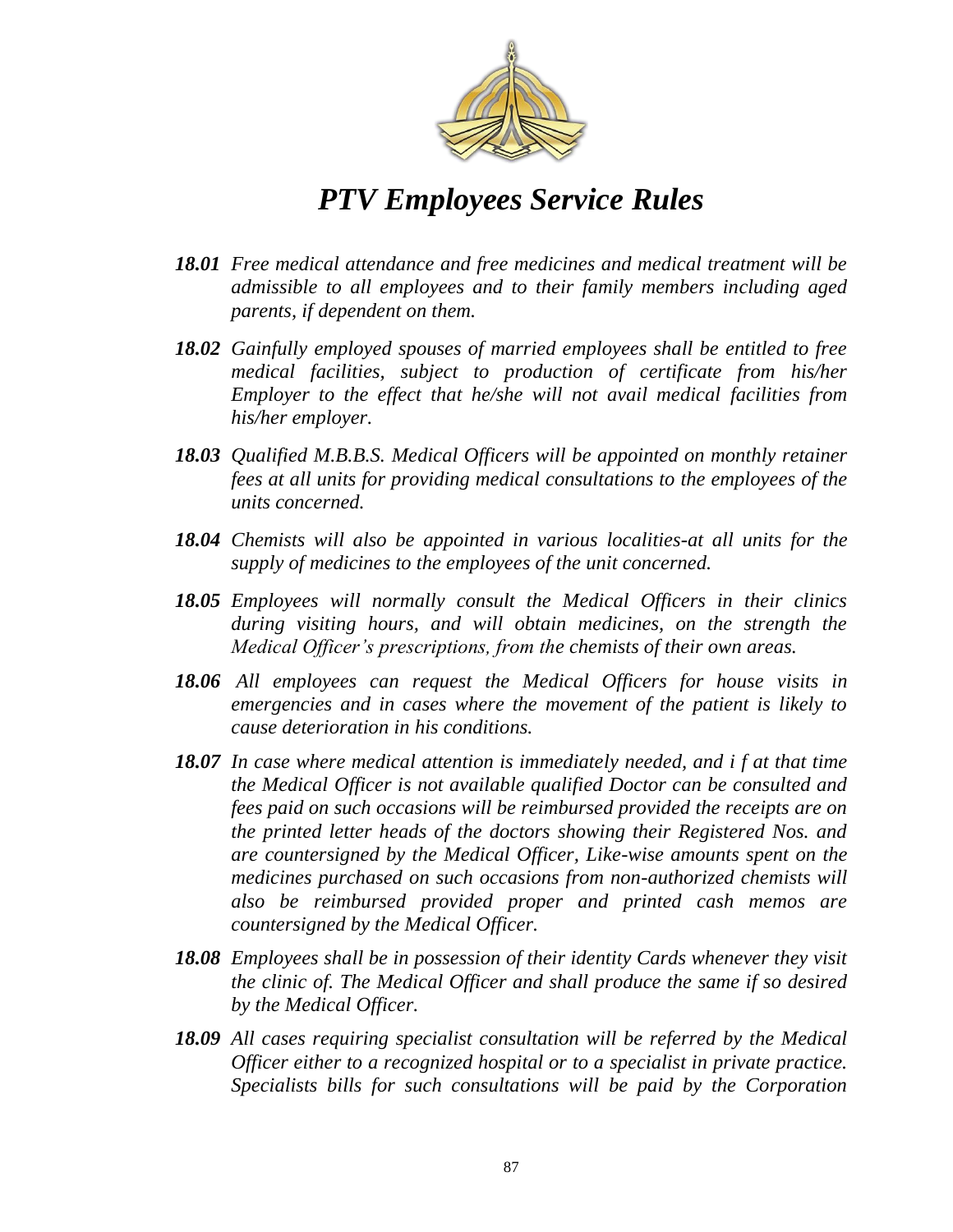*PTV Employees Service Rules*

***18.01*** *Free medical attendance and free medicines and medical treatment will be admissible to all employees and to their family members including aged parents, if dependent on them.*

***18.02*** *Gainfully employed spouses of married employees shall be entitled to free medical facilities, subject to production of certificate from his/her Employer to the effect that he/she will not avail medical facilities from his/her employer.*

***18.03*** *Qualified M.B.B.S. Medical Officers will be appointed on monthly retainer fees at all units for providing medical consultations to the employees of the units concerned.*

***18.04*** *Chemists will also be appointed in various localities-at all units for the supply of medicines to the employees of the unit concerned.*

***18.05*** *Employees will normally consult the Medical Officers in their clinics during visiting hours, and will obtain medicines, on the strength the Medical Officer's prescriptions, from the chemists of their own areas.*

***18.06*** *All employees can request the Medical Officers for house visits in emergencies and in cases where the movement of the patient is likely to cause deterioration in his conditions.*

***18.07*** *In case where medical attention is immediately needed, and i f at that time the Medical Officer is not available qualified Doctor can be consulted and fees paid on such occasions will be reimbursed provided the receipts are on the printed letter heads of the doctors showing their Registered Nos. and are countersigned by the Medical Officer, Like-wise amounts spent on the medicines purchased on such occasions from non-authorized chemists will also be reimbursed provided proper and printed cash memos are countersigned by the Medical Officer.*

***18.08*** *Employees shall be in possession of their identity Cards whenever they visit the clinic of. The Medical Officer and shall produce the same if so desired by the Medical Officer.*

***18.09*** *All cases requiring specialist consultation will be referred by the Medical Officer either to a recognized hospital or to a specialist in private practice. Specialists bills for such consultations will be paid by the Corporation*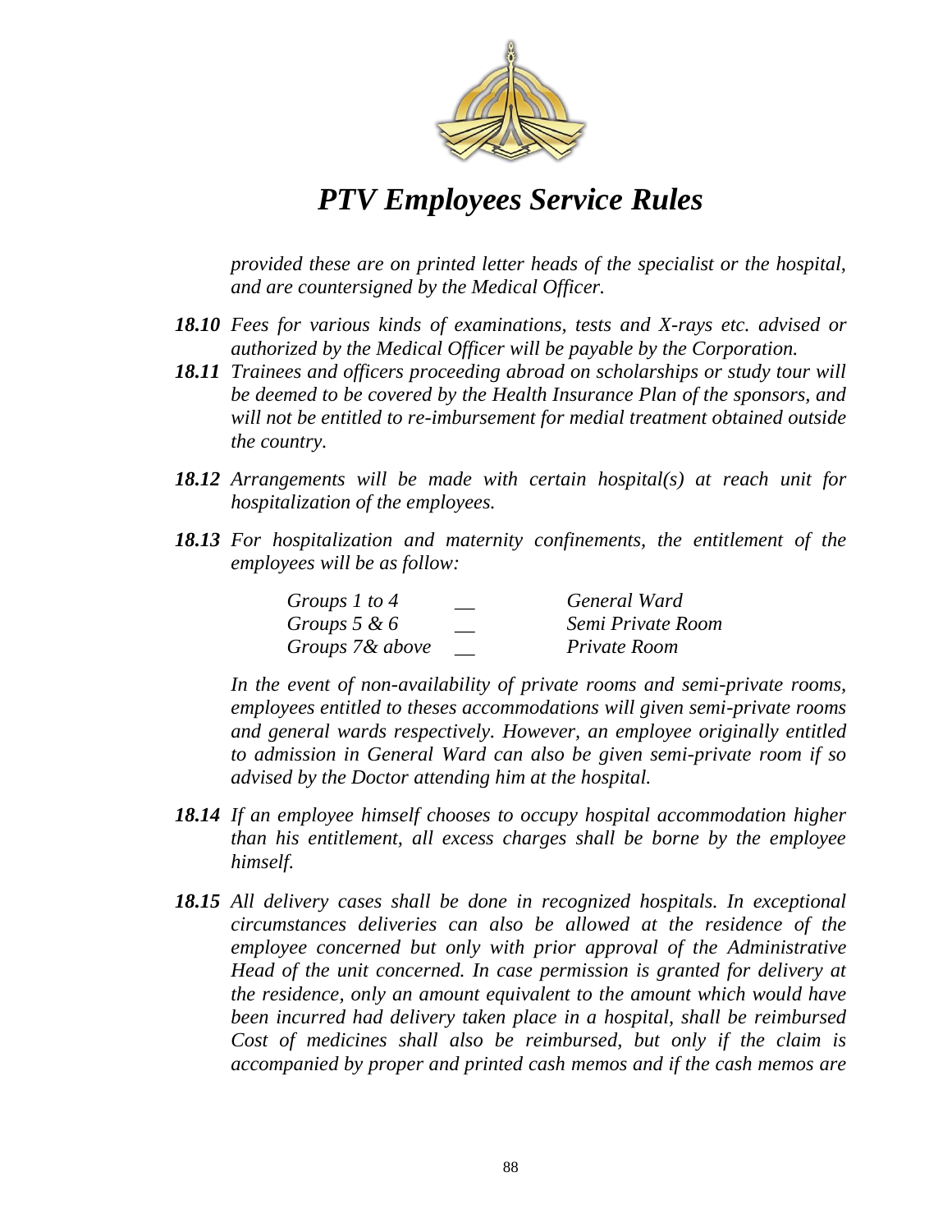*provided these are on printed letter heads of the specialist or the hospital, and are countersigned by the Medical Officer.*

***18.10*** *Fees for various kinds of examinations, tests and X-rays etc. advised or authorized by the Medical Officer will be payable by the Corporation.*

***18.11*** *Trainees and officers proceeding abroad on scholarships or study tour will be deemed to be covered by the Health Insurance Plan of the sponsors, and will not be entitled to re-imbursement for medial treatment obtained outside the country.*

***18.12*** *Arrangements will be made with certain hospital(s) at reach unit for hospitalization of the employees.*

***18.13*** *For hospitalization and maternity confinements, the entitlement of the employees will be as follow:*

| | | |
|---|---|---|
| *Groups 1 to 4* | __ | *General Ward* |
| *Groups 5 & 6* | __ | *Semi Private Room* |
| *Groups 7& above* | __ | *Private Room* |

*In the event of non-availability of private rooms and semi-private rooms, employees entitled to theses accommodations will given semi-private rooms and general wards respectively. However, an employee originally entitled to admission in General Ward can also be given semi-private room if so advised by the Doctor attending him at the hospital.*

***18.14*** *If an employee himself chooses to occupy hospital accommodation higher than his entitlement, all excess charges shall be borne by the employee himself.*

***18.15*** *All delivery cases shall be done in recognized hospitals. In exceptional circumstances deliveries can also be allowed at the residence of the employee concerned but only with prior approval of the Administrative Head of the unit concerned. In case permission is granted for delivery at the residence, only an amount equivalent to the amount which would have been incurred had delivery taken place in a hospital, shall be reimbursed Cost of medicines shall also be reimbursed, but only if the claim is accompanied by proper and printed cash memos and if the cash memos are*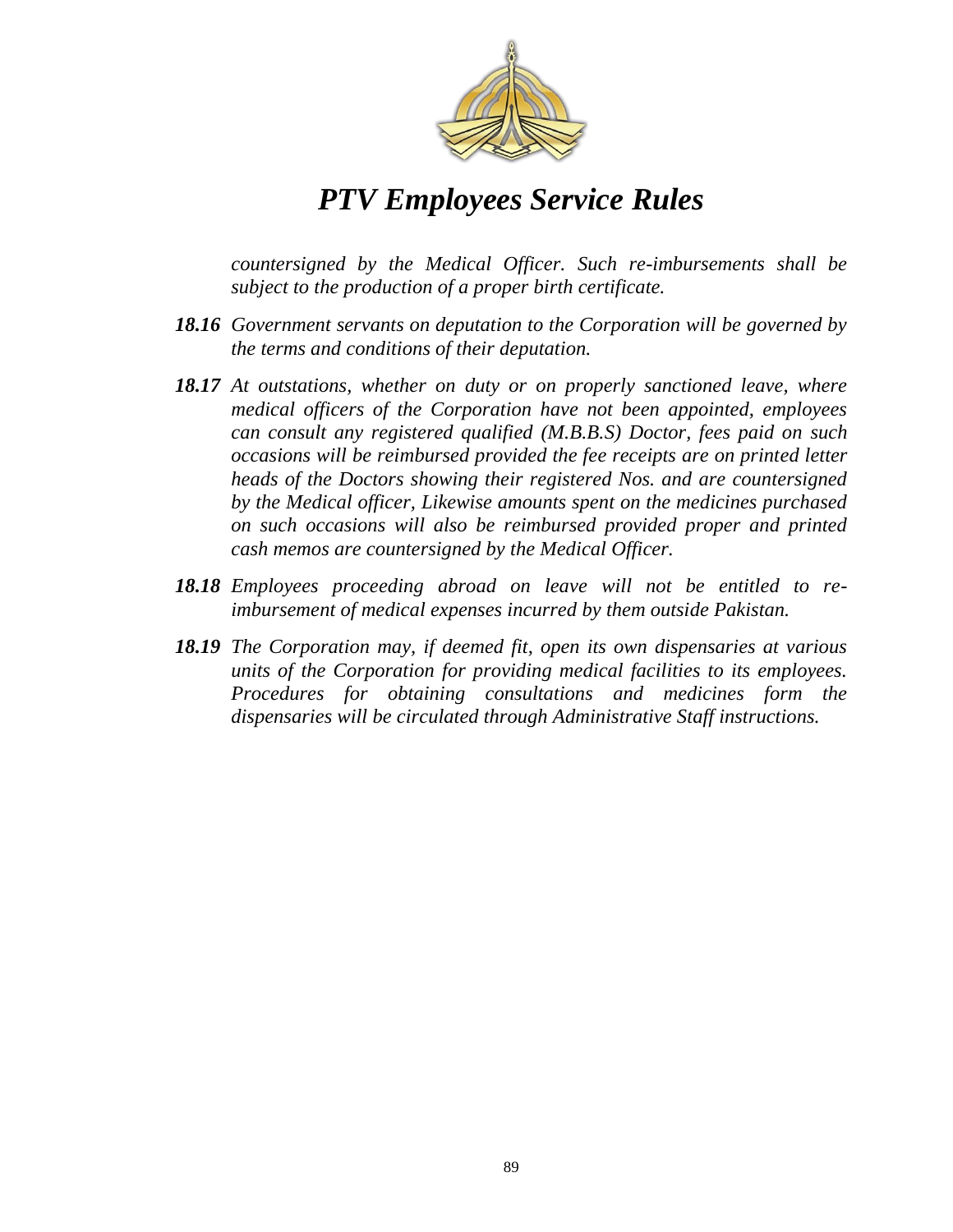*countersigned by the Medical Officer. Such re-imbursements shall be subject to the production of a proper birth certificate.*

***18.16*** *Government servants on deputation to the Corporation will be governed by the terms and conditions of their deputation.*

***18.17*** *At outstations, whether on duty or on properly sanctioned leave, where medical officers of the Corporation have not been appointed, employees can consult any registered qualified (M.B.B.S) Doctor, fees paid on such occasions will be reimbursed provided the fee receipts are on printed letter heads of the Doctors showing their registered Nos. and are countersigned by the Medical officer, Likewise amounts spent on the medicines purchased on such occasions will also be reimbursed provided proper and printed cash memos are countersigned by the Medical Officer.*

***18.18*** *Employees proceeding abroad on leave will not be entitled to re-imbursement of medical expenses incurred by them outside Pakistan.*

***18.19*** *The Corporation may, if deemed fit, open its own dispensaries at various units of the Corporation for providing medical facilities to its employees. Procedures for obtaining consultations and medicines form the dispensaries will be circulated through Administrative Staff instructions.*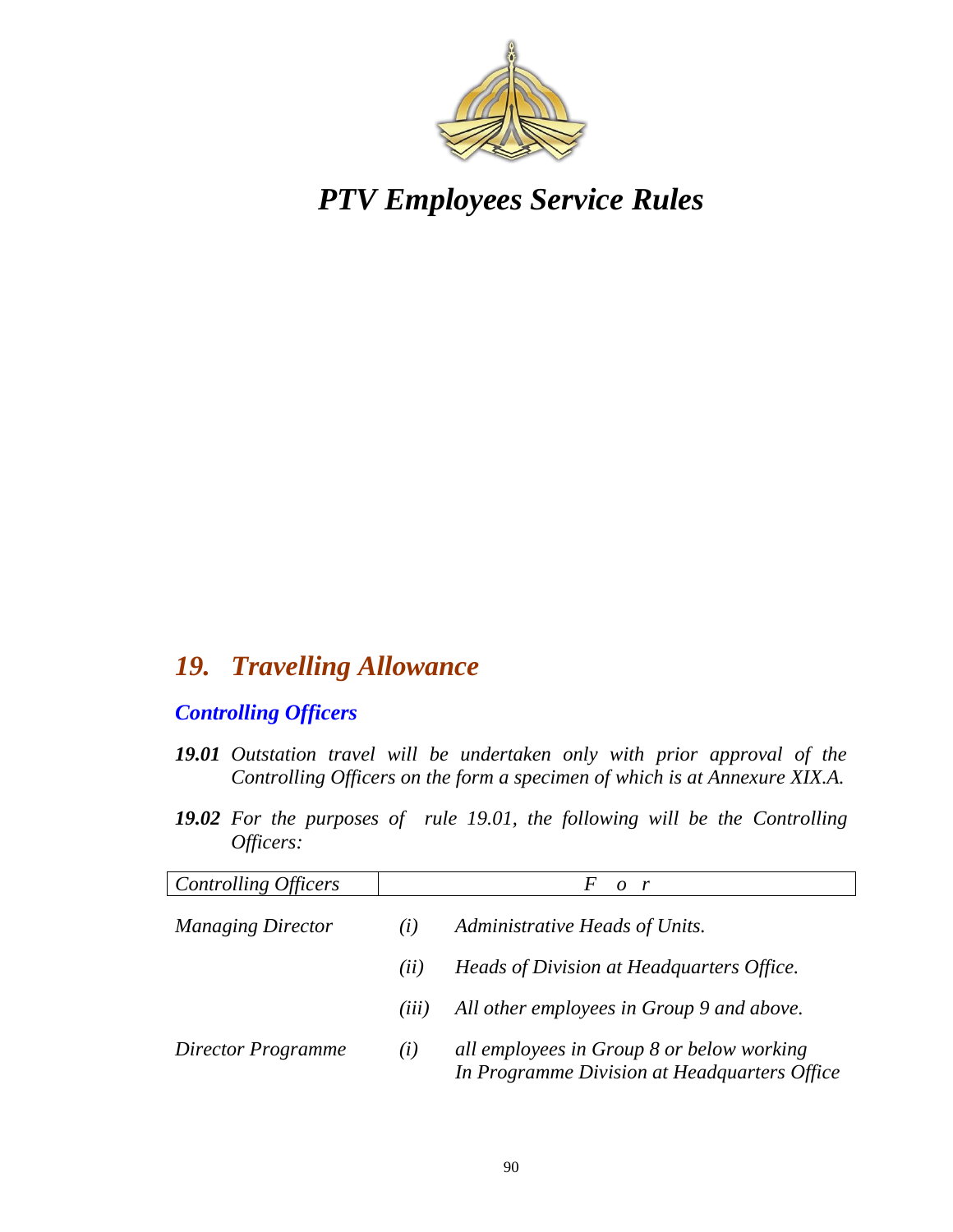# *PTV Employees Service Rules*

## *19. Travelling Allowance*

### *Controlling Officers*

***19.01*** *Outstation travel will be undertaken only with prior approval of the Controlling Officers on the form a specimen of which is at Annexure XIX.A.*

***19.02*** *For the purposes of rule 19.01, the following will be the Controlling Officers:*

| *Controlling Officers* | *For* | |
|---|---|---|
| *Managing Director* | *(i)* | *Administrative Heads of Units.* |
| | *(ii)* | *Heads of Division at Headquarters Office.* |
| | *(iii)* | *All other employees in Group 9 and above.* |
| *Director Programme* | *(i)* | *all employees in Group 8 or below working In Programme Division at Headquarters Office* |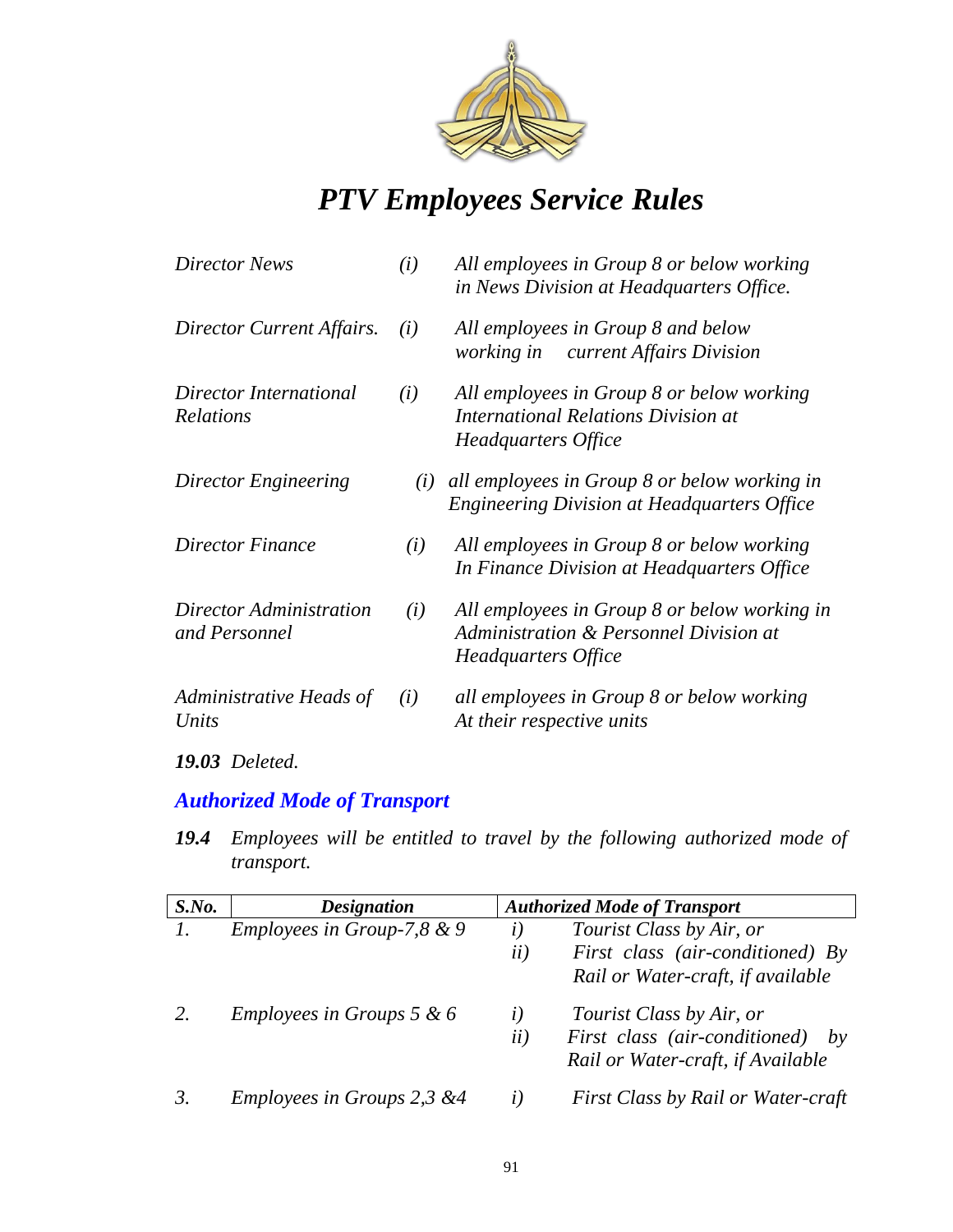*Director News* | *(i)* | *All employees in Group 8 or below working in News Division at Headquarters Office.*

| | | |
|---|---|---|
| *Director News* | *(i)* | *All employees in Group 8 or below working in News Division at Headquarters Office.* |
| *Director Current Affairs.* | *(i)* | *All employees in Group 8 and below working in current Affairs Division* |
| *Director International Relations* | *(i)* | *All employees in Group 8 or below working International Relations Division at Headquarters Office* |
| *Director Engineering* | *(i)* | *all employees in Group 8 or below working in Engineering Division at Headquarters Office* |
| *Director Finance* | *(i)* | *All employees in Group 8 or below working In Finance Division at Headquarters Office* |
| *Director Administration and Personnel* | *(i)* | *All employees in Group 8 or below working in Administration & Personnel Division at Headquarters Office* |
| *Administrative Heads of Units* | *(i)* | *all employees in Group 8 or below working At their respective units* |

***19.03*** *Deleted.*

## *Authorized Mode of Transport*

***19.4*** *Employees will be entitled to travel by the following authorized mode of transport.*

| S.No. | Designation | Authorized Mode of Transport |
|---|---|---|
| *1.* | *Employees in Group-7,8 & 9* | *i) Tourist Class by Air, or*<br>*ii) First class (air-conditioned) By Rail or Water-craft, if available* |
| *2.* | *Employees in Groups 5 & 6* | *i) Tourist Class by Air, or*<br>*ii) First class (air-conditioned) by Rail or Water-craft, if Available* |
| *3.* | *Employees in Groups 2,3 &4* | *i) First Class by Rail or Water-craft* |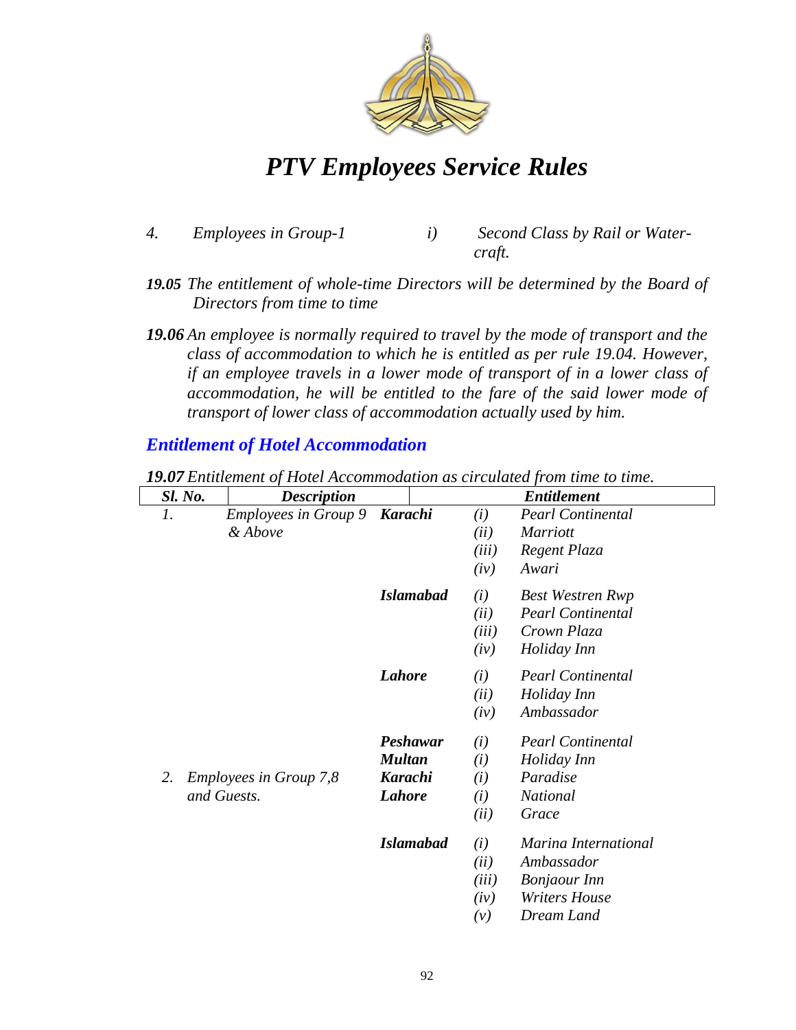*4. Employees in Group-1 i) Second Class by Rail or Water-craft.*

***19.05*** *The entitlement of whole-time Directors will be determined by the Board of Directors from time to time*

***19.06*** *An employee is normally required to travel by the mode of transport and the class of accommodation to which he is entitled as per rule 19.04. However, if an employee travels in a lower mode of transport of in a lower class of accommodation, he will be entitled to the fare of the said lower mode of transport of lower class of accommodation actually used by him.*

## *Entitlement of Hotel Accommodation*

***19.07*** *Entitlement of Hotel Accommodation as circulated from time to time.*

| ***Sl. No.*** | ***Description*** | ***Entitlement*** | | |
|---|---|---|---|---|
| *1.* | *Employees in Group 9 & Above* | ***Karachi*** | *(i)* | *Pearl Continental* |
| | | | *(ii)* | *Marriott* |
| | | | *(iii)* | *Regent Plaza* |
| | | | *(iv)* | *Awari* |
| | | ***Islamabad*** | *(i)* | *Best Westren Rwp* |
| | | | *(ii)* | *Pearl Continental* |
| | | | *(iii)* | *Crown Plaza* |
| | | | *(iv)* | *Holiday Inn* |
| | | ***Lahore*** | *(i)* | *Pearl Continental* |
| | | | *(ii)* | *Holiday Inn* |
| | | | *(iv)* | *Ambassador* |
| | | ***Peshawar*** | *(i)* | *Pearl Continental* |
| | | ***Multan*** | *(i)* | *Holiday Inn* |
| *2.* | *Employees in Group 7,8 and Guests.* | ***Karachi*** | *(i)* | *Paradise* |
| | | ***Lahore*** | *(i)* | *National* |
| | | | *(ii)* | *Grace* |
| | | ***Islamabad*** | *(i)* | *Marina International* |
| | | | *(ii)* | *Ambassador* |
| | | | *(iii)* | *Bonjaour Inn* |
| | | | *(iv)* | *Writers House* |
| | | | *(v)* | *Dream Land* |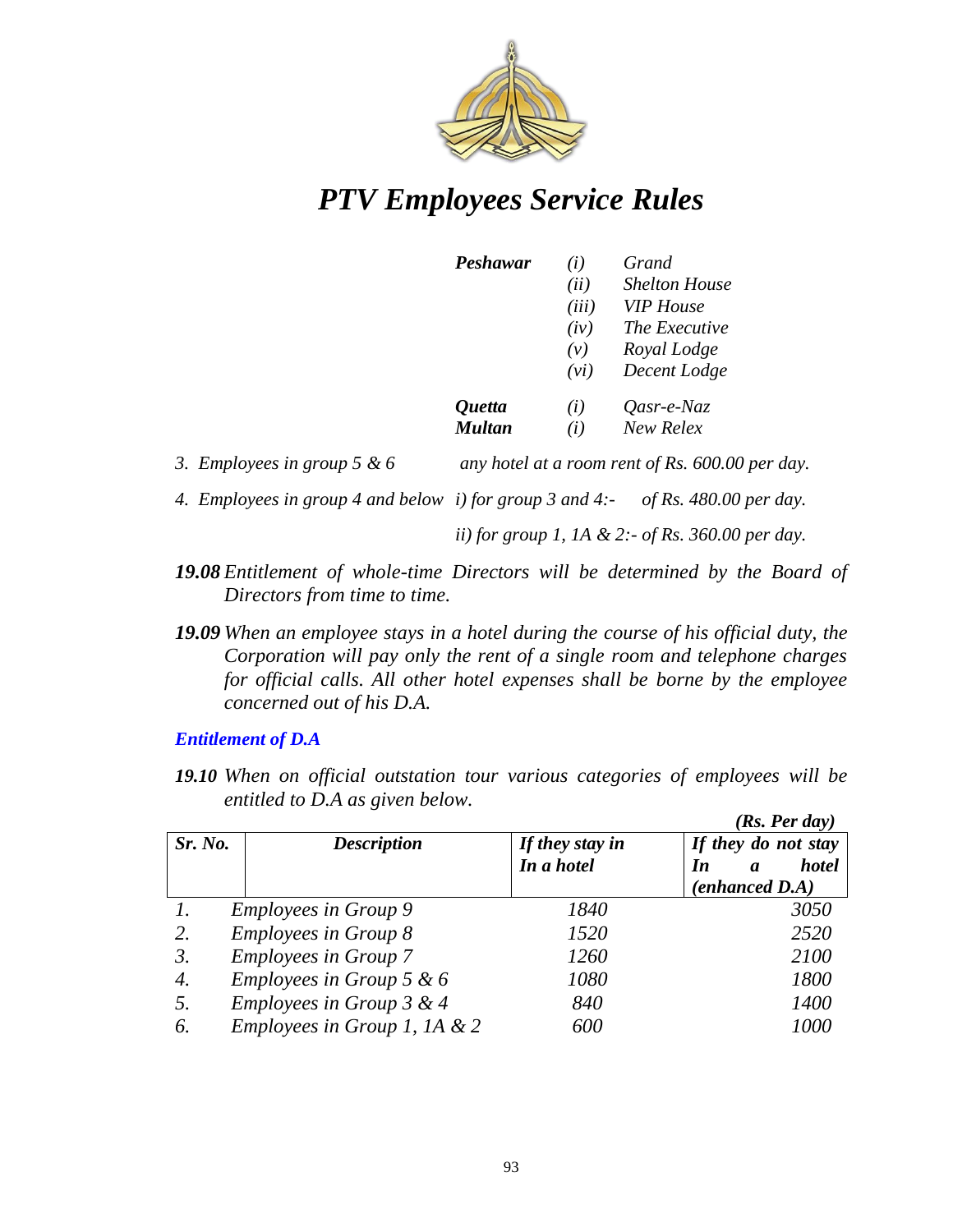| | | |
|---|---|---|
| ***Peshawar*** | *(i)* | *Grand* |
| | *(ii)* | *Shelton House* |
| | *(iii)* | *VIP House* |
| | *(iv)* | *The Executive* |
| | *(v)* | *Royal Lodge* |
| | *(vi)* | *Decent Lodge* |
| ***Quetta*** | *(i)* | *Qasr-e-Naz* |
| ***Multan*** | *(i)* | *New Relex* |

*3. Employees in group 5 & 6* — *any hotel at a room rent of Rs. 600.00 per day.*

*4. Employees in group 4 and below* — *i) for group 3 and 4:- of Rs. 480.00 per day.*

*ii) for group 1, 1A & 2:- of Rs. 360.00 per day.*

***19.08*** *Entitlement of whole-time Directors will be determined by the Board of Directors from time to time.*

***19.09*** *When an employee stays in a hotel during the course of his official duty, the Corporation will pay only the rent of a single room and telephone charges for official calls. All other hotel expenses shall be borne by the employee concerned out of his D.A.*

***Entitlement of D.A***

***19.10*** *When on official outstation tour various categories of employees will be entitled to D.A as given below.*

***(Rs. Per day)***

| ***Sr. No.*** | ***Description*** | ***If they stay in In a hotel*** | ***If they do not stay In a hotel (enhanced D.A)*** |
|---|---|---|---|
| *1.* | *Employees in Group 9* | *1840* | *3050* |
| *2.* | *Employees in Group 8* | *1520* | *2520* |
| *3.* | *Employees in Group 7* | *1260* | *2100* |
| *4.* | *Employees in Group 5 & 6* | *1080* | *1800* |
| *5.* | *Employees in Group 3 & 4* | *840* | *1400* |
| *6.* | *Employees in Group 1, 1A & 2* | *600* | *1000* |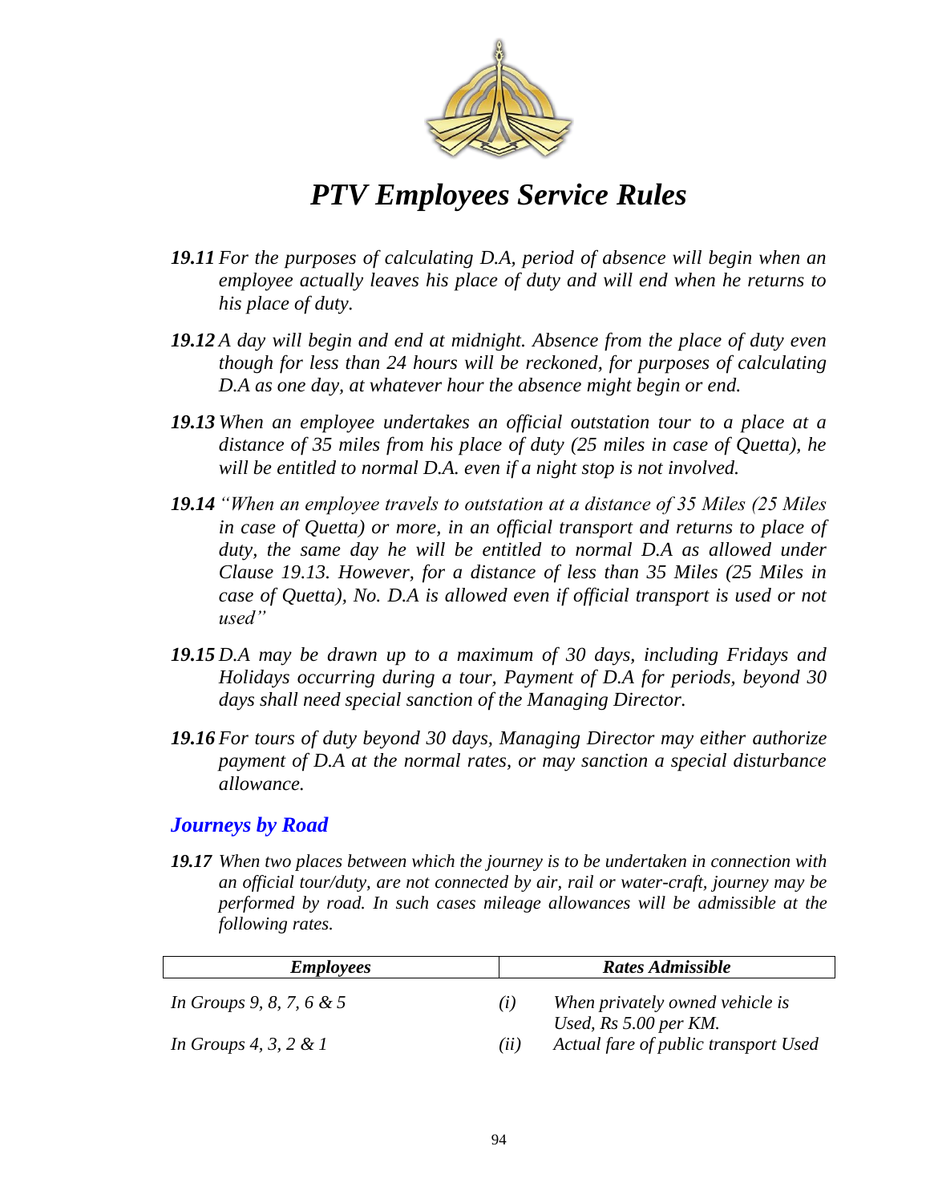***19.11*** *For the purposes of calculating D.A, period of absence will begin when an employee actually leaves his place of duty and will end when he returns to his place of duty.*

***19.12*** *A day will begin and end at midnight. Absence from the place of duty even though for less than 24 hours will be reckoned, for purposes of calculating D.A as one day, at whatever hour the absence might begin or end.*

***19.13*** *When an employee undertakes an official outstation tour to a place at a distance of 35 miles from his place of duty (25 miles in case of Quetta), he will be entitled to normal D.A. even if a night stop is not involved.*

***19.14*** *"When an employee travels to outstation at a distance of 35 Miles (25 Miles in case of Quetta) or more, in an official transport and returns to place of duty, the same day he will be entitled to normal D.A as allowed under Clause 19.13. However, for a distance of less than 35 Miles (25 Miles in case of Quetta), No. D.A is allowed even if official transport is used or not used"*

***19.15*** *D.A may be drawn up to a maximum of 30 days, including Fridays and Holidays occurring during a tour, Payment of D.A for periods, beyond 30 days shall need special sanction of the Managing Director.*

***19.16*** *For tours of duty beyond 30 days, Managing Director may either authorize payment of D.A at the normal rates, or may sanction a special disturbance allowance.*

## *Journeys by Road*

***19.17*** *When two places between which the journey is to be undertaken in connection with an official tour/duty, are not connected by air, rail or water-craft, journey may be performed by road. In such cases mileage allowances will be admissible at the following rates.*

| ***Employees*** | ***Rates Admissible*** |
|---|---|
| *In Groups 9, 8, 7, 6 & 5* | *(i) When privately owned vehicle is Used, Rs 5.00 per KM.* |
| *In Groups 4, 3, 2 & 1* | *(ii) Actual fare of public transport Used* |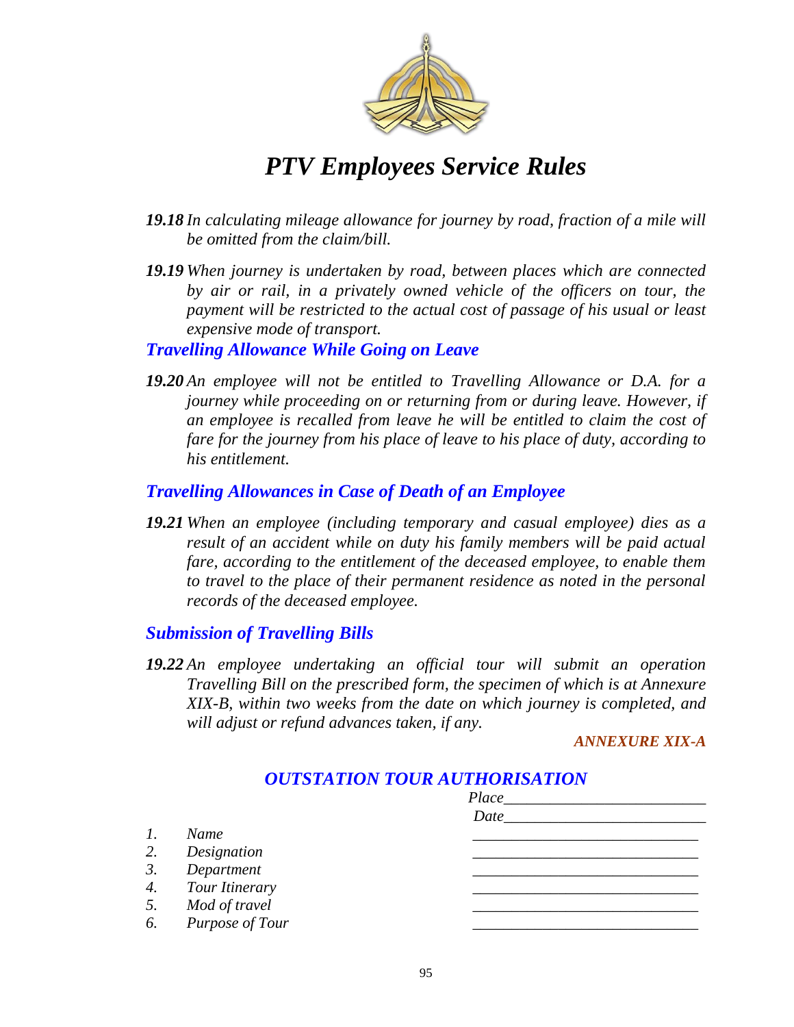*__19.18__ In calculating mileage allowance for journey by road, fraction of a mile will be omitted from the claim/bill.*

*__19.19__ When journey is undertaken by road, between places which are connected by air or rail, in a privately owned vehicle of the officers on tour, the payment will be restricted to the actual cost of passage of his usual or least expensive mode of transport.*

### *Travelling Allowance While Going on Leave*

*__19.20__ An employee will not be entitled to Travelling Allowance or D.A. for a journey while proceeding on or returning from or during leave. However, if an employee is recalled from leave he will be entitled to claim the cost of fare for the journey from his place of leave to his place of duty, according to his entitlement.*

### *Travelling Allowances in Case of Death of an Employee*

*__19.21__ When an employee (including temporary and casual employee) dies as a result of an accident while on duty his family members will be paid actual fare, according to the entitlement of the deceased employee, to enable them to travel to the place of their permanent residence as noted in the personal records of the deceased employee.*

### *Submission of Travelling Bills*

*__19.22__ An employee undertaking an official tour will submit an operation Travelling Bill on the prescribed form, the specimen of which is at Annexure XIX-B, within two weeks from the date on which journey is completed, and will adjust or refund advances taken, if any.*

***ANNEXURE XIX-A***

## *OUTSTATION TOUR AUTHORISATION*

*Place_________________________*

*Date_________________________*

1. *Name* _____________________________
2. *Designation* _____________________________
3. *Department* _____________________________
4. *Tour Itinerary* _____________________________
5. *Mod of travel* _____________________________
6. *Purpose of Tour* _____________________________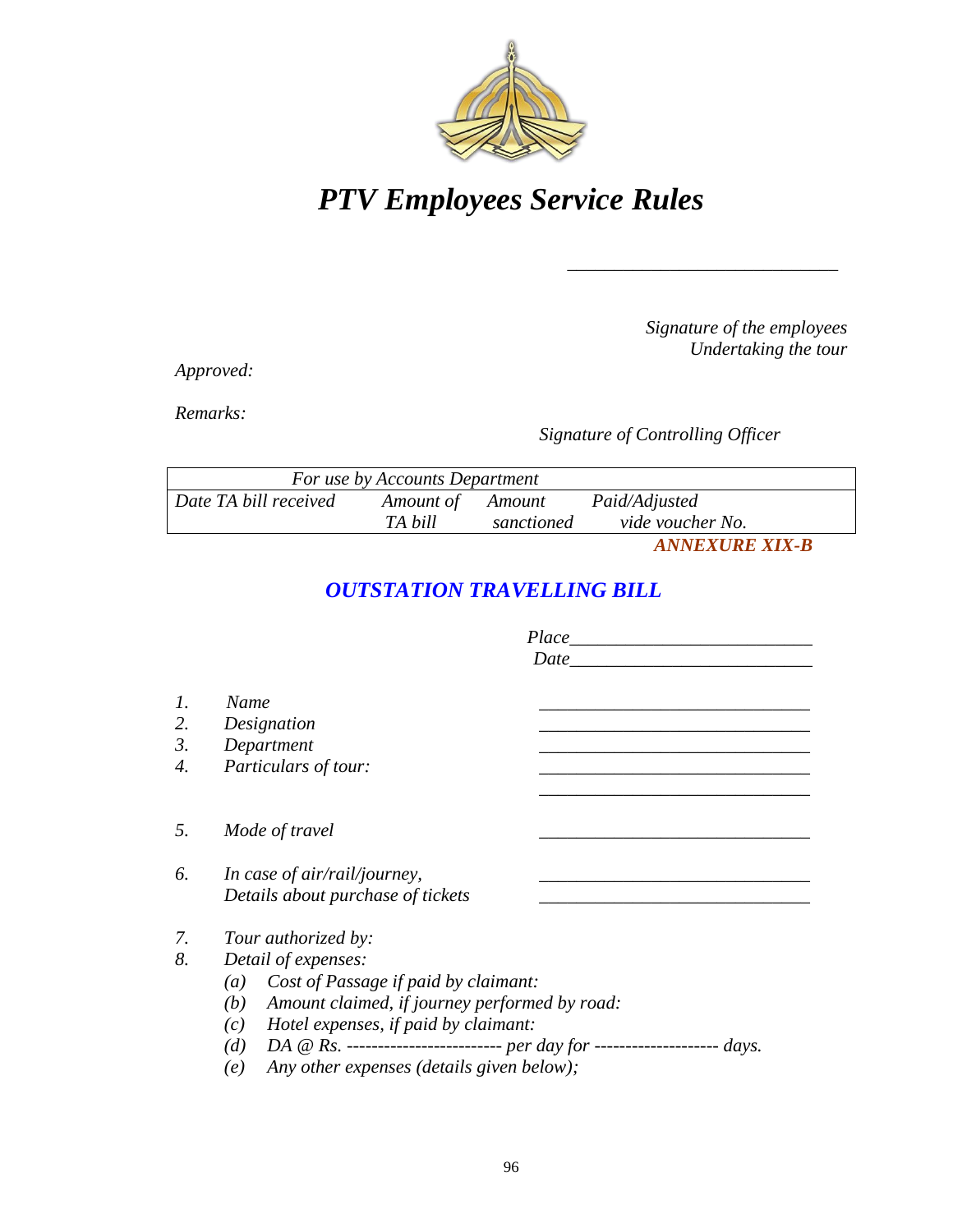_____________________________

*Signature of the employees*
*Undertaking the tour*

*Approved:*

*Remarks:*

*Signature of Controlling Officer*

| *For use by Accounts Department* | | | |
|---|---|---|---|
| *Date TA bill received* | *Amount of TA bill* | *Amount sanctioned* | *Paid/Adjusted vide voucher No.* |

***ANNEXURE XIX-B***

## *OUTSTATION TRAVELLING BILL*

*Place*_________________________
*Date*_________________________

1. *Name* _____________________________
2. *Designation* _____________________________
3. *Department* _____________________________
4. *Particulars of tour:* _____________________________
_____________________________
5. *Mode of travel* _____________________________
6. *In case of air/rail/journey, Details about purchase of tickets* _____________________________
_____________________________
7. *Tour authorized by:*
8. *Detail of expenses:*
   - *(a) Cost of Passage if paid by claimant:*
   - *(b) Amount claimed, if journey performed by road:*
   - *(c) Hotel expenses, if paid by claimant:*
   - *(d) DA @ Rs. ------------------------- per day for -------------------- days.*
   - *(e) Any other expenses (details given below);*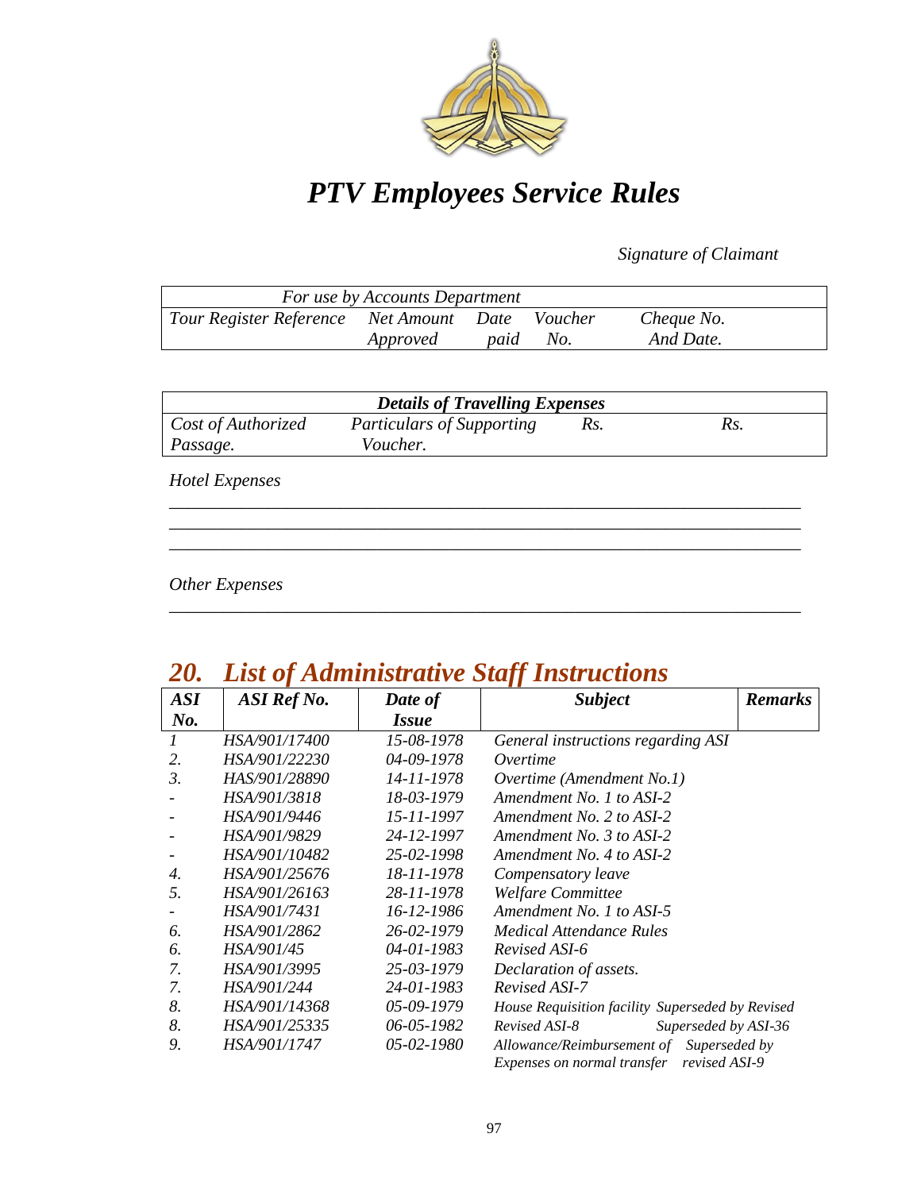# *PTV Employees Service Rules*

*Signature of Claimant*

| *For use by Accounts Department* | | | | |
|---|---|---|---|---|
| *Tour Register Reference* | *Net Amount Approved* | *Date paid* | *Voucher No.* | *Cheque No. And Date.* |

| *Details of Travelling Expenses* | | | |
|---|---|---|---|
| *Cost of Authorized Passage.* | *Particulars of Supporting Voucher.* | *Rs.* | *Rs.* |

*Hotel Expenses*

___________________________________________________________________________
___________________________________________________________________________
___________________________________________________________________________

*Other Expenses*

___________________________________________________________________________

## *20. List of Administrative Staff Instructions*

| *ASI No.* | *ASI Ref No.* | *Date of Issue* | *Subject* | *Remarks* |
|---|---|---|---|---|
| *1* | *HSA/901/17400* | *15-08-1978* | *General instructions regarding ASI* | |
| *2.* | *HSA/901/22230* | *04-09-1978* | *Overtime* | |
| *3.* | *HAS/901/28890* | *14-11-1978* | *Overtime (Amendment No.1)* | |
| *-* | *HSA/901/3818* | *18-03-1979* | *Amendment No. 1 to ASI-2* | |
| *-* | *HSA/901/9446* | *15-11-1997* | *Amendment No. 2 to ASI-2* | |
| *-* | *HSA/901/9829* | *24-12-1997* | *Amendment No. 3 to ASI-2* | |
| *-* | *HSA/901/10482* | *25-02-1998* | *Amendment No. 4 to ASI-2* | |
| *4.* | *HSA/901/25676* | *18-11-1978* | *Compensatory leave* | |
| *5.* | *HSA/901/26163* | *28-11-1978* | *Welfare Committee* | |
| *-* | *HSA/901/7431* | *16-12-1986* | *Amendment No. 1 to ASI-5* | |
| *6.* | *HSA/901/2862* | *26-02-1979* | *Medical Attendance Rules* | |
| *6.* | *HSA/901/45* | *04-01-1983* | *Revised ASI-6* | |
| *7.* | *HSA/901/3995* | *25-03-1979* | *Declaration of assets.* | |
| *7.* | *HSA/901/244* | *24-01-1983* | *Revised ASI-7* | |
| *8.* | *HSA/901/14368* | *05-09-1979* | *House Requisition facility* | *Superseded by Revised* |
| *8.* | *HSA/901/25335* | *06-05-1982* | *Revised ASI-8* | *Superseded by ASI-36* |
| *9.* | *HSA/901/1747* | *05-02-1980* | *Allowance/Reimbursement of Expenses on normal transfer* | *Superseded by revised ASI-9* |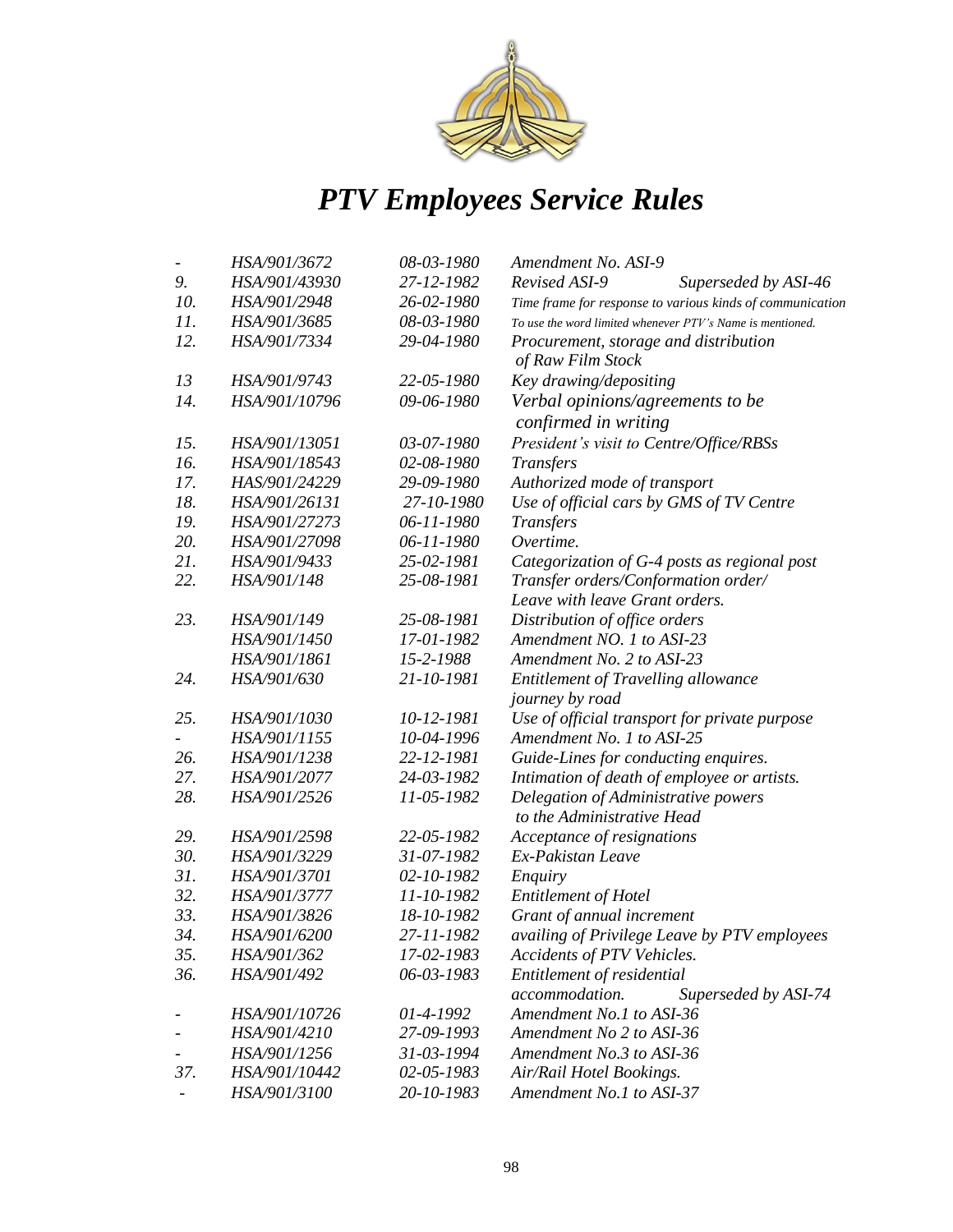# PTV Employees Service Rules

| | | | |
|---|---|---|---|
| - | HSA/901/3672 | 08-03-1980 | Amendment No. ASI-9 |
| 9. | HSA/901/43930 | 27-12-1982 | Revised ASI-9 Superseded by ASI-46 |
| 10. | HSA/901/2948 | 26-02-1980 | Time frame for response to various kinds of communication |
| 11. | HSA/901/3685 | 08-03-1980 | To use the word limited whenever PTV's Name is mentioned. |
| 12. | HSA/901/7334 | 29-04-1980 | Procurement, storage and distribution of Raw Film Stock |
| 13 | HSA/901/9743 | 22-05-1980 | Key drawing/depositing |
| 14. | HSA/901/10796 | 09-06-1980 | Verbal opinions/agreements to be confirmed in writing |
| 15. | HSA/901/13051 | 03-07-1980 | President's visit to Centre/Office/RBSs |
| 16. | HSA/901/18543 | 02-08-1980 | Transfers |
| 17. | HAS/901/24229 | 29-09-1980 | Authorized mode of transport |
| 18. | HSA/901/26131 | 27-10-1980 | Use of official cars by GMS of TV Centre |
| 19. | HSA/901/27273 | 06-11-1980 | Transfers |
| 20. | HSA/901/27098 | 06-11-1980 | Overtime. |
| 21. | HSA/901/9433 | 25-02-1981 | Categorization of G-4 posts as regional post |
| 22. | HSA/901/148 | 25-08-1981 | Transfer orders/Conformation order/ Leave with leave Grant orders. |
| 23. | HSA/901/149 | 25-08-1981 | Distribution of office orders |
| | HSA/901/1450 | 17-01-1982 | Amendment NO. 1 to ASI-23 |
| | HSA/901/1861 | 15-2-1988 | Amendment No. 2 to ASI-23 |
| 24. | HSA/901/630 | 21-10-1981 | Entitlement of Travelling allowance journey by road |
| 25. | HSA/901/1030 | 10-12-1981 | Use of official transport for private purpose |
| - | HSA/901/1155 | 10-04-1996 | Amendment No. 1 to ASI-25 |
| 26. | HSA/901/1238 | 22-12-1981 | Guide-Lines for conducting enquires. |
| 27. | HSA/901/2077 | 24-03-1982 | Intimation of death of employee or artists. |
| 28. | HSA/901/2526 | 11-05-1982 | Delegation of Administrative powers to the Administrative Head |
| 29. | HSA/901/2598 | 22-05-1982 | Acceptance of resignations |
| 30. | HSA/901/3229 | 31-07-1982 | Ex-Pakistan Leave |
| 31. | HSA/901/3701 | 02-10-1982 | Enquiry |
| 32. | HSA/901/3777 | 11-10-1982 | Entitlement of Hotel |
| 33. | HSA/901/3826 | 18-10-1982 | Grant of annual increment |
| 34. | HSA/901/6200 | 27-11-1982 | availing of Privilege Leave by PTV employees |
| 35. | HSA/901/362 | 17-02-1983 | Accidents of PTV Vehicles. |
| 36. | HSA/901/492 | 06-03-1983 | Entitlement of residential accommodation. Superseded by ASI-74 |
| - | HSA/901/10726 | 01-4-1992 | Amendment No.1 to ASI-36 |
| - | HSA/901/4210 | 27-09-1993 | Amendment No 2 to ASI-36 |
| - | HSA/901/1256 | 31-03-1994 | Amendment No.3 to ASI-36 |
| 37. | HSA/901/10442 | 02-05-1983 | Air/Rail Hotel Bookings. |
| - | HSA/901/3100 | 20-10-1983 | Amendment No.1 to ASI-37 |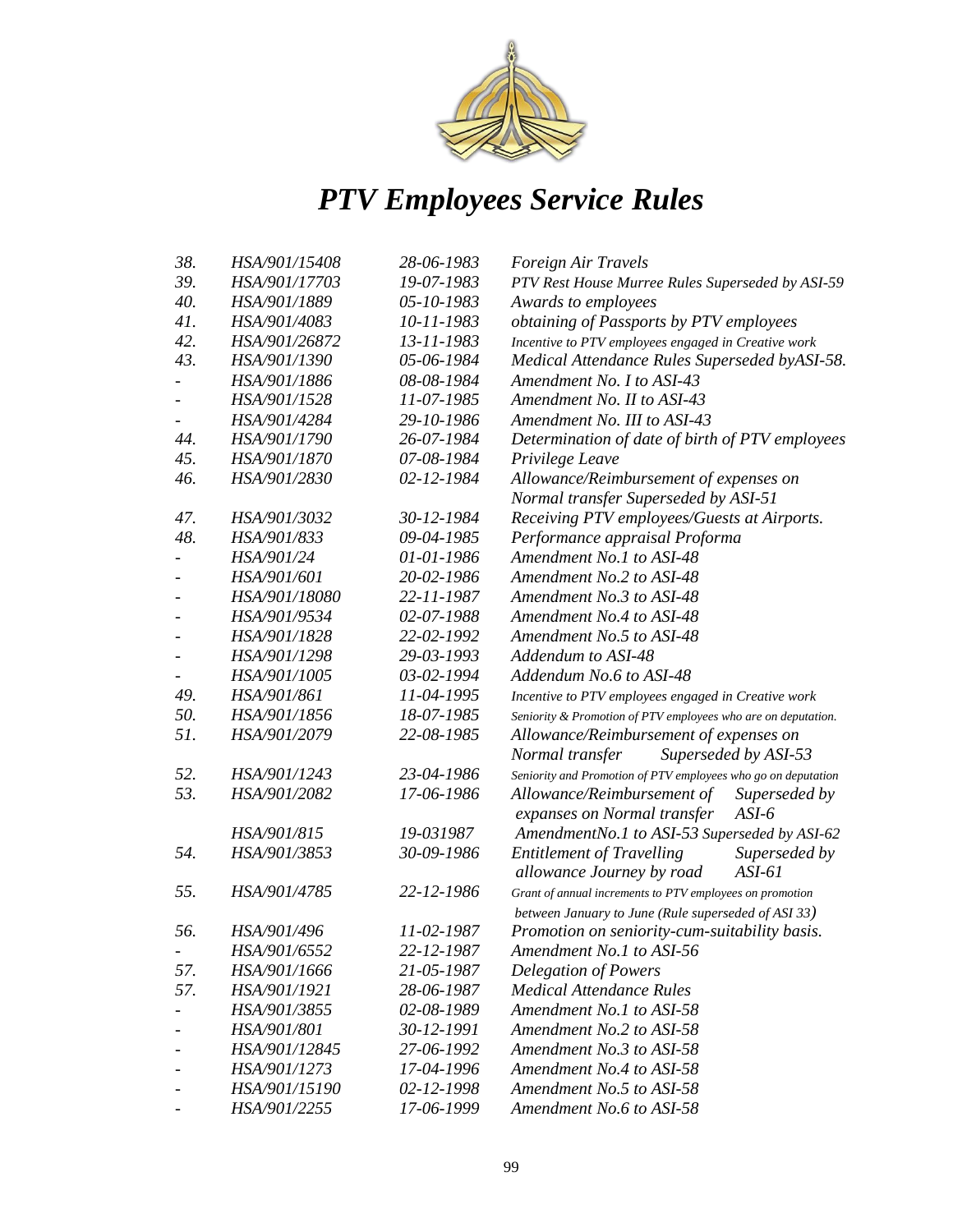# *PTV Employees Service Rules*

| | | | |
|---|---|---|---|
| *38.* | *HSA/901/15408* | *28-06-1983* | *Foreign Air Travels* |
| *39.* | *HSA/901/17703* | *19-07-1983* | *PTV Rest House Murree Rules Superseded by ASI-59* |
| *40.* | *HSA/901/1889* | *05-10-1983* | *Awards to employees* |
| *41.* | *HSA/901/4083* | *10-11-1983* | *obtaining of Passports by PTV employees* |
| *42.* | *HSA/901/26872* | *13-11-1983* | *Incentive to PTV employees engaged in Creative work* |
| *43.* | *HSA/901/1390* | *05-06-1984* | *Medical Attendance Rules Superseded byASI-58.* |
| *-* | *HSA/901/1886* | *08-08-1984* | *Amendment No. I to ASI-43* |
| *-* | *HSA/901/1528* | *11-07-1985* | *Amendment No. II to ASI-43* |
| *-* | *HSA/901/4284* | *29-10-1986* | *Amendment No. III to ASI-43* |
| *44.* | *HSA/901/1790* | *26-07-1984* | *Determination of date of birth of PTV employees* |
| *45.* | *HSA/901/1870* | *07-08-1984* | *Privilege Leave* |
| *46.* | *HSA/901/2830* | *02-12-1984* | *Allowance/Reimbursement of expenses on Normal transfer Superseded by ASI-51* |
| *47.* | *HSA/901/3032* | *30-12-1984* | *Receiving PTV employees/Guests at Airports.* |
| *48.* | *HSA/901/833* | *09-04-1985* | *Performance appraisal Proforma* |
| *-* | *HSA/901/24* | *01-01-1986* | *Amendment No.1 to ASI-48* |
| *-* | *HSA/901/601* | *20-02-1986* | *Amendment No.2 to ASI-48* |
| *-* | *HSA/901/18080* | *22-11-1987* | *Amendment No.3 to ASI-48* |
| *-* | *HSA/901/9534* | *02-07-1988* | *Amendment No.4 to ASI-48* |
| *-* | *HSA/901/1828* | *22-02-1992* | *Amendment No.5 to ASI-48* |
| *-* | *HSA/901/1298* | *29-03-1993* | *Addendum to ASI-48* |
| *-* | *HSA/901/1005* | *03-02-1994* | *Addendum No.6 to ASI-48* |
| *49.* | *HSA/901/861* | *11-04-1995* | *Incentive to PTV employees engaged in Creative work* |
| *50.* | *HSA/901/1856* | *18-07-1985* | *Seniority & Promotion of PTV employees who are on deputation.* |
| *51.* | *HSA/901/2079* | *22-08-1985* | *Allowance/Reimbursement of expenses on Normal transfer Superseded by ASI-53* |
| *52.* | *HSA/901/1243* | *23-04-1986* | *Seniority and Promotion of PTV employees who go on deputation* |
| *53.* | *HSA/901/2082* | *17-06-1986* | *Allowance/Reimbursement of expanses on Normal transfer Superseded by ASI-6* |
| | *HSA/901/815* | *19-031987* | *AmendmentNo.1 to ASI-53 Superseded by ASI-62* |
| *54.* | *HSA/901/3853* | *30-09-1986* | *Entitlement of Travelling allowance Journey by road Superseded by ASI-61* |
| *55.* | *HSA/901/4785* | *22-12-1986* | *Grant of annual increments to PTV employees on promotion between January to June (Rule superseded of ASI 33)* |
| *56.* | *HSA/901/496* | *11-02-1987* | *Promotion on seniority-cum-suitability basis.* |
| *-* | *HSA/901/6552* | *22-12-1987* | *Amendment No.1 to ASI-56* |
| *57.* | *HSA/901/1666* | *21-05-1987* | *Delegation of Powers* |
| *57.* | *HSA/901/1921* | *28-06-1987* | *Medical Attendance Rules* |
| *-* | *HSA/901/3855* | *02-08-1989* | *Amendment No.1 to ASI-58* |
| *-* | *HSA/901/801* | *30-12-1991* | *Amendment No.2 to ASI-58* |
| *-* | *HSA/901/12845* | *27-06-1992* | *Amendment No.3 to ASI-58* |
| *-* | *HSA/901/1273* | *17-04-1996* | *Amendment No.4 to ASI-58* |
| *-* | *HSA/901/15190* | *02-12-1998* | *Amendment No.5 to ASI-58* |
| *-* | *HSA/901/2255* | *17-06-1999* | *Amendment No.6 to ASI-58* |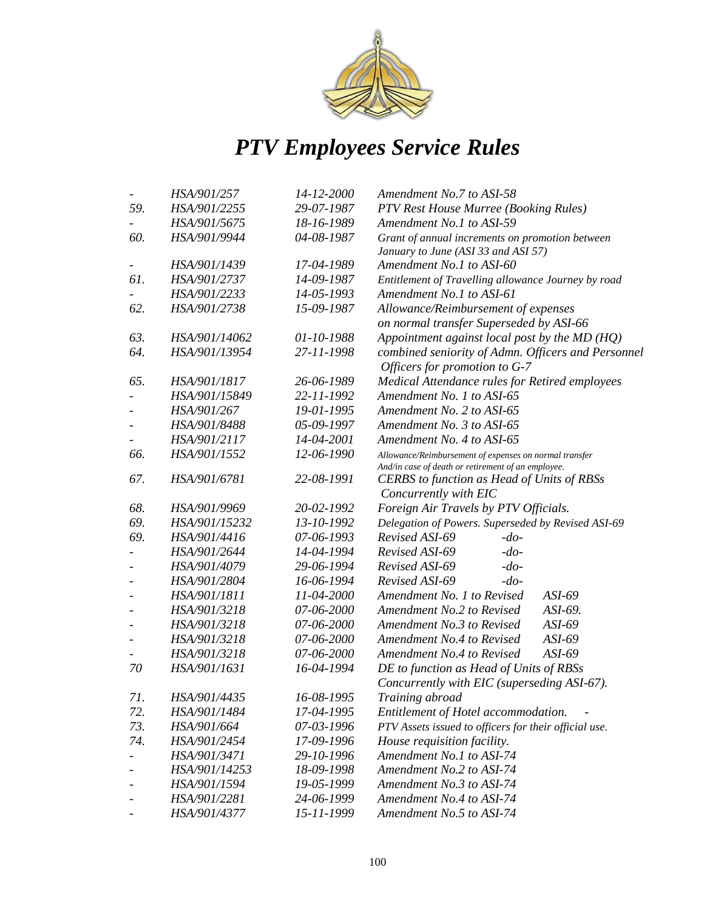# PTV Employees Service Rules

| | | | |
|---|---|---|---|
| - | HSA/901/257 | 14-12-2000 | Amendment No.7 to ASI-58 |
| 59. | HSA/901/2255 | 29-07-1987 | PTV Rest House Murree (Booking Rules) |
| - | HSA/901/5675 | 18-16-1989 | Amendment No.1 to ASI-59 |
| 60. | HSA/901/9944 | 04-08-1987 | Grant of annual increments on promotion between January to June (ASI 33 and ASI 57) |
| - | HSA/901/1439 | 17-04-1989 | Amendment No.1 to ASI-60 |
| 61. | HSA/901/2737 | 14-09-1987 | Entitlement of Travelling allowance Journey by road |
| - | HSA/901/2233 | 14-05-1993 | Amendment No.1 to ASI-61 |
| 62. | HSA/901/2738 | 15-09-1987 | Allowance/Reimbursement of expenses on normal transfer Superseded by ASI-66 |
| 63. | HSA/901/14062 | 01-10-1988 | Appointment against local post by the MD (HQ) |
| 64. | HSA/901/13954 | 27-11-1998 | combined seniority of Admn. Officers and Personnel Officers for promotion to G-7 |
| 65. | HSA/901/1817 | 26-06-1989 | Medical Attendance rules for Retired employees |
| - | HSA/901/15849 | 22-11-1992 | Amendment No. 1 to ASI-65 |
| - | HSA/901/267 | 19-01-1995 | Amendment No. 2 to ASI-65 |
| - | HSA/901/8488 | 05-09-1997 | Amendment No. 3 to ASI-65 |
| - | HSA/901/2117 | 14-04-2001 | Amendment No. 4 to ASI-65 |
| 66. | HSA/901/1552 | 12-06-1990 | Allowance/Reimbursement of expenses on normal transfer And/in case of death or retirement of an employee. |
| 67. | HSA/901/6781 | 22-08-1991 | CERBS to function as Head of Units of RBSs Concurrently with EIC |
| 68. | HSA/901/9969 | 20-02-1992 | Foreign Air Travels by PTV Officials. |
| 69. | HSA/901/15232 | 13-10-1992 | Delegation of Powers. Superseded by Revised ASI-69 |
| 69. | HSA/901/4416 | 07-06-1993 | Revised ASI-69 -do- |
| - | HSA/901/2644 | 14-04-1994 | Revised ASI-69 -do- |
| - | HSA/901/4079 | 29-06-1994 | Revised ASI-69 -do- |
| - | HSA/901/2804 | 16-06-1994 | Revised ASI-69 -do- |
| - | HSA/901/1811 | 11-04-2000 | Amendment No. 1 to Revised ASI-69 |
| - | HSA/901/3218 | 07-06-2000 | Amendment No.2 to Revised ASI-69. |
| - | HSA/901/3218 | 07-06-2000 | Amendment No.3 to Revised ASI-69 |
| - | HSA/901/3218 | 07-06-2000 | Amendment No.4 to Revised ASI-69 |
| - | HSA/901/3218 | 07-06-2000 | Amendment No.4 to Revised ASI-69 |
| 70 | HSA/901/1631 | 16-04-1994 | DE to function as Head of Units of RBSs Concurrently with EIC (superseding ASI-67). |
| 71. | HSA/901/4435 | 16-08-1995 | Training abroad |
| 72. | HSA/901/1484 | 17-04-1995 | Entitlement of Hotel accommodation. - |
| 73. | HSA/901/664 | 07-03-1996 | PTV Assets issued to officers for their official use. |
| 74. | HSA/901/2454 | 17-09-1996 | House requisition facility. |
| - | HSA/901/3471 | 29-10-1996 | Amendment No.1 to ASI-74 |
| - | HSA/901/14253 | 18-09-1998 | Amendment No.2 to ASI-74 |
| - | HSA/901/1594 | 19-05-1999 | Amendment No.3 to ASI-74 |
| - | HSA/901/2281 | 24-06-1999 | Amendment No.4 to ASI-74 |
| - | HSA/901/4377 | 15-11-1999 | Amendment No.5 to ASI-74 |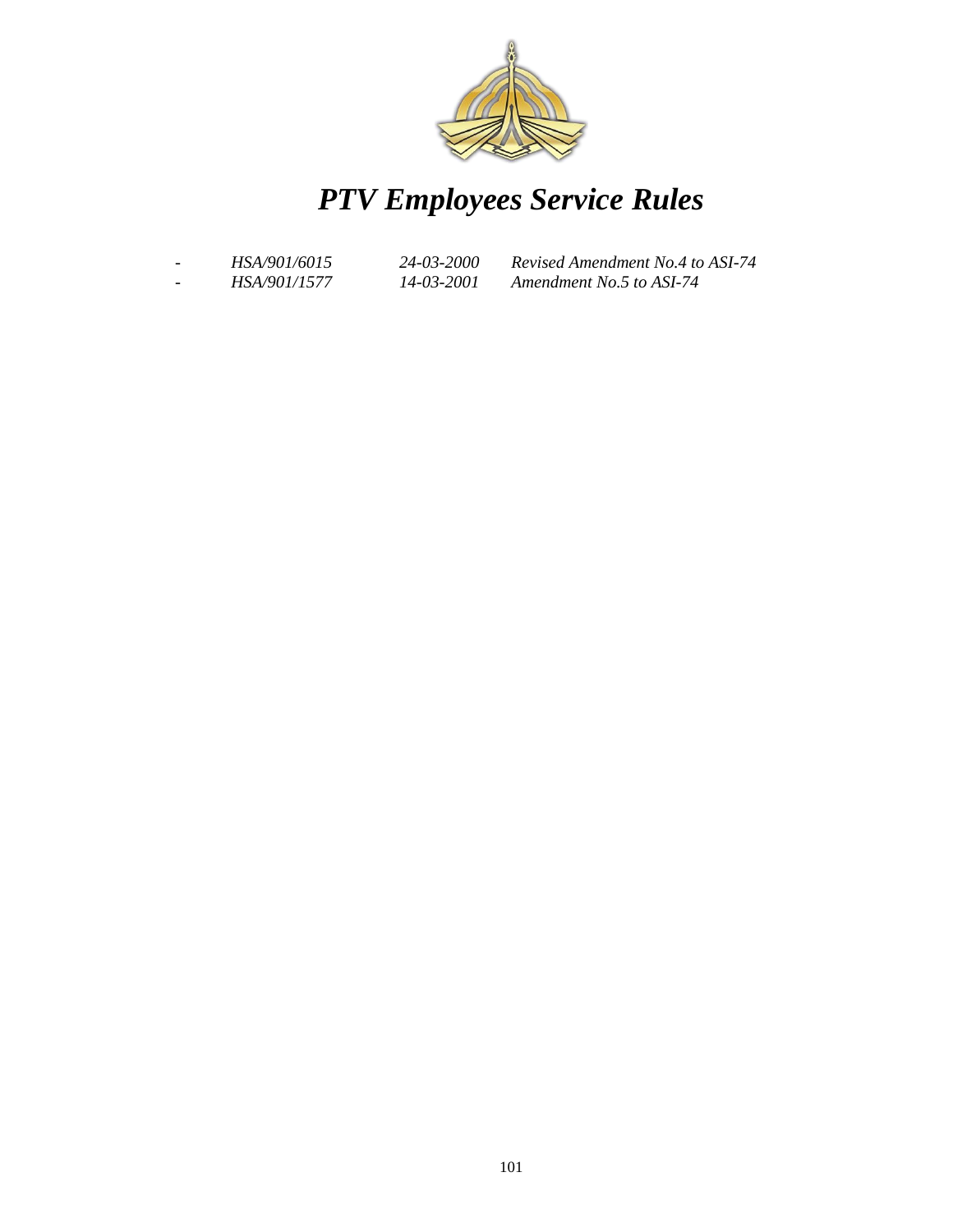- *HSA/901/6015* *24-03-2000* *Revised Amendment No.4 to ASI-74*
- *HSA/901/1577* *14-03-2001* *Amendment No.5 to ASI-74*